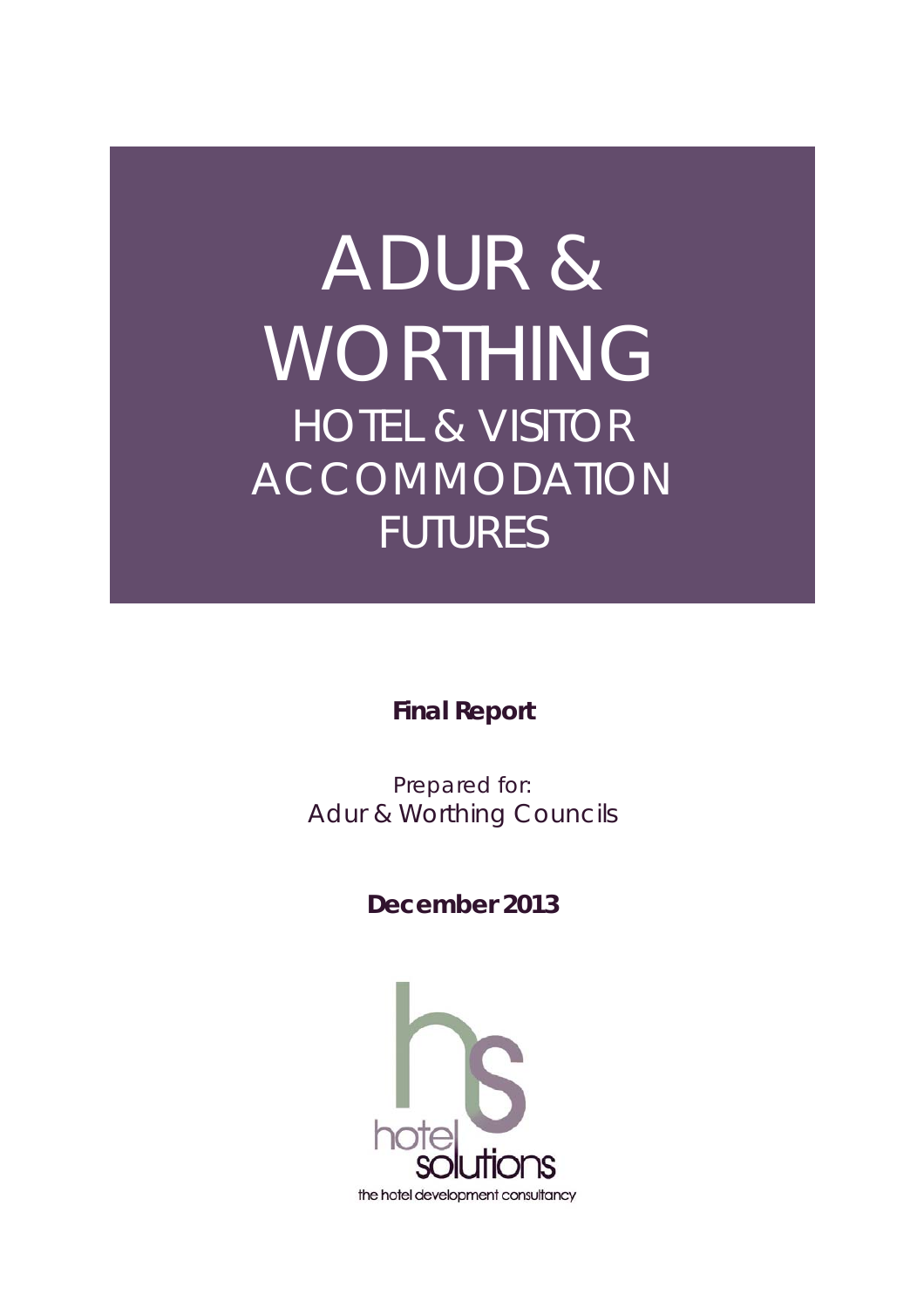# ADUR & WORTHING

## HOTEL & VISITOR ACCOMMODATION FUTURES

**Final Report**

Prepared for:
Adur & Worthing Councils

**December 2013**

hotel solutions

the hotel development consultancy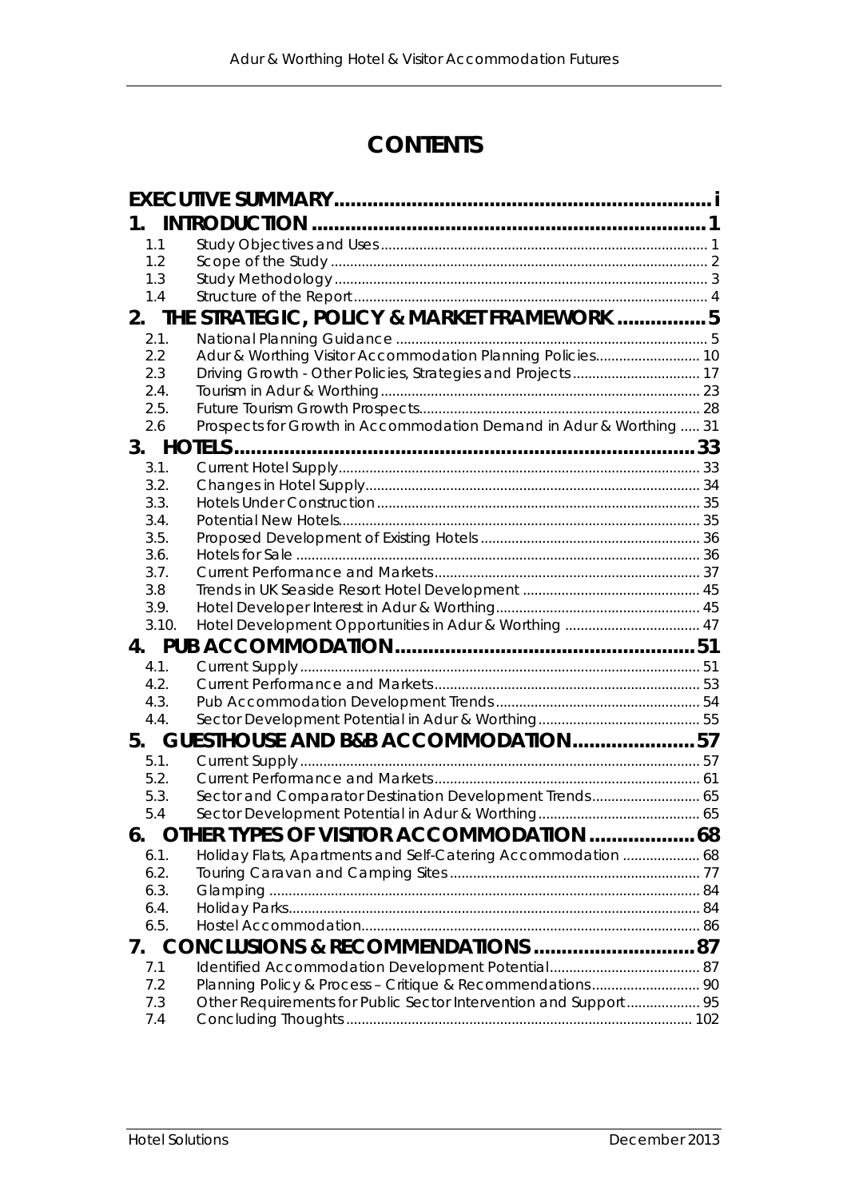# CONTENTS

| | | |
|---|---|---|
| **EXECUTIVE SUMMARY** | | **i** |
| **1.** | **INTRODUCTION** | **1** |
| 1.1 | Study Objectives and Uses | 1 |
| 1.2 | Scope of the Study | 2 |
| 1.3 | Study Methodology | 3 |
| 1.4 | Structure of the Report | 4 |
| **2.** | **THE STRATEGIC, POLICY & MARKET FRAMEWORK** | **5** |
| 2.1. | National Planning Guidance | 5 |
| 2.2 | Adur & Worthing Visitor Accommodation Planning Policies | 10 |
| 2.3 | Driving Growth - Other Policies, Strategies and Projects | 17 |
| 2.4. | Tourism in Adur & Worthing | 23 |
| 2.5. | Future Tourism Growth Prospects | 28 |
| 2.6 | Prospects for Growth in Accommodation Demand in Adur & Worthing | 31 |
| **3.** | **HOTELS** | **33** |
| 3.1. | Current Hotel Supply | 33 |
| 3.2. | Changes in Hotel Supply | 34 |
| 3.3. | Hotels Under Construction | 35 |
| 3.4. | Potential New Hotels | 35 |
| 3.5. | Proposed Development of Existing Hotels | 36 |
| 3.6. | Hotels for Sale | 36 |
| 3.7. | Current Performance and Markets | 37 |
| 3.8 | Trends in UK Seaside Resort Hotel Development | 45 |
| 3.9. | Hotel Developer Interest in Adur & Worthing | 45 |
| 3.10. | Hotel Development Opportunities in Adur & Worthing | 47 |
| **4.** | **PUB ACCOMMODATION** | **51** |
| 4.1. | Current Supply | 51 |
| 4.2. | Current Performance and Markets | 53 |
| 4.3. | Pub Accommodation Development Trends | 54 |
| 4.4. | Sector Development Potential in Adur & Worthing | 55 |
| **5.** | **GUESTHOUSE AND B&B ACCOMMODATION** | **57** |
| 5.1. | Current Supply | 57 |
| 5.2. | Current Performance and Markets | 61 |
| 5.3. | Sector and Comparator Destination Development Trends | 65 |
| 5.4 | Sector Development Potential in Adur & Worthing | 65 |
| **6.** | **OTHER TYPES OF VISITOR ACCOMMODATION** | **68** |
| 6.1. | Holiday Flats, Apartments and Self-Catering Accommodation | 68 |
| 6.2. | Touring Caravan and Camping Sites | 77 |
| 6.3. | Glamping | 84 |
| 6.4. | Holiday Parks | 84 |
| 6.5. | Hostel Accommodation | 86 |
| **7.** | **CONCLUSIONS & RECOMMENDATIONS** | **87** |
| 7.1 | Identified Accommodation Development Potential | 87 |
| 7.2 | Planning Policy & Process – Critique & Recommendations | 90 |
| 7.3 | Other Requirements for Public Sector Intervention and Support | 95 |
| 7.4 | Concluding Thoughts | 102 |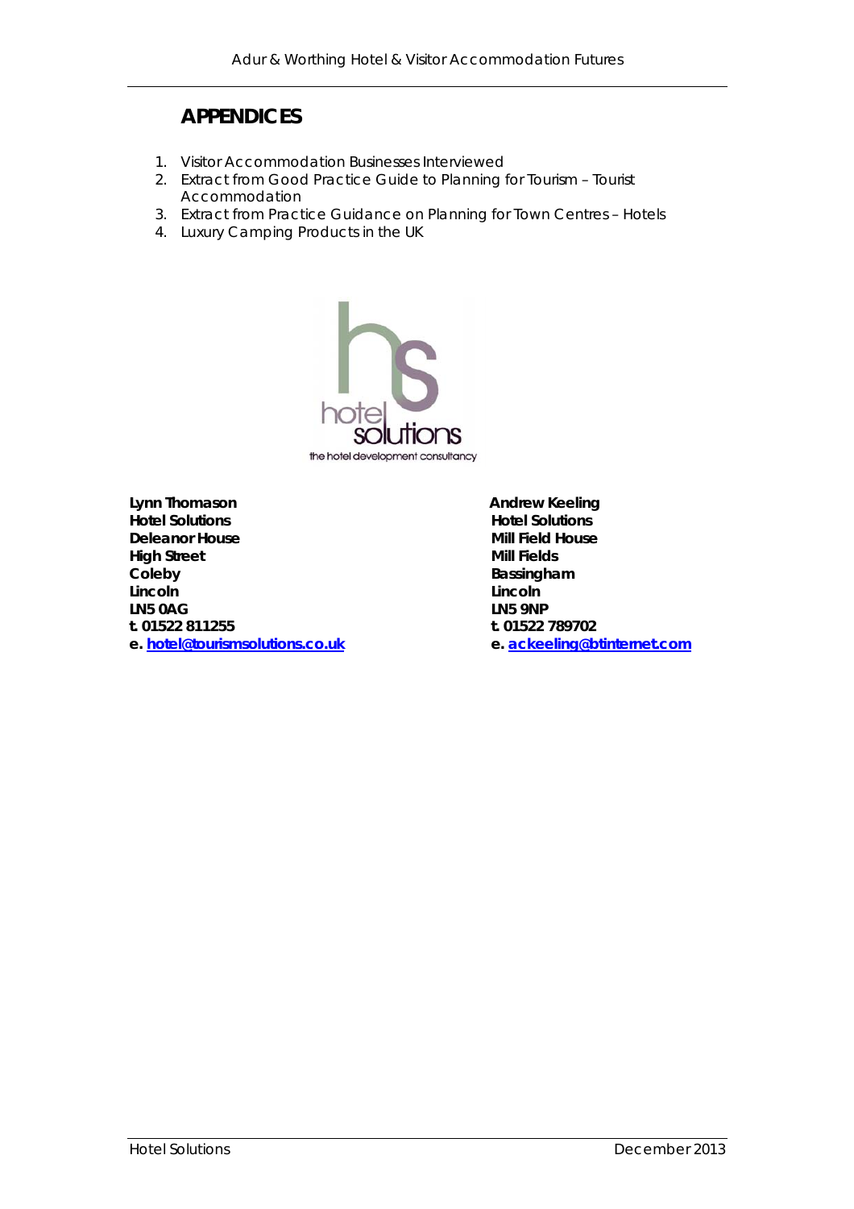## APPENDICES

1. Visitor Accommodation Businesses Interviewed
2. Extract from Good Practice Guide to Planning for Tourism – Tourist Accommodation
3. Extract from Practice Guidance on Planning for Town Centres – Hotels
4. Luxury Camping Products in the UK

hotel solutions
the hotel development consultancy

**Lynn Thomason**
**Hotel Solutions**
**Deleanor House**
**High Street**
**Coleby**
**Lincoln**
**LN5 0AG**
**t. 01522 811255**
**e. hotel@tourismsolutions.co.uk**

**Andrew Keeling**
**Hotel Solutions**
**Mill Field House**
**Mill Fields**
**Bassingham**
**Lincoln**
**LN5 9NP**
**t. 01522 789702**
**e. ackeeling@btinternet.com**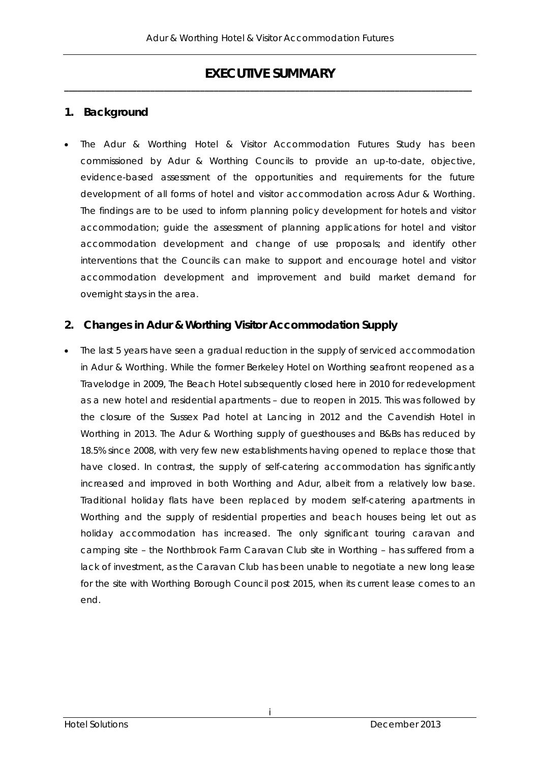# EXECUTIVE SUMMARY

## 1. Background

- The Adur & Worthing Hotel & Visitor Accommodation Futures Study has been commissioned by Adur & Worthing Councils to provide an up-to-date, objective, evidence-based assessment of the opportunities and requirements for the future development of all forms of hotel and visitor accommodation across Adur & Worthing. The findings are to be used to inform planning policy development for hotels and visitor accommodation; guide the assessment of planning applications for hotel and visitor accommodation development and change of use proposals; and identify other interventions that the Councils can make to support and encourage hotel and visitor accommodation development and improvement and build market demand for overnight stays in the area.

## 2. Changes in Adur & Worthing Visitor Accommodation Supply

- The last 5 years have seen a gradual reduction in the supply of serviced accommodation in Adur & Worthing. While the former Berkeley Hotel on Worthing seafront reopened as a Travelodge in 2009, The Beach Hotel subsequently closed here in 2010 for redevelopment as a new hotel and residential apartments – due to reopen in 2015. This was followed by the closure of the Sussex Pad hotel at Lancing in 2012 and the Cavendish Hotel in Worthing in 2013. The Adur & Worthing supply of guesthouses and B&Bs has reduced by 18.5% since 2008, with very few new establishments having opened to replace those that have closed. In contrast, the supply of self-catering accommodation has significantly increased and improved in both Worthing and Adur, albeit from a relatively low base. Traditional holiday flats have been replaced by modern self-catering apartments in Worthing and the supply of residential properties and beach houses being let out as holiday accommodation has increased. The only significant touring caravan and camping site – the Northbrook Farm Caravan Club site in Worthing – has suffered from a lack of investment, as the Caravan Club has been unable to negotiate a new long lease for the site with Worthing Borough Council post 2015, when its current lease comes to an end.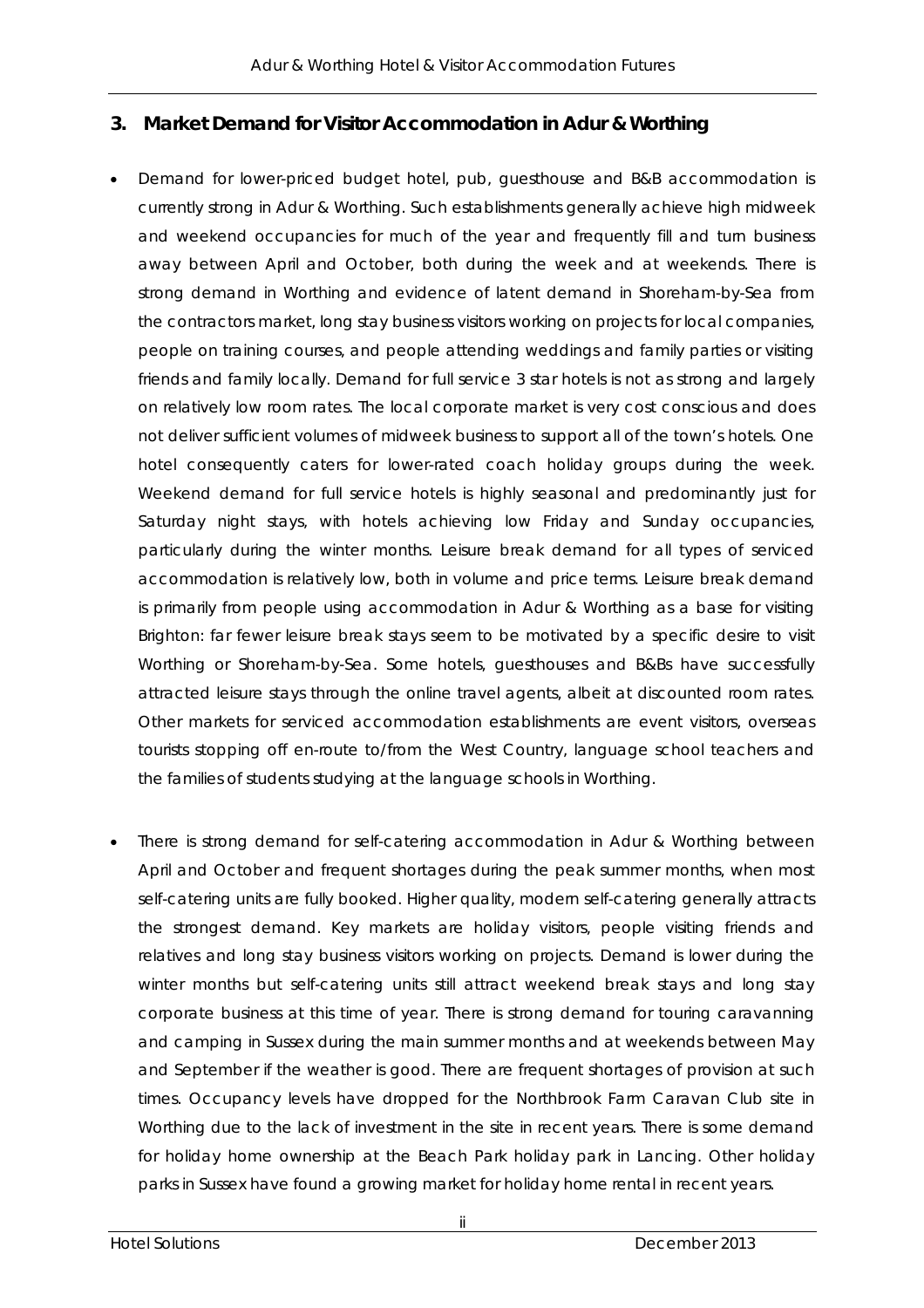## 3. Market Demand for Visitor Accommodation in Adur & Worthing

- Demand for lower-priced budget hotel, pub, guesthouse and B&B accommodation is currently strong in Adur & Worthing. Such establishments generally achieve high midweek and weekend occupancies for much of the year and frequently fill and turn business away between April and October, both during the week and at weekends. There is strong demand in Worthing and evidence of latent demand in Shoreham-by-Sea from the contractors market, long stay business visitors working on projects for local companies, people on training courses, and people attending weddings and family parties or visiting friends and family locally. Demand for full service 3 star hotels is not as strong and largely on relatively low room rates. The local corporate market is very cost conscious and does not deliver sufficient volumes of midweek business to support all of the town's hotels. One hotel consequently caters for lower-rated coach holiday groups during the week. Weekend demand for full service hotels is highly seasonal and predominantly just for Saturday night stays, with hotels achieving low Friday and Sunday occupancies, particularly during the winter months. Leisure break demand for all types of serviced accommodation is relatively low, both in volume and price terms. Leisure break demand is primarily from people using accommodation in Adur & Worthing as a base for visiting Brighton: far fewer leisure break stays seem to be motivated by a specific desire to visit Worthing or Shoreham-by-Sea. Some hotels, guesthouses and B&Bs have successfully attracted leisure stays through the online travel agents, albeit at discounted room rates. Other markets for serviced accommodation establishments are event visitors, overseas tourists stopping off en-route to/from the West Country, language school teachers and the families of students studying at the language schools in Worthing.

- There is strong demand for self-catering accommodation in Adur & Worthing between April and October and frequent shortages during the peak summer months, when most self-catering units are fully booked. Higher quality, modern self-catering generally attracts the strongest demand. Key markets are holiday visitors, people visiting friends and relatives and long stay business visitors working on projects. Demand is lower during the winter months but self-catering units still attract weekend break stays and long stay corporate business at this time of year. There is strong demand for touring caravanning and camping in Sussex during the main summer months and at weekends between May and September if the weather is good. There are frequent shortages of provision at such times. Occupancy levels have dropped for the Northbrook Farm Caravan Club site in Worthing due to the lack of investment in the site in recent years. There is some demand for holiday home ownership at the Beach Park holiday park in Lancing. Other holiday parks in Sussex have found a growing market for holiday home rental in recent years.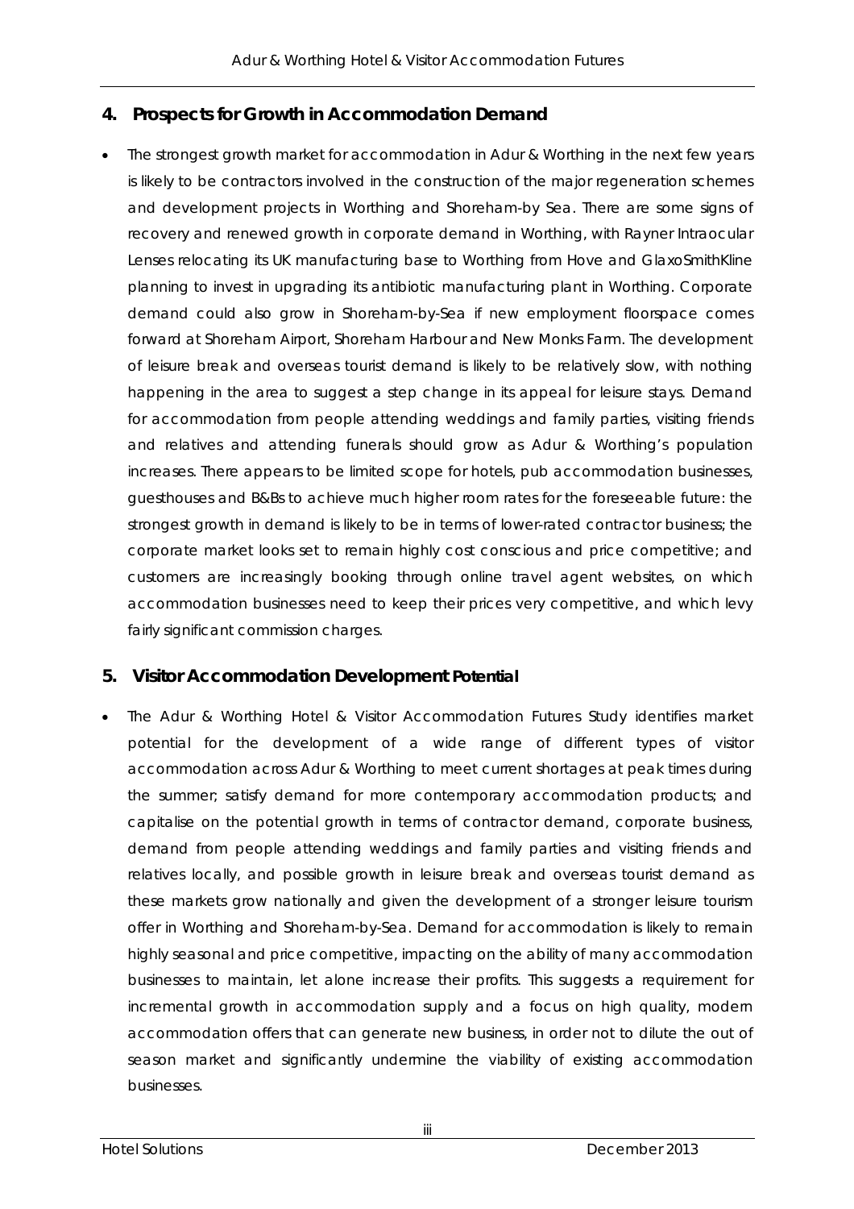## 4. Prospects for Growth in Accommodation Demand

- The strongest growth market for accommodation in Adur & Worthing in the next few years is likely to be contractors involved in the construction of the major regeneration schemes and development projects in Worthing and Shoreham-by Sea. There are some signs of recovery and renewed growth in corporate demand in Worthing, with Rayner Intraocular Lenses relocating its UK manufacturing base to Worthing from Hove and GlaxoSmithKline planning to invest in upgrading its antibiotic manufacturing plant in Worthing. Corporate demand could also grow in Shoreham-by-Sea if new employment floorspace comes forward at Shoreham Airport, Shoreham Harbour and New Monks Farm. The development of leisure break and overseas tourist demand is likely to be relatively slow, with nothing happening in the area to suggest a step change in its appeal for leisure stays. Demand for accommodation from people attending weddings and family parties, visiting friends and relatives and attending funerals should grow as Adur & Worthing's population increases. There appears to be limited scope for hotels, pub accommodation businesses, guesthouses and B&Bs to achieve much higher room rates for the foreseeable future: the strongest growth in demand is likely to be in terms of lower-rated contractor business; the corporate market looks set to remain highly cost conscious and price competitive; and customers are increasingly booking through online travel agent websites, on which accommodation businesses need to keep their prices very competitive, and which levy fairly significant commission charges.

## 5. Visitor Accommodation Development Potential

- The Adur & Worthing Hotel & Visitor Accommodation Futures Study identifies market potential for the development of a wide range of different types of visitor accommodation across Adur & Worthing to meet current shortages at peak times during the summer; satisfy demand for more contemporary accommodation products; and capitalise on the potential growth in terms of contractor demand, corporate business, demand from people attending weddings and family parties and visiting friends and relatives locally, and possible growth in leisure break and overseas tourist demand as these markets grow nationally and given the development of a stronger leisure tourism offer in Worthing and Shoreham-by-Sea. Demand for accommodation is likely to remain highly seasonal and price competitive, impacting on the ability of many accommodation businesses to maintain, let alone increase their profits. This suggests a requirement for incremental growth in accommodation supply and a focus on high quality, modern accommodation offers that can generate new business, in order not to dilute the out of season market and significantly undermine the viability of existing accommodation businesses.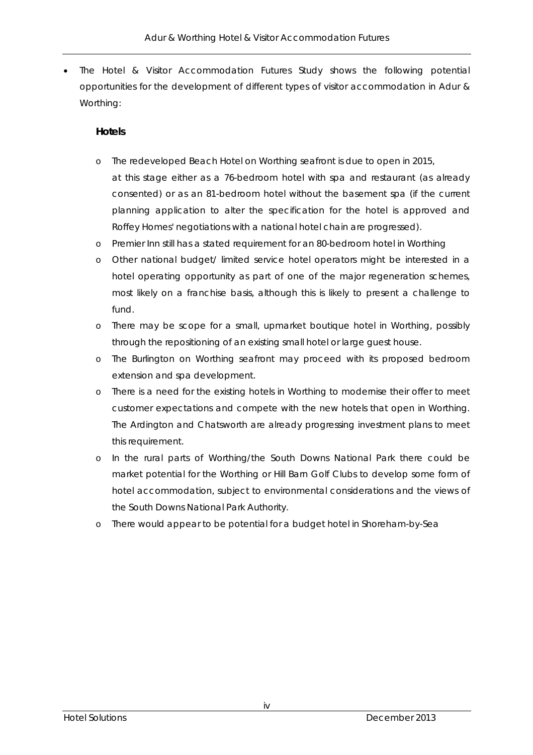- The Hotel & Visitor Accommodation Futures Study shows the following potential opportunities for the development of different types of visitor accommodation in Adur & Worthing:

  **Hotels**

  - The redeveloped Beach Hotel on Worthing seafront is due to open in 2015, at this stage either as a 76-bedroom hotel with spa and restaurant (as already consented) or as an 81-bedroom hotel without the basement spa (if the current planning application to alter the specification for the hotel is approved and Roffey Homes' negotiations with a national hotel chain are progressed).
  - Premier Inn still has a stated requirement for an 80-bedroom hotel in Worthing
  - Other national budget/ limited service hotel operators might be interested in a hotel operating opportunity as part of one of the major regeneration schemes, most likely on a franchise basis, although this is likely to present a challenge to fund.
  - There may be scope for a small, upmarket boutique hotel in Worthing, possibly through the repositioning of an existing small hotel or large guest house.
  - The Burlington on Worthing seafront may proceed with its proposed bedroom extension and spa development.
  - There is a need for the existing hotels in Worthing to modernise their offer to meet customer expectations and compete with the new hotels that open in Worthing. The Ardington and Chatsworth are already progressing investment plans to meet this requirement.
  - In the rural parts of Worthing/the South Downs National Park there could be market potential for the Worthing or Hill Barn Golf Clubs to develop some form of hotel accommodation, subject to environmental considerations and the views of the South Downs National Park Authority.
  - There would appear to be potential for a budget hotel in Shoreham-by-Sea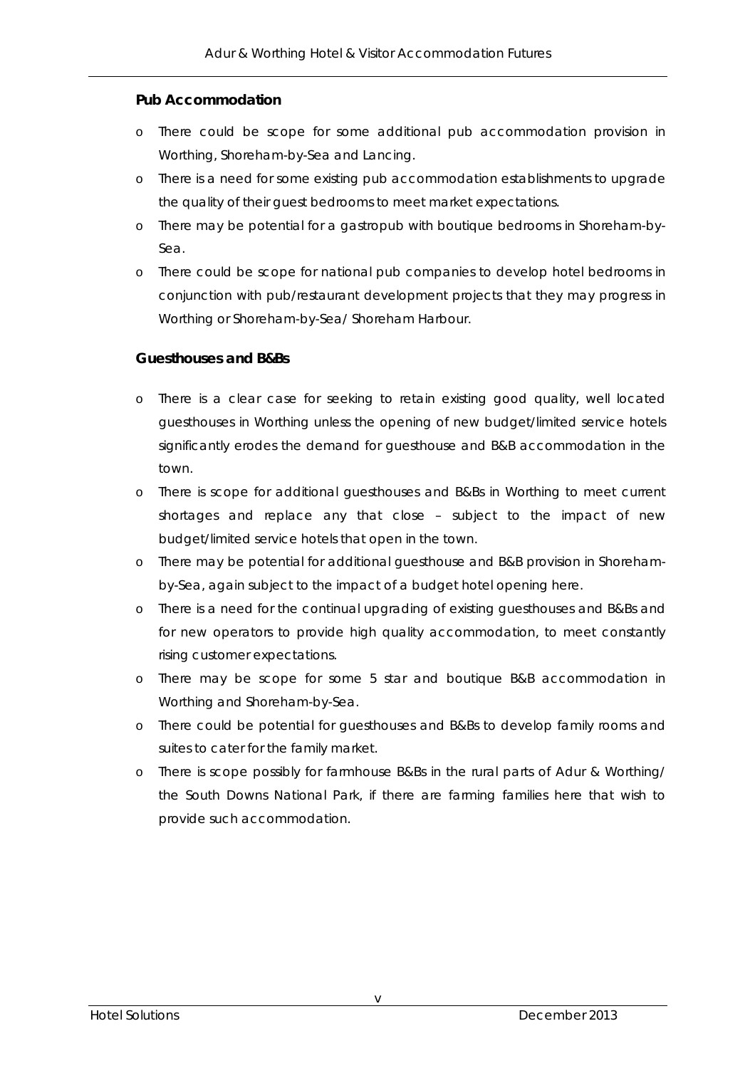**Pub Accommodation**

- There could be scope for some additional pub accommodation provision in Worthing, Shoreham-by-Sea and Lancing.
- There is a need for some existing pub accommodation establishments to upgrade the quality of their guest bedrooms to meet market expectations.
- There may be potential for a gastropub with boutique bedrooms in Shoreham-by-Sea.
- There could be scope for national pub companies to develop hotel bedrooms in conjunction with pub/restaurant development projects that they may progress in Worthing or Shoreham-by-Sea/ Shoreham Harbour.

**Guesthouses and B&Bs**

- There is a clear case for seeking to retain existing good quality, well located guesthouses in Worthing unless the opening of new budget/limited service hotels significantly erodes the demand for guesthouse and B&B accommodation in the town.
- There is scope for additional guesthouses and B&Bs in Worthing to meet current shortages and replace any that close – subject to the impact of new budget/limited service hotels that open in the town.
- There may be potential for additional guesthouse and B&B provision in Shoreham-by-Sea, again subject to the impact of a budget hotel opening here.
- There is a need for the continual upgrading of existing guesthouses and B&Bs and for new operators to provide high quality accommodation, to meet constantly rising customer expectations.
- There may be scope for some 5 star and boutique B&B accommodation in Worthing and Shoreham-by-Sea.
- There could be potential for guesthouses and B&Bs to develop family rooms and suites to cater for the family market.
- There is scope possibly for farmhouse B&Bs in the rural parts of Adur & Worthing/ the South Downs National Park, if there are farming families here that wish to provide such accommodation.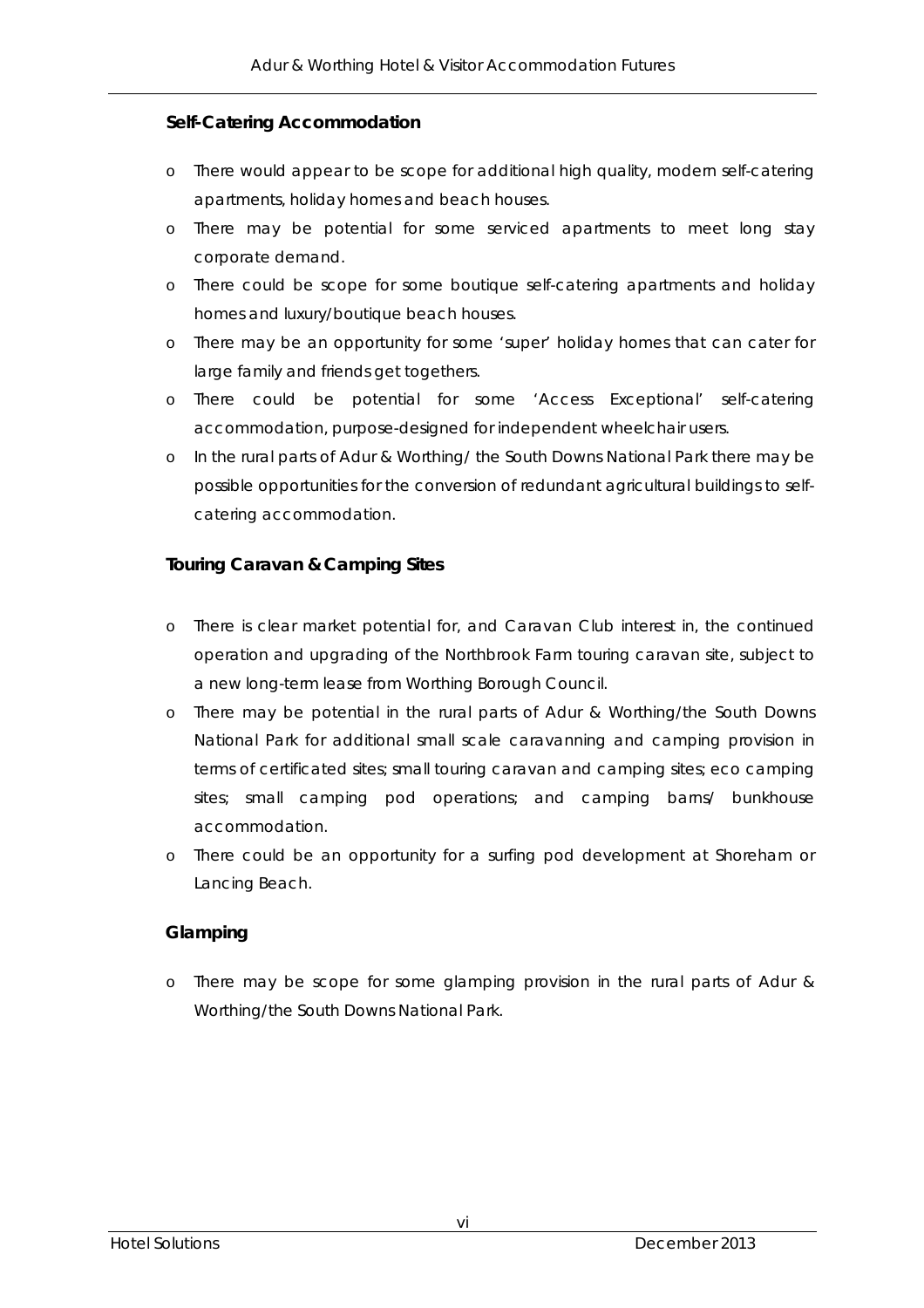### Self-Catering Accommodation

- There would appear to be scope for additional high quality, modern self-catering apartments, holiday homes and beach houses.
- There may be potential for some serviced apartments to meet long stay corporate demand.
- There could be scope for some boutique self-catering apartments and holiday homes and luxury/boutique beach houses.
- There may be an opportunity for some 'super' holiday homes that can cater for large family and friends get togethers.
- There could be potential for some 'Access Exceptional' self-catering accommodation, purpose-designed for independent wheelchair users.
- In the rural parts of Adur & Worthing/ the South Downs National Park there may be possible opportunities for the conversion of redundant agricultural buildings to self-catering accommodation.

### Touring Caravan & Camping Sites

- There is clear market potential for, and Caravan Club interest in, the continued operation and upgrading of the Northbrook Farm touring caravan site, subject to a new long-term lease from Worthing Borough Council.
- There may be potential in the rural parts of Adur & Worthing/the South Downs National Park for additional small scale caravanning and camping provision in terms of certificated sites; small touring caravan and camping sites; eco camping sites; small camping pod operations; and camping barns/ bunkhouse accommodation.
- There could be an opportunity for a surfing pod development at Shoreham or Lancing Beach.

### Glamping

- There may be scope for some glamping provision in the rural parts of Adur & Worthing/the South Downs National Park.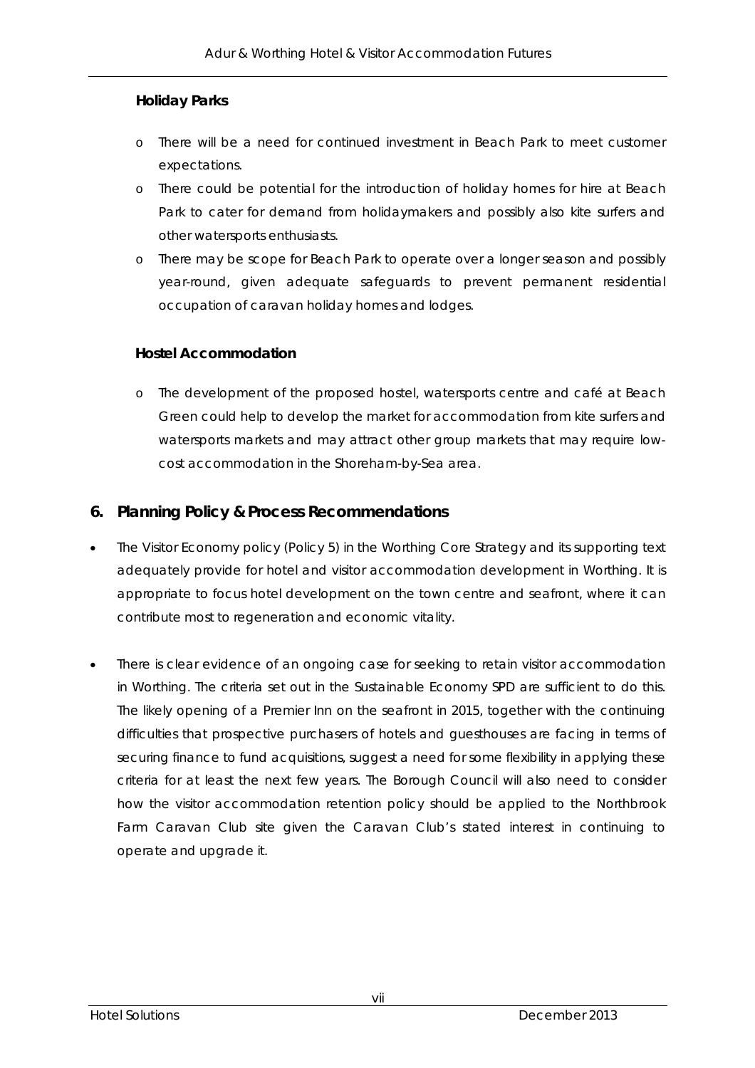**Holiday Parks**

- There will be a need for continued investment in Beach Park to meet customer expectations.
- There could be potential for the introduction of holiday homes for hire at Beach Park to cater for demand from holidaymakers and possibly also kite surfers and other watersports enthusiasts.
- There may be scope for Beach Park to operate over a longer season and possibly year-round, given adequate safeguards to prevent permanent residential occupation of caravan holiday homes and lodges.

**Hostel Accommodation**

- The development of the proposed hostel, watersports centre and café at Beach Green could help to develop the market for accommodation from kite surfers and watersports markets and may attract other group markets that may require low-cost accommodation in the Shoreham-by-Sea area.

## 6. Planning Policy & Process Recommendations

- The Visitor Economy policy (Policy 5) in the Worthing Core Strategy and its supporting text adequately provide for hotel and visitor accommodation development in Worthing. It is appropriate to focus hotel development on the town centre and seafront, where it can contribute most to regeneration and economic vitality.

- There is clear evidence of an ongoing case for seeking to retain visitor accommodation in Worthing. The criteria set out in the Sustainable Economy SPD are sufficient to do this. The likely opening of a Premier Inn on the seafront in 2015, together with the continuing difficulties that prospective purchasers of hotels and guesthouses are facing in terms of securing finance to fund acquisitions, suggest a need for some flexibility in applying these criteria for at least the next few years. The Borough Council will also need to consider how the visitor accommodation retention policy should be applied to the Northbrook Farm Caravan Club site given the Caravan Club's stated interest in continuing to operate and upgrade it.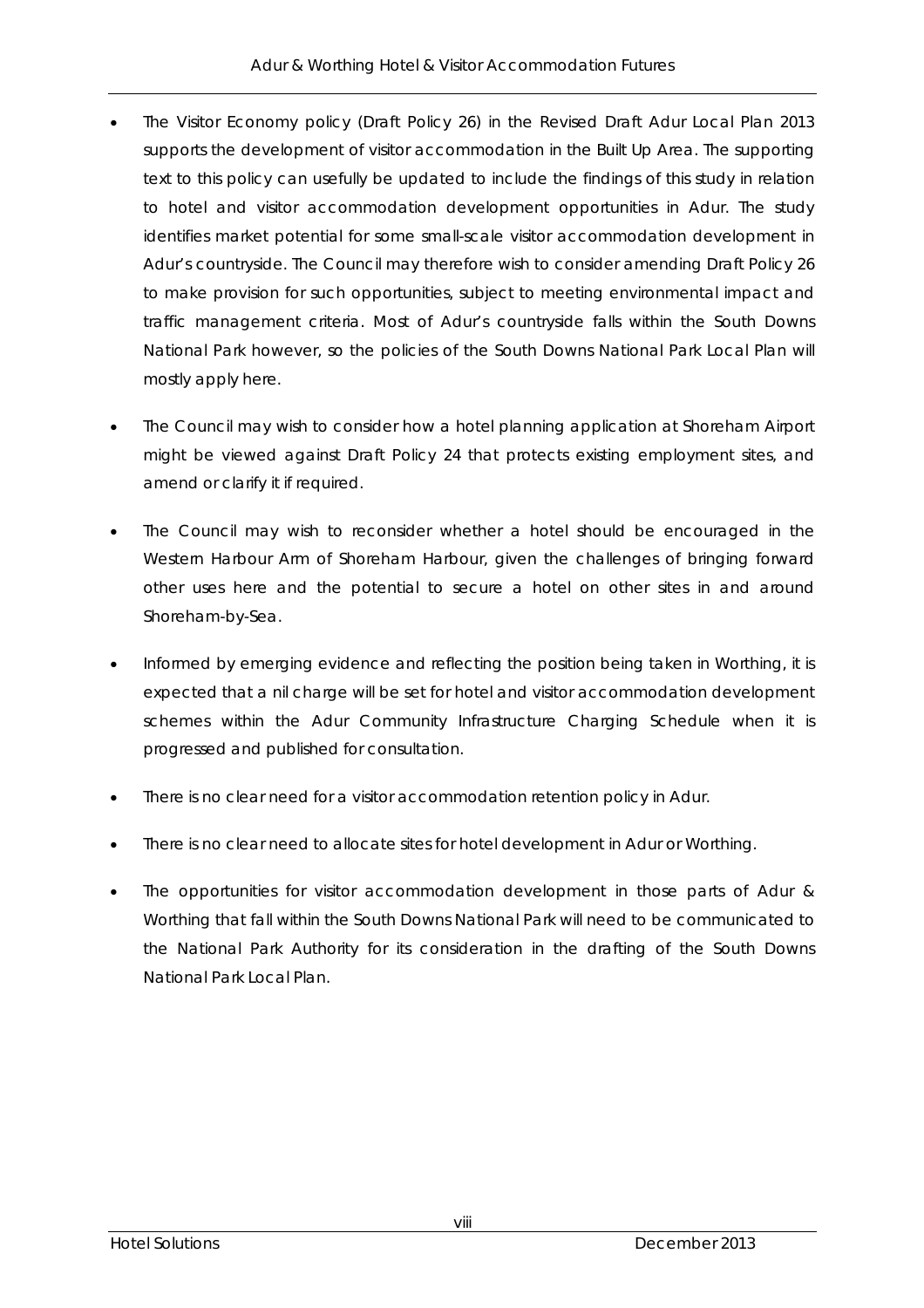- The Visitor Economy policy (Draft Policy 26) in the Revised Draft Adur Local Plan 2013 supports the development of visitor accommodation in the Built Up Area. The supporting text to this policy can usefully be updated to include the findings of this study in relation to hotel and visitor accommodation development opportunities in Adur. The study identifies market potential for some small-scale visitor accommodation development in Adur's countryside. The Council may therefore wish to consider amending Draft Policy 26 to make provision for such opportunities, subject to meeting environmental impact and traffic management criteria. Most of Adur's countryside falls within the South Downs National Park however, so the policies of the South Downs National Park Local Plan will mostly apply here.

- The Council may wish to consider how a hotel planning application at Shoreham Airport might be viewed against Draft Policy 24 that protects existing employment sites, and amend or clarify it if required.

- The Council may wish to reconsider whether a hotel should be encouraged in the Western Harbour Arm of Shoreham Harbour, given the challenges of bringing forward other uses here and the potential to secure a hotel on other sites in and around Shoreham-by-Sea.

- Informed by emerging evidence and reflecting the position being taken in Worthing, it is expected that a nil charge will be set for hotel and visitor accommodation development schemes within the Adur Community Infrastructure Charging Schedule when it is progressed and published for consultation.

- There is no clear need for a visitor accommodation retention policy in Adur.

- There is no clear need to allocate sites for hotel development in Adur or Worthing.

- The opportunities for visitor accommodation development in those parts of Adur & Worthing that fall within the South Downs National Park will need to be communicated to the National Park Authority for its consideration in the drafting of the South Downs National Park Local Plan.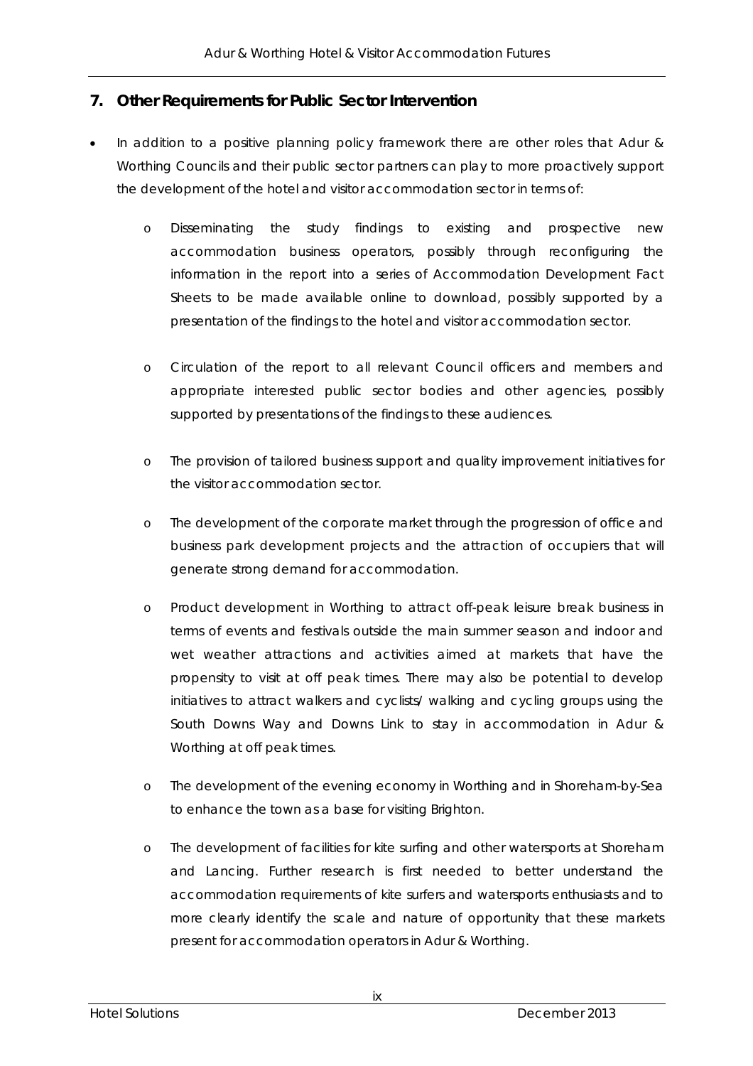## 7. Other Requirements for Public Sector Intervention

- In addition to a positive planning policy framework there are other roles that Adur & Worthing Councils and their public sector partners can play to more proactively support the development of the hotel and visitor accommodation sector in terms of:

    - Disseminating the study findings to existing and prospective new accommodation business operators, possibly through reconfiguring the information in the report into a series of Accommodation Development Fact Sheets to be made available online to download, possibly supported by a presentation of the findings to the hotel and visitor accommodation sector.

    - Circulation of the report to all relevant Council officers and members and appropriate interested public sector bodies and other agencies, possibly supported by presentations of the findings to these audiences.

    - The provision of tailored business support and quality improvement initiatives for the visitor accommodation sector.

    - The development of the corporate market through the progression of office and business park development projects and the attraction of occupiers that will generate strong demand for accommodation.

    - Product development in Worthing to attract off-peak leisure break business in terms of events and festivals outside the main summer season and indoor and wet weather attractions and activities aimed at markets that have the propensity to visit at off peak times. There may also be potential to develop initiatives to attract walkers and cyclists/ walking and cycling groups using the South Downs Way and Downs Link to stay in accommodation in Adur & Worthing at off peak times.

    - The development of the evening economy in Worthing and in Shoreham-by-Sea to enhance the town as a base for visiting Brighton.

    - The development of facilities for kite surfing and other watersports at Shoreham and Lancing. Further research is first needed to better understand the accommodation requirements of kite surfers and watersports enthusiasts and to more clearly identify the scale and nature of opportunity that these markets present for accommodation operators in Adur & Worthing.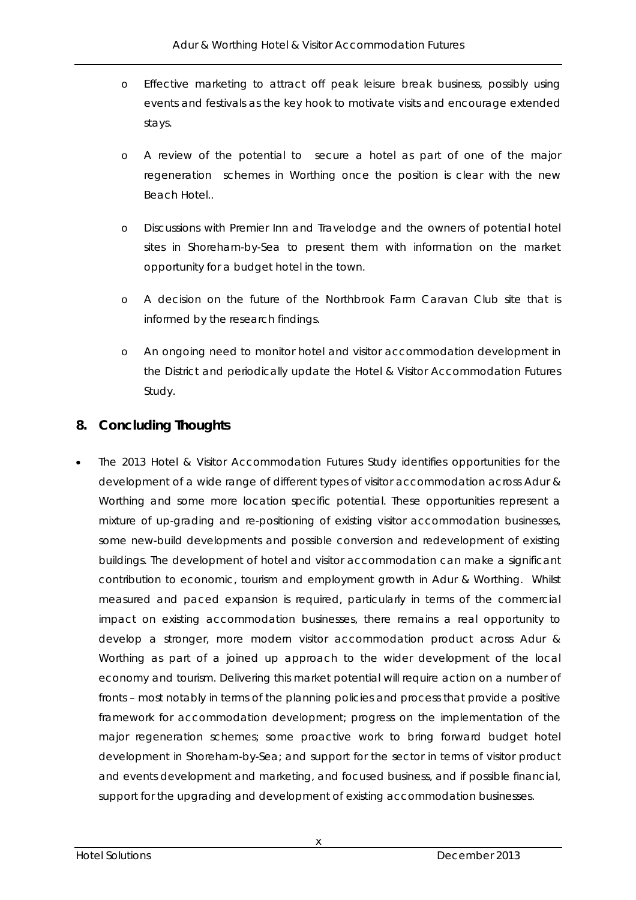- Effective marketing to attract off peak leisure break business, possibly using events and festivals as the key hook to motivate visits and encourage extended stays.

- A review of the potential to secure a hotel as part of one of the major regeneration schemes in Worthing once the position is clear with the new Beach Hotel..

- Discussions with Premier Inn and Travelodge and the owners of potential hotel sites in Shoreham-by-Sea to present them with information on the market opportunity for a budget hotel in the town.

- A decision on the future of the Northbrook Farm Caravan Club site that is informed by the research findings.

- An ongoing need to monitor hotel and visitor accommodation development in the District and periodically update the Hotel & Visitor Accommodation Futures Study.

## 8. Concluding Thoughts

- The 2013 Hotel & Visitor Accommodation Futures Study identifies opportunities for the development of a wide range of different types of visitor accommodation across Adur & Worthing and some more location specific potential. These opportunities represent a mixture of up-grading and re-positioning of existing visitor accommodation businesses, some new-build developments and possible conversion and redevelopment of existing buildings. The development of hotel and visitor accommodation can make a significant contribution to economic, tourism and employment growth in Adur & Worthing. Whilst measured and paced expansion is required, particularly in terms of the commercial impact on existing accommodation businesses, there remains a real opportunity to develop a stronger, more modern visitor accommodation product across Adur & Worthing as part of a joined up approach to the wider development of the local economy and tourism. Delivering this market potential will require action on a number of fronts – most notably in terms of the planning policies and process that provide a positive framework for accommodation development; progress on the implementation of the major regeneration schemes; some proactive work to bring forward budget hotel development in Shoreham-by-Sea; and support for the sector in terms of visitor product and events development and marketing, and focused business, and if possible financial, support for the upgrading and development of existing accommodation businesses.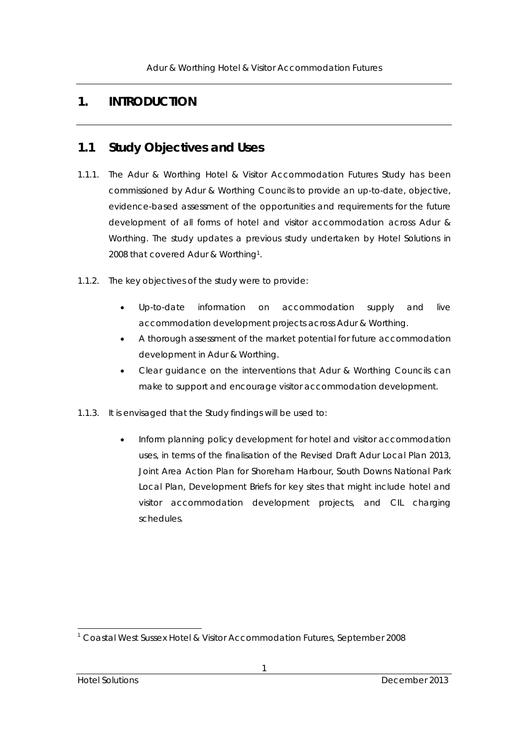# 1. INTRODUCTION

## 1.1 Study Objectives and Uses

1.1.1. The Adur & Worthing Hotel & Visitor Accommodation Futures Study has been commissioned by Adur & Worthing Councils to provide an up-to-date, objective, evidence-based assessment of the opportunities and requirements for the future development of all forms of hotel and visitor accommodation across Adur & Worthing. The study updates a previous study undertaken by Hotel Solutions in 2008 that covered Adur & Worthing[1].

1.1.2. The key objectives of the study were to provide:

- Up-to-date information on accommodation supply and live accommodation development projects across Adur & Worthing.
- A thorough assessment of the market potential for future accommodation development in Adur & Worthing.
- Clear guidance on the interventions that Adur & Worthing Councils can make to support and encourage visitor accommodation development.

1.1.3. It is envisaged that the Study findings will be used to:

- Inform planning policy development for hotel and visitor accommodation uses, in terms of the finalisation of the Revised Draft Adur Local Plan 2013, Joint Area Action Plan for Shoreham Harbour, South Downs National Park Local Plan, Development Briefs for key sites that might include hotel and visitor accommodation development projects, and CIL charging schedules.

---

[1] Coastal West Sussex Hotel & Visitor Accommodation Futures, September 2008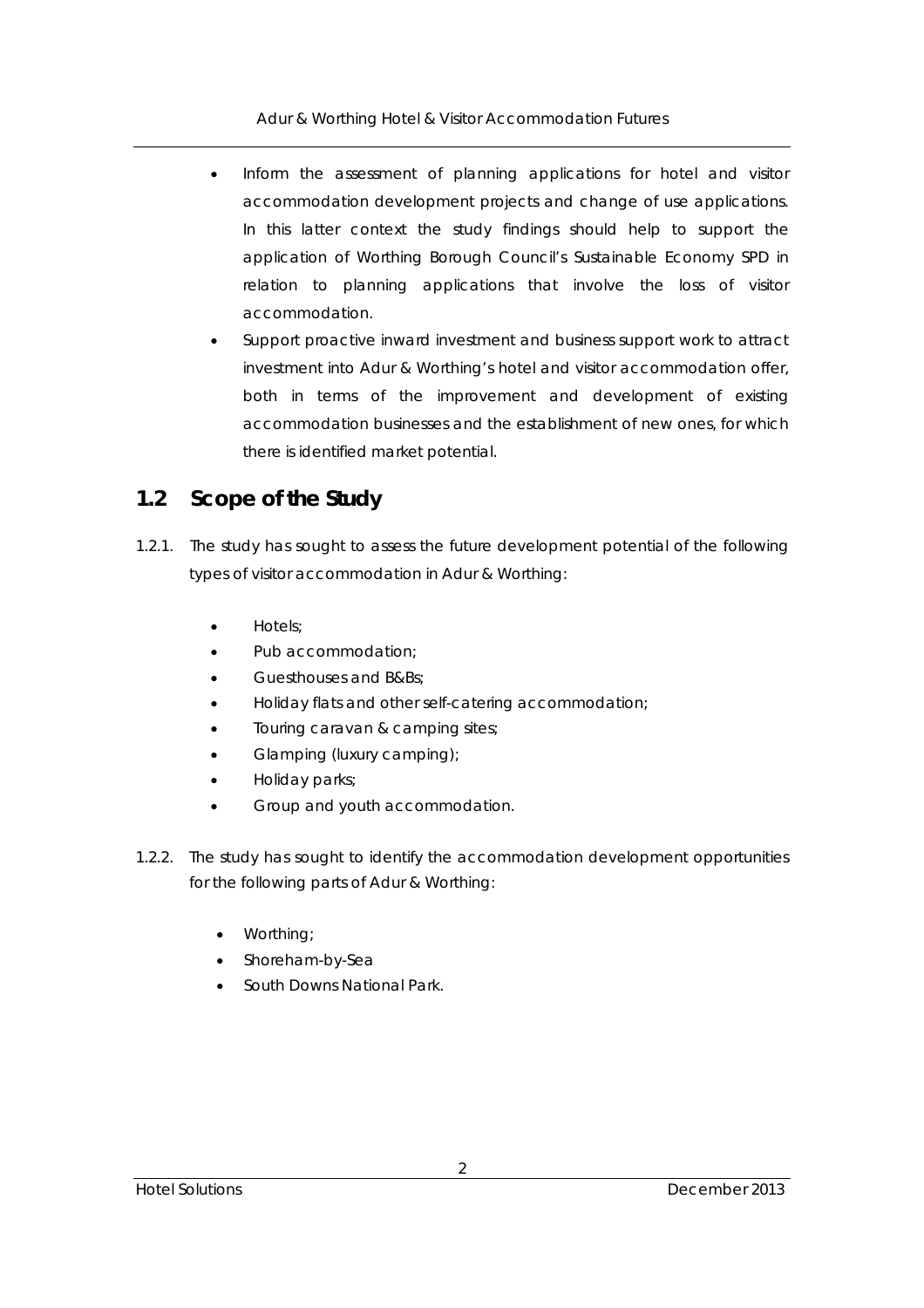- Inform the assessment of planning applications for hotel and visitor accommodation development projects and change of use applications. In this latter context the study findings should help to support the application of Worthing Borough Council's Sustainable Economy SPD in relation to planning applications that involve the loss of visitor accommodation.
- Support proactive inward investment and business support work to attract investment into Adur & Worthing's hotel and visitor accommodation offer, both in terms of the improvement and development of existing accommodation businesses and the establishment of new ones, for which there is identified market potential.

## 1.2 Scope of the Study

1.2.1. The study has sought to assess the future development potential of the following types of visitor accommodation in Adur & Worthing:

- Hotels;
- Pub accommodation;
- Guesthouses and B&Bs;
- Holiday flats and other self-catering accommodation;
- Touring caravan & camping sites;
- Glamping (luxury camping);
- Holiday parks;
- Group and youth accommodation.

1.2.2. The study has sought to identify the accommodation development opportunities for the following parts of Adur & Worthing:

- Worthing;
- Shoreham-by-Sea
- South Downs National Park.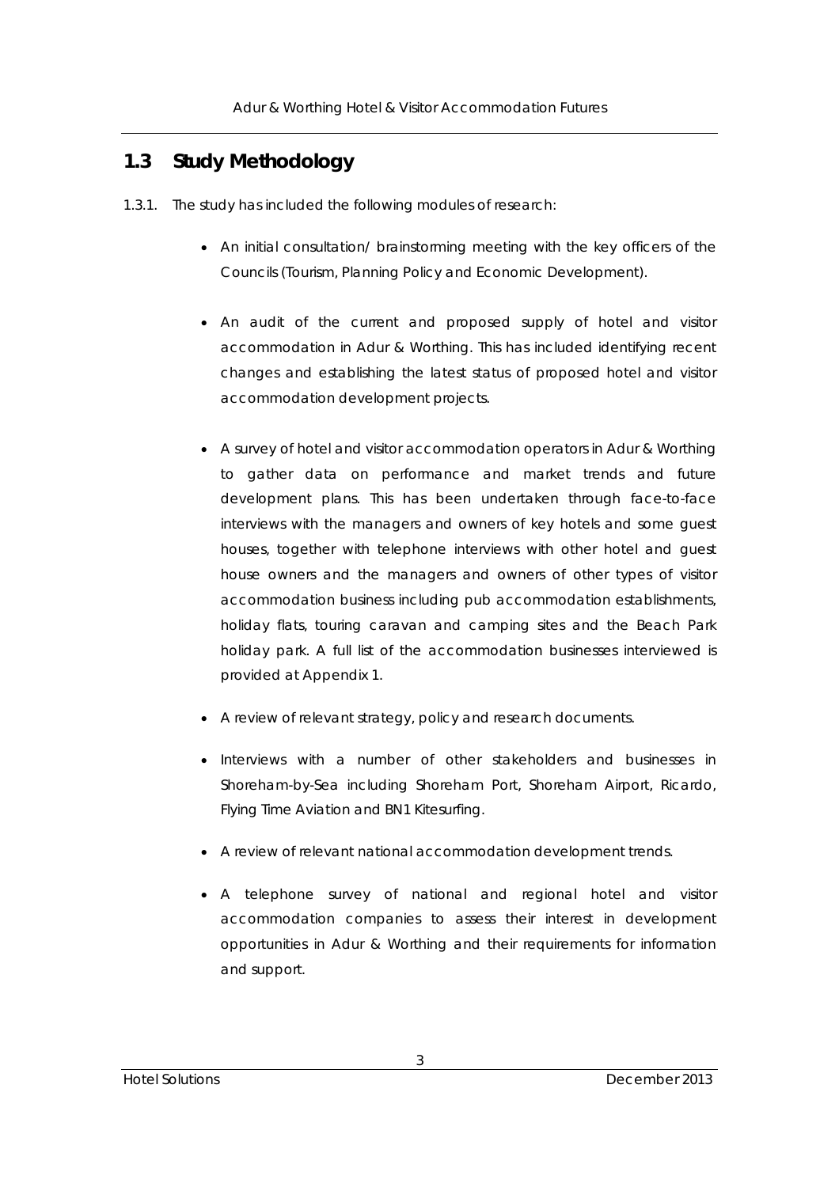## 1.3 Study Methodology

1.3.1. The study has included the following modules of research:

- An initial consultation/ brainstorming meeting with the key officers of the Councils (Tourism, Planning Policy and Economic Development).
- An audit of the current and proposed supply of hotel and visitor accommodation in Adur & Worthing. This has included identifying recent changes and establishing the latest status of proposed hotel and visitor accommodation development projects.
- A survey of hotel and visitor accommodation operators in Adur & Worthing to gather data on performance and market trends and future development plans. This has been undertaken through face-to-face interviews with the managers and owners of key hotels and some guest houses, together with telephone interviews with other hotel and guest house owners and the managers and owners of other types of visitor accommodation business including pub accommodation establishments, holiday flats, touring caravan and camping sites and the Beach Park holiday park. A full list of the accommodation businesses interviewed is provided at Appendix 1.
- A review of relevant strategy, policy and research documents.
- Interviews with a number of other stakeholders and businesses in Shoreham-by-Sea including Shoreham Port, Shoreham Airport, Ricardo, Flying Time Aviation and BN1 Kitesurfing.
- A review of relevant national accommodation development trends.
- A telephone survey of national and regional hotel and visitor accommodation companies to assess their interest in development opportunities in Adur & Worthing and their requirements for information and support.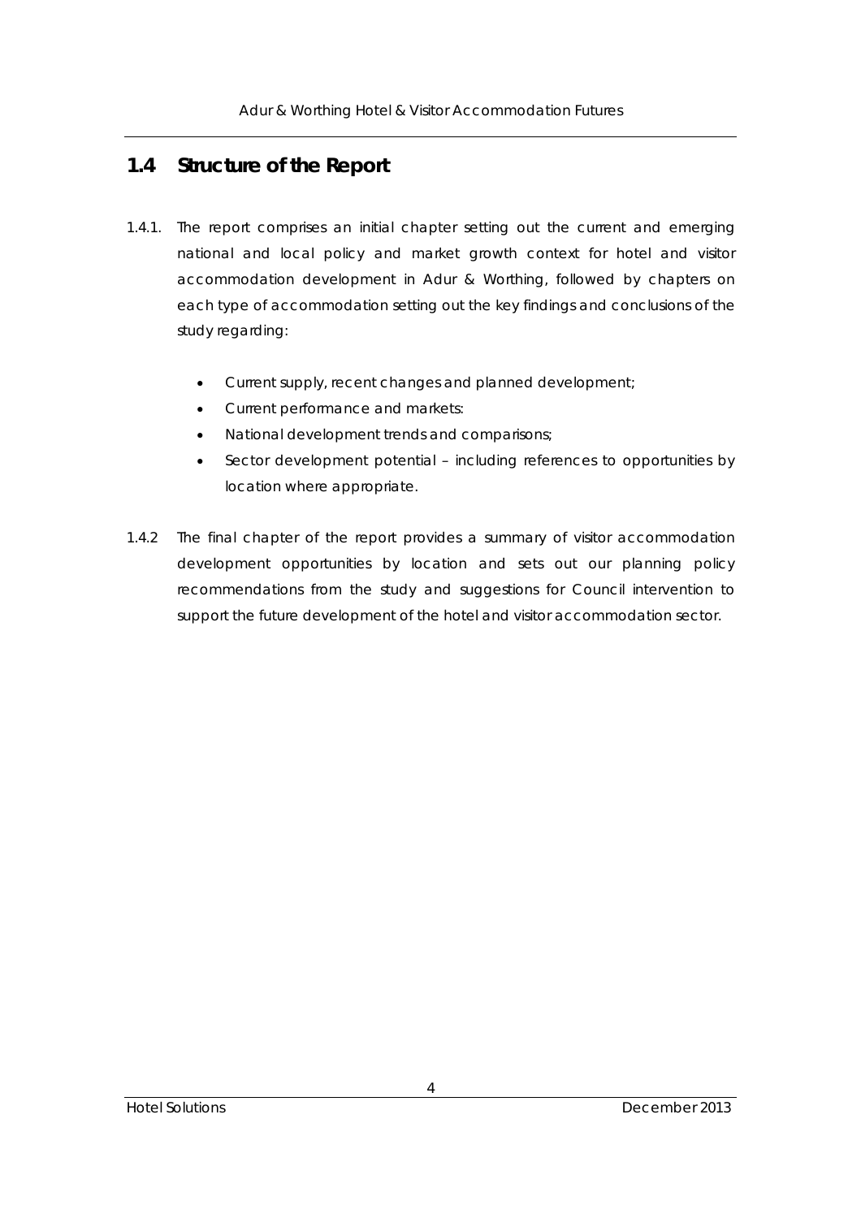## 1.4 Structure of the Report

1.4.1. The report comprises an initial chapter setting out the current and emerging national and local policy and market growth context for hotel and visitor accommodation development in Adur & Worthing, followed by chapters on each type of accommodation setting out the key findings and conclusions of the study regarding:

- Current supply, recent changes and planned development;
- Current performance and markets:
- National development trends and comparisons;
- Sector development potential – including references to opportunities by location where appropriate.

1.4.2 The final chapter of the report provides a summary of visitor accommodation development opportunities by location and sets out our planning policy recommendations from the study and suggestions for Council intervention to support the future development of the hotel and visitor accommodation sector.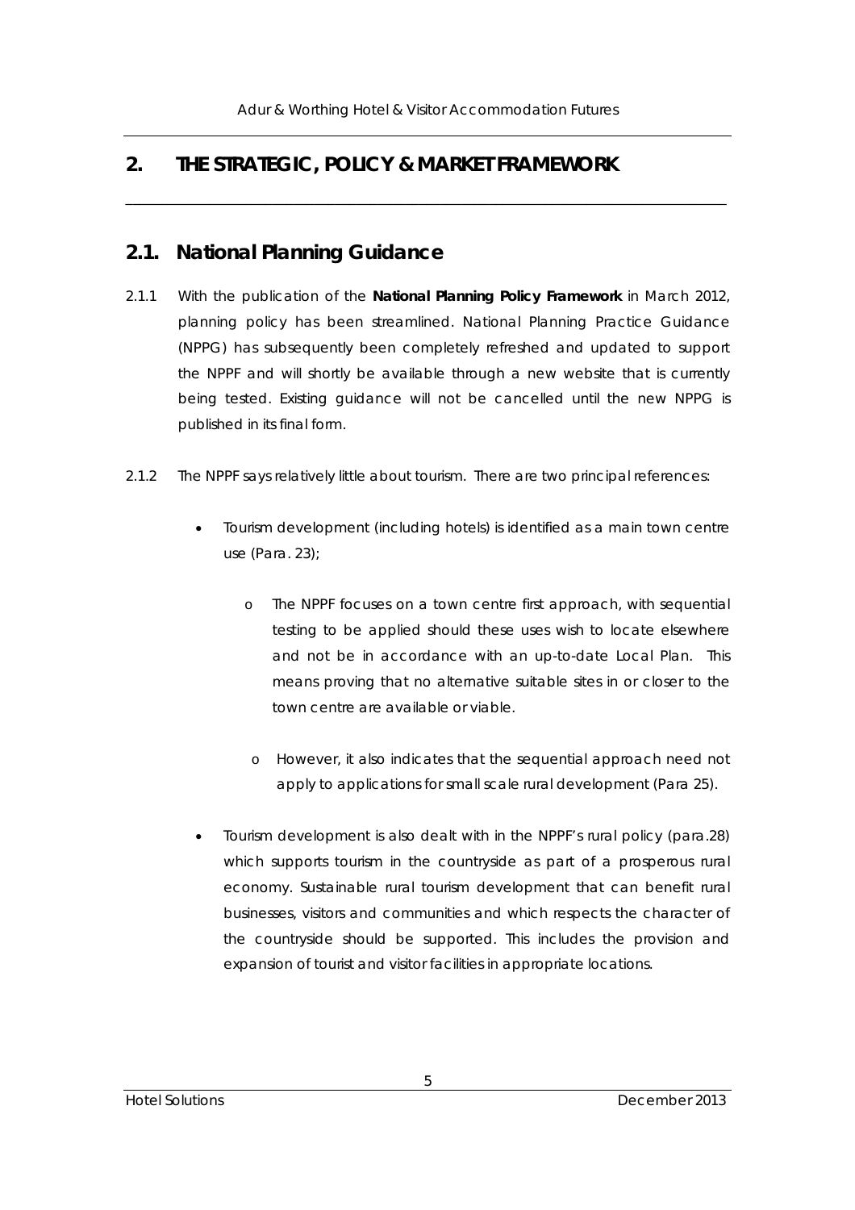# 2. THE STRATEGIC, POLICY & MARKET FRAMEWORK

## 2.1. National Planning Guidance

2.1.1 With the publication of the **National Planning Policy Framework** in March 2012, planning policy has been streamlined. National Planning Practice Guidance (NPPG) has subsequently been completely refreshed and updated to support the NPPF and will shortly be available through a new website that is currently being tested. Existing guidance will not be cancelled until the new NPPG is published in its final form.

2.1.2 The NPPF says relatively little about tourism. There are two principal references:

- Tourism development (including hotels) is identified as a main town centre use (Para. 23);
  - The NPPF focuses on a town centre first approach, with sequential testing to be applied should these uses wish to locate elsewhere and not be in accordance with an up-to-date Local Plan. This means proving that no alternative suitable sites in or closer to the town centre are available or viable.
  - However, it also indicates that the sequential approach need not apply to applications for small scale rural development (Para 25).
- Tourism development is also dealt with in the NPPF's rural policy (para.28) which supports tourism in the countryside as part of a prosperous rural economy. Sustainable rural tourism development that can benefit rural businesses, visitors and communities and which respects the character of the countryside should be supported. This includes the provision and expansion of tourist and visitor facilities in appropriate locations.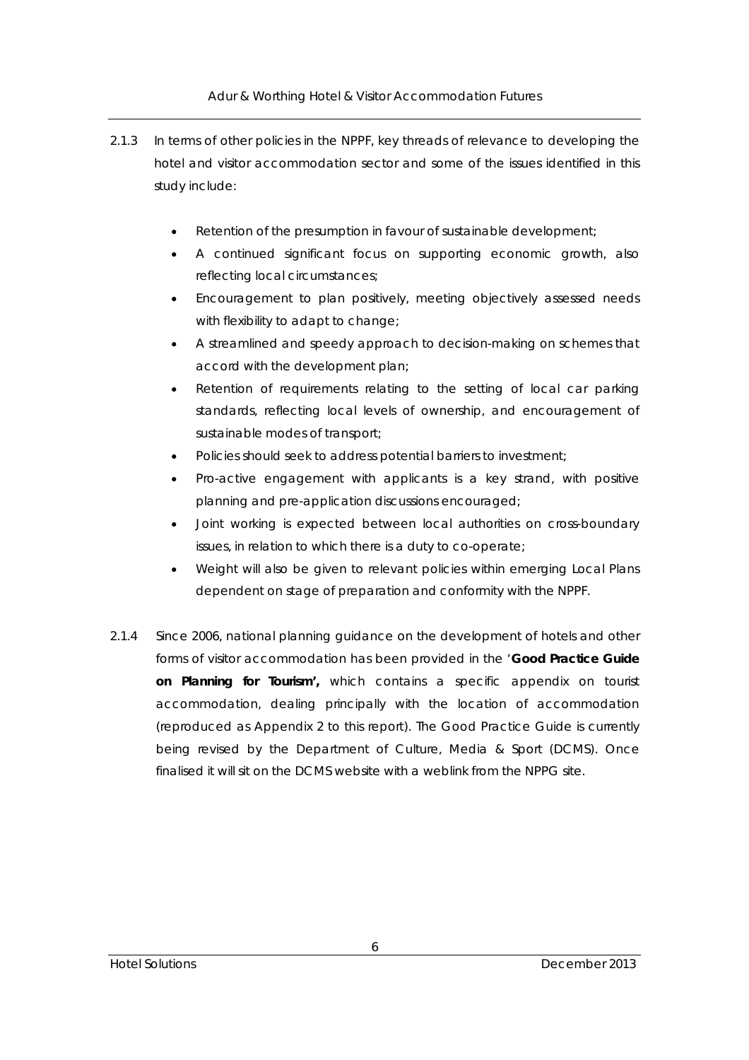2.1.3 In terms of other policies in the NPPF, key threads of relevance to developing the hotel and visitor accommodation sector and some of the issues identified in this study include:

- Retention of the presumption in favour of sustainable development;
- A continued significant focus on supporting economic growth, also reflecting local circumstances;
- Encouragement to plan positively, meeting objectively assessed needs with flexibility to adapt to change;
- A streamlined and speedy approach to decision-making on schemes that accord with the development plan;
- Retention of requirements relating to the setting of local car parking standards, reflecting local levels of ownership, and encouragement of sustainable modes of transport;
- Policies should seek to address potential barriers to investment;
- Pro-active engagement with applicants is a key strand, with positive planning and pre-application discussions encouraged;
- Joint working is expected between local authorities on cross-boundary issues, in relation to which there is a duty to co-operate;
- Weight will also be given to relevant policies within emerging Local Plans dependent on stage of preparation and conformity with the NPPF.

2.1.4 Since 2006, national planning guidance on the development of hotels and other forms of visitor accommodation has been provided in the '**Good Practice Guide on Planning for Tourism',** which contains a specific appendix on tourist accommodation, dealing principally with the location of accommodation (reproduced as Appendix 2 to this report). The Good Practice Guide is currently being revised by the Department of Culture, Media & Sport (DCMS). Once finalised it will sit on the DCMS website with a weblink from the NPPG site.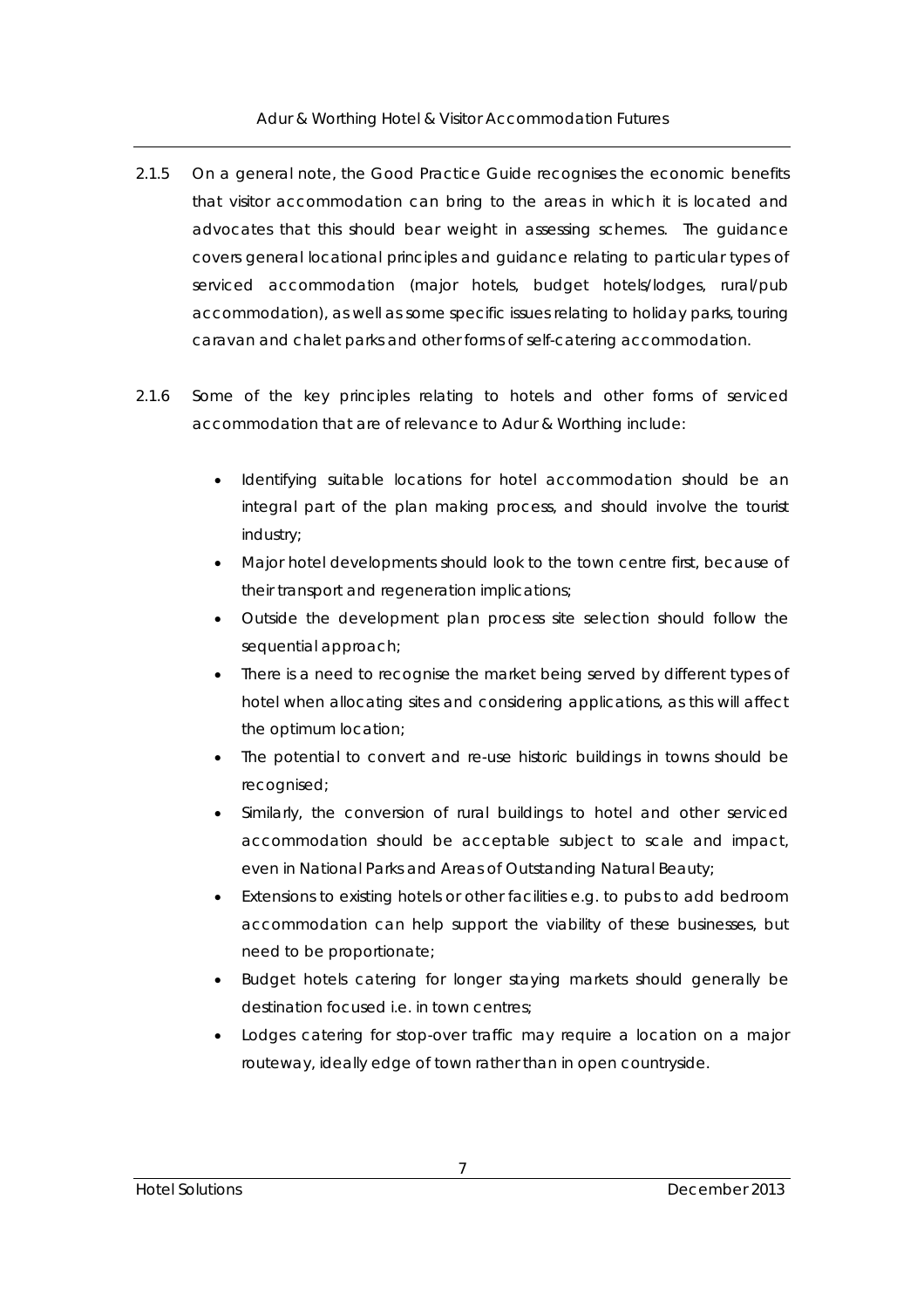2.1.5 On a general note, the Good Practice Guide recognises the economic benefits that visitor accommodation can bring to the areas in which it is located and advocates that this should bear weight in assessing schemes. The guidance covers general locational principles and guidance relating to particular types of serviced accommodation (major hotels, budget hotels/lodges, rural/pub accommodation), as well as some specific issues relating to holiday parks, touring caravan and chalet parks and other forms of self-catering accommodation.

2.1.6 Some of the key principles relating to hotels and other forms of serviced accommodation that are of relevance to Adur & Worthing include:

- Identifying suitable locations for hotel accommodation should be an integral part of the plan making process, and should involve the tourist industry;
- Major hotel developments should look to the town centre first, because of their transport and regeneration implications;
- Outside the development plan process site selection should follow the sequential approach;
- There is a need to recognise the market being served by different types of hotel when allocating sites and considering applications, as this will affect the optimum location;
- The potential to convert and re-use historic buildings in towns should be recognised;
- Similarly, the conversion of rural buildings to hotel and other serviced accommodation should be acceptable subject to scale and impact, even in National Parks and Areas of Outstanding Natural Beauty;
- Extensions to existing hotels or other facilities e.g. to pubs to add bedroom accommodation can help support the viability of these businesses, but need to be proportionate;
- Budget hotels catering for longer staying markets should generally be destination focused i.e. in town centres;
- Lodges catering for stop-over traffic may require a location on a major routeway, ideally edge of town rather than in open countryside.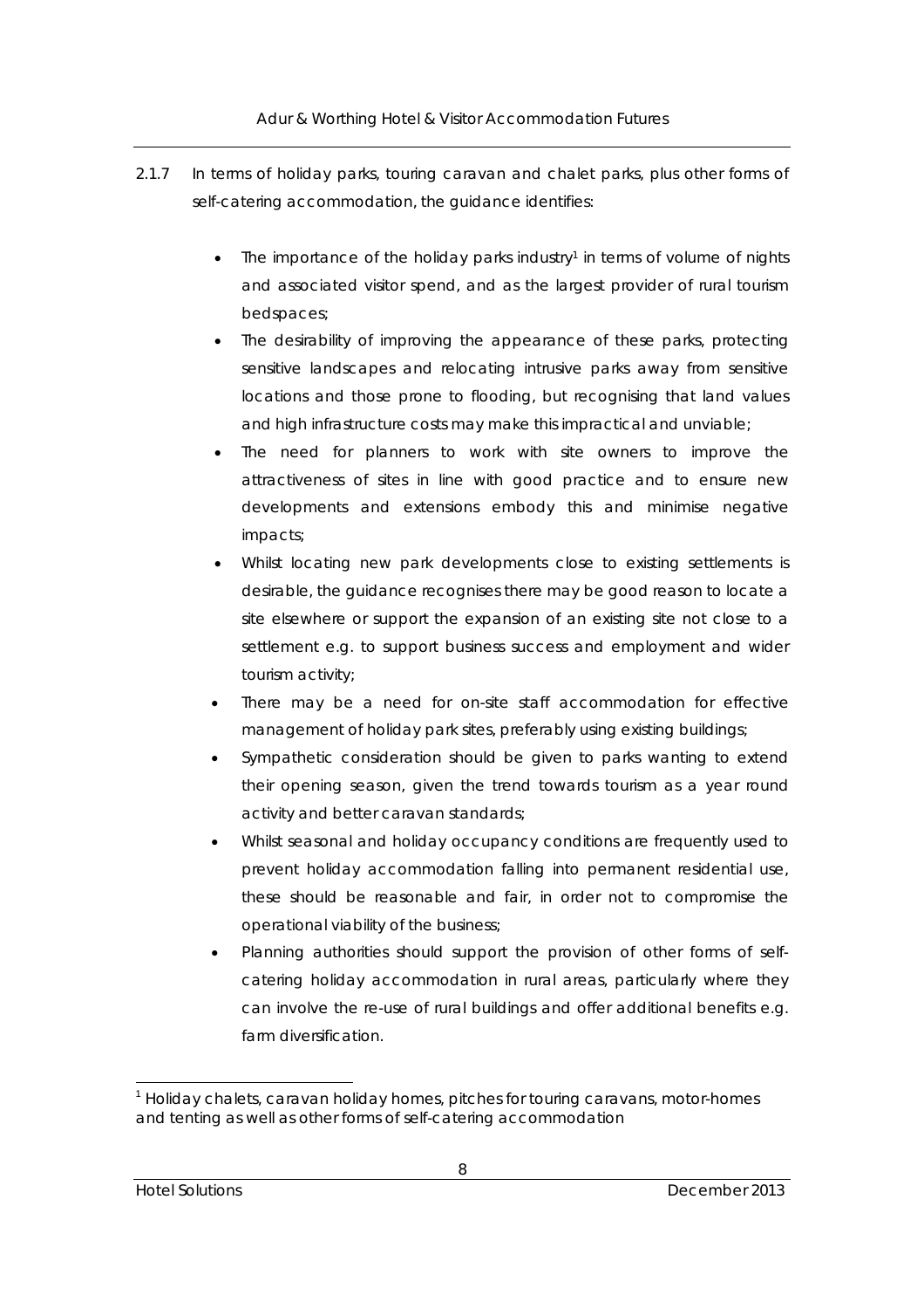2.1.7 In terms of holiday parks, touring caravan and chalet parks, plus other forms of self-catering accommodation, the guidance identifies:

- The importance of the holiday parks industry[1] in terms of volume of nights and associated visitor spend, and as the largest provider of rural tourism bedspaces;
- The desirability of improving the appearance of these parks, protecting sensitive landscapes and relocating intrusive parks away from sensitive locations and those prone to flooding, but recognising that land values and high infrastructure costs may make this impractical and unviable;
- The need for planners to work with site owners to improve the attractiveness of sites in line with good practice and to ensure new developments and extensions embody this and minimise negative impacts;
- Whilst locating new park developments close to existing settlements is desirable, the guidance recognises there may be good reason to locate a site elsewhere or support the expansion of an existing site not close to a settlement e.g. to support business success and employment and wider tourism activity;
- There may be a need for on-site staff accommodation for effective management of holiday park sites, preferably using existing buildings;
- Sympathetic consideration should be given to parks wanting to extend their opening season, given the trend towards tourism as a year round activity and better caravan standards;
- Whilst seasonal and holiday occupancy conditions are frequently used to prevent holiday accommodation falling into permanent residential use, these should be reasonable and fair, in order not to compromise the operational viability of the business;
- Planning authorities should support the provision of other forms of self-catering holiday accommodation in rural areas, particularly where they can involve the re-use of rural buildings and offer additional benefits e.g. farm diversification.

[1] Holiday chalets, caravan holiday homes, pitches for touring caravans, motor-homes and tenting as well as other forms of self-catering accommodation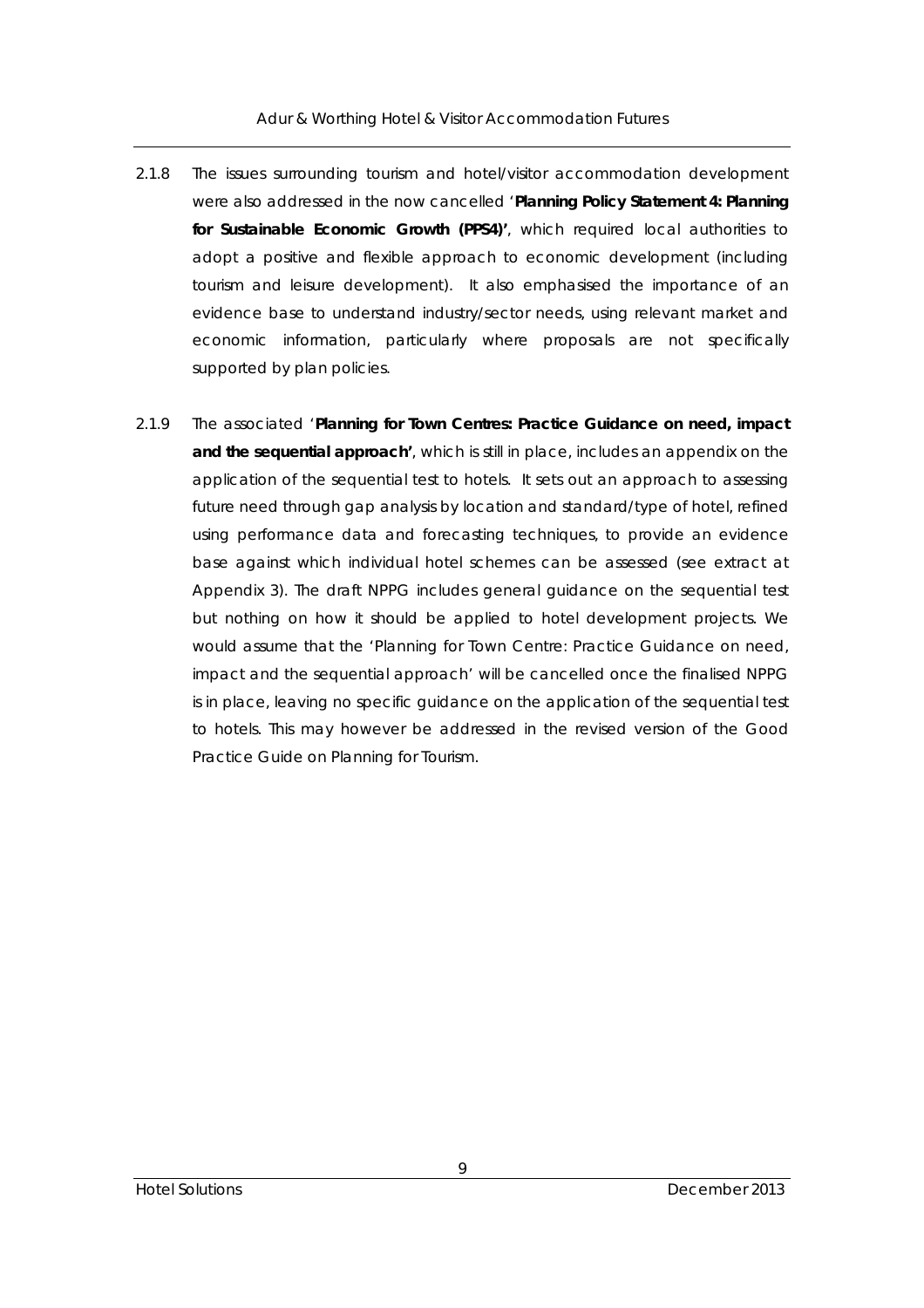2.1.8 The issues surrounding tourism and hotel/visitor accommodation development were also addressed in the now cancelled '**Planning Policy Statement 4: Planning for Sustainable Economic Growth (PPS4)'**, which required local authorities to adopt a positive and flexible approach to economic development (including tourism and leisure development). It also emphasised the importance of an evidence base to understand industry/sector needs, using relevant market and economic information, particularly where proposals are not specifically supported by plan policies.

2.1.9 The associated '**Planning for Town Centres: Practice Guidance on need, impact and the sequential approach'**, which is still in place, includes an appendix on the application of the sequential test to hotels. It sets out an approach to assessing future need through gap analysis by location and standard/type of hotel, refined using performance data and forecasting techniques, to provide an evidence base against which individual hotel schemes can be assessed (see extract at Appendix 3). The draft NPPG includes general guidance on the sequential test but nothing on how it should be applied to hotel development projects. We would assume that the 'Planning for Town Centre: Practice Guidance on need, impact and the sequential approach' will be cancelled once the finalised NPPG is in place, leaving no specific guidance on the application of the sequential test to hotels. This may however be addressed in the revised version of the Good Practice Guide on Planning for Tourism.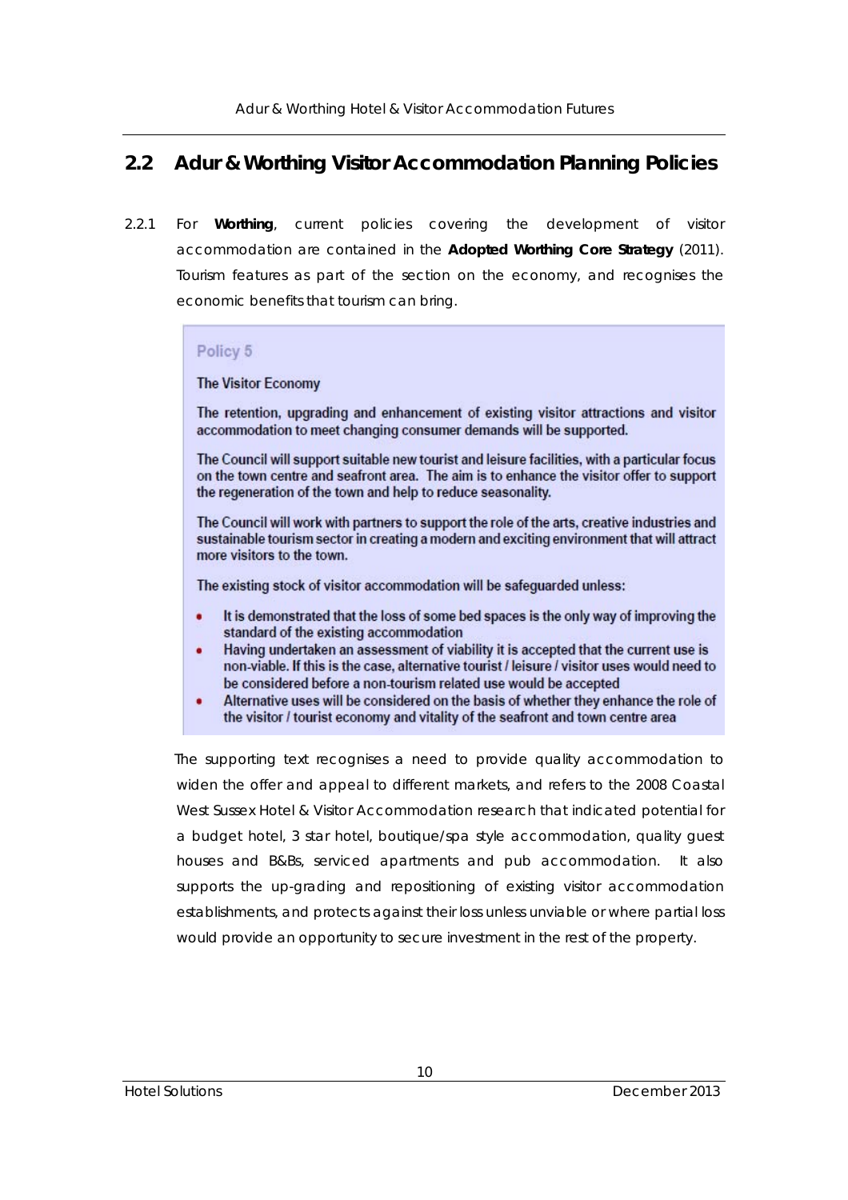## 2.2 Adur & Worthing Visitor Accommodation Planning Policies

2.2.1 For **Worthing**, current policies covering the development of visitor accommodation are contained in the **Adopted Worthing Core Strategy** (2011). Tourism features as part of the section on the economy, and recognises the economic benefits that tourism can bring.

> **Policy 5**
>
> The Visitor Economy
>
> The retention, upgrading and enhancement of existing visitor attractions and visitor accommodation to meet changing consumer demands will be supported.
>
> The Council will support suitable new tourist and leisure facilities, with a particular focus on the town centre and seafront area. The aim is to enhance the visitor offer to support the regeneration of the town and help to reduce seasonality.
>
> The Council will work with partners to support the role of the arts, creative industries and sustainable tourism sector in creating a modern and exciting environment that will attract more visitors to the town.
>
> The existing stock of visitor accommodation will be safeguarded unless:
>
> - It is demonstrated that the loss of some bed spaces is the only way of improving the standard of the existing accommodation
> - Having undertaken an assessment of viability it is accepted that the current use is non-viable. If this is the case, alternative tourist / leisure / visitor uses would need to be considered before a non-tourism related use would be accepted
> - Alternative uses will be considered on the basis of whether they enhance the role of the visitor / tourist economy and vitality of the seafront and town centre area

The supporting text recognises a need to provide quality accommodation to widen the offer and appeal to different markets, and refers to the 2008 Coastal West Sussex Hotel & Visitor Accommodation research that indicated potential for a budget hotel, 3 star hotel, boutique/spa style accommodation, quality guest houses and B&Bs, serviced apartments and pub accommodation. It also supports the up-grading and repositioning of existing visitor accommodation establishments, and protects against their loss unless unviable or where partial loss would provide an opportunity to secure investment in the rest of the property.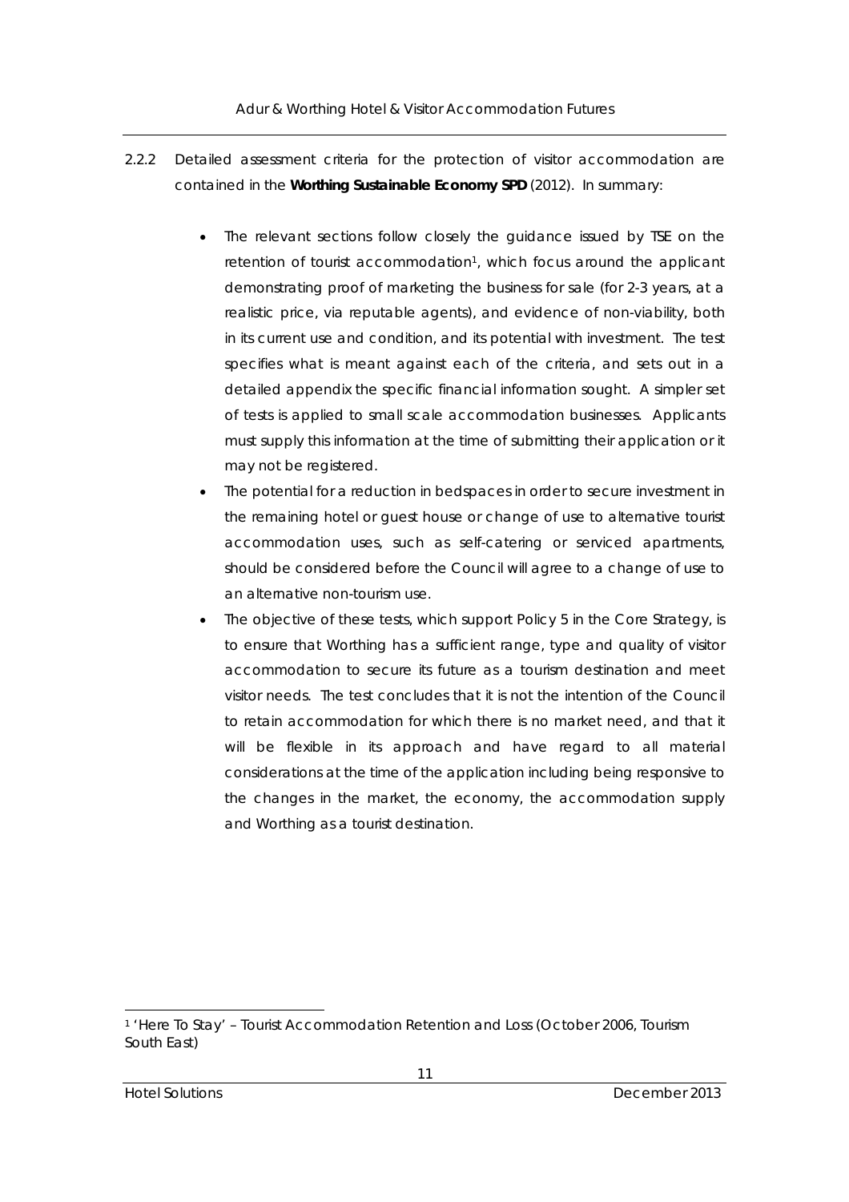2.2.2 Detailed assessment criteria for the protection of visitor accommodation are contained in the **Worthing Sustainable Economy SPD** (2012). In summary:

- The relevant sections follow closely the guidance issued by TSE on the retention of tourist accommodation[1], which focus around the applicant demonstrating proof of marketing the business for sale (for 2-3 years, at a realistic price, via reputable agents), and evidence of non-viability, both in its current use and condition, and its potential with investment. The test specifies what is meant against each of the criteria, and sets out in a detailed appendix the specific financial information sought. A simpler set of tests is applied to small scale accommodation businesses. Applicants must supply this information at the time of submitting their application or it may not be registered.
- The potential for a reduction in bedspaces in order to secure investment in the remaining hotel or guest house or change of use to alternative tourist accommodation uses, such as self-catering or serviced apartments, should be considered before the Council will agree to a change of use to an alternative non-tourism use.
- The objective of these tests, which support Policy 5 in the Core Strategy, is to ensure that Worthing has a sufficient range, type and quality of visitor accommodation to secure its future as a tourism destination and meet visitor needs. The test concludes that it is not the intention of the Council to retain accommodation for which there is no market need, and that it will be flexible in its approach and have regard to all material considerations at the time of the application including being responsive to the changes in the market, the economy, the accommodation supply and Worthing as a tourist destination.

[1] 'Here To Stay' – Tourist Accommodation Retention and Loss (October 2006, Tourism South East)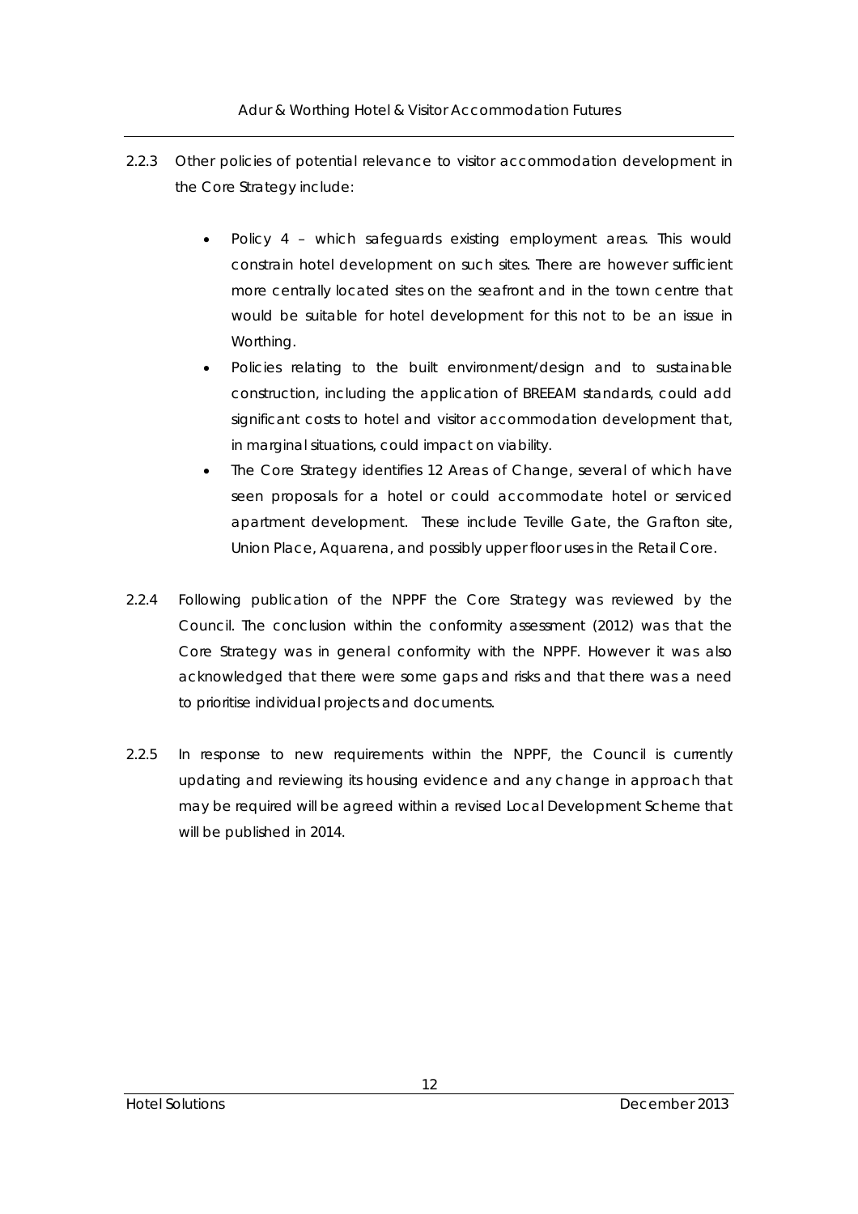2.2.3 Other policies of potential relevance to visitor accommodation development in the Core Strategy include:

- Policy 4 – which safeguards existing employment areas. This would constrain hotel development on such sites. There are however sufficient more centrally located sites on the seafront and in the town centre that would be suitable for hotel development for this not to be an issue in Worthing.
- Policies relating to the built environment/design and to sustainable construction, including the application of BREEAM standards, could add significant costs to hotel and visitor accommodation development that, in marginal situations, could impact on viability.
- The Core Strategy identifies 12 Areas of Change, several of which have seen proposals for a hotel or could accommodate hotel or serviced apartment development. These include Teville Gate, the Grafton site, Union Place, Aquarena, and possibly upper floor uses in the Retail Core.

2.2.4 Following publication of the NPPF the Core Strategy was reviewed by the Council. The conclusion within the conformity assessment (2012) was that the Core Strategy was in general conformity with the NPPF. However it was also acknowledged that there were some gaps and risks and that there was a need to prioritise individual projects and documents.

2.2.5 In response to new requirements within the NPPF, the Council is currently updating and reviewing its housing evidence and any change in approach that may be required will be agreed within a revised Local Development Scheme that will be published in 2014.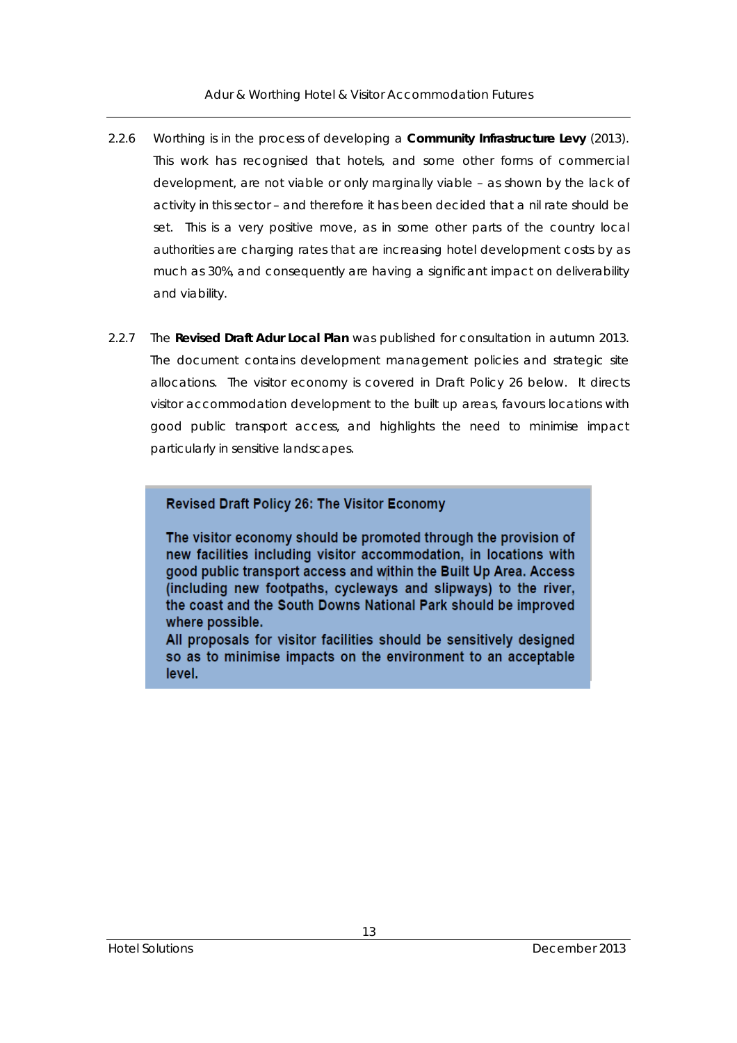2.2.6 Worthing is in the process of developing a **Community Infrastructure Levy** (2013). This work has recognised that hotels, and some other forms of commercial development, are not viable or only marginally viable – as shown by the lack of activity in this sector – and therefore it has been decided that a nil rate should be set. This is a very positive move, as in some other parts of the country local authorities are charging rates that are increasing hotel development costs by as much as 30%, and consequently are having a significant impact on deliverability and viability.

2.2.7 The **Revised Draft Adur Local Plan** was published for consultation in autumn 2013. The document contains development management policies and strategic site allocations. The visitor economy is covered in Draft Policy 26 below. It directs visitor accommodation development to the built up areas, favours locations with good public transport access, and highlights the need to minimise impact particularly in sensitive landscapes.

> **Revised Draft Policy 26: The Visitor Economy**
>
> **The visitor economy should be promoted through the provision of new facilities including visitor accommodation, in locations with good public transport access and within the Built Up Area. Access (including new footpaths, cycleways and slipways) to the river, the coast and the South Downs National Park should be improved where possible.**
> **All proposals for visitor facilities should be sensitively designed so as to minimise impacts on the environment to an acceptable level.**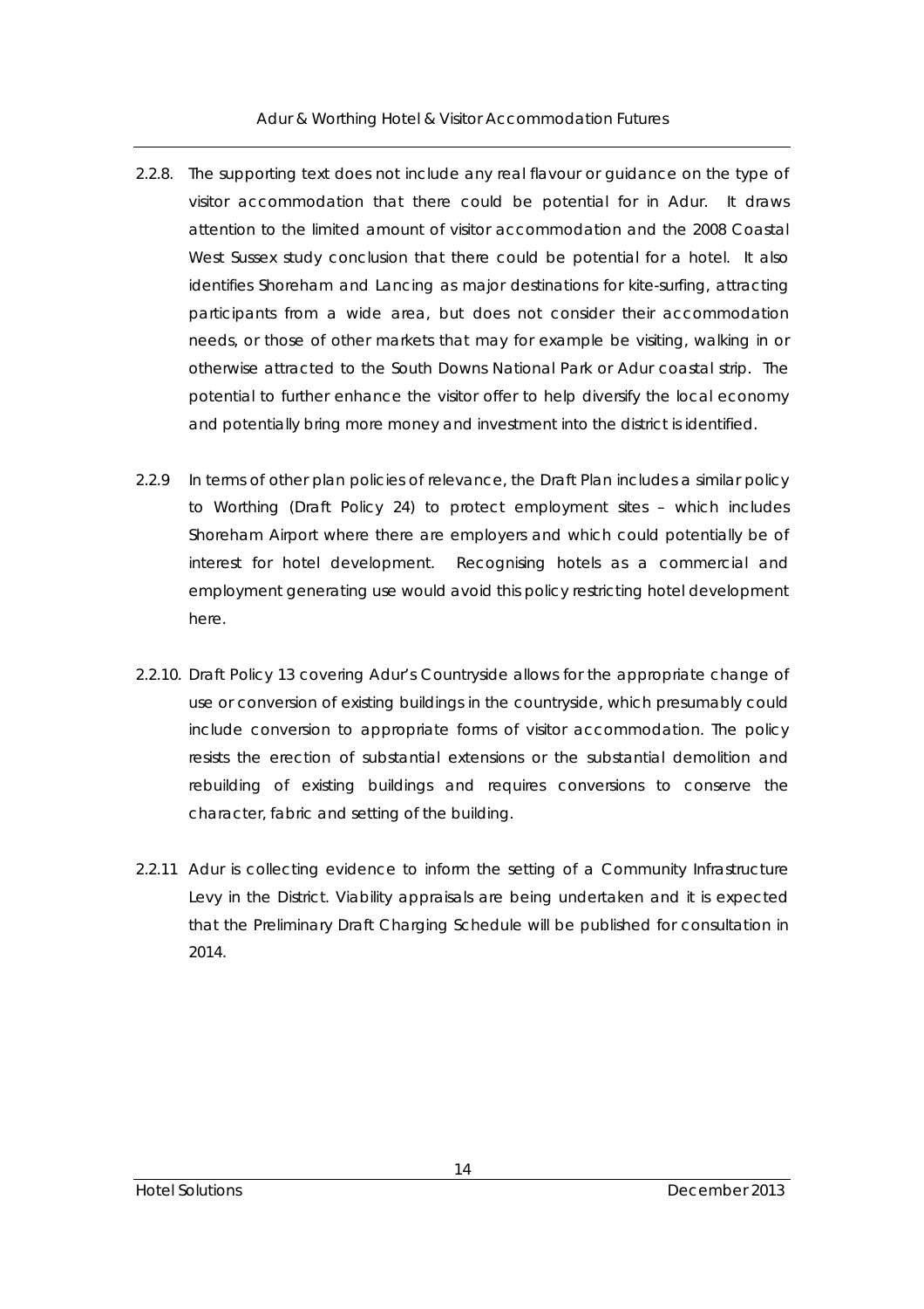2.2.8. The supporting text does not include any real flavour or guidance on the type of visitor accommodation that there could be potential for in Adur. It draws attention to the limited amount of visitor accommodation and the 2008 Coastal West Sussex study conclusion that there could be potential for a hotel. It also identifies Shoreham and Lancing as major destinations for kite-surfing, attracting participants from a wide area, but does not consider their accommodation needs, or those of other markets that may for example be visiting, walking in or otherwise attracted to the South Downs National Park or Adur coastal strip. The potential to further enhance the visitor offer to help diversify the local economy and potentially bring more money and investment into the district is identified.

2.2.9 In terms of other plan policies of relevance, the Draft Plan includes a similar policy to Worthing (Draft Policy 24) to protect employment sites – which includes Shoreham Airport where there are employers and which could potentially be of interest for hotel development. Recognising hotels as a commercial and employment generating use would avoid this policy restricting hotel development here.

2.2.10. Draft Policy 13 covering Adur's Countryside allows for the appropriate change of use or conversion of existing buildings in the countryside, which presumably could include conversion to appropriate forms of visitor accommodation. The policy resists the erection of substantial extensions or the substantial demolition and rebuilding of existing buildings and requires conversions to conserve the character, fabric and setting of the building.

2.2.11 Adur is collecting evidence to inform the setting of a Community Infrastructure Levy in the District. Viability appraisals are being undertaken and it is expected that the Preliminary Draft Charging Schedule will be published for consultation in 2014.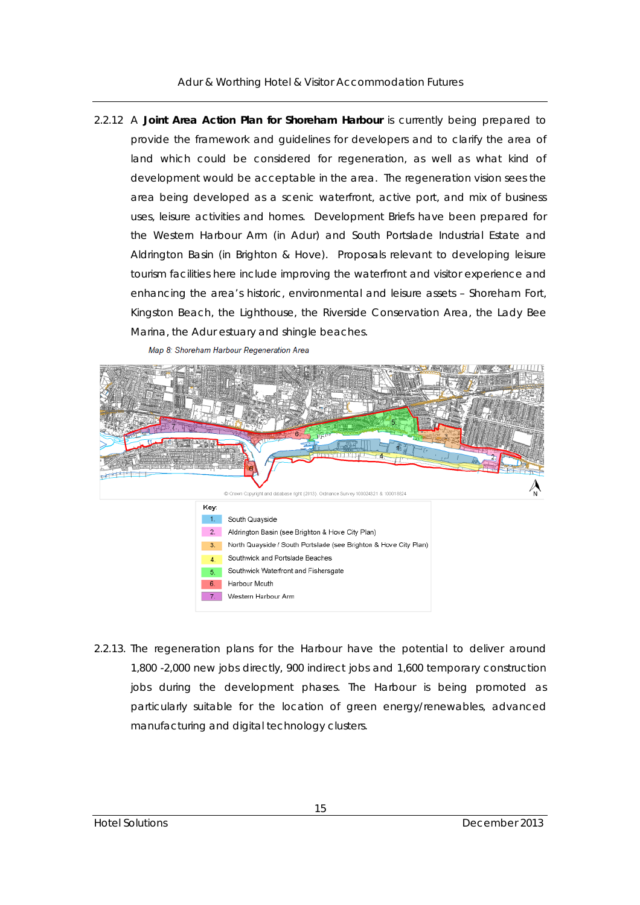2.2.12 A **Joint Area Action Plan for Shoreham Harbour** is currently being prepared to provide the framework and guidelines for developers and to clarify the area of land which could be considered for regeneration, as well as what kind of development would be acceptable in the area. The regeneration vision sees the area being developed as a scenic waterfront, active port, and mix of business uses, leisure activities and homes. Development Briefs have been prepared for the Western Harbour Arm (in Adur) and South Portslade Industrial Estate and Aldrington Basin (in Brighton & Hove). Proposals relevant to developing leisure tourism facilities here include improving the waterfront and visitor experience and enhancing the area's historic, environmental and leisure assets – Shoreham Fort, Kingston Beach, the Lighthouse, the Riverside Conservation Area, the Lady Bee Marina, the Adur estuary and shingle beaches.

*Map 8: Shoreham Harbour Regeneration Area*

© Crown Copyright and database right (2013). Ordnance Survey 100024321 & 100018824

Key:

1. South Quayside
2. Aldrington Basin (see Brighton & Hove City Plan)
3. North Quayside / South Portslade (see Brighton & Hove City Plan)
4. Southwick and Portslade Beaches
5. Southwick Waterfront and Fishersgate
6. Harbour Mouth
7. Western Harbour Arm

2.2.13. The regeneration plans for the Harbour have the potential to deliver around 1,800 -2,000 new jobs directly, 900 indirect jobs and 1,600 temporary construction jobs during the development phases. The Harbour is being promoted as particularly suitable for the location of green energy/renewables, advanced manufacturing and digital technology clusters.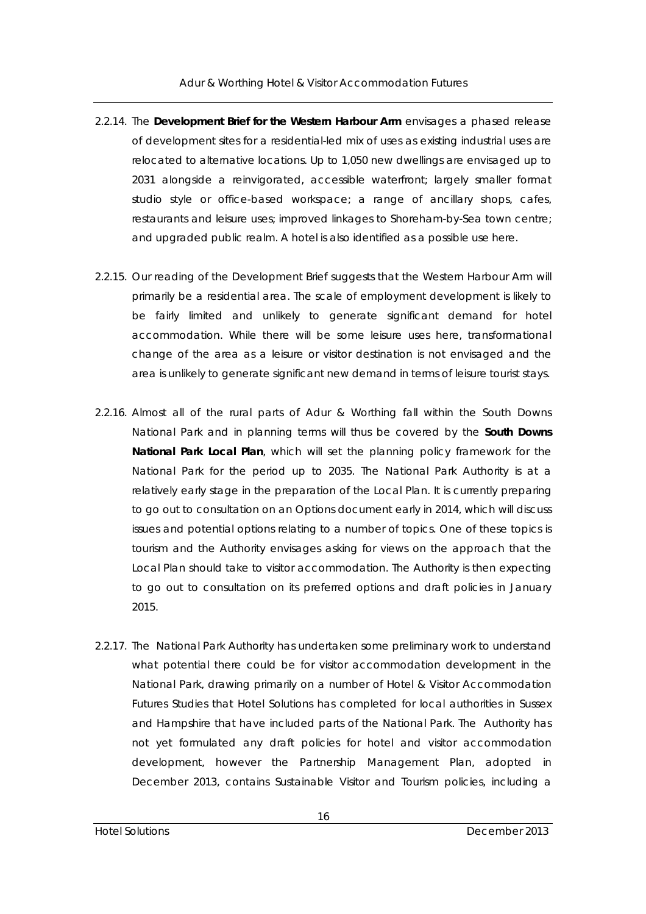2.2.14. The **Development Brief for the Western Harbour Arm** envisages a phased release of development sites for a residential-led mix of uses as existing industrial uses are relocated to alternative locations. Up to 1,050 new dwellings are envisaged up to 2031 alongside a reinvigorated, accessible waterfront; largely smaller format studio style or office-based workspace; a range of ancillary shops, cafes, restaurants and leisure uses; improved linkages to Shoreham-by-Sea town centre; and upgraded public realm. A hotel is also identified as a possible use here.

2.2.15. Our reading of the Development Brief suggests that the Western Harbour Arm will primarily be a residential area. The scale of employment development is likely to be fairly limited and unlikely to generate significant demand for hotel accommodation. While there will be some leisure uses here, transformational change of the area as a leisure or visitor destination is not envisaged and the area is unlikely to generate significant new demand in terms of leisure tourist stays.

2.2.16. Almost all of the rural parts of Adur & Worthing fall within the South Downs National Park and in planning terms will thus be covered by the **South Downs National Park Local Plan**, which will set the planning policy framework for the National Park for the period up to 2035. The National Park Authority is at a relatively early stage in the preparation of the Local Plan. It is currently preparing to go out to consultation on an Options document early in 2014, which will discuss issues and potential options relating to a number of topics. One of these topics is tourism and the Authority envisages asking for views on the approach that the Local Plan should take to visitor accommodation. The Authority is then expecting to go out to consultation on its preferred options and draft policies in January 2015.

2.2.17. The National Park Authority has undertaken some preliminary work to understand what potential there could be for visitor accommodation development in the National Park, drawing primarily on a number of Hotel & Visitor Accommodation Futures Studies that Hotel Solutions has completed for local authorities in Sussex and Hampshire that have included parts of the National Park. The Authority has not yet formulated any draft policies for hotel and visitor accommodation development, however the Partnership Management Plan, adopted in December 2013, contains Sustainable Visitor and Tourism policies, including a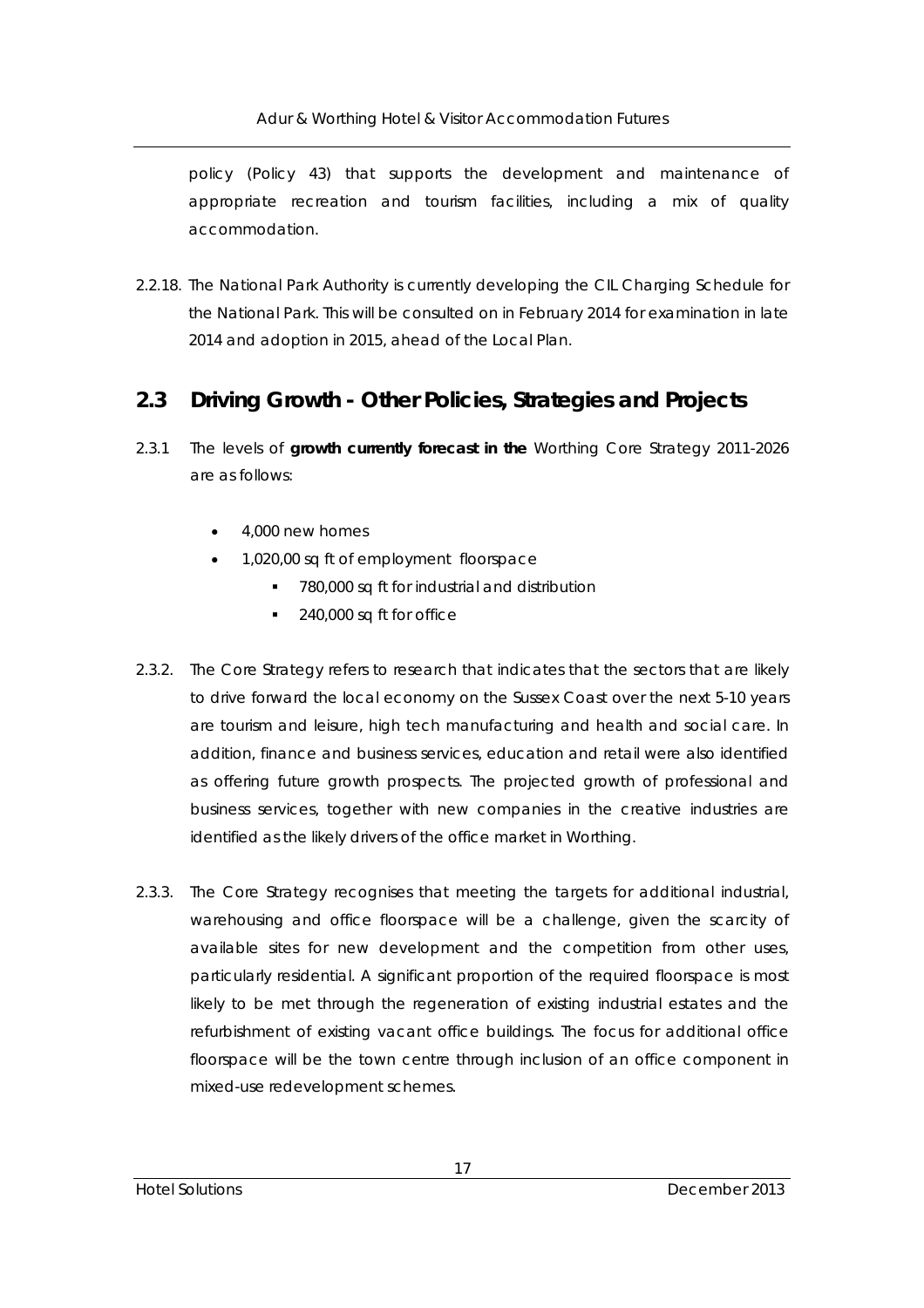policy (Policy 43) that supports the development and maintenance of appropriate recreation and tourism facilities, including a mix of quality accommodation.

2.2.18. The National Park Authority is currently developing the CIL Charging Schedule for the National Park. This will be consulted on in February 2014 for examination in late 2014 and adoption in 2015, ahead of the Local Plan.

## 2.3 Driving Growth - Other Policies, Strategies and Projects

2.3.1 The levels of **growth currently forecast in the** Worthing Core Strategy 2011-2026 are as follows:

- 4,000 new homes
- 1,020,00 sq ft of employment floorspace
  - 780,000 sq ft for industrial and distribution
  - 240,000 sq ft for office

2.3.2. The Core Strategy refers to research that indicates that the sectors that are likely to drive forward the local economy on the Sussex Coast over the next 5-10 years are tourism and leisure, high tech manufacturing and health and social care. In addition, finance and business services, education and retail were also identified as offering future growth prospects. The projected growth of professional and business services, together with new companies in the creative industries are identified as the likely drivers of the office market in Worthing.

2.3.3. The Core Strategy recognises that meeting the targets for additional industrial, warehousing and office floorspace will be a challenge, given the scarcity of available sites for new development and the competition from other uses, particularly residential. A significant proportion of the required floorspace is most likely to be met through the regeneration of existing industrial estates and the refurbishment of existing vacant office buildings. The focus for additional office floorspace will be the town centre through inclusion of an office component in mixed-use redevelopment schemes.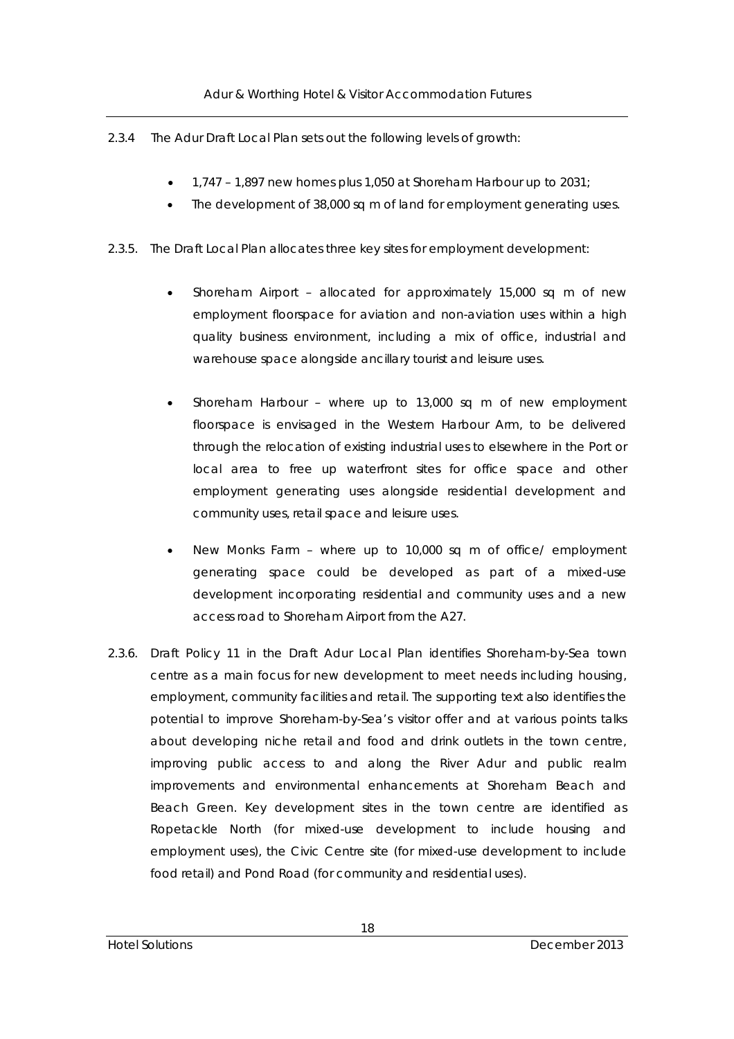2.3.4 The Adur Draft Local Plan sets out the following levels of growth:

- 1,747 – 1,897 new homes plus 1,050 at Shoreham Harbour up to 2031;
- The development of 38,000 sq m of land for employment generating uses.

2.3.5. The Draft Local Plan allocates three key sites for employment development:

- Shoreham Airport – allocated for approximately 15,000 sq m of new employment floorspace for aviation and non-aviation uses within a high quality business environment, including a mix of office, industrial and warehouse space alongside ancillary tourist and leisure uses.

- Shoreham Harbour – where up to 13,000 sq m of new employment floorspace is envisaged in the Western Harbour Arm, to be delivered through the relocation of existing industrial uses to elsewhere in the Port or local area to free up waterfront sites for office space and other employment generating uses alongside residential development and community uses, retail space and leisure uses.

- New Monks Farm – where up to 10,000 sq m of office/ employment generating space could be developed as part of a mixed-use development incorporating residential and community uses and a new access road to Shoreham Airport from the A27.

2.3.6. Draft Policy 11 in the Draft Adur Local Plan identifies Shoreham-by-Sea town centre as a main focus for new development to meet needs including housing, employment, community facilities and retail. The supporting text also identifies the potential to improve Shoreham-by-Sea's visitor offer and at various points talks about developing niche retail and food and drink outlets in the town centre, improving public access to and along the River Adur and public realm improvements and environmental enhancements at Shoreham Beach and Beach Green. Key development sites in the town centre are identified as Ropetackle North (for mixed-use development to include housing and employment uses), the Civic Centre site (for mixed-use development to include food retail) and Pond Road (for community and residential uses).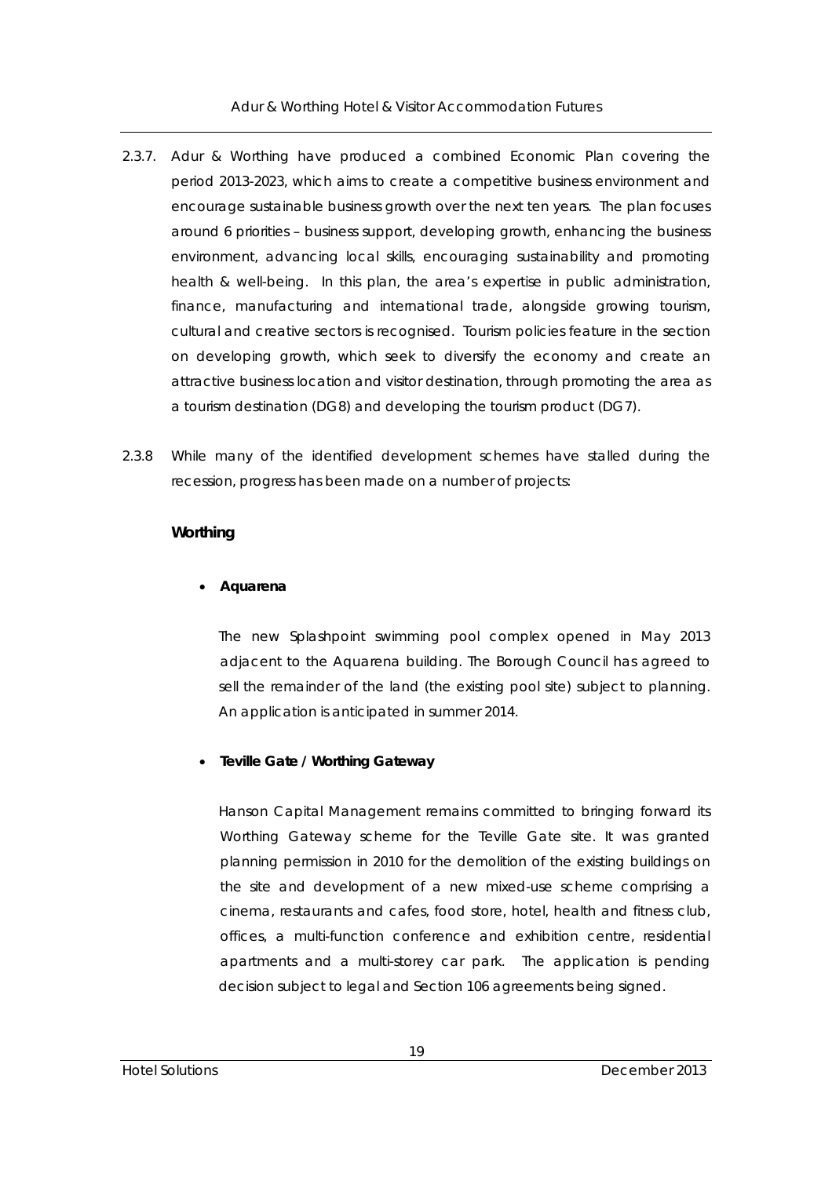2.3.7. Adur & Worthing have produced a combined Economic Plan covering the period 2013-2023, which aims to create a competitive business environment and encourage sustainable business growth over the next ten years. The plan focuses around 6 priorities – business support, developing growth, enhancing the business environment, advancing local skills, encouraging sustainability and promoting health & well-being. In this plan, the area's expertise in public administration, finance, manufacturing and international trade, alongside growing tourism, cultural and creative sectors is recognised. Tourism policies feature in the section on developing growth, which seek to diversify the economy and create an attractive business location and visitor destination, through promoting the area as a tourism destination (DG8) and developing the tourism product (DG7).

2.3.8 While many of the identified development schemes have stalled during the recession, progress has been made on a number of projects:

**Worthing**

- **Aquarena**

  The new Splashpoint swimming pool complex opened in May 2013 adjacent to the Aquarena building. The Borough Council has agreed to sell the remainder of the land (the existing pool site) subject to planning. An application is anticipated in summer 2014.

- **Teville Gate / Worthing Gateway**

  Hanson Capital Management remains committed to bringing forward its Worthing Gateway scheme for the Teville Gate site. It was granted planning permission in 2010 for the demolition of the existing buildings on the site and development of a new mixed-use scheme comprising a cinema, restaurants and cafes, food store, hotel, health and fitness club, offices, a multi-function conference and exhibition centre, residential apartments and a multi-storey car park. The application is pending decision subject to legal and Section 106 agreements being signed.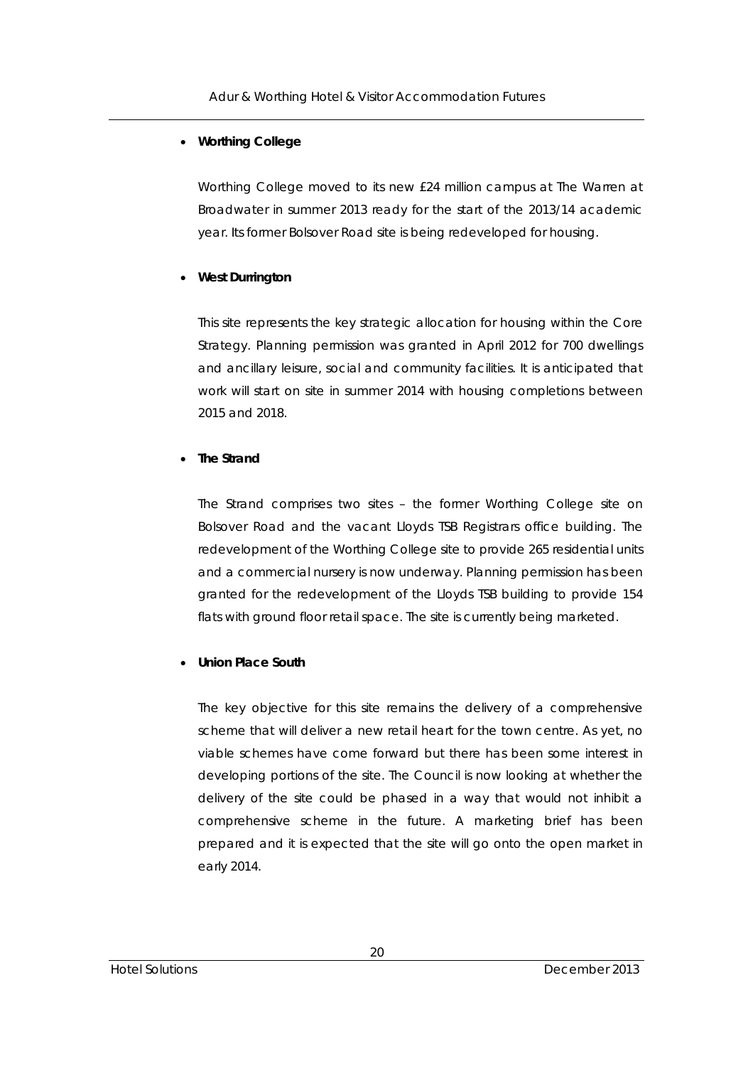- **Worthing College**

  Worthing College moved to its new £24 million campus at The Warren at Broadwater in summer 2013 ready for the start of the 2013/14 academic year. Its former Bolsover Road site is being redeveloped for housing.

- **West Durrington**

  This site represents the key strategic allocation for housing within the Core Strategy. Planning permission was granted in April 2012 for 700 dwellings and ancillary leisure, social and community facilities. It is anticipated that work will start on site in summer 2014 with housing completions between 2015 and 2018.

- **The Strand**

  The Strand comprises two sites – the former Worthing College site on Bolsover Road and the vacant Lloyds TSB Registrars office building. The redevelopment of the Worthing College site to provide 265 residential units and a commercial nursery is now underway. Planning permission has been granted for the redevelopment of the Lloyds TSB building to provide 154 flats with ground floor retail space. The site is currently being marketed.

- **Union Place South**

  The key objective for this site remains the delivery of a comprehensive scheme that will deliver a new retail heart for the town centre. As yet, no viable schemes have come forward but there has been some interest in developing portions of the site. The Council is now looking at whether the delivery of the site could be phased in a way that would not inhibit a comprehensive scheme in the future. A marketing brief has been prepared and it is expected that the site will go onto the open market in early 2014.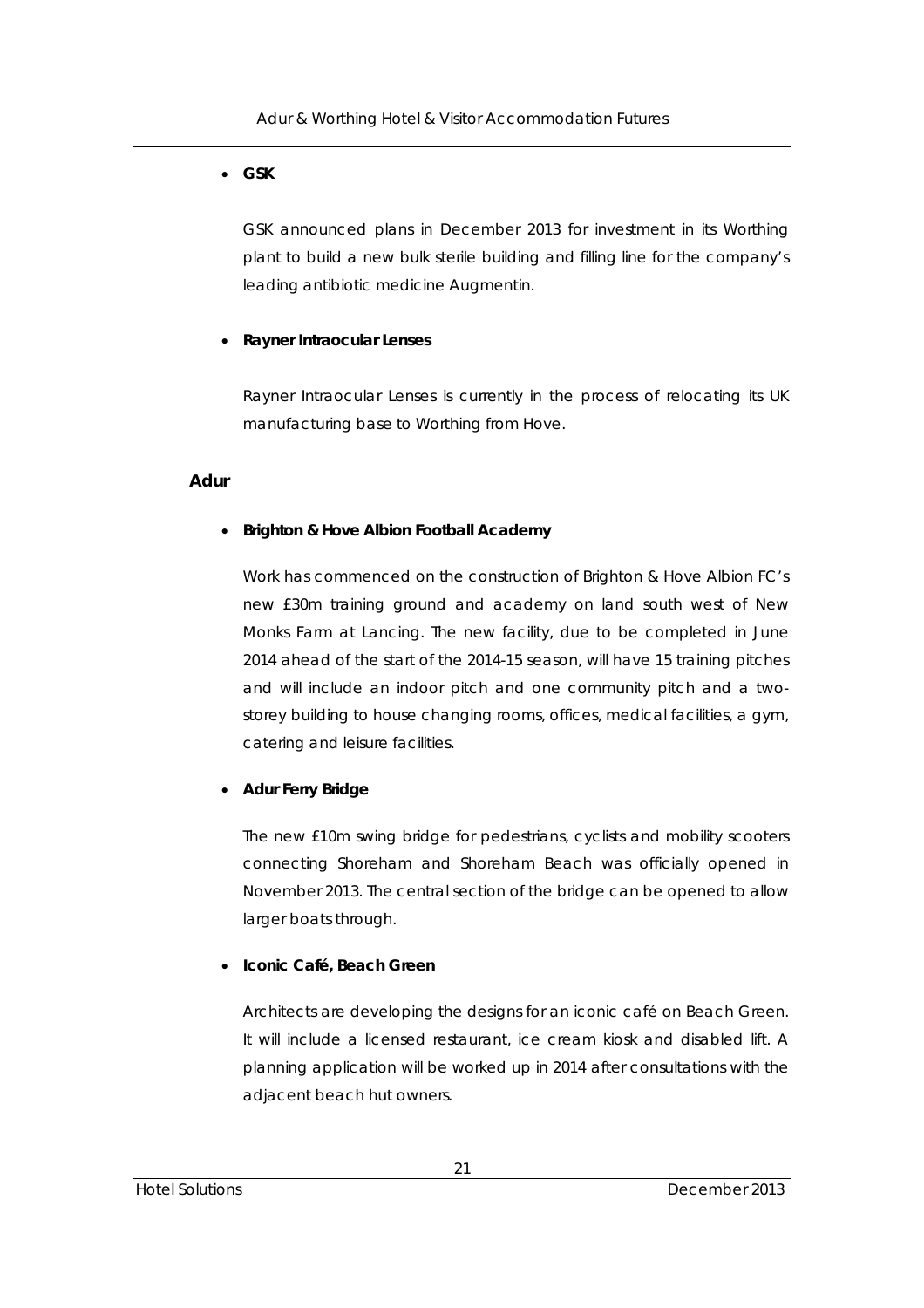- **GSK**

  GSK announced plans in December 2013 for investment in its Worthing plant to build a new bulk sterile building and filling line for the company's leading antibiotic medicine Augmentin.

- **Rayner Intraocular Lenses**

  Rayner Intraocular Lenses is currently in the process of relocating its UK manufacturing base to Worthing from Hove.

### Adur

- **Brighton & Hove Albion Football Academy**

  Work has commenced on the construction of Brighton & Hove Albion FC's new £30m training ground and academy on land south west of New Monks Farm at Lancing. The new facility, due to be completed in June 2014 ahead of the start of the 2014-15 season, will have 15 training pitches and will include an indoor pitch and one community pitch and a two-storey building to house changing rooms, offices, medical facilities, a gym, catering and leisure facilities.

- **Adur Ferry Bridge**

  The new £10m swing bridge for pedestrians, cyclists and mobility scooters connecting Shoreham and Shoreham Beach was officially opened in November 2013. The central section of the bridge can be opened to allow larger boats through.

- **Iconic Café, Beach Green**

  Architects are developing the designs for an iconic café on Beach Green. It will include a licensed restaurant, ice cream kiosk and disabled lift. A planning application will be worked up in 2014 after consultations with the adjacent beach hut owners.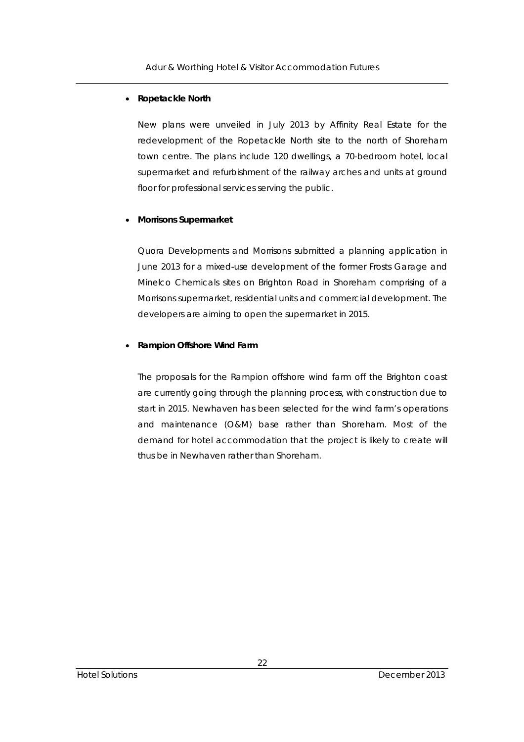- **Ropetackle North**

  New plans were unveiled in July 2013 by Affinity Real Estate for the redevelopment of the Ropetackle North site to the north of Shoreham town centre. The plans include 120 dwellings, a 70-bedroom hotel, local supermarket and refurbishment of the railway arches and units at ground floor for professional services serving the public.

- **Morrisons Supermarket**

  Quora Developments and Morrisons submitted a planning application in June 2013 for a mixed-use development of the former Frosts Garage and Minelco Chemicals sites on Brighton Road in Shoreham comprising of a Morrisons supermarket, residential units and commercial development. The developers are aiming to open the supermarket in 2015.

- **Rampion Offshore Wind Farm**

  The proposals for the Rampion offshore wind farm off the Brighton coast are currently going through the planning process, with construction due to start in 2015. Newhaven has been selected for the wind farm's operations and maintenance (O&M) base rather than Shoreham. Most of the demand for hotel accommodation that the project is likely to create will thus be in Newhaven rather than Shoreham.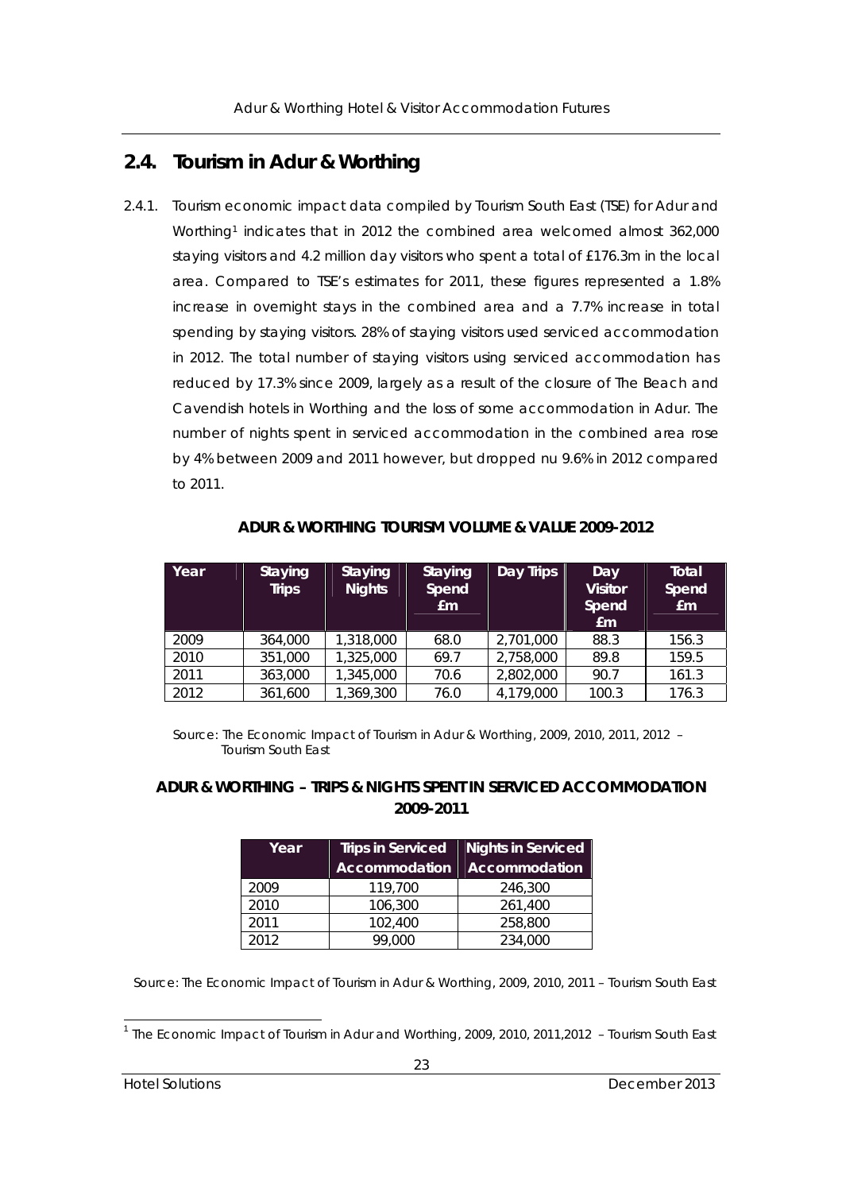## 2.4. Tourism in Adur & Worthing

2.4.1. Tourism economic impact data compiled by Tourism South East (TSE) for Adur and Worthing[1] indicates that in 2012 the combined area welcomed almost 362,000 staying visitors and 4.2 million day visitors who spent a total of £176.3m in the local area. Compared to TSE's estimates for 2011, these figures represented a 1.8% increase in overnight stays in the combined area and a 7.7% increase in total spending by staying visitors. 28% of staying visitors used serviced accommodation in 2012. The total number of staying visitors using serviced accommodation has reduced by 17.3% since 2009, largely as a result of the closure of The Beach and Cavendish hotels in Worthing and the loss of some accommodation in Adur. The number of nights spent in serviced accommodation in the combined area rose by 4% between 2009 and 2011 however, but dropped nu 9.6% in 2012 compared to 2011.

**ADUR & WORTHING TOURISM VOLUME & VALUE 2009-2012**

| Year | Staying Trips | Staying Nights | Staying Spend £m | Day Trips | Day Visitor Spend £m | Total Spend £m |
|---|---|---|---|---|---|---|
| 2009 | 364,000 | 1,318,000 | 68.0 | 2,701,000 | 88.3 | 156.3 |
| 2010 | 351,000 | 1,325,000 | 69.7 | 2,758,000 | 89.8 | 159.5 |
| 2011 | 363,000 | 1,345,000 | 70.6 | 2,802,000 | 90.7 | 161.3 |
| 2012 | 361,600 | 1,369,300 | 76.0 | 4,179,000 | 100.3 | 176.3 |

Source: The Economic Impact of Tourism in Adur & Worthing, 2009, 2010, 2011, 2012 – Tourism South East

**ADUR & WORTHING – TRIPS & NIGHTS SPENT IN SERVICED ACCOMMODATION 2009-2011**

| Year | Trips in Serviced Accommodation | Nights in Serviced Accommodation |
|---|---|---|
| 2009 | 119,700 | 246,300 |
| 2010 | 106,300 | 261,400 |
| 2011 | 102,400 | 258,800 |
| 2012 | 99,000 | 234,000 |

Source: The Economic Impact of Tourism in Adur & Worthing, 2009, 2010, 2011 – Tourism South East

[1] The Economic Impact of Tourism in Adur and Worthing, 2009, 2010, 2011,2012 – Tourism South East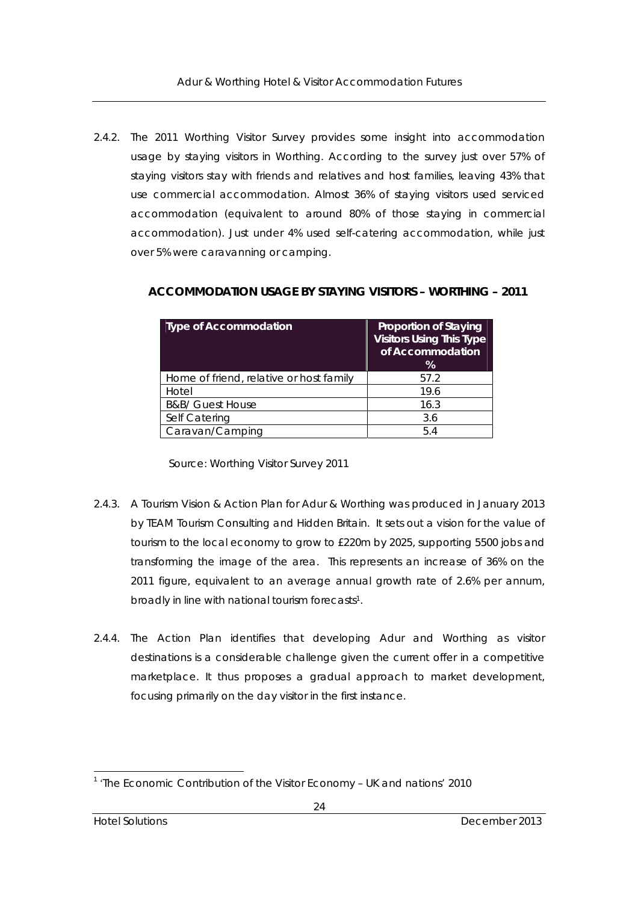2.4.2. The 2011 Worthing Visitor Survey provides some insight into accommodation usage by staying visitors in Worthing. According to the survey just over 57% of staying visitors stay with friends and relatives and host families, leaving 43% that use commercial accommodation. Almost 36% of staying visitors used serviced accommodation (equivalent to around 80% of those staying in commercial accommodation). Just under 4% used self-catering accommodation, while just over 5% were caravanning or camping.

**ACCOMMODATION USAGE BY STAYING VISITORS – WORTHING – 2011**

| Type of Accommodation | Proportion of Staying Visitors Using This Type of Accommodation % |
|---|---|
| Home of friend, relative or host family | 57.2 |
| Hotel | 19.6 |
| B&B/ Guest House | 16.3 |
| Self Catering | 3.6 |
| Caravan/Camping | 5.4 |

Source: Worthing Visitor Survey 2011

2.4.3. A Tourism Vision & Action Plan for Adur & Worthing was produced in January 2013 by TEAM Tourism Consulting and Hidden Britain. It sets out a vision for the value of tourism to the local economy to grow to £220m by 2025, supporting 5500 jobs and transforming the image of the area. This represents an increase of 36% on the 2011 figure, equivalent to an average annual growth rate of 2.6% per annum, broadly in line with national tourism forecasts[1].

2.4.4. The Action Plan identifies that developing Adur and Worthing as visitor destinations is a considerable challenge given the current offer in a competitive marketplace. It thus proposes a gradual approach to market development, focusing primarily on the day visitor in the first instance.

[1] 'The Economic Contribution of the Visitor Economy – UK and nations' 2010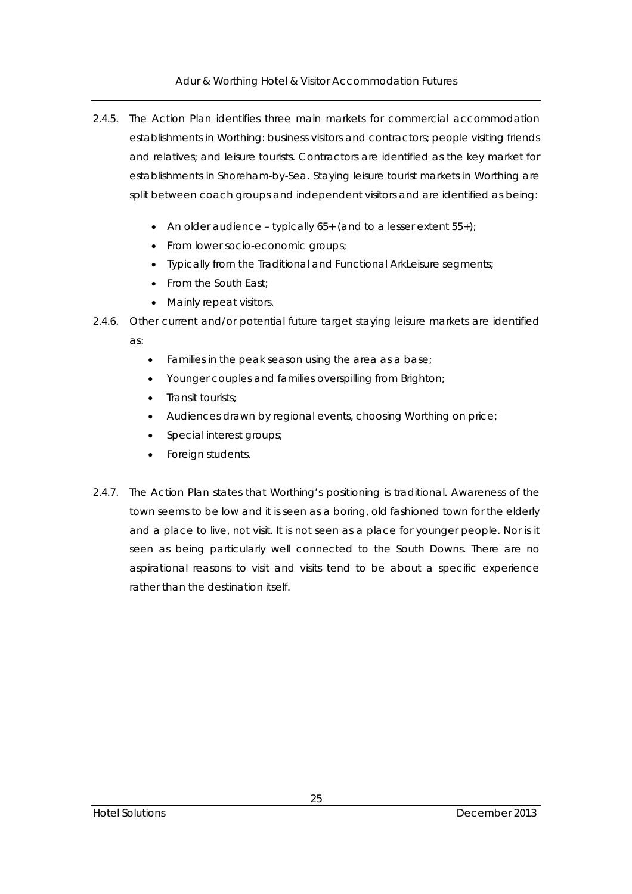2.4.5. The Action Plan identifies three main markets for commercial accommodation establishments in Worthing: business visitors and contractors; people visiting friends and relatives; and leisure tourists. Contractors are identified as the key market for establishments in Shoreham-by-Sea. Staying leisure tourist markets in Worthing are split between coach groups and independent visitors and are identified as being:

- An older audience – typically 65+ (and to a lesser extent 55+);
- From lower socio-economic groups;
- Typically from the Traditional and Functional ArkLeisure segments;
- From the South East;
- Mainly repeat visitors.

2.4.6. Other current and/or potential future target staying leisure markets are identified as:

- Families in the peak season using the area as a base;
- Younger couples and families overspilling from Brighton;
- Transit tourists;
- Audiences drawn by regional events, choosing Worthing on price;
- Special interest groups;
- Foreign students.

2.4.7. The Action Plan states that Worthing's positioning is traditional. Awareness of the town seems to be low and it is seen as a boring, old fashioned town for the elderly and a place to live, not visit. It is not seen as a place for younger people. Nor is it seen as being particularly well connected to the South Downs. There are no aspirational reasons to visit and visits tend to be about a specific experience rather than the destination itself.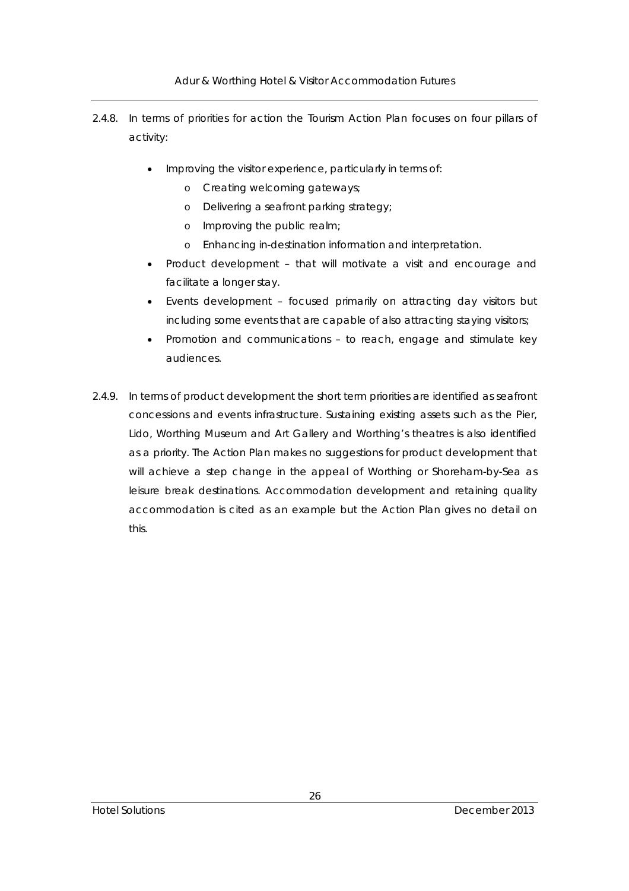2.4.8. In terms of priorities for action the Tourism Action Plan focuses on four pillars of activity:

- Improving the visitor experience, particularly in terms of:
    - Creating welcoming gateways;
    - Delivering a seafront parking strategy;
    - Improving the public realm;
    - Enhancing in-destination information and interpretation.
- Product development – that will motivate a visit and encourage and facilitate a longer stay.
- Events development – focused primarily on attracting day visitors but including some events that are capable of also attracting staying visitors;
- Promotion and communications – to reach, engage and stimulate key audiences.

2.4.9. In terms of product development the short term priorities are identified as seafront concessions and events infrastructure. Sustaining existing assets such as the Pier, Lido, Worthing Museum and Art Gallery and Worthing's theatres is also identified as a priority. The Action Plan makes no suggestions for product development that will achieve a step change in the appeal of Worthing or Shoreham-by-Sea as leisure break destinations. Accommodation development and retaining quality accommodation is cited as an example but the Action Plan gives no detail on this.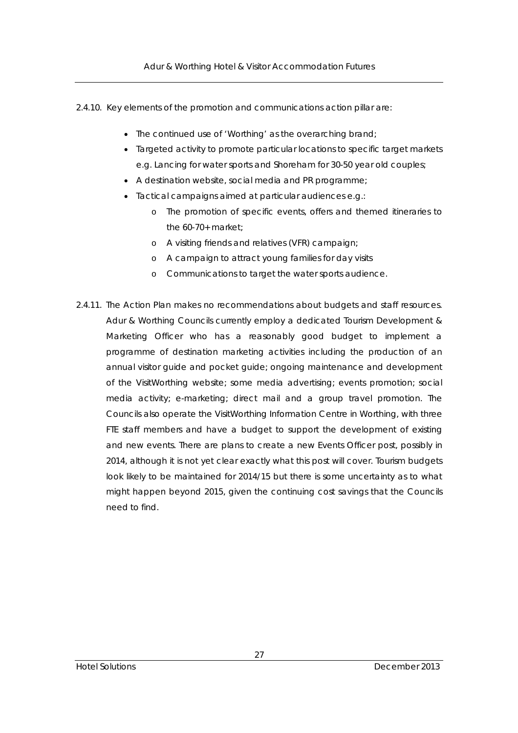2.4.10. Key elements of the promotion and communications action pillar are:

- The continued use of 'Worthing' as the overarching brand;
- Targeted activity to promote particular locations to specific target markets e.g. Lancing for water sports and Shoreham for 30-50 year old couples;
- A destination website, social media and PR programme;
- Tactical campaigns aimed at particular audiences e.g.:
    - The promotion of specific events, offers and themed itineraries to the 60-70+ market;
    - A visiting friends and relatives (VFR) campaign;
    - A campaign to attract young families for day visits
    - Communications to target the water sports audience.

2.4.11. The Action Plan makes no recommendations about budgets and staff resources. Adur & Worthing Councils currently employ a dedicated Tourism Development & Marketing Officer who has a reasonably good budget to implement a programme of destination marketing activities including the production of an annual visitor guide and pocket guide; ongoing maintenance and development of the VisitWorthing website; some media advertising; events promotion; social media activity; e-marketing; direct mail and a group travel promotion. The Councils also operate the VisitWorthing Information Centre in Worthing, with three FTE staff members and have a budget to support the development of existing and new events. There are plans to create a new Events Officer post, possibly in 2014, although it is not yet clear exactly what this post will cover. Tourism budgets look likely to be maintained for 2014/15 but there is some uncertainty as to what might happen beyond 2015, given the continuing cost savings that the Councils need to find.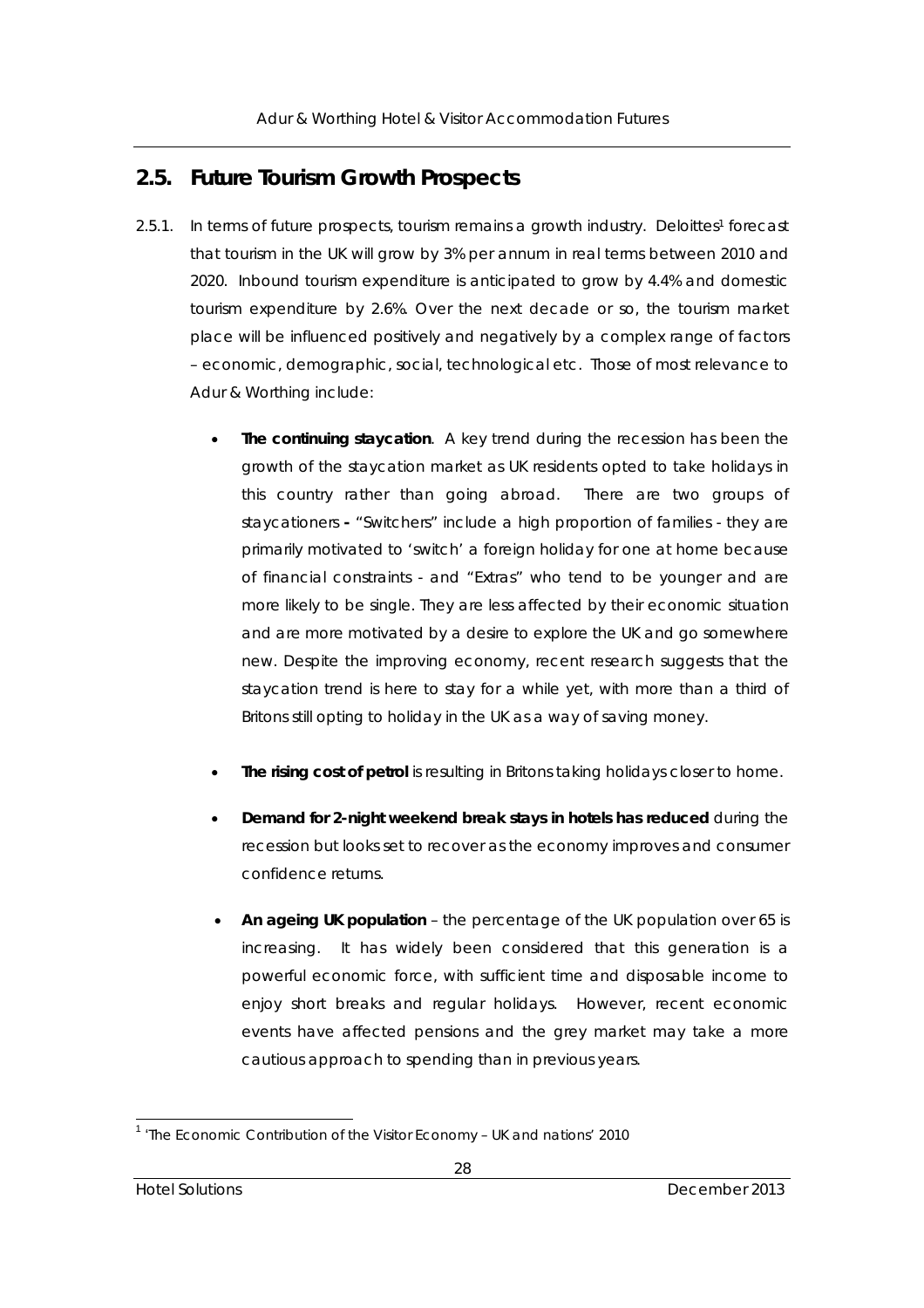## 2.5. Future Tourism Growth Prospects

2.5.1. In terms of future prospects, tourism remains a growth industry. Deloittes[1] forecast that tourism in the UK will grow by 3% per annum in real terms between 2010 and 2020. Inbound tourism expenditure is anticipated to grow by 4.4% and domestic tourism expenditure by 2.6%. Over the next decade or so, the tourism market place will be influenced positively and negatively by a complex range of factors – economic, demographic, social, technological etc. Those of most relevance to Adur & Worthing include:

- **The continuing staycation**. A key trend during the recession has been the growth of the staycation market as UK residents opted to take holidays in this country rather than going abroad. There are two groups of staycationers **-** "Switchers" include a high proportion of families - they are primarily motivated to 'switch' a foreign holiday for one at home because of financial constraints - and "Extras" who tend to be younger and are more likely to be single. They are less affected by their economic situation and are more motivated by a desire to explore the UK and go somewhere new. Despite the improving economy, recent research suggests that the staycation trend is here to stay for a while yet, with more than a third of Britons still opting to holiday in the UK as a way of saving money.

- **The rising cost of petrol** is resulting in Britons taking holidays closer to home.

- **Demand for 2-night weekend break stays in hotels has reduced** during the recession but looks set to recover as the economy improves and consumer confidence returns.

- **An ageing UK population** – the percentage of the UK population over 65 is increasing. It has widely been considered that this generation is a powerful economic force, with sufficient time and disposable income to enjoy short breaks and regular holidays. However, recent economic events have affected pensions and the grey market may take a more cautious approach to spending than in previous years.

[1] 'The Economic Contribution of the Visitor Economy – UK and nations' 2010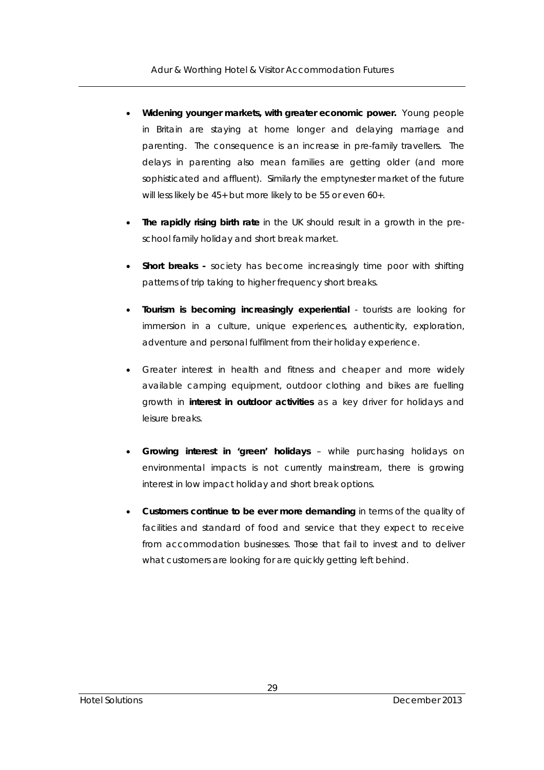- **Widening younger markets, with greater economic power.** Young people in Britain are staying at home longer and delaying marriage and parenting. The consequence is an increase in pre-family travellers. The delays in parenting also mean families are getting older (and more sophisticated and affluent). Similarly the emptynester market of the future will less likely be 45+ but more likely to be 55 or even 60+.

- **The rapidly rising birth rate** in the UK should result in a growth in the pre-school family holiday and short break market.

- **Short breaks -** society has become increasingly time poor with shifting patterns of trip taking to higher frequency short breaks.

- **Tourism is becoming increasingly experiential** - tourists are looking for immersion in a culture, unique experiences, authenticity, exploration, adventure and personal fulfilment from their holiday experience.

- Greater interest in health and fitness and cheaper and more widely available camping equipment, outdoor clothing and bikes are fuelling growth in **interest in outdoor activities** as a key driver for holidays and leisure breaks.

- **Growing interest in 'green' holidays** – while purchasing holidays on environmental impacts is not currently mainstream, there is growing interest in low impact holiday and short break options.

- **Customers continue to be ever more demanding** in terms of the quality of facilities and standard of food and service that they expect to receive from accommodation businesses. Those that fail to invest and to deliver what customers are looking for are quickly getting left behind.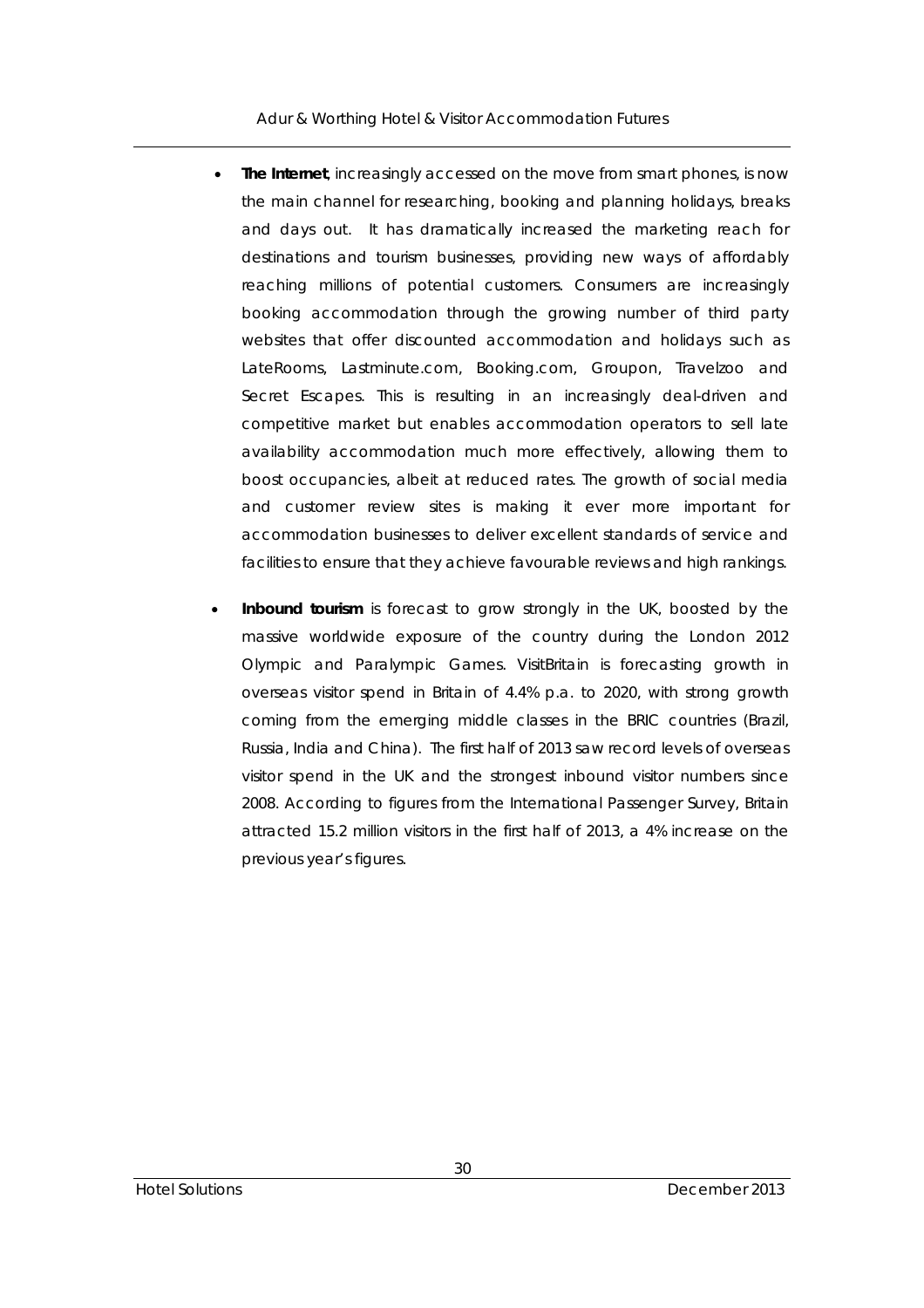- **The Internet**, increasingly accessed on the move from smart phones, is now the main channel for researching, booking and planning holidays, breaks and days out. It has dramatically increased the marketing reach for destinations and tourism businesses, providing new ways of affordably reaching millions of potential customers. Consumers are increasingly booking accommodation through the growing number of third party websites that offer discounted accommodation and holidays such as LateRooms, Lastminute.com, Booking.com, Groupon, Travelzoo and Secret Escapes. This is resulting in an increasingly deal-driven and competitive market but enables accommodation operators to sell late availability accommodation much more effectively, allowing them to boost occupancies, albeit at reduced rates. The growth of social media and customer review sites is making it ever more important for accommodation businesses to deliver excellent standards of service and facilities to ensure that they achieve favourable reviews and high rankings.

- **Inbound tourism** is forecast to grow strongly in the UK, boosted by the massive worldwide exposure of the country during the London 2012 Olympic and Paralympic Games. VisitBritain is forecasting growth in overseas visitor spend in Britain of 4.4% p.a. to 2020, with strong growth coming from the emerging middle classes in the BRIC countries (Brazil, Russia, India and China). The first half of 2013 saw record levels of overseas visitor spend in the UK and the strongest inbound visitor numbers since 2008. According to figures from the International Passenger Survey, Britain attracted 15.2 million visitors in the first half of 2013, a 4% increase on the previous year's figures.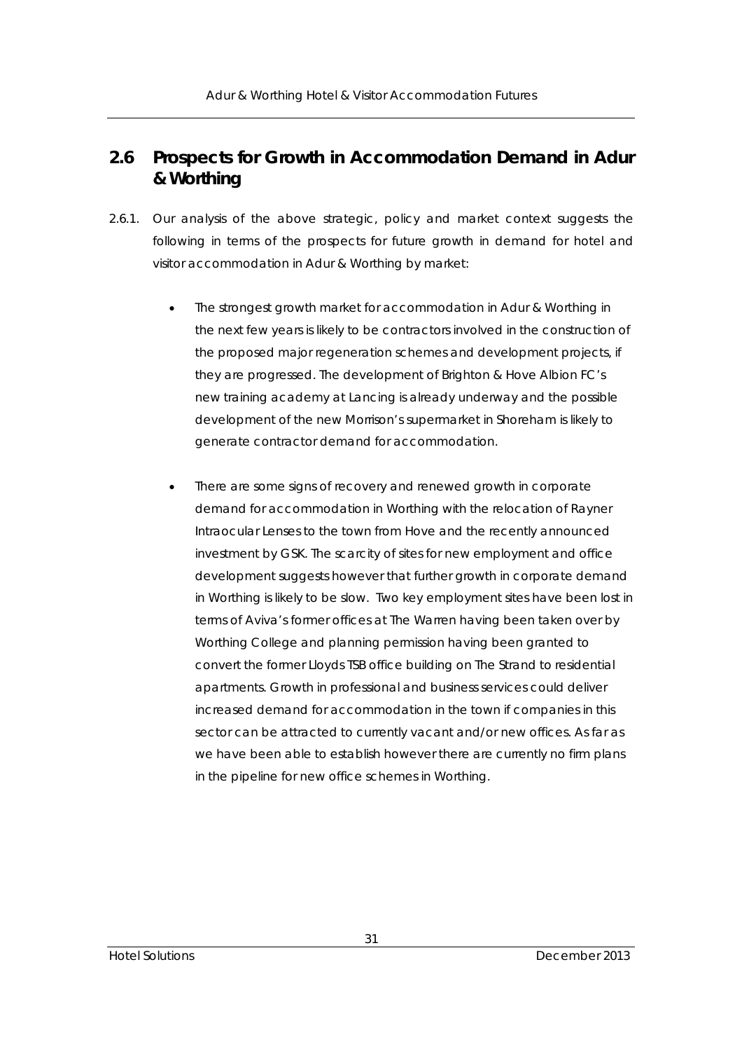## 2.6 Prospects for Growth in Accommodation Demand in Adur & Worthing

2.6.1. Our analysis of the above strategic, policy and market context suggests the following in terms of the prospects for future growth in demand for hotel and visitor accommodation in Adur & Worthing by market:

- The strongest growth market for accommodation in Adur & Worthing in the next few years is likely to be contractors involved in the construction of the proposed major regeneration schemes and development projects, if they are progressed. The development of Brighton & Hove Albion FC's new training academy at Lancing is already underway and the possible development of the new Morrison's supermarket in Shoreham is likely to generate contractor demand for accommodation.

- There are some signs of recovery and renewed growth in corporate demand for accommodation in Worthing with the relocation of Rayner Intraocular Lenses to the town from Hove and the recently announced investment by GSK. The scarcity of sites for new employment and office development suggests however that further growth in corporate demand in Worthing is likely to be slow. Two key employment sites have been lost in terms of Aviva's former offices at The Warren having been taken over by Worthing College and planning permission having been granted to convert the former Lloyds TSB office building on The Strand to residential apartments. Growth in professional and business services could deliver increased demand for accommodation in the town if companies in this sector can be attracted to currently vacant and/or new offices. As far as we have been able to establish however there are currently no firm plans in the pipeline for new office schemes in Worthing.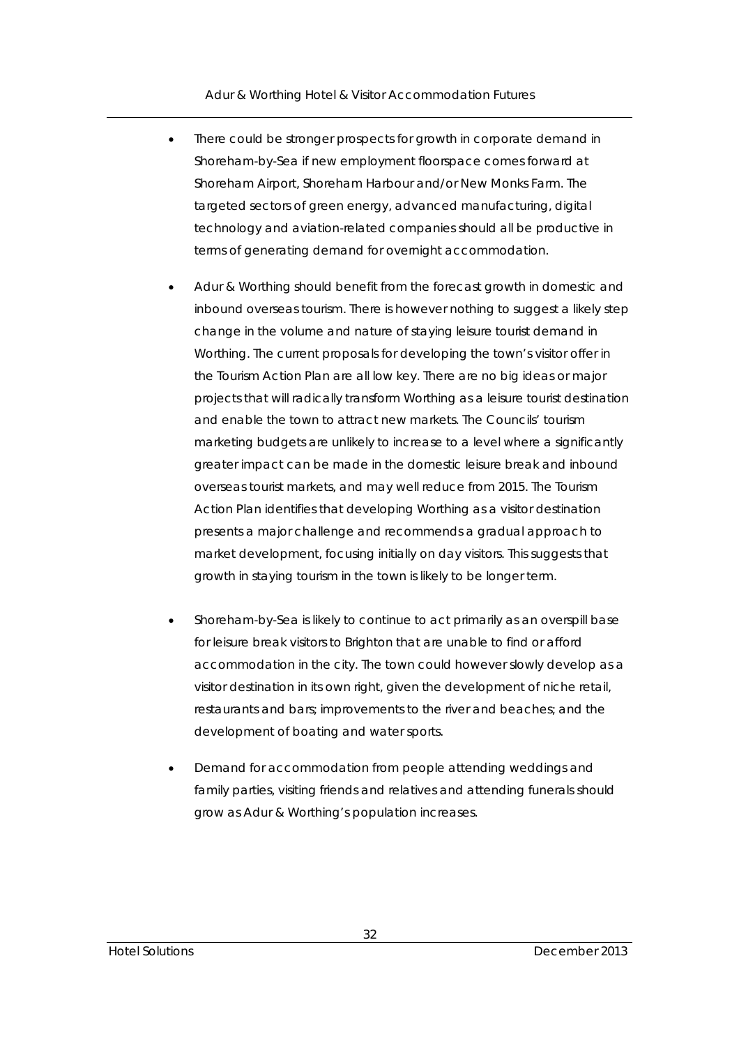- There could be stronger prospects for growth in corporate demand in Shoreham-by-Sea if new employment floorspace comes forward at Shoreham Airport, Shoreham Harbour and/or New Monks Farm. The targeted sectors of green energy, advanced manufacturing, digital technology and aviation-related companies should all be productive in terms of generating demand for overnight accommodation.

- Adur & Worthing should benefit from the forecast growth in domestic and inbound overseas tourism. There is however nothing to suggest a likely step change in the volume and nature of staying leisure tourist demand in Worthing. The current proposals for developing the town's visitor offer in the Tourism Action Plan are all low key. There are no big ideas or major projects that will radically transform Worthing as a leisure tourist destination and enable the town to attract new markets. The Councils' tourism marketing budgets are unlikely to increase to a level where a significantly greater impact can be made in the domestic leisure break and inbound overseas tourist markets, and may well reduce from 2015. The Tourism Action Plan identifies that developing Worthing as a visitor destination presents a major challenge and recommends a gradual approach to market development, focusing initially on day visitors. This suggests that growth in staying tourism in the town is likely to be longer term.

- Shoreham-by-Sea is likely to continue to act primarily as an overspill base for leisure break visitors to Brighton that are unable to find or afford accommodation in the city. The town could however slowly develop as a visitor destination in its own right, given the development of niche retail, restaurants and bars; improvements to the river and beaches; and the development of boating and water sports.

- Demand for accommodation from people attending weddings and family parties, visiting friends and relatives and attending funerals should grow as Adur & Worthing's population increases.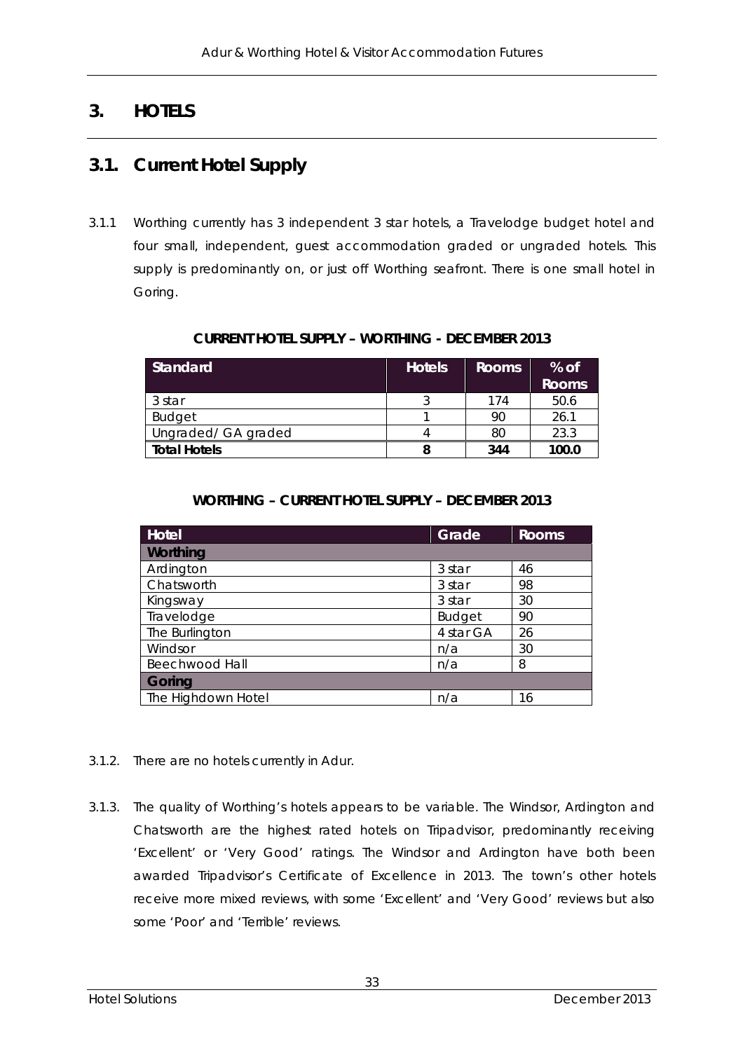# 3. HOTELS

## 3.1. Current Hotel Supply

3.1.1 Worthing currently has 3 independent 3 star hotels, a Travelodge budget hotel and four small, independent, guest accommodation graded or ungraded hotels. This supply is predominantly on, or just off Worthing seafront. There is one small hotel in Goring.

**CURRENT HOTEL SUPPLY – WORTHING - DECEMBER 2013**

| Standard | Hotels | Rooms | % of Rooms |
|---|---|---|---|
| 3 star | 3 | 174 | 50.6 |
| Budget | 1 | 90 | 26.1 |
| Ungraded/ GA graded | 4 | 80 | 23.3 |
| **Total Hotels** | **8** | **344** | **100.0** |

**WORTHING – CURRENT HOTEL SUPPLY – DECEMBER 2013**

| Hotel | Grade | Rooms |
|---|---|---|
| **Worthing** | | |
| Ardington | 3 star | 46 |
| Chatsworth | 3 star | 98 |
| Kingsway | 3 star | 30 |
| Travelodge | Budget | 90 |
| The Burlington | 4 star GA | 26 |
| Windsor | n/a | 30 |
| Beechwood Hall | n/a | 8 |
| **Goring** | | |
| The Highdown Hotel | n/a | 16 |

3.1.2. There are no hotels currently in Adur.

3.1.3. The quality of Worthing's hotels appears to be variable. The Windsor, Ardington and Chatsworth are the highest rated hotels on Tripadvisor, predominantly receiving 'Excellent' or 'Very Good' ratings. The Windsor and Ardington have both been awarded Tripadvisor's Certificate of Excellence in 2013. The town's other hotels receive more mixed reviews, with some 'Excellent' and 'Very Good' reviews but also some 'Poor' and 'Terrible' reviews.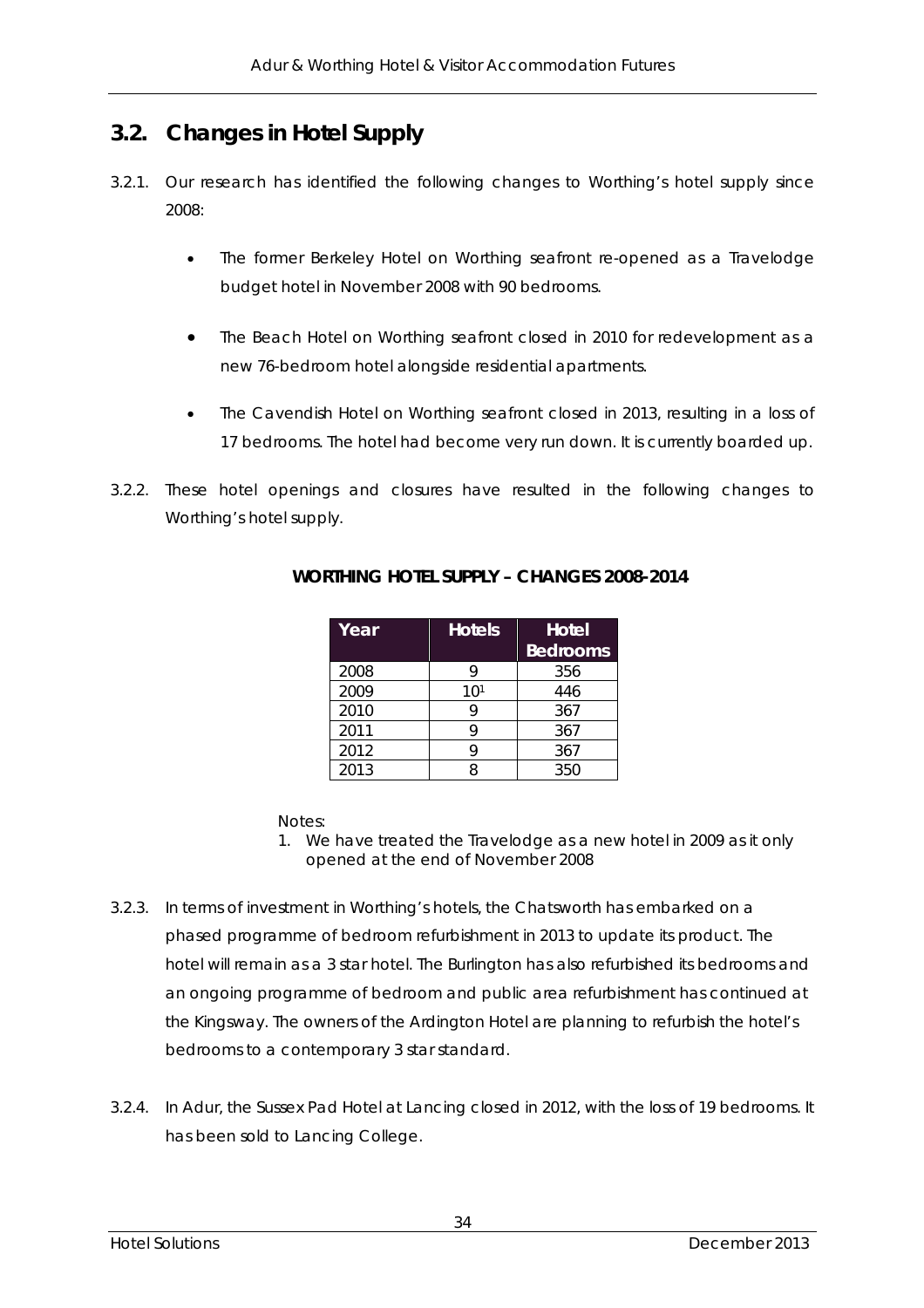## 3.2. Changes in Hotel Supply

3.2.1. Our research has identified the following changes to Worthing's hotel supply since 2008:

- The former Berkeley Hotel on Worthing seafront re-opened as a Travelodge budget hotel in November 2008 with 90 bedrooms.
- The Beach Hotel on Worthing seafront closed in 2010 for redevelopment as a new 76-bedroom hotel alongside residential apartments.
- The Cavendish Hotel on Worthing seafront closed in 2013, resulting in a loss of 17 bedrooms. The hotel had become very run down. It is currently boarded up.

3.2.2. These hotel openings and closures have resulted in the following changes to Worthing's hotel supply.

**WORTHING HOTEL SUPPLY – CHANGES 2008-2014**

| Year | Hotels | Hotel Bedrooms |
|---|---|---|
| 2008 | 9 | 356 |
| 2009 | 10[1] | 446 |
| 2010 | 9 | 367 |
| 2011 | 9 | 367 |
| 2012 | 9 | 367 |
| 2013 | 8 | 350 |

Notes:

1. We have treated the Travelodge as a new hotel in 2009 as it only opened at the end of November 2008

3.2.3. In terms of investment in Worthing's hotels, the Chatsworth has embarked on a phased programme of bedroom refurbishment in 2013 to update its product. The hotel will remain as a 3 star hotel. The Burlington has also refurbished its bedrooms and an ongoing programme of bedroom and public area refurbishment has continued at the Kingsway. The owners of the Ardington Hotel are planning to refurbish the hotel's bedrooms to a contemporary 3 star standard.

3.2.4. In Adur, the Sussex Pad Hotel at Lancing closed in 2012, with the loss of 19 bedrooms. It has been sold to Lancing College.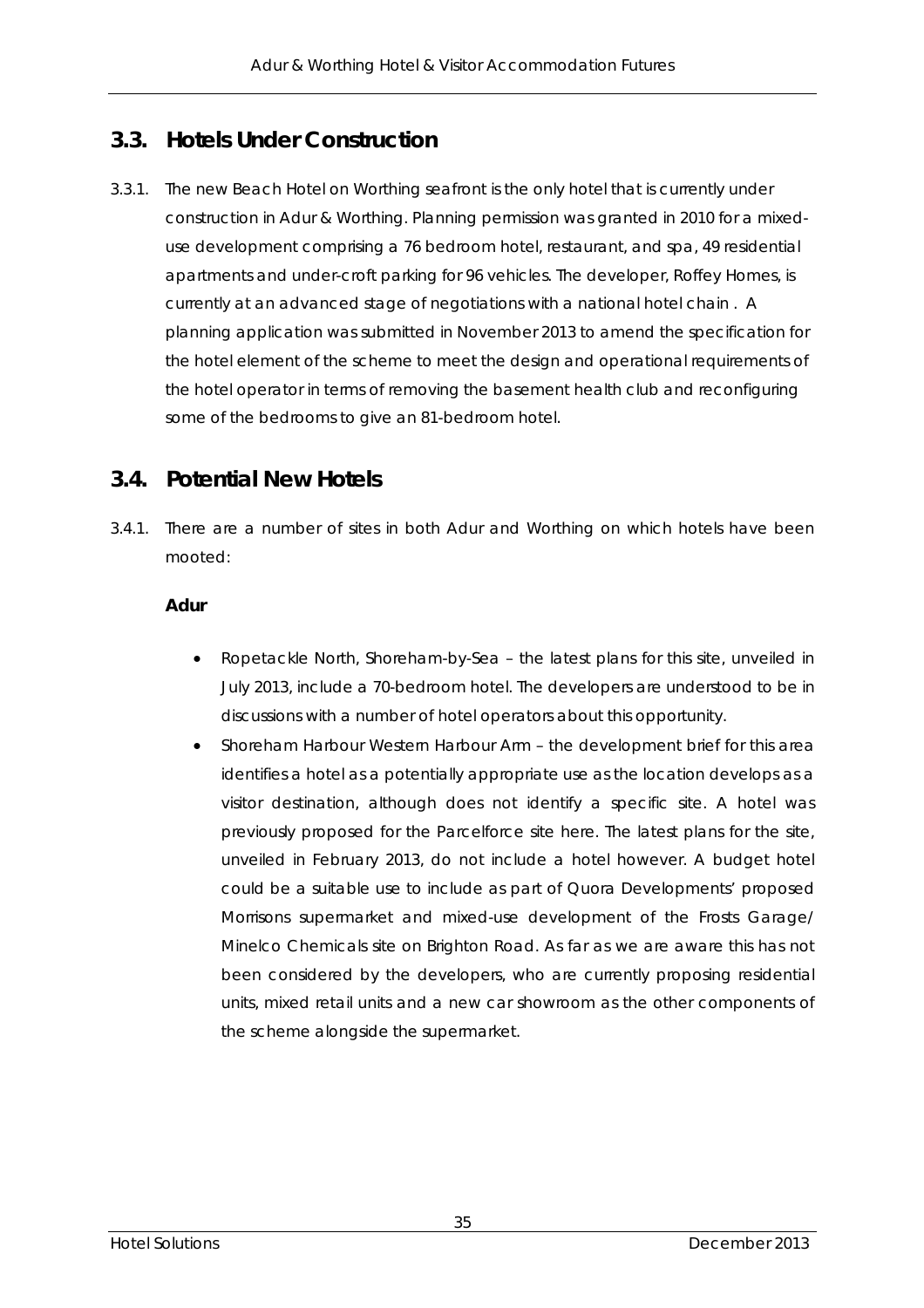## 3.3. Hotels Under Construction

3.3.1. The new Beach Hotel on Worthing seafront is the only hotel that is currently under construction in Adur & Worthing. Planning permission was granted in 2010 for a mixed-use development comprising a 76 bedroom hotel, restaurant, and spa, 49 residential apartments and under-croft parking for 96 vehicles. The developer, Roffey Homes, is currently at an advanced stage of negotiations with a national hotel chain . A planning application was submitted in November 2013 to amend the specification for the hotel element of the scheme to meet the design and operational requirements of the hotel operator in terms of removing the basement health club and reconfiguring some of the bedrooms to give an 81-bedroom hotel.

## 3.4. Potential New Hotels

3.4.1. There are a number of sites in both Adur and Worthing on which hotels have been mooted:

**Adur**

- Ropetackle North, Shoreham-by-Sea – the latest plans for this site, unveiled in July 2013, include a 70-bedroom hotel. The developers are understood to be in discussions with a number of hotel operators about this opportunity.
- Shoreham Harbour Western Harbour Arm – the development brief for this area identifies a hotel as a potentially appropriate use as the location develops as a visitor destination, although does not identify a specific site. A hotel was previously proposed for the Parcelforce site here. The latest plans for the site, unveiled in February 2013, do not include a hotel however. A budget hotel could be a suitable use to include as part of Quora Developments' proposed Morrisons supermarket and mixed-use development of the Frosts Garage/ Minelco Chemicals site on Brighton Road. As far as we are aware this has not been considered by the developers, who are currently proposing residential units, mixed retail units and a new car showroom as the other components of the scheme alongside the supermarket.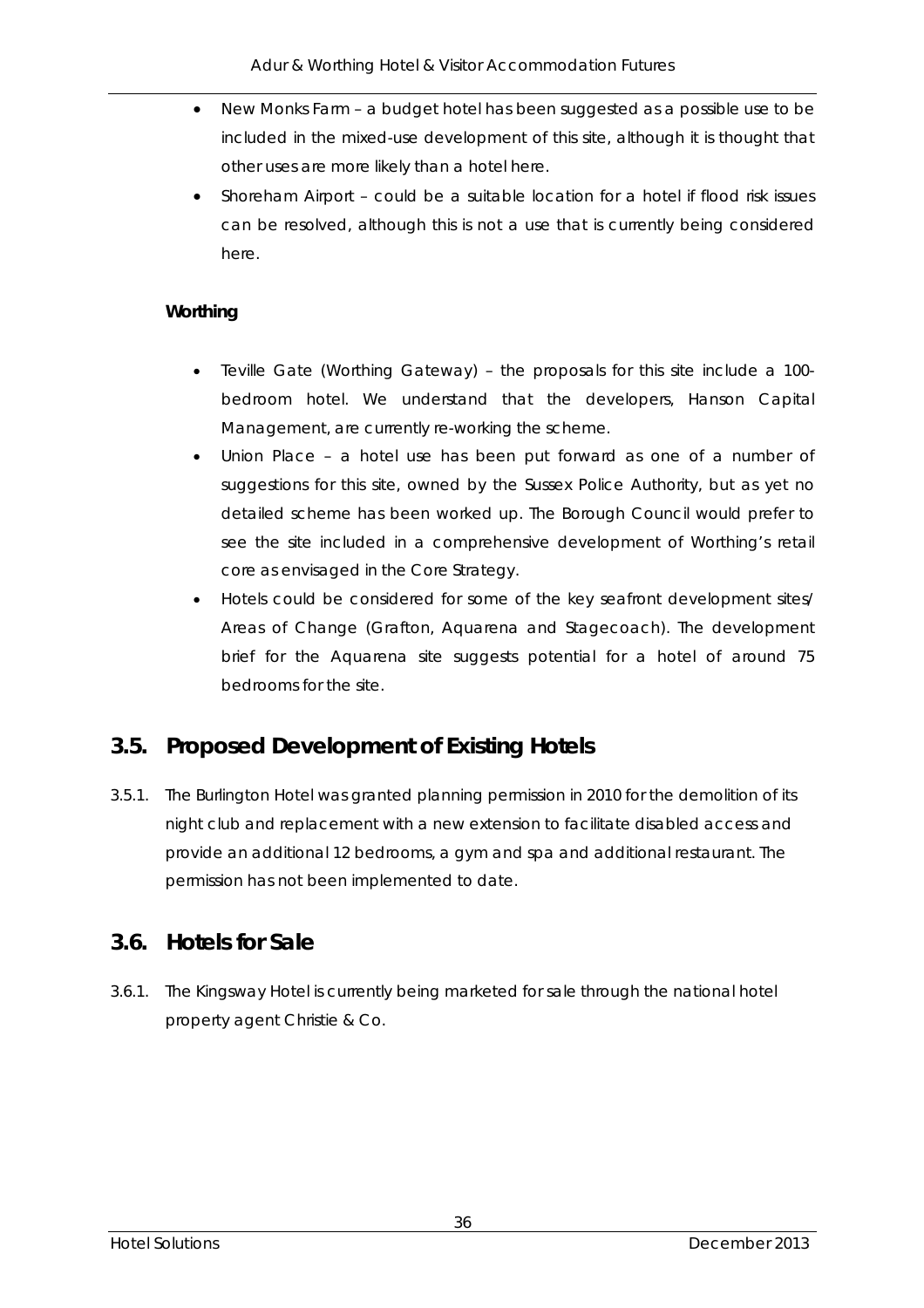- New Monks Farm – a budget hotel has been suggested as a possible use to be included in the mixed-use development of this site, although it is thought that other uses are more likely than a hotel here.
- Shoreham Airport – could be a suitable location for a hotel if flood risk issues can be resolved, although this is not a use that is currently being considered here.

**Worthing**

- Teville Gate (Worthing Gateway) – the proposals for this site include a 100-bedroom hotel. We understand that the developers, Hanson Capital Management, are currently re-working the scheme.
- Union Place – a hotel use has been put forward as one of a number of suggestions for this site, owned by the Sussex Police Authority, but as yet no detailed scheme has been worked up. The Borough Council would prefer to see the site included in a comprehensive development of Worthing's retail core as envisaged in the Core Strategy.
- Hotels could be considered for some of the key seafront development sites/ Areas of Change (Grafton, Aquarena and Stagecoach). The development brief for the Aquarena site suggests potential for a hotel of around 75 bedrooms for the site.

## 3.5. Proposed Development of Existing Hotels

3.5.1. The Burlington Hotel was granted planning permission in 2010 for the demolition of its night club and replacement with a new extension to facilitate disabled access and provide an additional 12 bedrooms, a gym and spa and additional restaurant. The permission has not been implemented to date.

## 3.6. Hotels for Sale

3.6.1. The Kingsway Hotel is currently being marketed for sale through the national hotel property agent Christie & Co.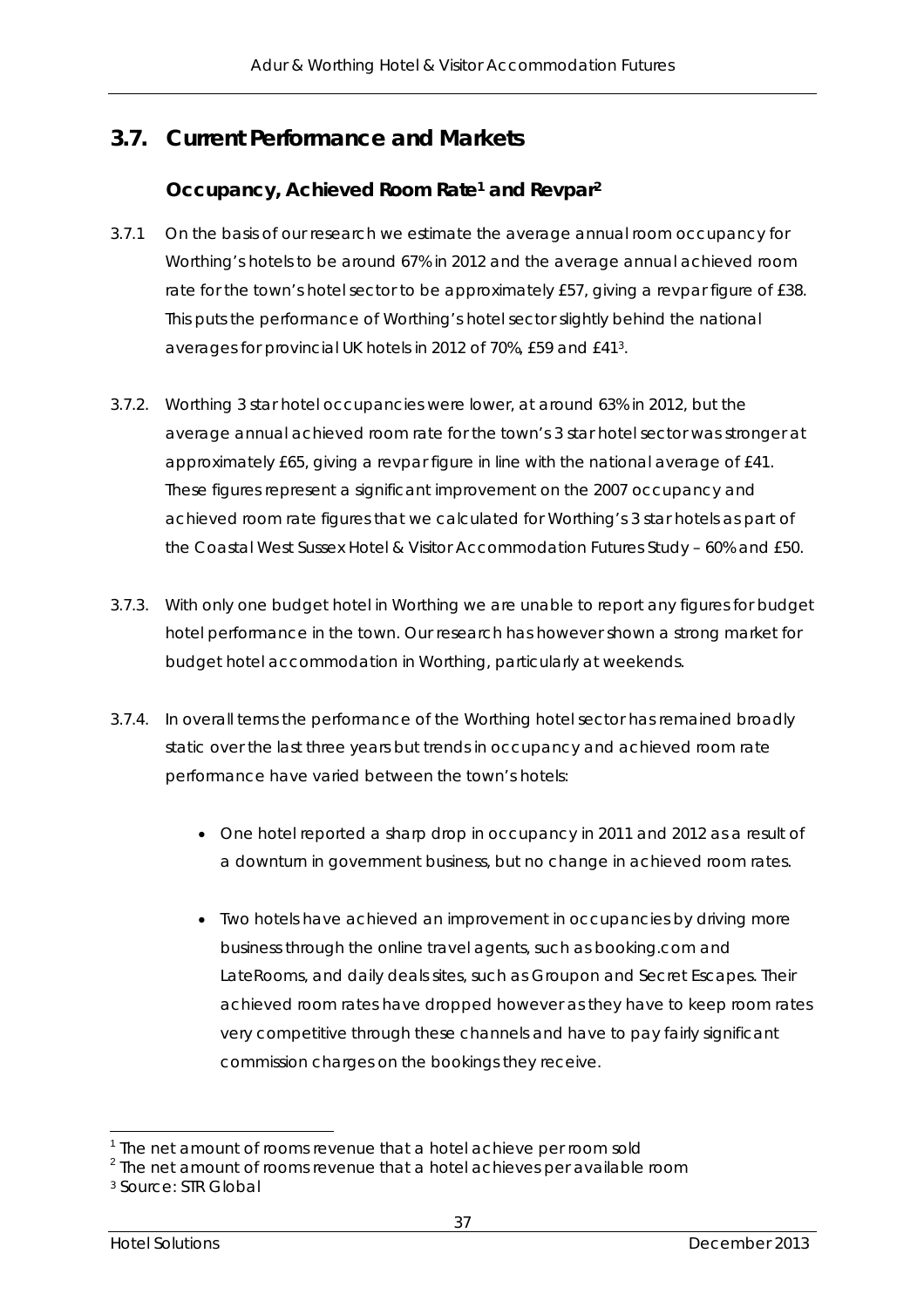## 3.7. Current Performance and Markets

### Occupancy, Achieved Room Rate[1] and Revpar[2]

3.7.1 On the basis of our research we estimate the average annual room occupancy for Worthing's hotels to be around 67% in 2012 and the average annual achieved room rate for the town's hotel sector to be approximately £57, giving a revpar figure of £38. This puts the performance of Worthing's hotel sector slightly behind the national averages for provincial UK hotels in 2012 of 70%, £59 and £41[3].

3.7.2. Worthing 3 star hotel occupancies were lower, at around 63% in 2012, but the average annual achieved room rate for the town's 3 star hotel sector was stronger at approximately £65, giving a revpar figure in line with the national average of £41. These figures represent a significant improvement on the 2007 occupancy and achieved room rate figures that we calculated for Worthing's 3 star hotels as part of the Coastal West Sussex Hotel & Visitor Accommodation Futures Study – 60% and £50.

3.7.3. With only one budget hotel in Worthing we are unable to report any figures for budget hotel performance in the town. Our research has however shown a strong market for budget hotel accommodation in Worthing, particularly at weekends.

3.7.4. In overall terms the performance of the Worthing hotel sector has remained broadly static over the last three years but trends in occupancy and achieved room rate performance have varied between the town's hotels:

- One hotel reported a sharp drop in occupancy in 2011 and 2012 as a result of a downturn in government business, but no change in achieved room rates.

- Two hotels have achieved an improvement in occupancies by driving more business through the online travel agents, such as booking.com and LateRooms, and daily deals sites, such as Groupon and Secret Escapes. Their achieved room rates have dropped however as they have to keep room rates very competitive through these channels and have to pay fairly significant commission charges on the bookings they receive.

---

[1] The net amount of rooms revenue that a hotel achieve per room sold

[2] The net amount of rooms revenue that a hotel achieves per available room

[3] Source: STR Global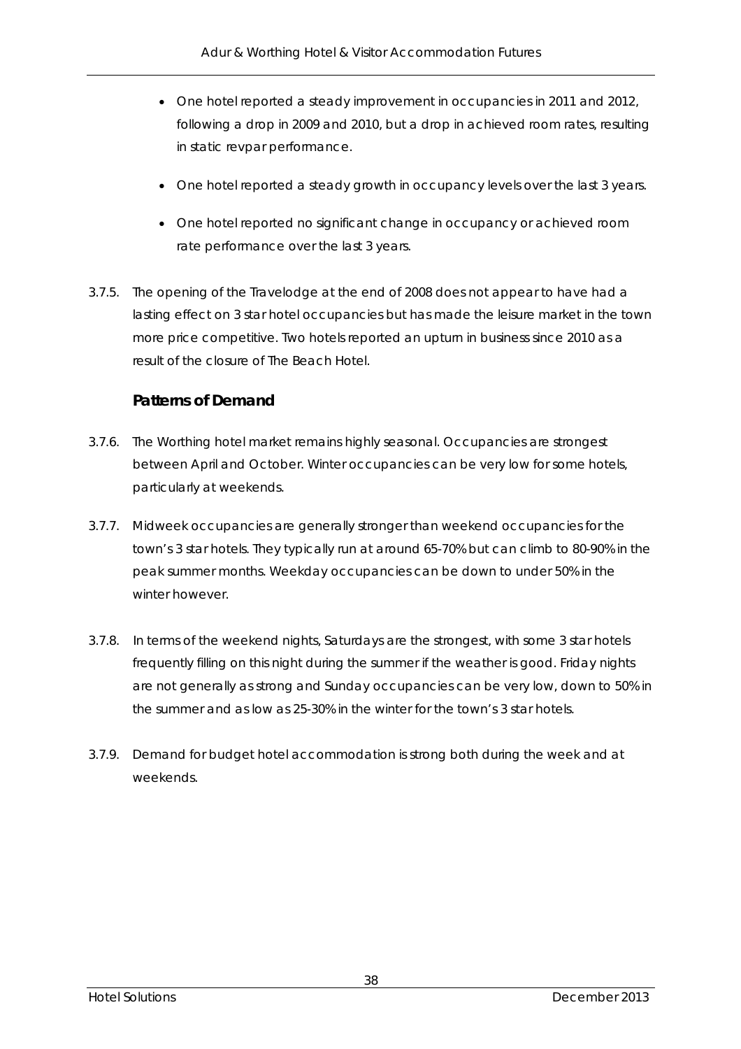- One hotel reported a steady improvement in occupancies in 2011 and 2012, following a drop in 2009 and 2010, but a drop in achieved room rates, resulting in static revpar performance.

- One hotel reported a steady growth in occupancy levels over the last 3 years.

- One hotel reported no significant change in occupancy or achieved room rate performance over the last 3 years.

3.7.5. The opening of the Travelodge at the end of 2008 does not appear to have had a lasting effect on 3 star hotel occupancies but has made the leisure market in the town more price competitive. Two hotels reported an upturn in business since 2010 as a result of the closure of The Beach Hotel.

### Patterns of Demand

3.7.6. The Worthing hotel market remains highly seasonal. Occupancies are strongest between April and October. Winter occupancies can be very low for some hotels, particularly at weekends.

3.7.7. Midweek occupancies are generally stronger than weekend occupancies for the town's 3 star hotels. They typically run at around 65-70% but can climb to 80-90% in the peak summer months. Weekday occupancies can be down to under 50% in the winter however.

3.7.8. In terms of the weekend nights, Saturdays are the strongest, with some 3 star hotels frequently filling on this night during the summer if the weather is good. Friday nights are not generally as strong and Sunday occupancies can be very low, down to 50% in the summer and as low as 25-30% in the winter for the town's 3 star hotels.

3.7.9. Demand for budget hotel accommodation is strong both during the week and at weekends.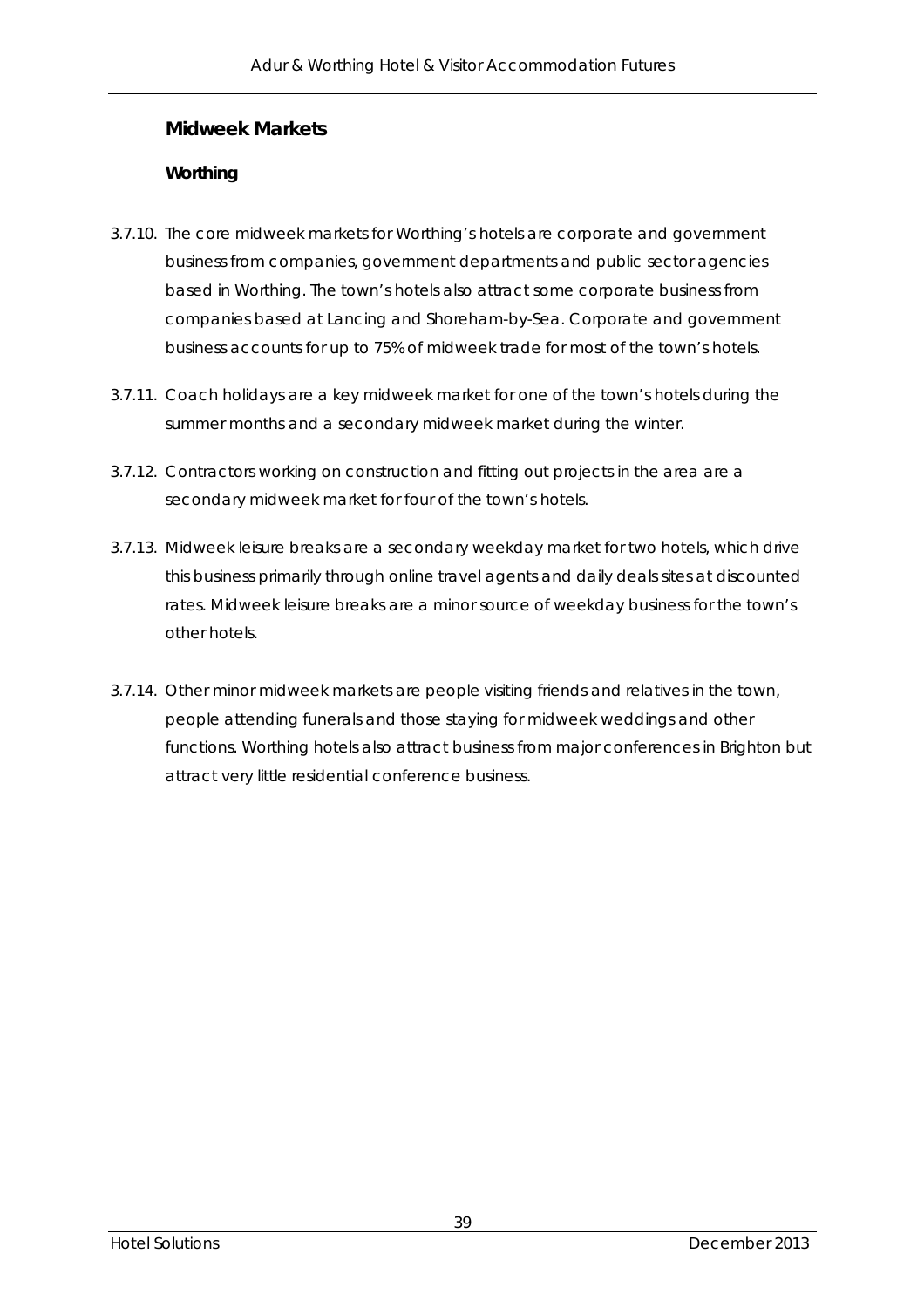### Midweek Markets

#### Worthing

3.7.10. The core midweek markets for Worthing's hotels are corporate and government business from companies, government departments and public sector agencies based in Worthing. The town's hotels also attract some corporate business from companies based at Lancing and Shoreham-by-Sea. Corporate and government business accounts for up to 75% of midweek trade for most of the town's hotels.

3.7.11. Coach holidays are a key midweek market for one of the town's hotels during the summer months and a secondary midweek market during the winter.

3.7.12. Contractors working on construction and fitting out projects in the area are a secondary midweek market for four of the town's hotels.

3.7.13. Midweek leisure breaks are a secondary weekday market for two hotels, which drive this business primarily through online travel agents and daily deals sites at discounted rates. Midweek leisure breaks are a minor source of weekday business for the town's other hotels.

3.7.14. Other minor midweek markets are people visiting friends and relatives in the town, people attending funerals and those staying for midweek weddings and other functions. Worthing hotels also attract business from major conferences in Brighton but attract very little residential conference business.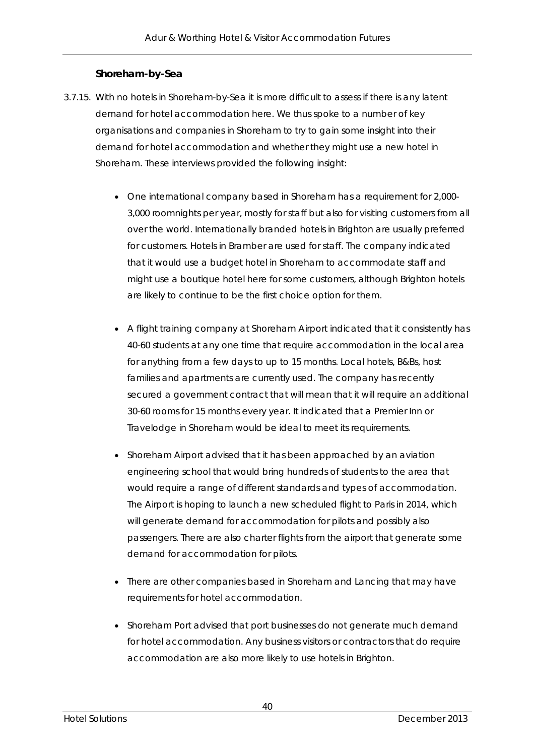### Shoreham-by-Sea

3.7.15. With no hotels in Shoreham-by-Sea it is more difficult to assess if there is any latent demand for hotel accommodation here. We thus spoke to a number of key organisations and companies in Shoreham to try to gain some insight into their demand for hotel accommodation and whether they might use a new hotel in Shoreham. These interviews provided the following insight:

- One international company based in Shoreham has a requirement for 2,000-3,000 roomnights per year, mostly for staff but also for visiting customers from all over the world. Internationally branded hotels in Brighton are usually preferred for customers. Hotels in Bramber are used for staff. The company indicated that it would use a budget hotel in Shoreham to accommodate staff and might use a boutique hotel here for some customers, although Brighton hotels are likely to continue to be the first choice option for them.

- A flight training company at Shoreham Airport indicated that it consistently has 40-60 students at any one time that require accommodation in the local area for anything from a few days to up to 15 months. Local hotels, B&Bs, host families and apartments are currently used. The company has recently secured a government contract that will mean that it will require an additional 30-60 rooms for 15 months every year. It indicated that a Premier Inn or Travelodge in Shoreham would be ideal to meet its requirements.

- Shoreham Airport advised that it has been approached by an aviation engineering school that would bring hundreds of students to the area that would require a range of different standards and types of accommodation. The Airport is hoping to launch a new scheduled flight to Paris in 2014, which will generate demand for accommodation for pilots and possibly also passengers. There are also charter flights from the airport that generate some demand for accommodation for pilots.

- There are other companies based in Shoreham and Lancing that may have requirements for hotel accommodation.

- Shoreham Port advised that port businesses do not generate much demand for hotel accommodation. Any business visitors or contractors that do require accommodation are also more likely to use hotels in Brighton.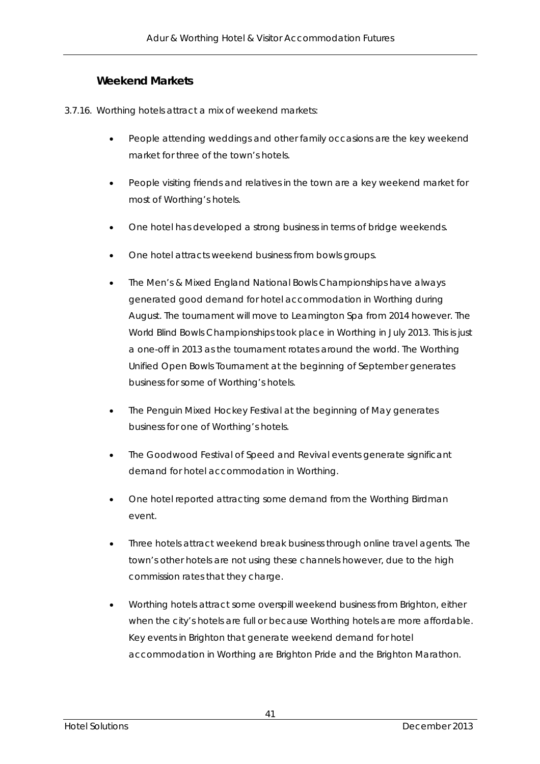### Weekend Markets

3.7.16. Worthing hotels attract a mix of weekend markets:

- People attending weddings and other family occasions are the key weekend market for three of the town's hotels.
- People visiting friends and relatives in the town are a key weekend market for most of Worthing's hotels.
- One hotel has developed a strong business in terms of bridge weekends.
- One hotel attracts weekend business from bowls groups.
- The Men's & Mixed England National Bowls Championships have always generated good demand for hotel accommodation in Worthing during August. The tournament will move to Leamington Spa from 2014 however. The World Blind Bowls Championships took place in Worthing in July 2013. This is just a one-off in 2013 as the tournament rotates around the world. The Worthing Unified Open Bowls Tournament at the beginning of September generates business for some of Worthing's hotels.
- The Penguin Mixed Hockey Festival at the beginning of May generates business for one of Worthing's hotels.
- The Goodwood Festival of Speed and Revival events generate significant demand for hotel accommodation in Worthing.
- One hotel reported attracting some demand from the Worthing Birdman event.
- Three hotels attract weekend break business through online travel agents. The town's other hotels are not using these channels however, due to the high commission rates that they charge.
- Worthing hotels attract some overspill weekend business from Brighton, either when the city's hotels are full or because Worthing hotels are more affordable. Key events in Brighton that generate weekend demand for hotel accommodation in Worthing are Brighton Pride and the Brighton Marathon.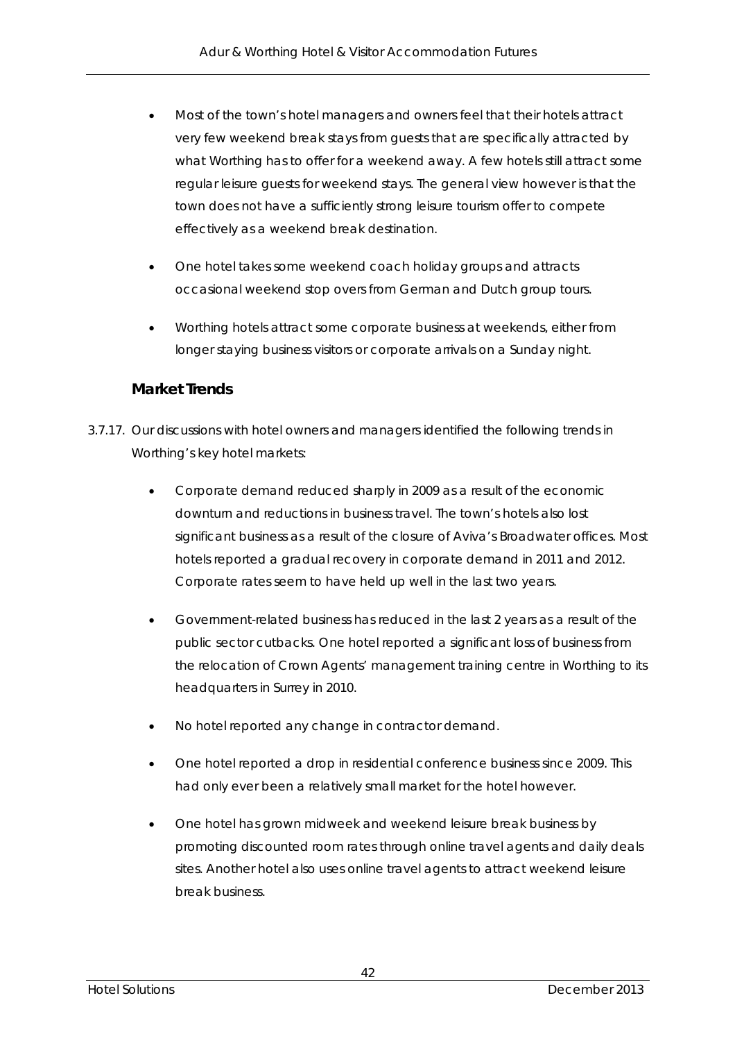- Most of the town's hotel managers and owners feel that their hotels attract very few weekend break stays from guests that are specifically attracted by what Worthing has to offer for a weekend away. A few hotels still attract some regular leisure guests for weekend stays. The general view however is that the town does not have a sufficiently strong leisure tourism offer to compete effectively as a weekend break destination.
- One hotel takes some weekend coach holiday groups and attracts occasional weekend stop overs from German and Dutch group tours.
- Worthing hotels attract some corporate business at weekends, either from longer staying business visitors or corporate arrivals on a Sunday night.

### Market Trends

3.7.17. Our discussions with hotel owners and managers identified the following trends in Worthing's key hotel markets:

- Corporate demand reduced sharply in 2009 as a result of the economic downturn and reductions in business travel. The town's hotels also lost significant business as a result of the closure of Aviva's Broadwater offices. Most hotels reported a gradual recovery in corporate demand in 2011 and 2012. Corporate rates seem to have held up well in the last two years.
- Government-related business has reduced in the last 2 years as a result of the public sector cutbacks. One hotel reported a significant loss of business from the relocation of Crown Agents' management training centre in Worthing to its headquarters in Surrey in 2010.
- No hotel reported any change in contractor demand.
- One hotel reported a drop in residential conference business since 2009. This had only ever been a relatively small market for the hotel however.
- One hotel has grown midweek and weekend leisure break business by promoting discounted room rates through online travel agents and daily deals sites. Another hotel also uses online travel agents to attract weekend leisure break business.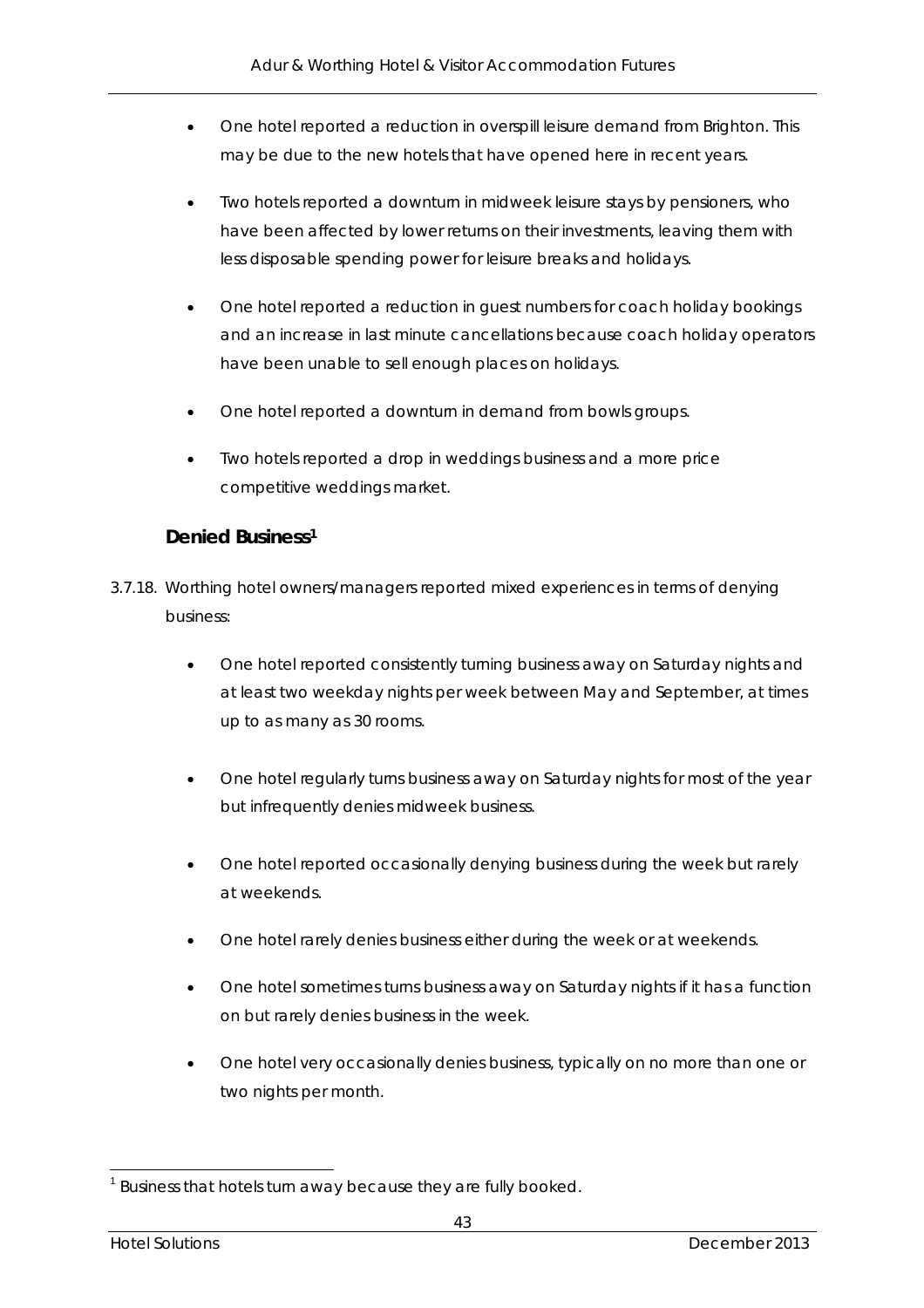- One hotel reported a reduction in overspill leisure demand from Brighton. This may be due to the new hotels that have opened here in recent years.

- Two hotels reported a downturn in midweek leisure stays by pensioners, who have been affected by lower returns on their investments, leaving them with less disposable spending power for leisure breaks and holidays.

- One hotel reported a reduction in guest numbers for coach holiday bookings and an increase in last minute cancellations because coach holiday operators have been unable to sell enough places on holidays.

- One hotel reported a downturn in demand from bowls groups.

- Two hotels reported a drop in weddings business and a more price competitive weddings market.

### Denied Business[1]

3.7.18. Worthing hotel owners/managers reported mixed experiences in terms of denying business:

- One hotel reported consistently turning business away on Saturday nights and at least two weekday nights per week between May and September, at times up to as many as 30 rooms.

- One hotel regularly turns business away on Saturday nights for most of the year but infrequently denies midweek business.

- One hotel reported occasionally denying business during the week but rarely at weekends.

- One hotel rarely denies business either during the week or at weekends.

- One hotel sometimes turns business away on Saturday nights if it has a function on but rarely denies business in the week.

- One hotel very occasionally denies business, typically on no more than one or two nights per month.

[1] Business that hotels turn away because they are fully booked.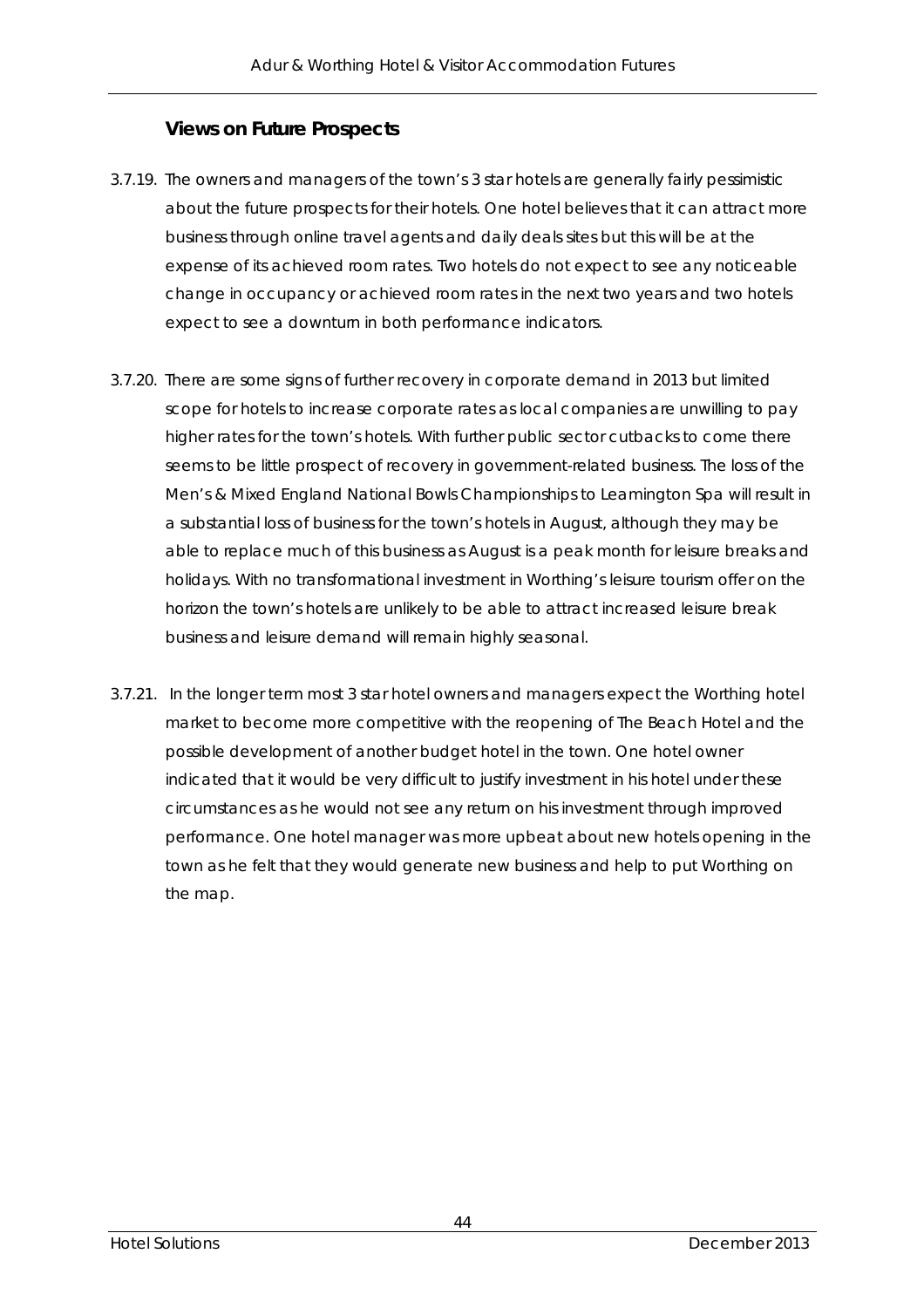### Views on Future Prospects

3.7.19. The owners and managers of the town's 3 star hotels are generally fairly pessimistic about the future prospects for their hotels. One hotel believes that it can attract more business through online travel agents and daily deals sites but this will be at the expense of its achieved room rates. Two hotels do not expect to see any noticeable change in occupancy or achieved room rates in the next two years and two hotels expect to see a downturn in both performance indicators.

3.7.20. There are some signs of further recovery in corporate demand in 2013 but limited scope for hotels to increase corporate rates as local companies are unwilling to pay higher rates for the town's hotels. With further public sector cutbacks to come there seems to be little prospect of recovery in government-related business. The loss of the Men's & Mixed England National Bowls Championships to Leamington Spa will result in a substantial loss of business for the town's hotels in August, although they may be able to replace much of this business as August is a peak month for leisure breaks and holidays. With no transformational investment in Worthing's leisure tourism offer on the horizon the town's hotels are unlikely to be able to attract increased leisure break business and leisure demand will remain highly seasonal.

3.7.21. In the longer term most 3 star hotel owners and managers expect the Worthing hotel market to become more competitive with the reopening of The Beach Hotel and the possible development of another budget hotel in the town. One hotel owner indicated that it would be very difficult to justify investment in his hotel under these circumstances as he would not see any return on his investment through improved performance. One hotel manager was more upbeat about new hotels opening in the town as he felt that they would generate new business and help to put Worthing on the map.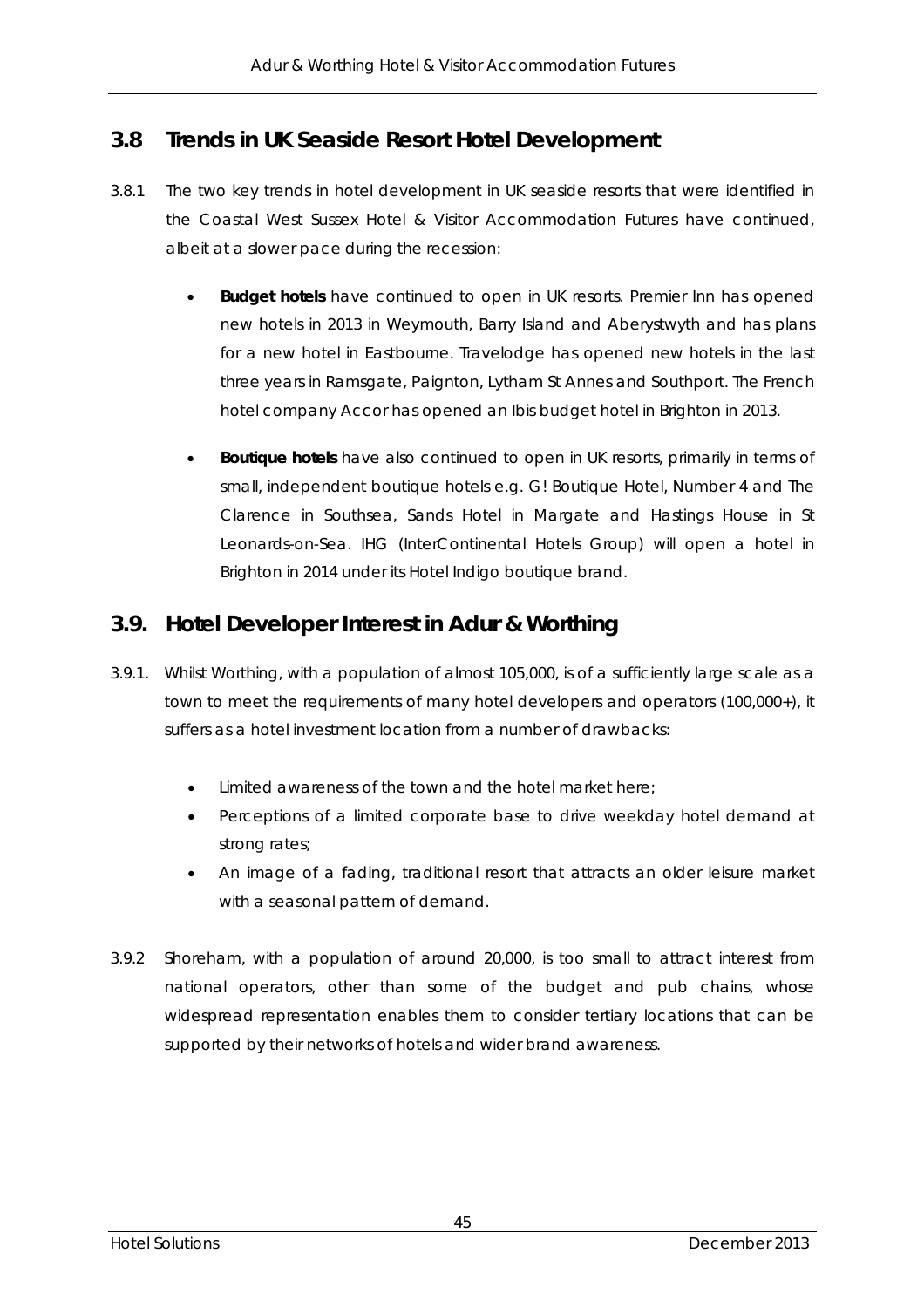## 3.8 Trends in UK Seaside Resort Hotel Development

3.8.1 The two key trends in hotel development in UK seaside resorts that were identified in the Coastal West Sussex Hotel & Visitor Accommodation Futures have continued, albeit at a slower pace during the recession:

- **Budget hotels** have continued to open in UK resorts. Premier Inn has opened new hotels in 2013 in Weymouth, Barry Island and Aberystwyth and has plans for a new hotel in Eastbourne. Travelodge has opened new hotels in the last three years in Ramsgate, Paignton, Lytham St Annes and Southport. The French hotel company Accor has opened an Ibis budget hotel in Brighton in 2013.

- **Boutique hotels** have also continued to open in UK resorts, primarily in terms of small, independent boutique hotels e.g. G! Boutique Hotel, Number 4 and The Clarence in Southsea, Sands Hotel in Margate and Hastings House in St Leonards-on-Sea. IHG (InterContinental Hotels Group) will open a hotel in Brighton in 2014 under its Hotel Indigo boutique brand.

## 3.9. Hotel Developer Interest in Adur & Worthing

3.9.1. Whilst Worthing, with a population of almost 105,000, is of a sufficiently large scale as a town to meet the requirements of many hotel developers and operators (100,000+), it suffers as a hotel investment location from a number of drawbacks:

- Limited awareness of the town and the hotel market here;
- Perceptions of a limited corporate base to drive weekday hotel demand at strong rates;
- An image of a fading, traditional resort that attracts an older leisure market with a seasonal pattern of demand.

3.9.2 Shoreham, with a population of around 20,000, is too small to attract interest from national operators, other than some of the budget and pub chains, whose widespread representation enables them to consider tertiary locations that can be supported by their networks of hotels and wider brand awareness.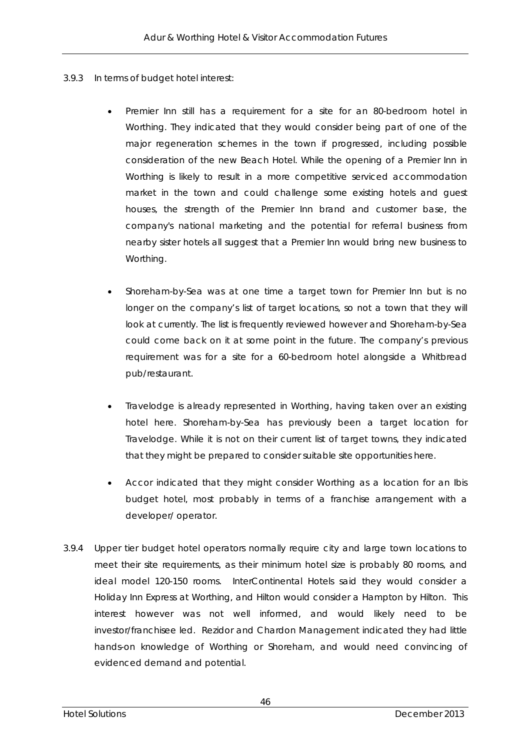3.9.3 In terms of budget hotel interest:

- Premier Inn still has a requirement for a site for an 80-bedroom hotel in Worthing. They indicated that they would consider being part of one of the major regeneration schemes in the town if progressed, including possible consideration of the new Beach Hotel. While the opening of a Premier Inn in Worthing is likely to result in a more competitive serviced accommodation market in the town and could challenge some existing hotels and guest houses, the strength of the Premier Inn brand and customer base, the company's national marketing and the potential for referral business from nearby sister hotels all suggest that a Premier Inn would bring new business to Worthing.

- Shoreham-by-Sea was at one time a target town for Premier Inn but is no longer on the company's list of target locations, so not a town that they will look at currently. The list is frequently reviewed however and Shoreham-by-Sea could come back on it at some point in the future. The company's previous requirement was for a site for a 60-bedroom hotel alongside a Whitbread pub/restaurant.

- Travelodge is already represented in Worthing, having taken over an existing hotel here. Shoreham-by-Sea has previously been a target location for Travelodge. While it is not on their current list of target towns, they indicated that they might be prepared to consider suitable site opportunities here.

- Accor indicated that they might consider Worthing as a location for an Ibis budget hotel, most probably in terms of a franchise arrangement with a developer/ operator.

3.9.4 Upper tier budget hotel operators normally require city and large town locations to meet their site requirements, as their minimum hotel size is probably 80 rooms, and ideal model 120-150 rooms. InterContinental Hotels said they would consider a Holiday Inn Express at Worthing, and Hilton would consider a Hampton by Hilton. This interest however was not well informed, and would likely need to be investor/franchisee led. Rezidor and Chardon Management indicated they had little hands-on knowledge of Worthing or Shoreham, and would need convincing of evidenced demand and potential.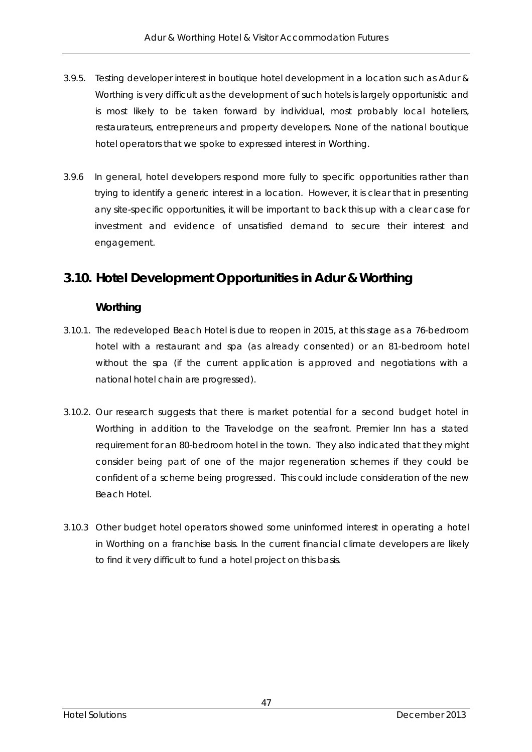3.9.5. Testing developer interest in boutique hotel development in a location such as Adur & Worthing is very difficult as the development of such hotels is largely opportunistic and is most likely to be taken forward by individual, most probably local hoteliers, restaurateurs, entrepreneurs and property developers. None of the national boutique hotel operators that we spoke to expressed interest in Worthing.

3.9.6 In general, hotel developers respond more fully to specific opportunities rather than trying to identify a generic interest in a location. However, it is clear that in presenting any site-specific opportunities, it will be important to back this up with a clear case for investment and evidence of unsatisfied demand to secure their interest and engagement.

## 3.10. Hotel Development Opportunities in Adur & Worthing

### Worthing

3.10.1. The redeveloped Beach Hotel is due to reopen in 2015, at this stage as a 76-bedroom hotel with a restaurant and spa (as already consented) or an 81-bedroom hotel without the spa (if the current application is approved and negotiations with a national hotel chain are progressed).

3.10.2. Our research suggests that there is market potential for a second budget hotel in Worthing in addition to the Travelodge on the seafront. Premier Inn has a stated requirement for an 80-bedroom hotel in the town. They also indicated that they might consider being part of one of the major regeneration schemes if they could be confident of a scheme being progressed. This could include consideration of the new Beach Hotel.

3.10.3 Other budget hotel operators showed some uninformed interest in operating a hotel in Worthing on a franchise basis. In the current financial climate developers are likely to find it very difficult to fund a hotel project on this basis.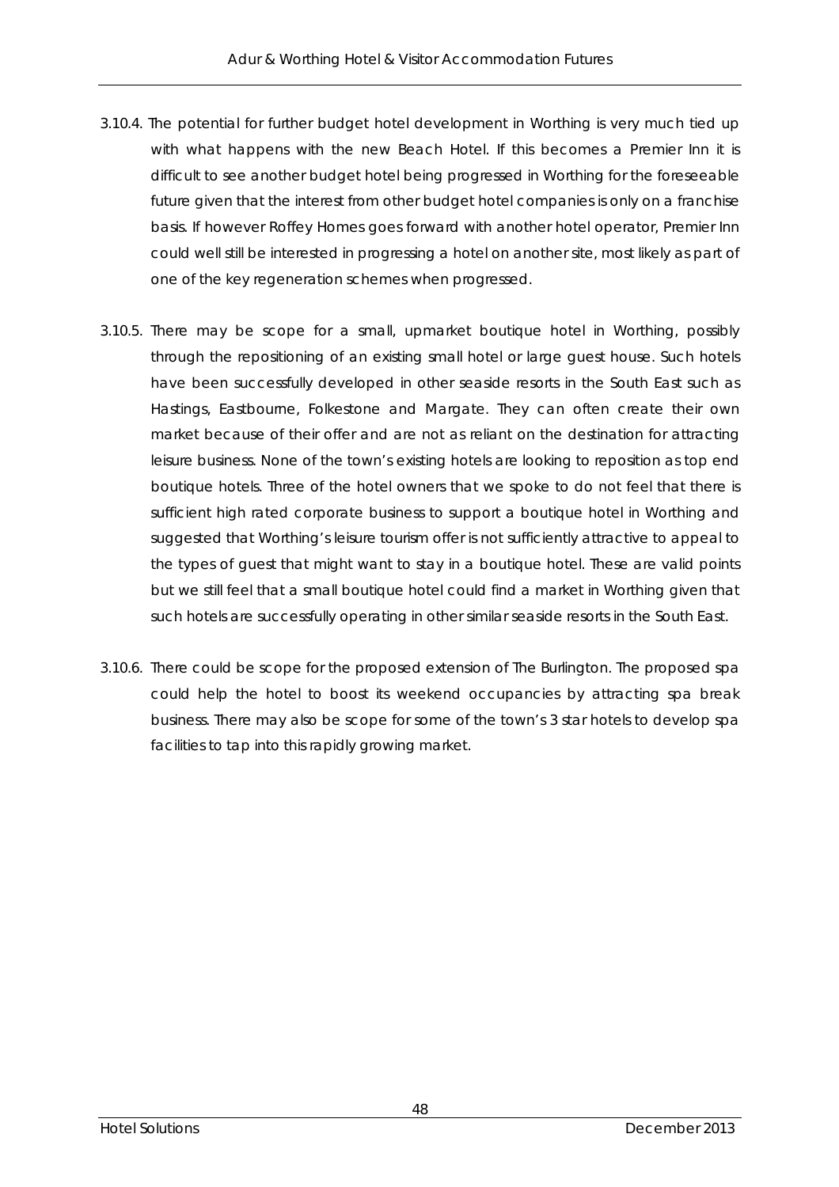3.10.4. The potential for further budget hotel development in Worthing is very much tied up with what happens with the new Beach Hotel. If this becomes a Premier Inn it is difficult to see another budget hotel being progressed in Worthing for the foreseeable future given that the interest from other budget hotel companies is only on a franchise basis. If however Roffey Homes goes forward with another hotel operator, Premier Inn could well still be interested in progressing a hotel on another site, most likely as part of one of the key regeneration schemes when progressed.

3.10.5. There may be scope for a small, upmarket boutique hotel in Worthing, possibly through the repositioning of an existing small hotel or large guest house. Such hotels have been successfully developed in other seaside resorts in the South East such as Hastings, Eastbourne, Folkestone and Margate. They can often create their own market because of their offer and are not as reliant on the destination for attracting leisure business. None of the town's existing hotels are looking to reposition as top end boutique hotels. Three of the hotel owners that we spoke to do not feel that there is sufficient high rated corporate business to support a boutique hotel in Worthing and suggested that Worthing's leisure tourism offer is not sufficiently attractive to appeal to the types of guest that might want to stay in a boutique hotel. These are valid points but we still feel that a small boutique hotel could find a market in Worthing given that such hotels are successfully operating in other similar seaside resorts in the South East.

3.10.6. There could be scope for the proposed extension of The Burlington. The proposed spa could help the hotel to boost its weekend occupancies by attracting spa break business. There may also be scope for some of the town's 3 star hotels to develop spa facilities to tap into this rapidly growing market.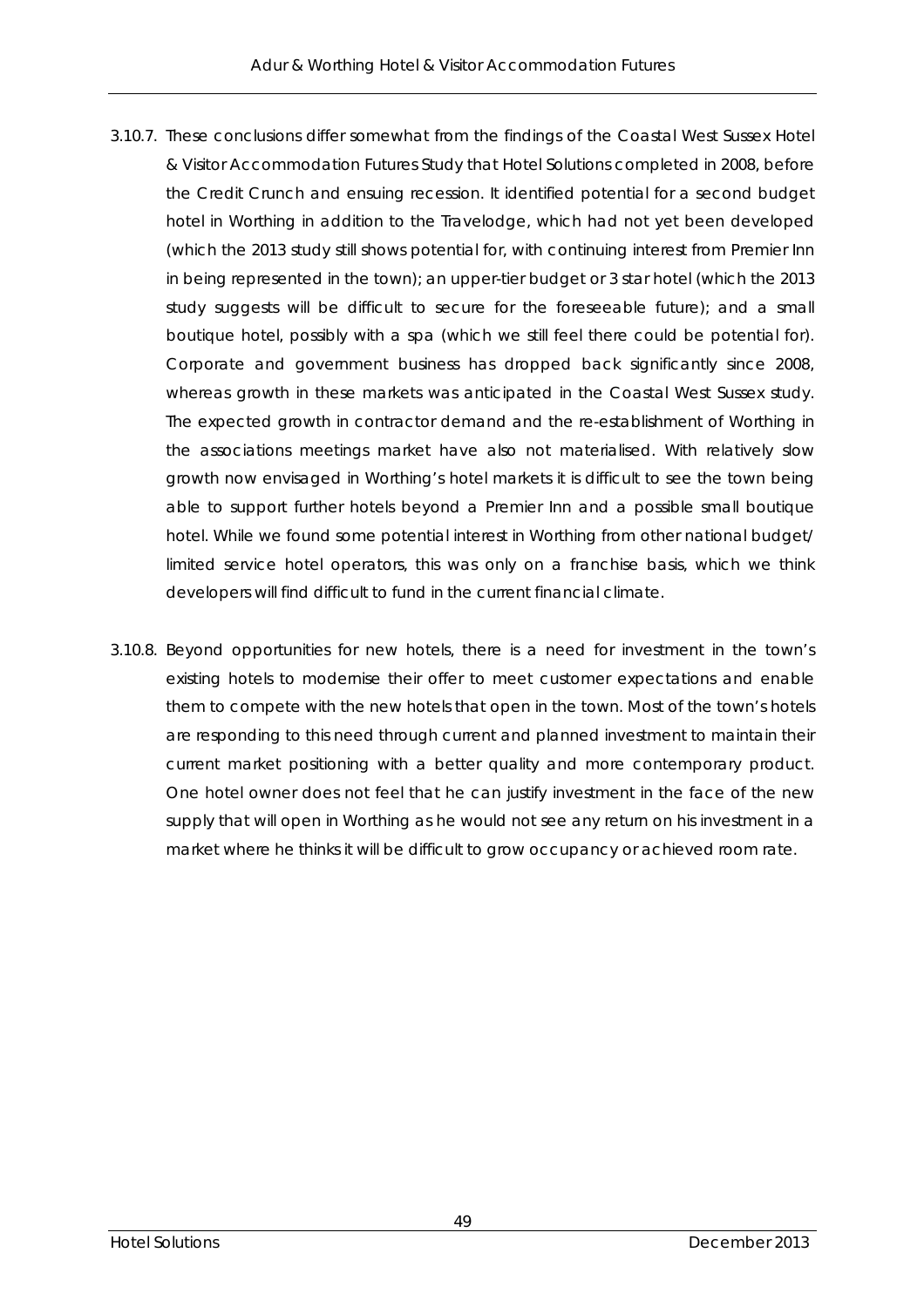3.10.7. These conclusions differ somewhat from the findings of the Coastal West Sussex Hotel & Visitor Accommodation Futures Study that Hotel Solutions completed in 2008, before the Credit Crunch and ensuing recession. It identified potential for a second budget hotel in Worthing in addition to the Travelodge, which had not yet been developed (which the 2013 study still shows potential for, with continuing interest from Premier Inn in being represented in the town); an upper-tier budget or 3 star hotel (which the 2013 study suggests will be difficult to secure for the foreseeable future); and a small boutique hotel, possibly with a spa (which we still feel there could be potential for). Corporate and government business has dropped back significantly since 2008, whereas growth in these markets was anticipated in the Coastal West Sussex study. The expected growth in contractor demand and the re-establishment of Worthing in the associations meetings market have also not materialised. With relatively slow growth now envisaged in Worthing's hotel markets it is difficult to see the town being able to support further hotels beyond a Premier Inn and a possible small boutique hotel. While we found some potential interest in Worthing from other national budget/ limited service hotel operators, this was only on a franchise basis, which we think developers will find difficult to fund in the current financial climate.

3.10.8. Beyond opportunities for new hotels, there is a need for investment in the town's existing hotels to modernise their offer to meet customer expectations and enable them to compete with the new hotels that open in the town. Most of the town's hotels are responding to this need through current and planned investment to maintain their current market positioning with a better quality and more contemporary product. One hotel owner does not feel that he can justify investment in the face of the new supply that will open in Worthing as he would not see any return on his investment in a market where he thinks it will be difficult to grow occupancy or achieved room rate.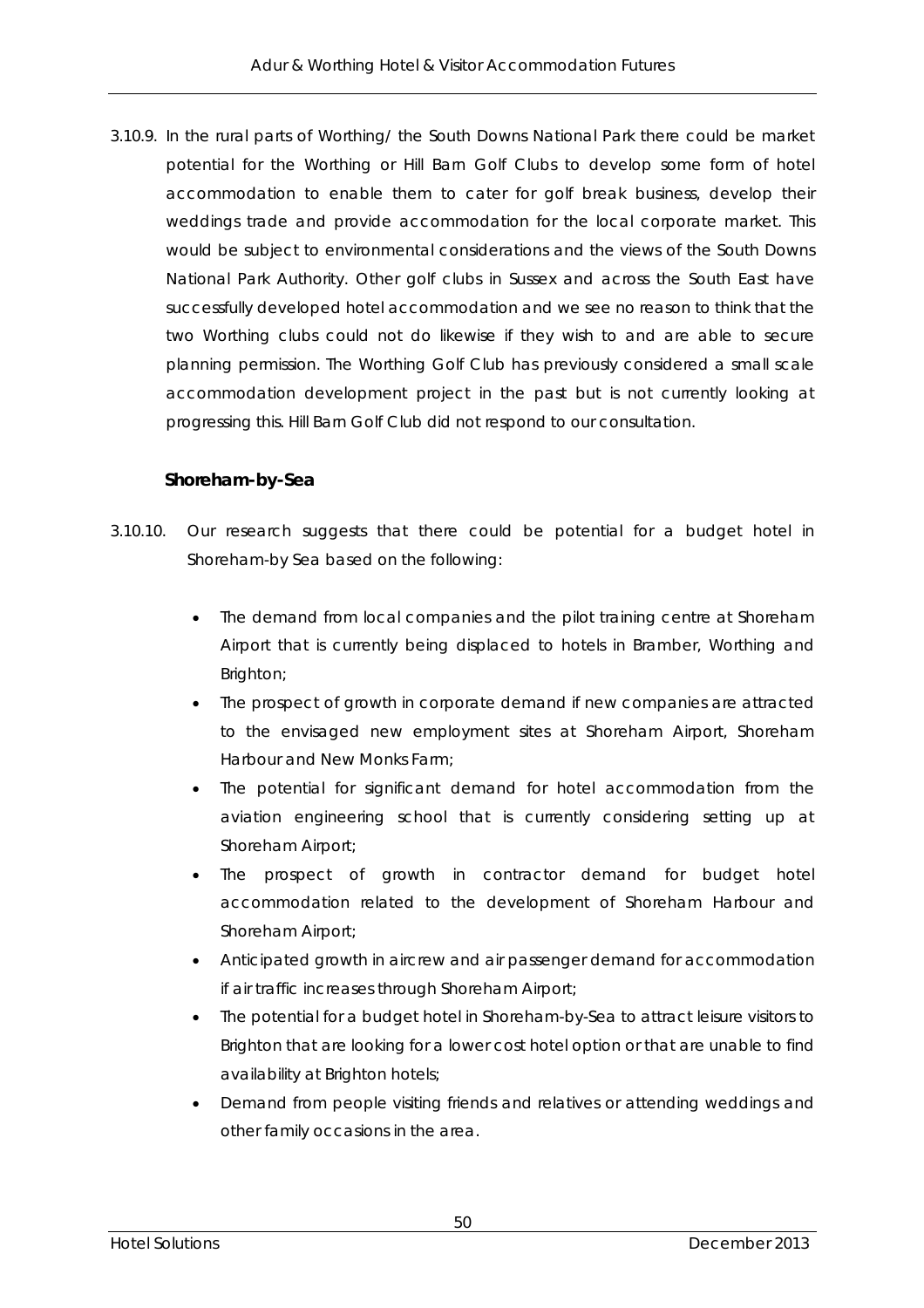3.10.9. In the rural parts of Worthing/ the South Downs National Park there could be market potential for the Worthing or Hill Barn Golf Clubs to develop some form of hotel accommodation to enable them to cater for golf break business, develop their weddings trade and provide accommodation for the local corporate market. This would be subject to environmental considerations and the views of the South Downs National Park Authority. Other golf clubs in Sussex and across the South East have successfully developed hotel accommodation and we see no reason to think that the two Worthing clubs could not do likewise if they wish to and are able to secure planning permission. The Worthing Golf Club has previously considered a small scale accommodation development project in the past but is not currently looking at progressing this. Hill Barn Golf Club did not respond to our consultation.

### Shoreham-by-Sea

3.10.10. Our research suggests that there could be potential for a budget hotel in Shoreham-by Sea based on the following:

- The demand from local companies and the pilot training centre at Shoreham Airport that is currently being displaced to hotels in Bramber, Worthing and Brighton;
- The prospect of growth in corporate demand if new companies are attracted to the envisaged new employment sites at Shoreham Airport, Shoreham Harbour and New Monks Farm;
- The potential for significant demand for hotel accommodation from the aviation engineering school that is currently considering setting up at Shoreham Airport;
- The prospect of growth in contractor demand for budget hotel accommodation related to the development of Shoreham Harbour and Shoreham Airport;
- Anticipated growth in aircrew and air passenger demand for accommodation if air traffic increases through Shoreham Airport;
- The potential for a budget hotel in Shoreham-by-Sea to attract leisure visitors to Brighton that are looking for a lower cost hotel option or that are unable to find availability at Brighton hotels;
- Demand from people visiting friends and relatives or attending weddings and other family occasions in the area.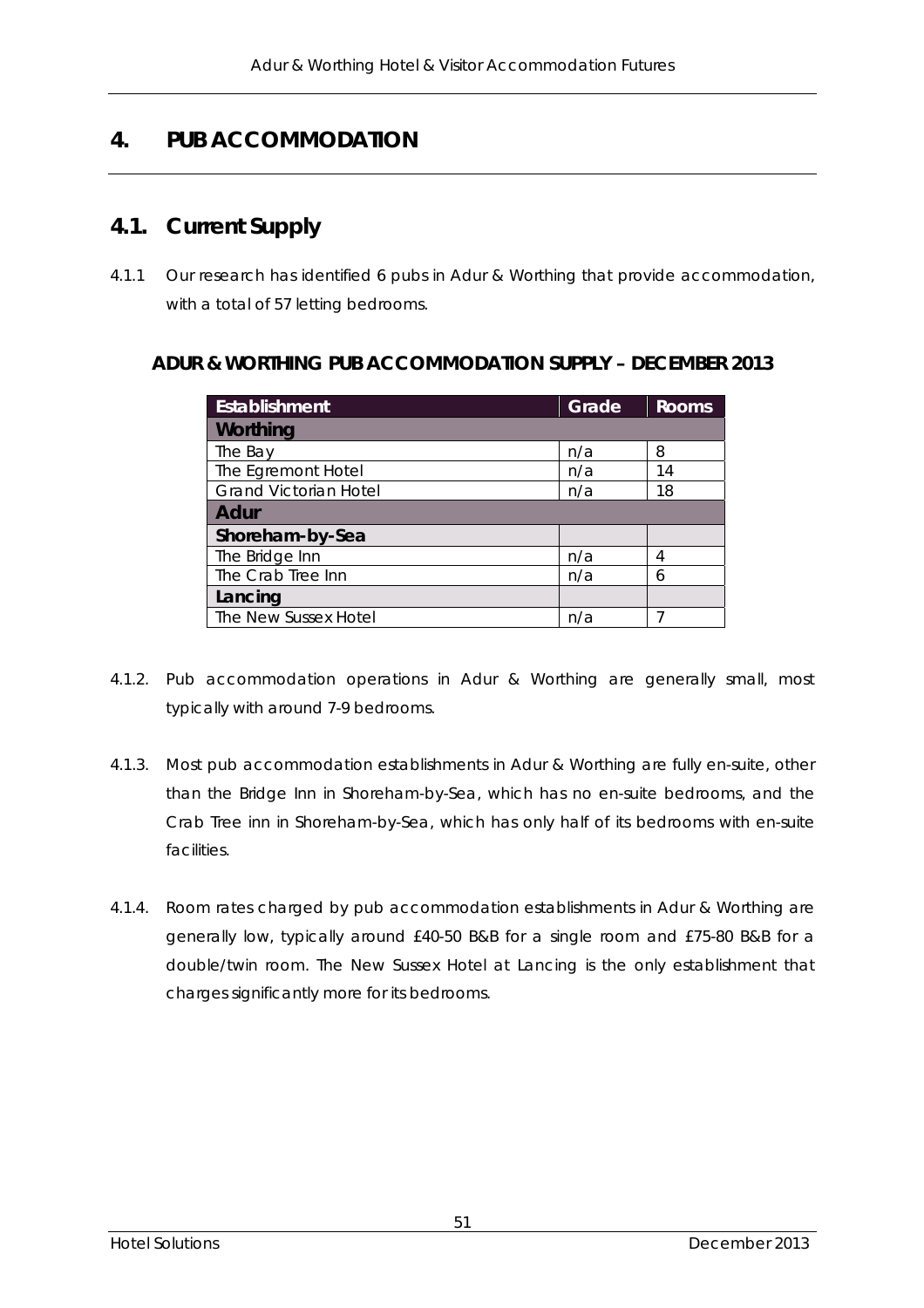# 4. PUB ACCOMMODATION

## 4.1. Current Supply

4.1.1 Our research has identified 6 pubs in Adur & Worthing that provide accommodation, with a total of 57 letting bedrooms.

**ADUR & WORTHING PUB ACCOMMODATION SUPPLY – DECEMBER 2013**

| Establishment | Grade | Rooms |
|---|---|---|
| **Worthing** | | |
| The Bay | n/a | 8 |
| The Egremont Hotel | n/a | 14 |
| Grand Victorian Hotel | n/a | 18 |
| **Adur** | | |
| **Shoreham-by-Sea** | | |
| The Bridge Inn | n/a | 4 |
| The Crab Tree Inn | n/a | 6 |
| **Lancing** | | |
| The New Sussex Hotel | n/a | 7 |

4.1.2. Pub accommodation operations in Adur & Worthing are generally small, most typically with around 7-9 bedrooms.

4.1.3. Most pub accommodation establishments in Adur & Worthing are fully en-suite, other than the Bridge Inn in Shoreham-by-Sea, which has no en-suite bedrooms, and the Crab Tree inn in Shoreham-by-Sea, which has only half of its bedrooms with en-suite facilities.

4.1.4. Room rates charged by pub accommodation establishments in Adur & Worthing are generally low, typically around £40-50 B&B for a single room and £75-80 B&B for a double/twin room. The New Sussex Hotel at Lancing is the only establishment that charges significantly more for its bedrooms.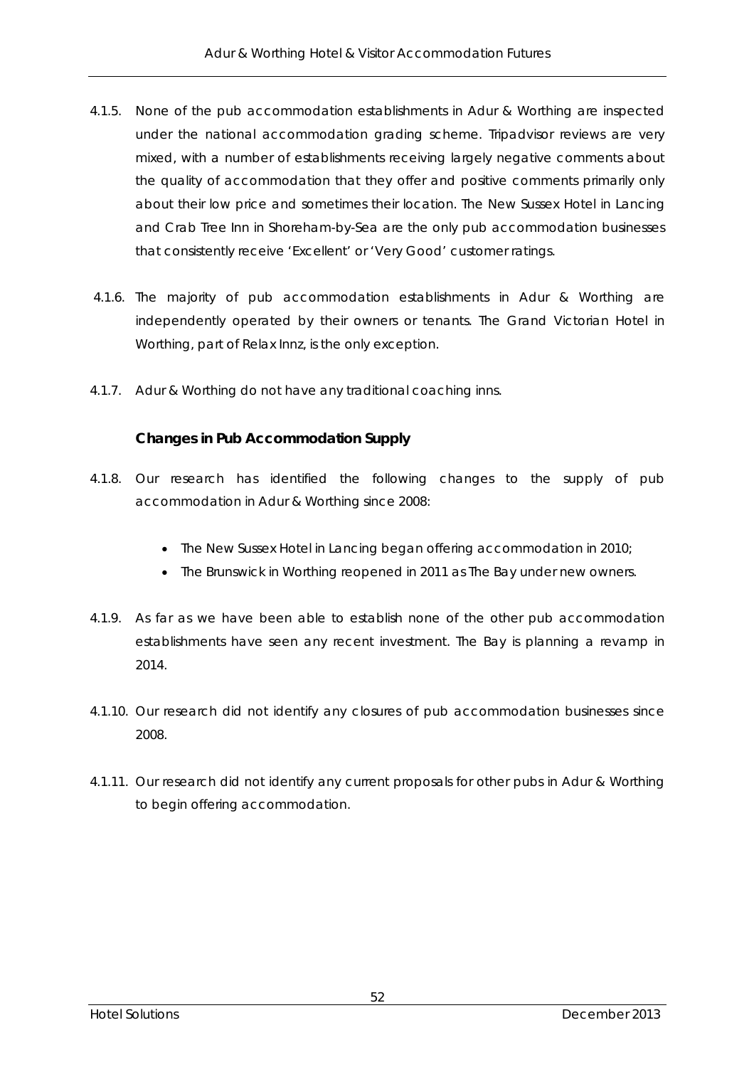4.1.5. None of the pub accommodation establishments in Adur & Worthing are inspected under the national accommodation grading scheme. Tripadvisor reviews are very mixed, with a number of establishments receiving largely negative comments about the quality of accommodation that they offer and positive comments primarily only about their low price and sometimes their location. The New Sussex Hotel in Lancing and Crab Tree Inn in Shoreham-by-Sea are the only pub accommodation businesses that consistently receive 'Excellent' or 'Very Good' customer ratings.

4.1.6. The majority of pub accommodation establishments in Adur & Worthing are independently operated by their owners or tenants. The Grand Victorian Hotel in Worthing, part of Relax Innz, is the only exception.

4.1.7. Adur & Worthing do not have any traditional coaching inns.

### Changes in Pub Accommodation Supply

4.1.8. Our research has identified the following changes to the supply of pub accommodation in Adur & Worthing since 2008:

- The New Sussex Hotel in Lancing began offering accommodation in 2010;
- The Brunswick in Worthing reopened in 2011 as The Bay under new owners.

4.1.9. As far as we have been able to establish none of the other pub accommodation establishments have seen any recent investment. The Bay is planning a revamp in 2014.

4.1.10. Our research did not identify any closures of pub accommodation businesses since 2008.

4.1.11. Our research did not identify any current proposals for other pubs in Adur & Worthing to begin offering accommodation.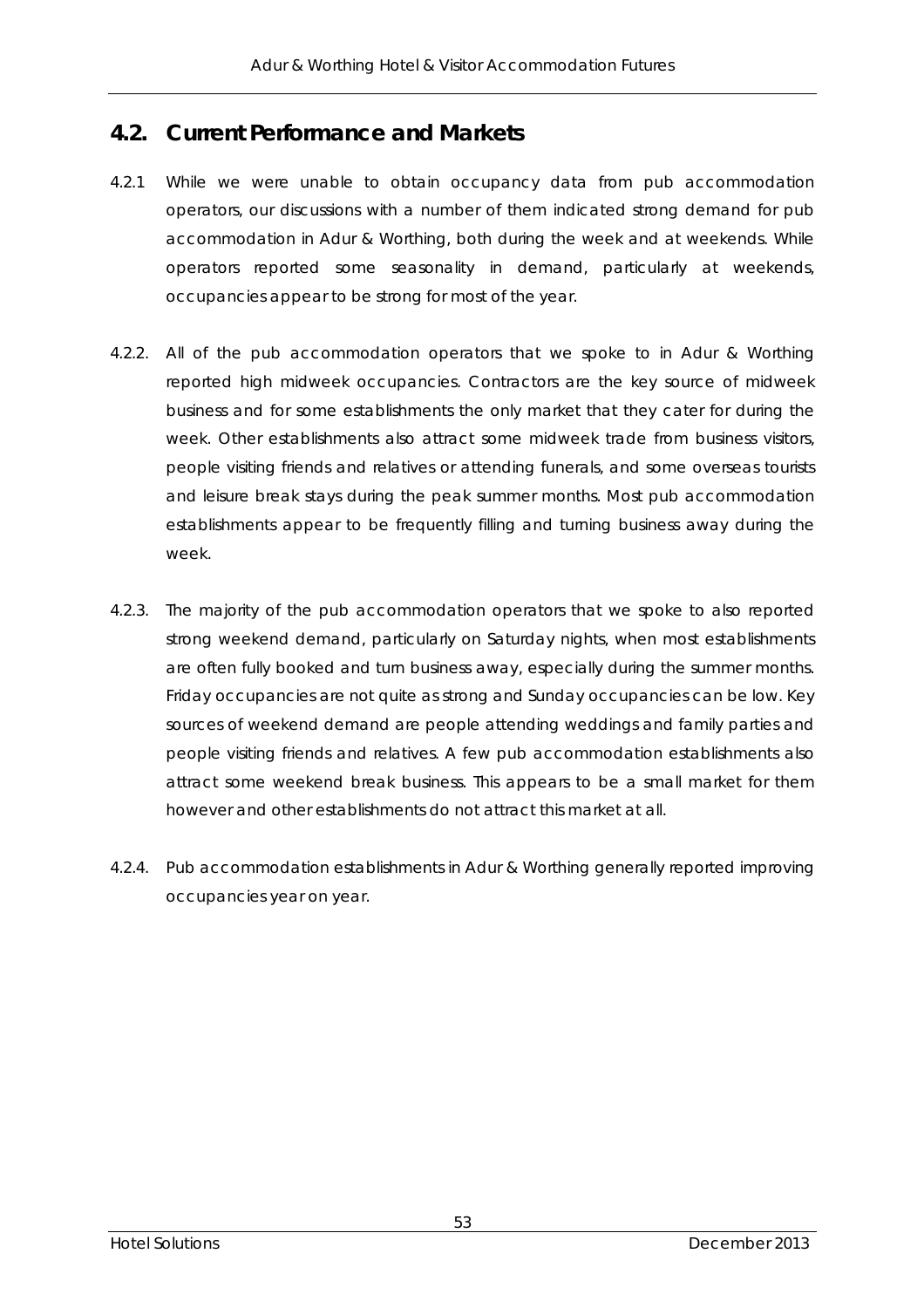## 4.2. Current Performance and Markets

4.2.1 While we were unable to obtain occupancy data from pub accommodation operators, our discussions with a number of them indicated strong demand for pub accommodation in Adur & Worthing, both during the week and at weekends. While operators reported some seasonality in demand, particularly at weekends, occupancies appear to be strong for most of the year.

4.2.2. All of the pub accommodation operators that we spoke to in Adur & Worthing reported high midweek occupancies. Contractors are the key source of midweek business and for some establishments the only market that they cater for during the week. Other establishments also attract some midweek trade from business visitors, people visiting friends and relatives or attending funerals, and some overseas tourists and leisure break stays during the peak summer months. Most pub accommodation establishments appear to be frequently filling and turning business away during the week.

4.2.3. The majority of the pub accommodation operators that we spoke to also reported strong weekend demand, particularly on Saturday nights, when most establishments are often fully booked and turn business away, especially during the summer months. Friday occupancies are not quite as strong and Sunday occupancies can be low. Key sources of weekend demand are people attending weddings and family parties and people visiting friends and relatives. A few pub accommodation establishments also attract some weekend break business. This appears to be a small market for them however and other establishments do not attract this market at all.

4.2.4. Pub accommodation establishments in Adur & Worthing generally reported improving occupancies year on year.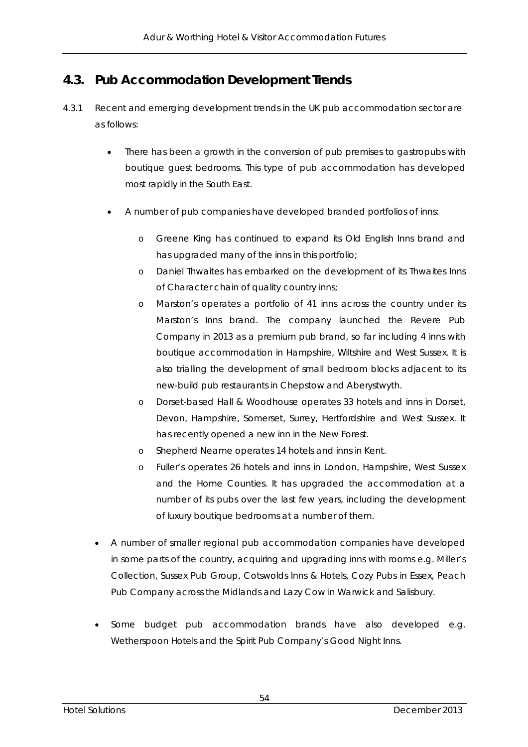## 4.3. Pub Accommodation Development Trends

4.3.1 Recent and emerging development trends in the UK pub accommodation sector are as follows:

- There has been a growth in the conversion of pub premises to gastropubs with boutique guest bedrooms. This type of pub accommodation has developed most rapidly in the South East.
- A number of pub companies have developed branded portfolios of inns:
  - Greene King has continued to expand its Old English Inns brand and has upgraded many of the inns in this portfolio;
  - Daniel Thwaites has embarked on the development of its Thwaites Inns of Character chain of quality country inns;
  - Marston's operates a portfolio of 41 inns across the country under its Marston's Inns brand. The company launched the Revere Pub Company in 2013 as a premium pub brand, so far including 4 inns with boutique accommodation in Hampshire, Wiltshire and West Sussex. It is also trialling the development of small bedroom blocks adjacent to its new-build pub restaurants in Chepstow and Aberystwyth.
  - Dorset-based Hall & Woodhouse operates 33 hotels and inns in Dorset, Devon, Hampshire, Somerset, Surrey, Hertfordshire and West Sussex. It has recently opened a new inn in the New Forest.
  - Shepherd Neame operates 14 hotels and inns in Kent.
  - Fuller's operates 26 hotels and inns in London, Hampshire, West Sussex and the Home Counties. It has upgraded the accommodation at a number of its pubs over the last few years, including the development of luxury boutique bedrooms at a number of them.
- A number of smaller regional pub accommodation companies have developed in some parts of the country, acquiring and upgrading inns with rooms e.g. Miller's Collection, Sussex Pub Group, Cotswolds Inns & Hotels, Cozy Pubs in Essex, Peach Pub Company across the Midlands and Lazy Cow in Warwick and Salisbury.
- Some budget pub accommodation brands have also developed e.g. Wetherspoon Hotels and the Spirit Pub Company's Good Night Inns.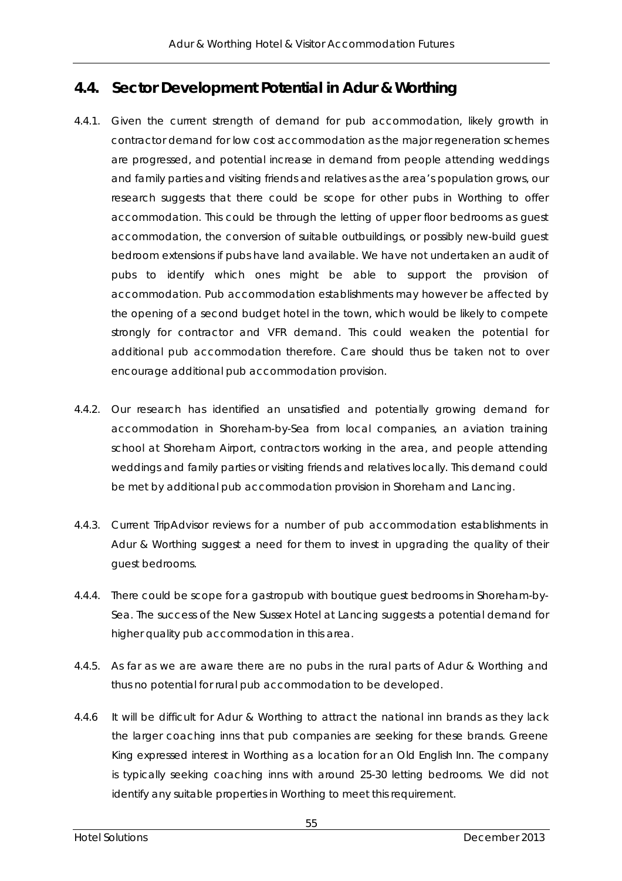## 4.4. Sector Development Potential in Adur & Worthing

4.4.1. Given the current strength of demand for pub accommodation, likely growth in contractor demand for low cost accommodation as the major regeneration schemes are progressed, and potential increase in demand from people attending weddings and family parties and visiting friends and relatives as the area's population grows, our research suggests that there could be scope for other pubs in Worthing to offer accommodation. This could be through the letting of upper floor bedrooms as guest accommodation, the conversion of suitable outbuildings, or possibly new-build guest bedroom extensions if pubs have land available. We have not undertaken an audit of pubs to identify which ones might be able to support the provision of accommodation. Pub accommodation establishments may however be affected by the opening of a second budget hotel in the town, which would be likely to compete strongly for contractor and VFR demand. This could weaken the potential for additional pub accommodation therefore. Care should thus be taken not to over encourage additional pub accommodation provision.

4.4.2. Our research has identified an unsatisfied and potentially growing demand for accommodation in Shoreham-by-Sea from local companies, an aviation training school at Shoreham Airport, contractors working in the area, and people attending weddings and family parties or visiting friends and relatives locally. This demand could be met by additional pub accommodation provision in Shoreham and Lancing.

4.4.3. Current TripAdvisor reviews for a number of pub accommodation establishments in Adur & Worthing suggest a need for them to invest in upgrading the quality of their guest bedrooms.

4.4.4. There could be scope for a gastropub with boutique guest bedrooms in Shoreham-by-Sea. The success of the New Sussex Hotel at Lancing suggests a potential demand for higher quality pub accommodation in this area.

4.4.5. As far as we are aware there are no pubs in the rural parts of Adur & Worthing and thus no potential for rural pub accommodation to be developed.

4.4.6 It will be difficult for Adur & Worthing to attract the national inn brands as they lack the larger coaching inns that pub companies are seeking for these brands. Greene King expressed interest in Worthing as a location for an Old English Inn. The company is typically seeking coaching inns with around 25-30 letting bedrooms. We did not identify any suitable properties in Worthing to meet this requirement.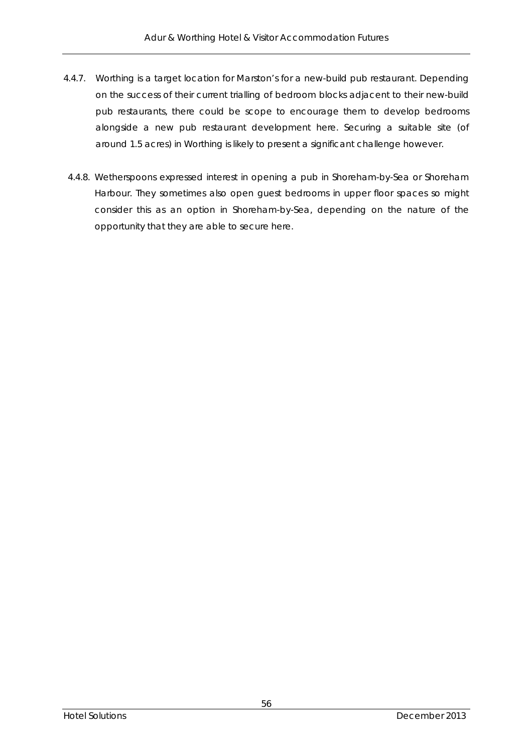4.4.7. Worthing is a target location for Marston's for a new-build pub restaurant. Depending on the success of their current trialling of bedroom blocks adjacent to their new-build pub restaurants, there could be scope to encourage them to develop bedrooms alongside a new pub restaurant development here. Securing a suitable site (of around 1.5 acres) in Worthing is likely to present a significant challenge however.

4.4.8. Wetherspoons expressed interest in opening a pub in Shoreham-by-Sea or Shoreham Harbour. They sometimes also open guest bedrooms in upper floor spaces so might consider this as an option in Shoreham-by-Sea, depending on the nature of the opportunity that they are able to secure here.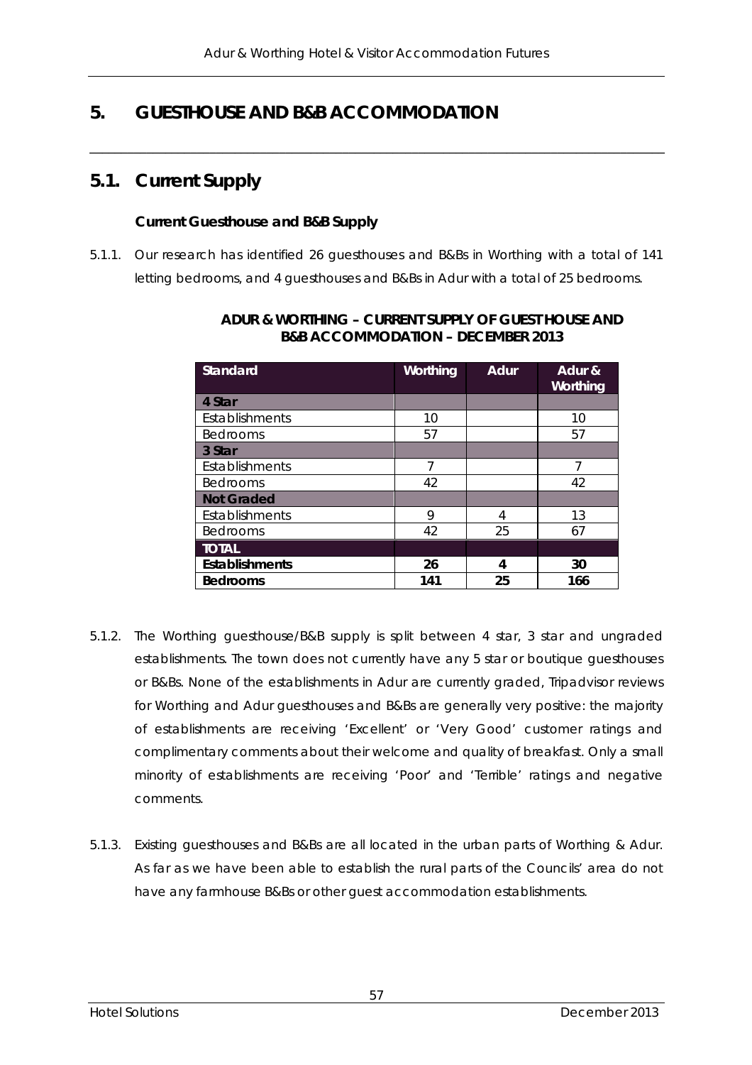# 5. GUESTHOUSE AND B&B ACCOMMODATION

## 5.1. Current Supply

### Current Guesthouse and B&B Supply

5.1.1. Our research has identified 26 guesthouses and B&Bs in Worthing with a total of 141 letting bedrooms, and 4 guesthouses and B&Bs in Adur with a total of 25 bedrooms.

**ADUR & WORTHING – CURRENT SUPPLY OF GUEST HOUSE AND B&B ACCOMMODATION – DECEMBER 2013**

| Standard | Worthing | Adur | Adur & Worthing |
|---|---|---|---|
| **4 Star** | | | |
| Establishments | 10 | | 10 |
| Bedrooms | 57 | | 57 |
| **3 Star** | | | |
| Establishments | 7 | | 7 |
| Bedrooms | 42 | | 42 |
| **Not Graded** | | | |
| Establishments | 9 | 4 | 13 |
| Bedrooms | 42 | 25 | 67 |
| **TOTAL** | | | |
| **Establishments** | **26** | **4** | **30** |
| **Bedrooms** | **141** | **25** | **166** |

5.1.2. The Worthing guesthouse/B&B supply is split between 4 star, 3 star and ungraded establishments. The town does not currently have any 5 star or boutique guesthouses or B&Bs. None of the establishments in Adur are currently graded, Tripadvisor reviews for Worthing and Adur guesthouses and B&Bs are generally very positive: the majority of establishments are receiving 'Excellent' or 'Very Good' customer ratings and complimentary comments about their welcome and quality of breakfast. Only a small minority of establishments are receiving 'Poor' and 'Terrible' ratings and negative comments.

5.1.3. Existing guesthouses and B&Bs are all located in the urban parts of Worthing & Adur. As far as we have been able to establish the rural parts of the Councils' area do not have any farmhouse B&Bs or other guest accommodation establishments.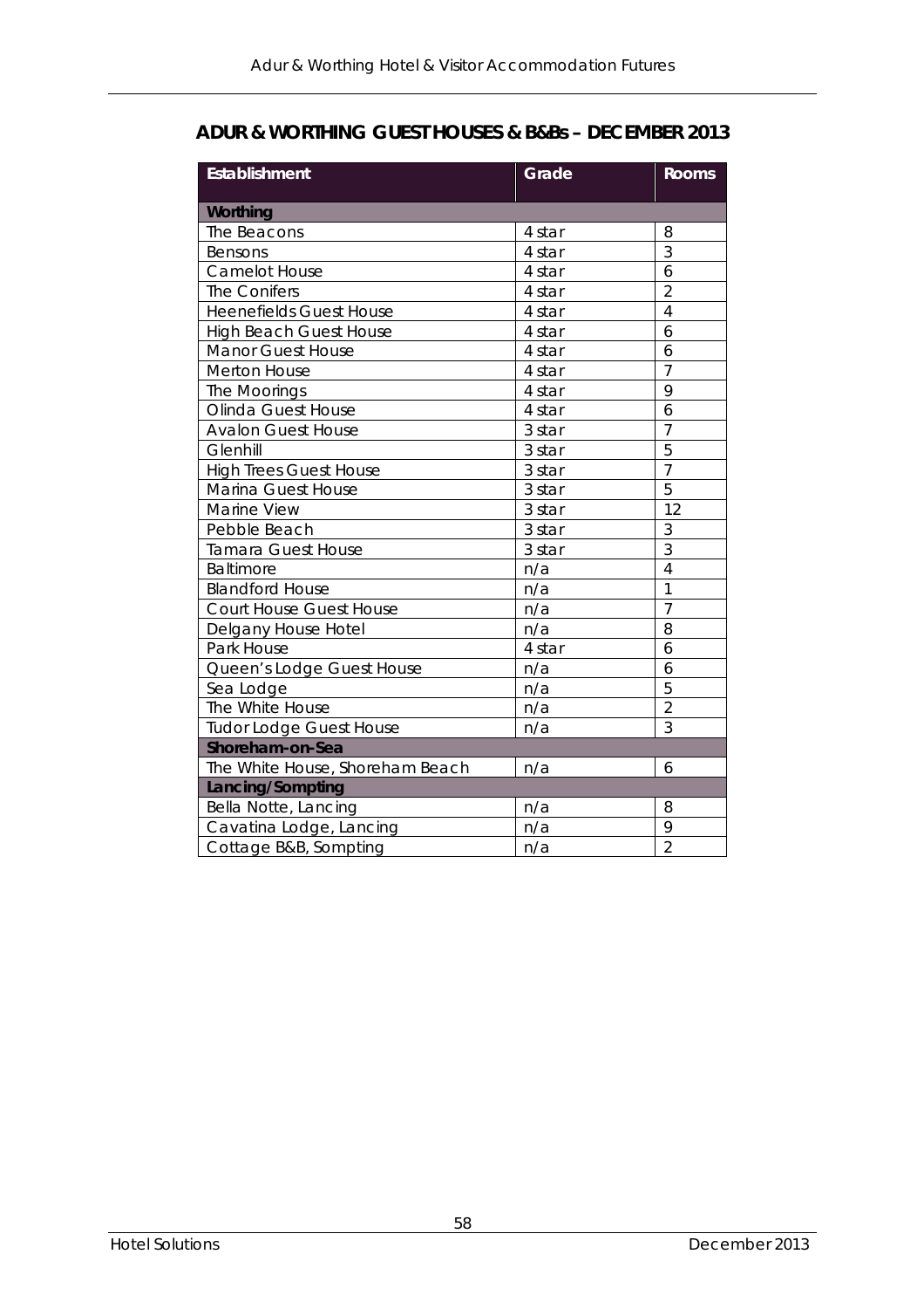## ADUR & WORTHING GUEST HOUSES & B&Bs – DECEMBER 2013

| Establishment | Grade | Rooms |
|---|---|---|
| **Worthing** | | |
| The Beacons | 4 star | 8 |
| Bensons | 4 star | 3 |
| Camelot House | 4 star | 6 |
| The Conifers | 4 star | 2 |
| Heenefields Guest House | 4 star | 4 |
| High Beach Guest House | 4 star | 6 |
| Manor Guest House | 4 star | 6 |
| Merton House | 4 star | 7 |
| The Moorings | 4 star | 9 |
| Olinda Guest House | 4 star | 6 |
| Avalon Guest House | 3 star | 7 |
| Glenhill | 3 star | 5 |
| High Trees Guest House | 3 star | 7 |
| Marina Guest House | 3 star | 5 |
| Marine View | 3 star | 12 |
| Pebble Beach | 3 star | 3 |
| Tamara Guest House | 3 star | 3 |
| Baltimore | n/a | 4 |
| Blandford House | n/a | 1 |
| Court House Guest House | n/a | 7 |
| Delgany House Hotel | n/a | 8 |
| Park House | 4 star | 6 |
| Queen's Lodge Guest House | n/a | 6 |
| Sea Lodge | n/a | 5 |
| The White House | n/a | 2 |
| Tudor Lodge Guest House | n/a | 3 |
| **Shoreham-on-Sea** | | |
| The White House, Shoreham Beach | n/a | 6 |
| **Lancing/Sompting** | | |
| Bella Notte, Lancing | n/a | 8 |
| Cavatina Lodge, Lancing | n/a | 9 |
| Cottage B&B, Sompting | n/a | 2 |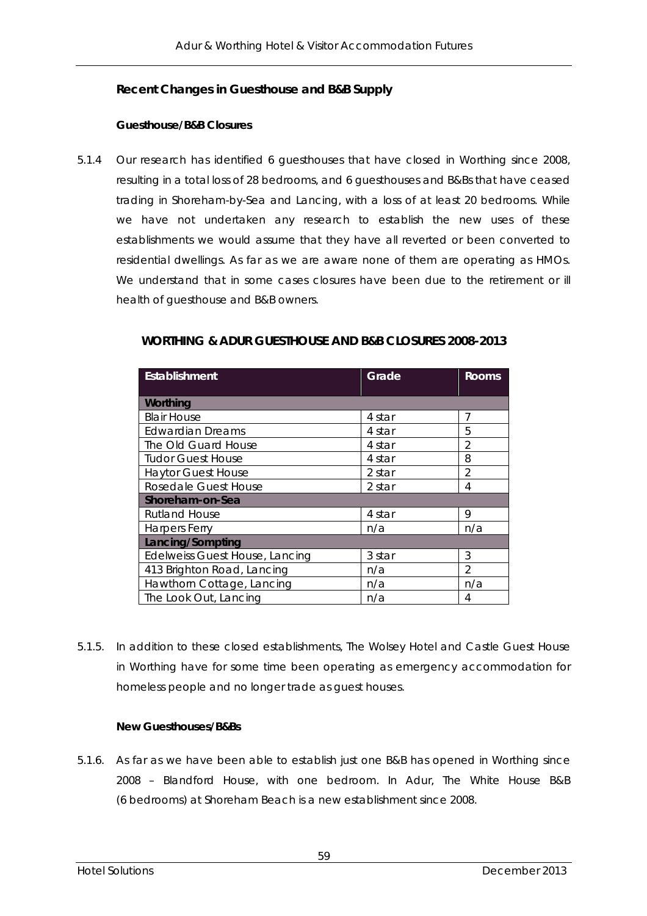### Recent Changes in Guesthouse and B&B Supply

#### Guesthouse/B&B Closures

5.1.4 Our research has identified 6 guesthouses that have closed in Worthing since 2008, resulting in a total loss of 28 bedrooms, and 6 guesthouses and B&Bs that have ceased trading in Shoreham-by-Sea and Lancing, with a loss of at least 20 bedrooms. While we have not undertaken any research to establish the new uses of these establishments we would assume that they have all reverted or been converted to residential dwellings. As far as we are aware none of them are operating as HMOs. We understand that in some cases closures have been due to the retirement or ill health of guesthouse and B&B owners.

**WORTHING & ADUR GUESTHOUSE AND B&B CLOSURES 2008-2013**

| Establishment | Grade | Rooms |
|---|---|---|
| **Worthing** | | |
| Blair House | 4 star | 7 |
| Edwardian Dreams | 4 star | 5 |
| The Old Guard House | 4 star | 2 |
| Tudor Guest House | 4 star | 8 |
| Haytor Guest House | 2 star | 2 |
| Rosedale Guest House | 2 star | 4 |
| **Shoreham-on-Sea** | | |
| Rutland House | 4 star | 9 |
| Harpers Ferry | n/a | n/a |
| **Lancing/Sompting** | | |
| Edelweiss Guest House, Lancing | 3 star | 3 |
| 413 Brighton Road, Lancing | n/a | 2 |
| Hawthorn Cottage, Lancing | n/a | n/a |
| The Look Out, Lancing | n/a | 4 |

5.1.5. In addition to these closed establishments, The Wolsey Hotel and Castle Guest House in Worthing have for some time been operating as emergency accommodation for homeless people and no longer trade as guest houses.

#### New Guesthouses/B&Bs

5.1.6. As far as we have been able to establish just one B&B has opened in Worthing since 2008 – Blandford House, with one bedroom. In Adur, The White House B&B (6 bedrooms) at Shoreham Beach is a new establishment since 2008.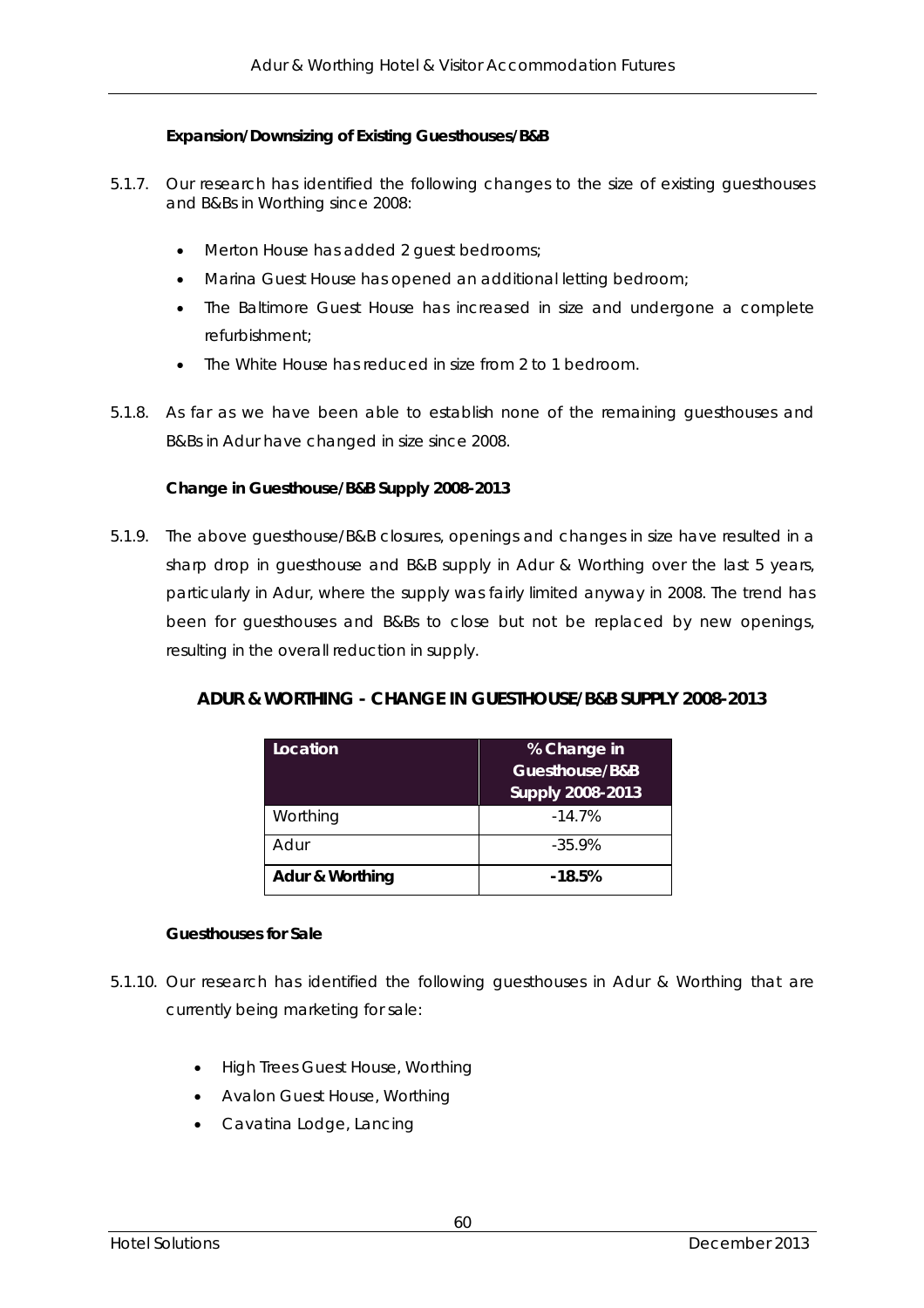### Expansion/Downsizing of Existing Guesthouses/B&B

5.1.7. Our research has identified the following changes to the size of existing guesthouses and B&Bs in Worthing since 2008:

- Merton House has added 2 guest bedrooms;
- Marina Guest House has opened an additional letting bedroom;
- The Baltimore Guest House has increased in size and undergone a complete refurbishment;
- The White House has reduced in size from 2 to 1 bedroom.

5.1.8. As far as we have been able to establish none of the remaining guesthouses and B&Bs in Adur have changed in size since 2008.

### Change in Guesthouse/B&B Supply 2008-2013

5.1.9. The above guesthouse/B&B closures, openings and changes in size have resulted in a sharp drop in guesthouse and B&B supply in Adur & Worthing over the last 5 years, particularly in Adur, where the supply was fairly limited anyway in 2008. The trend has been for guesthouses and B&Bs to close but not be replaced by new openings, resulting in the overall reduction in supply.

**ADUR & WORTHING - CHANGE IN GUESTHOUSE/B&B SUPPLY 2008-2013**

| Location | % Change in Guesthouse/B&B Supply 2008-2013 |
|---|---|
| Worthing | -14.7% |
| Adur | -35.9% |
| **Adur & Worthing** | **-18.5%** |

### Guesthouses for Sale

5.1.10. Our research has identified the following guesthouses in Adur & Worthing that are currently being marketing for sale:

- High Trees Guest House, Worthing
- Avalon Guest House, Worthing
- Cavatina Lodge, Lancing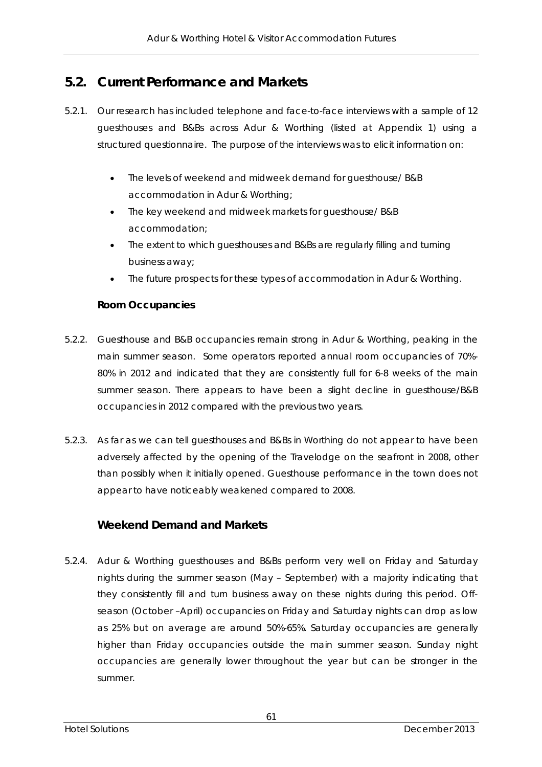## 5.2. Current Performance and Markets

5.2.1. Our research has included telephone and face-to-face interviews with a sample of 12 guesthouses and B&Bs across Adur & Worthing (listed at Appendix 1) using a structured questionnaire. The purpose of the interviews was to elicit information on:

- The levels of weekend and midweek demand for guesthouse/ B&B accommodation in Adur & Worthing;
- The key weekend and midweek markets for guesthouse/ B&B accommodation;
- The extent to which guesthouses and B&Bs are regularly filling and turning business away;
- The future prospects for these types of accommodation in Adur & Worthing.

### Room Occupancies

5.2.2. Guesthouse and B&B occupancies remain strong in Adur & Worthing, peaking in the main summer season. Some operators reported annual room occupancies of 70%-80% in 2012 and indicated that they are consistently full for 6-8 weeks of the main summer season. There appears to have been a slight decline in guesthouse/B&B occupancies in 2012 compared with the previous two years.

5.2.3. As far as we can tell guesthouses and B&Bs in Worthing do not appear to have been adversely affected by the opening of the Travelodge on the seafront in 2008, other than possibly when it initially opened. Guesthouse performance in the town does not appear to have noticeably weakened compared to 2008.

### Weekend Demand and Markets

5.2.4. Adur & Worthing guesthouses and B&Bs perform very well on Friday and Saturday nights during the summer season (May – September) with a majority indicating that they consistently fill and turn business away on these nights during this period. Off-season (October –April) occupancies on Friday and Saturday nights can drop as low as 25% but on average are around 50%-65%. Saturday occupancies are generally higher than Friday occupancies outside the main summer season. Sunday night occupancies are generally lower throughout the year but can be stronger in the summer.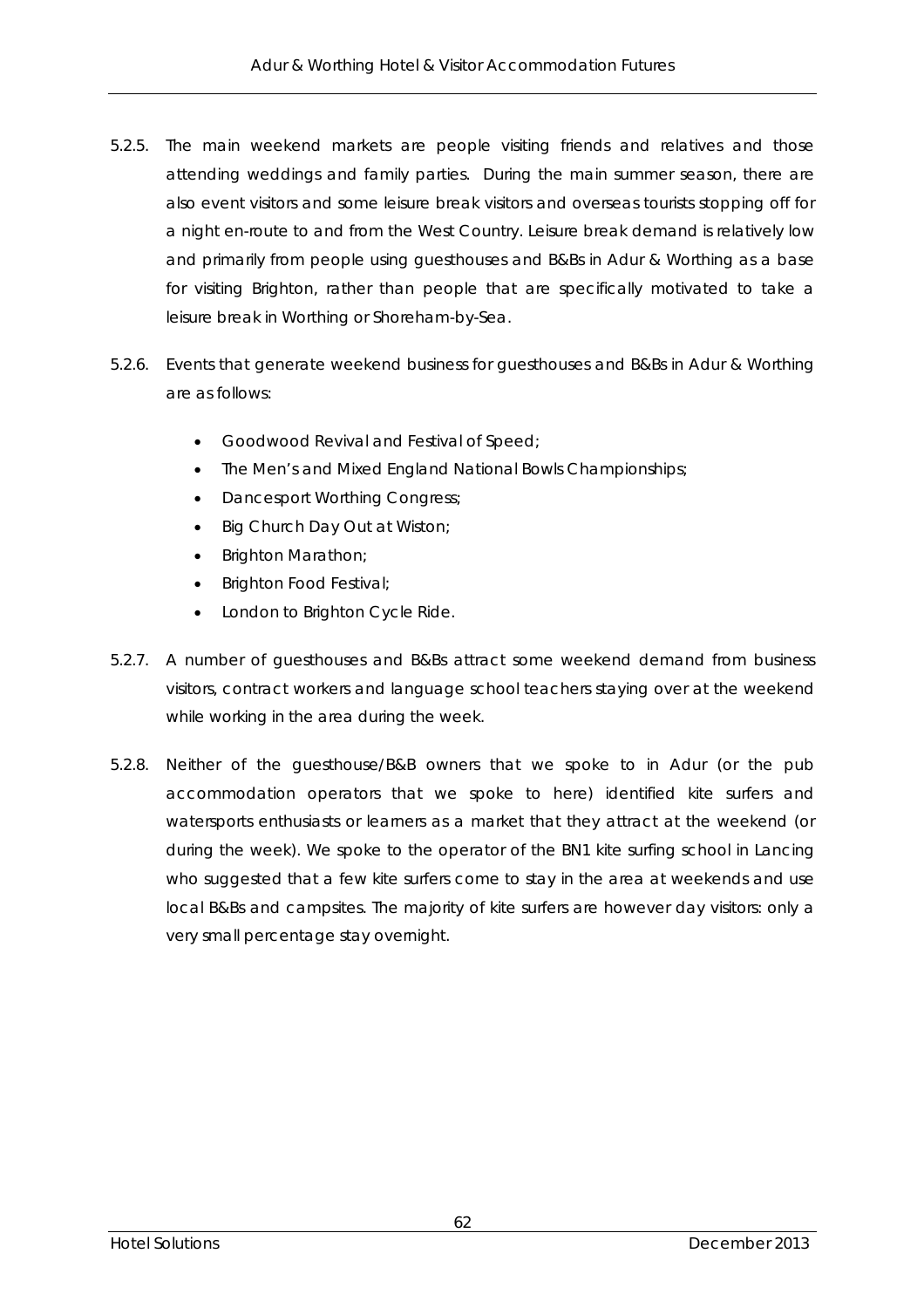5.2.5. The main weekend markets are people visiting friends and relatives and those attending weddings and family parties. During the main summer season, there are also event visitors and some leisure break visitors and overseas tourists stopping off for a night en-route to and from the West Country. Leisure break demand is relatively low and primarily from people using guesthouses and B&Bs in Adur & Worthing as a base for visiting Brighton, rather than people that are specifically motivated to take a leisure break in Worthing or Shoreham-by-Sea.

5.2.6. Events that generate weekend business for guesthouses and B&Bs in Adur & Worthing are as follows:

- Goodwood Revival and Festival of Speed;
- The Men's and Mixed England National Bowls Championships;
- Dancesport Worthing Congress;
- Big Church Day Out at Wiston;
- Brighton Marathon;
- Brighton Food Festival;
- London to Brighton Cycle Ride.

5.2.7. A number of guesthouses and B&Bs attract some weekend demand from business visitors, contract workers and language school teachers staying over at the weekend while working in the area during the week.

5.2.8. Neither of the guesthouse/B&B owners that we spoke to in Adur (or the pub accommodation operators that we spoke to here) identified kite surfers and watersports enthusiasts or learners as a market that they attract at the weekend (or during the week). We spoke to the operator of the BN1 kite surfing school in Lancing who suggested that a few kite surfers come to stay in the area at weekends and use local B&Bs and campsites. The majority of kite surfers are however day visitors: only a very small percentage stay overnight.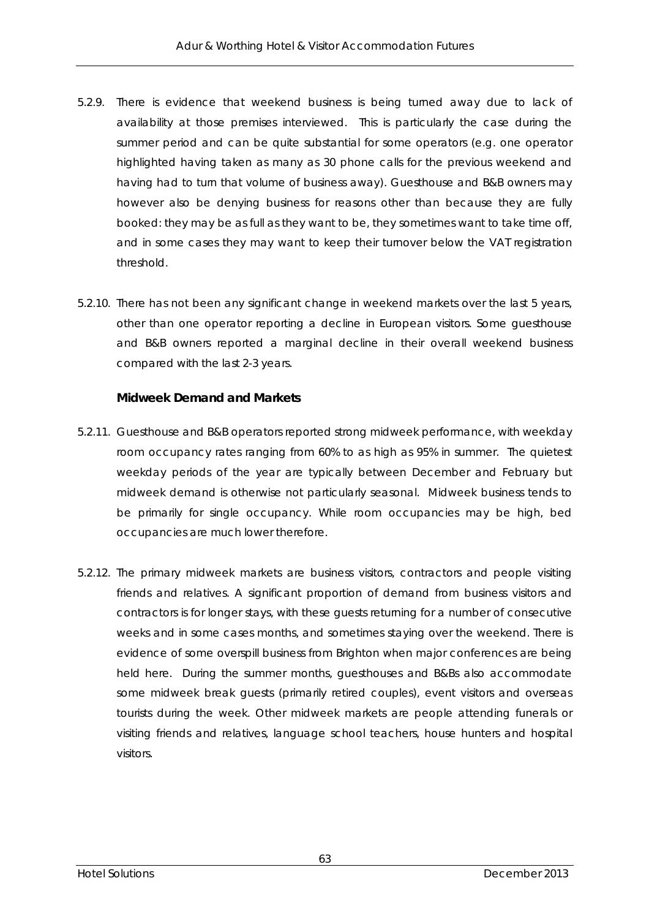5.2.9. There is evidence that weekend business is being turned away due to lack of availability at those premises interviewed. This is particularly the case during the summer period and can be quite substantial for some operators (e.g. one operator highlighted having taken as many as 30 phone calls for the previous weekend and having had to turn that volume of business away). Guesthouse and B&B owners may however also be denying business for reasons other than because they are fully booked: they may be as full as they want to be, they sometimes want to take time off, and in some cases they may want to keep their turnover below the VAT registration threshold.

5.2.10. There has not been any significant change in weekend markets over the last 5 years, other than one operator reporting a decline in European visitors. Some guesthouse and B&B owners reported a marginal decline in their overall weekend business compared with the last 2-3 years.

### Midweek Demand and Markets

5.2.11. Guesthouse and B&B operators reported strong midweek performance, with weekday room occupancy rates ranging from 60% to as high as 95% in summer. The quietest weekday periods of the year are typically between December and February but midweek demand is otherwise not particularly seasonal. Midweek business tends to be primarily for single occupancy. While room occupancies may be high, bed occupancies are much lower therefore.

5.2.12. The primary midweek markets are business visitors, contractors and people visiting friends and relatives. A significant proportion of demand from business visitors and contractors is for longer stays, with these guests returning for a number of consecutive weeks and in some cases months, and sometimes staying over the weekend. There is evidence of some overspill business from Brighton when major conferences are being held here. During the summer months, guesthouses and B&Bs also accommodate some midweek break guests (primarily retired couples), event visitors and overseas tourists during the week. Other midweek markets are people attending funerals or visiting friends and relatives, language school teachers, house hunters and hospital visitors.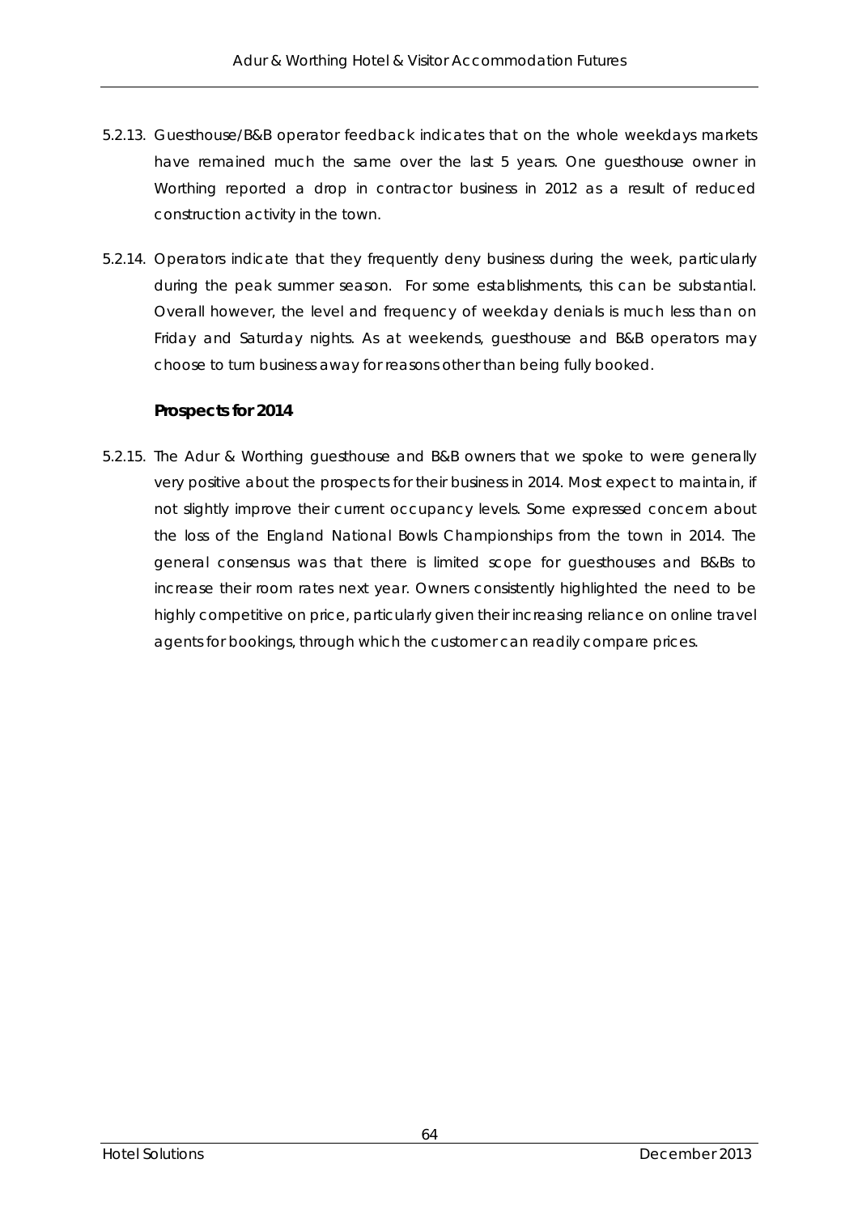5.2.13. Guesthouse/B&B operator feedback indicates that on the whole weekdays markets have remained much the same over the last 5 years. One guesthouse owner in Worthing reported a drop in contractor business in 2012 as a result of reduced construction activity in the town.

5.2.14. Operators indicate that they frequently deny business during the week, particularly during the peak summer season. For some establishments, this can be substantial. Overall however, the level and frequency of weekday denials is much less than on Friday and Saturday nights. As at weekends, guesthouse and B&B operators may choose to turn business away for reasons other than being fully booked.

### Prospects for 2014

5.2.15. The Adur & Worthing guesthouse and B&B owners that we spoke to were generally very positive about the prospects for their business in 2014. Most expect to maintain, if not slightly improve their current occupancy levels. Some expressed concern about the loss of the England National Bowls Championships from the town in 2014. The general consensus was that there is limited scope for guesthouses and B&Bs to increase their room rates next year. Owners consistently highlighted the need to be highly competitive on price, particularly given their increasing reliance on online travel agents for bookings, through which the customer can readily compare prices.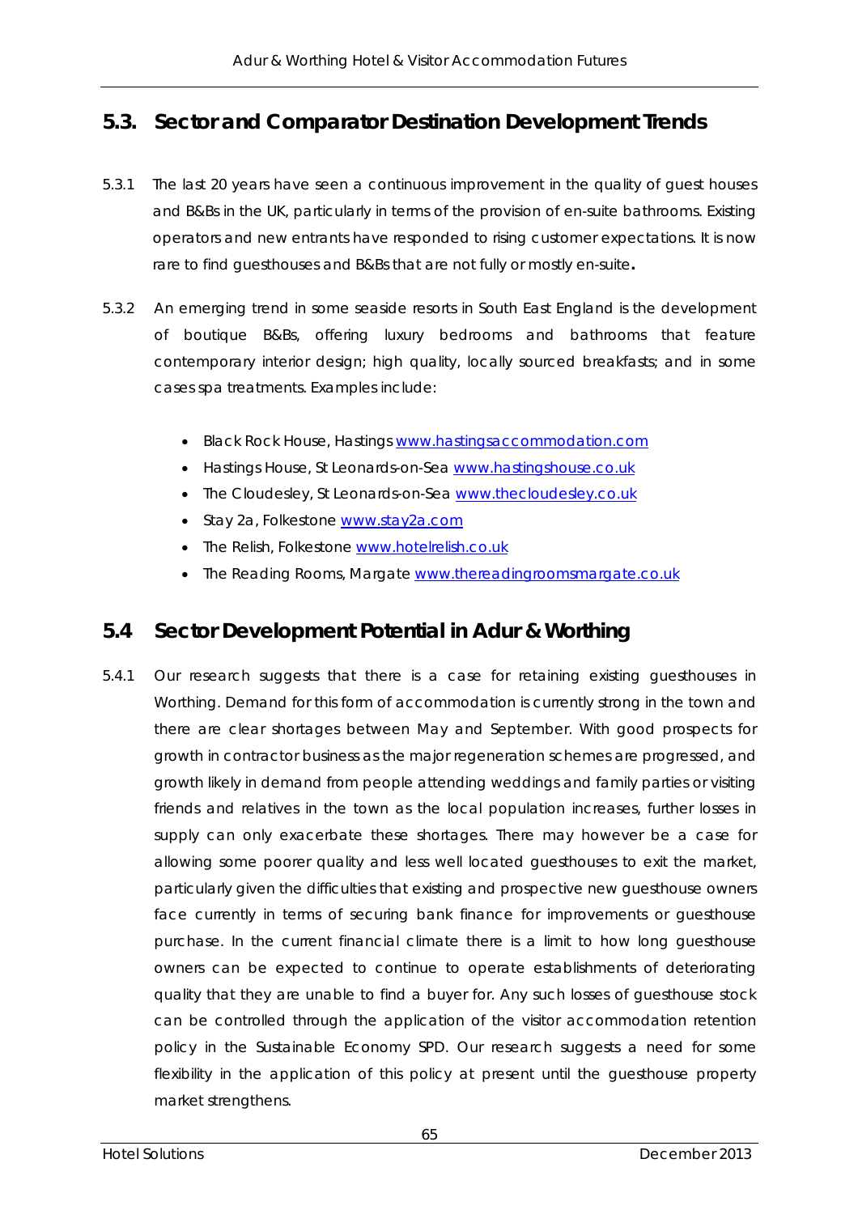## 5.3. Sector and Comparator Destination Development Trends

5.3.1 The last 20 years have seen a continuous improvement in the quality of guest houses and B&Bs in the UK, particularly in terms of the provision of en-suite bathrooms. Existing operators and new entrants have responded to rising customer expectations. It is now rare to find guesthouses and B&Bs that are not fully or mostly en-suite**.**

5.3.2 An emerging trend in some seaside resorts in South East England is the development of boutique B&Bs, offering luxury bedrooms and bathrooms that feature contemporary interior design; high quality, locally sourced breakfasts; and in some cases spa treatments. Examples include:

- Black Rock House, Hastings www.hastingsaccommodation.com
- Hastings House, St Leonards-on-Sea www.hastingshouse.co.uk
- The Cloudesley, St Leonards-on-Sea www.thecloudesley.co.uk
- Stay 2a, Folkestone www.stay2a.com
- The Relish, Folkestone www.hotelrelish.co.uk
- The Reading Rooms, Margate www.thereadingroomsmargate.co.uk

## 5.4 Sector Development Potential in Adur & Worthing

5.4.1 Our research suggests that there is a case for retaining existing guesthouses in Worthing. Demand for this form of accommodation is currently strong in the town and there are clear shortages between May and September. With good prospects for growth in contractor business as the major regeneration schemes are progressed, and growth likely in demand from people attending weddings and family parties or visiting friends and relatives in the town as the local population increases, further losses in supply can only exacerbate these shortages. There may however be a case for allowing some poorer quality and less well located guesthouses to exit the market, particularly given the difficulties that existing and prospective new guesthouse owners face currently in terms of securing bank finance for improvements or guesthouse purchase. In the current financial climate there is a limit to how long guesthouse owners can be expected to continue to operate establishments of deteriorating quality that they are unable to find a buyer for. Any such losses of guesthouse stock can be controlled through the application of the visitor accommodation retention policy in the Sustainable Economy SPD. Our research suggests a need for some flexibility in the application of this policy at present until the guesthouse property market strengthens.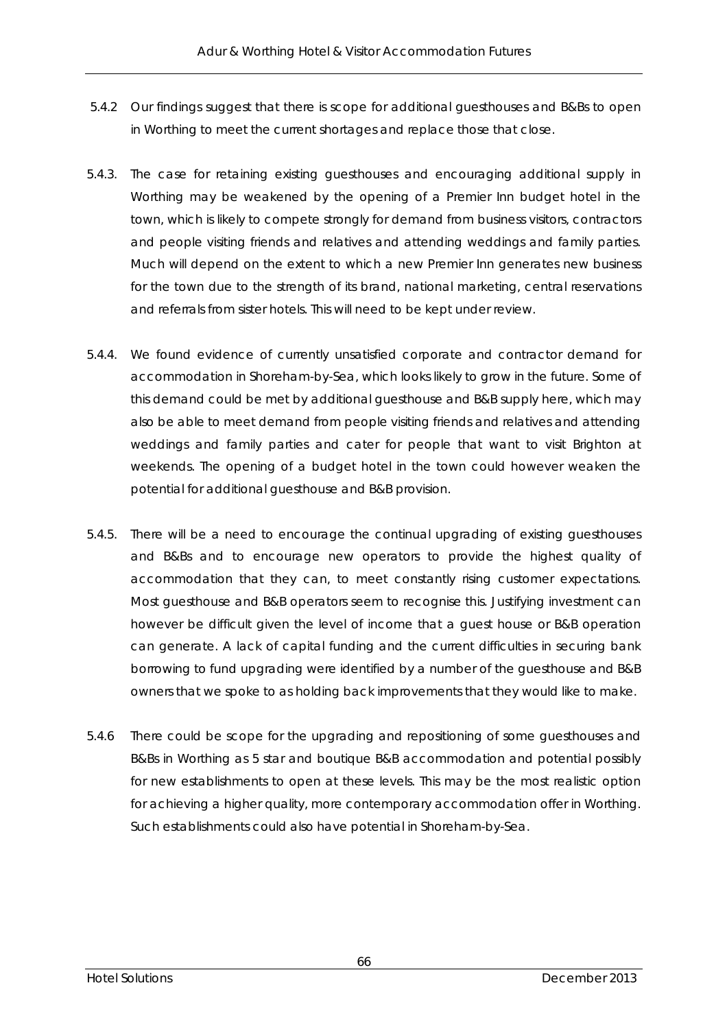5.4.2 Our findings suggest that there is scope for additional guesthouses and B&Bs to open in Worthing to meet the current shortages and replace those that close.

5.4.3. The case for retaining existing guesthouses and encouraging additional supply in Worthing may be weakened by the opening of a Premier Inn budget hotel in the town, which is likely to compete strongly for demand from business visitors, contractors and people visiting friends and relatives and attending weddings and family parties. Much will depend on the extent to which a new Premier Inn generates new business for the town due to the strength of its brand, national marketing, central reservations and referrals from sister hotels. This will need to be kept under review.

5.4.4. We found evidence of currently unsatisfied corporate and contractor demand for accommodation in Shoreham-by-Sea, which looks likely to grow in the future. Some of this demand could be met by additional guesthouse and B&B supply here, which may also be able to meet demand from people visiting friends and relatives and attending weddings and family parties and cater for people that want to visit Brighton at weekends. The opening of a budget hotel in the town could however weaken the potential for additional guesthouse and B&B provision.

5.4.5. There will be a need to encourage the continual upgrading of existing guesthouses and B&Bs and to encourage new operators to provide the highest quality of accommodation that they can, to meet constantly rising customer expectations. Most guesthouse and B&B operators seem to recognise this. Justifying investment can however be difficult given the level of income that a guest house or B&B operation can generate. A lack of capital funding and the current difficulties in securing bank borrowing to fund upgrading were identified by a number of the guesthouse and B&B owners that we spoke to as holding back improvements that they would like to make.

5.4.6 There could be scope for the upgrading and repositioning of some guesthouses and B&Bs in Worthing as 5 star and boutique B&B accommodation and potential possibly for new establishments to open at these levels. This may be the most realistic option for achieving a higher quality, more contemporary accommodation offer in Worthing. Such establishments could also have potential in Shoreham-by-Sea.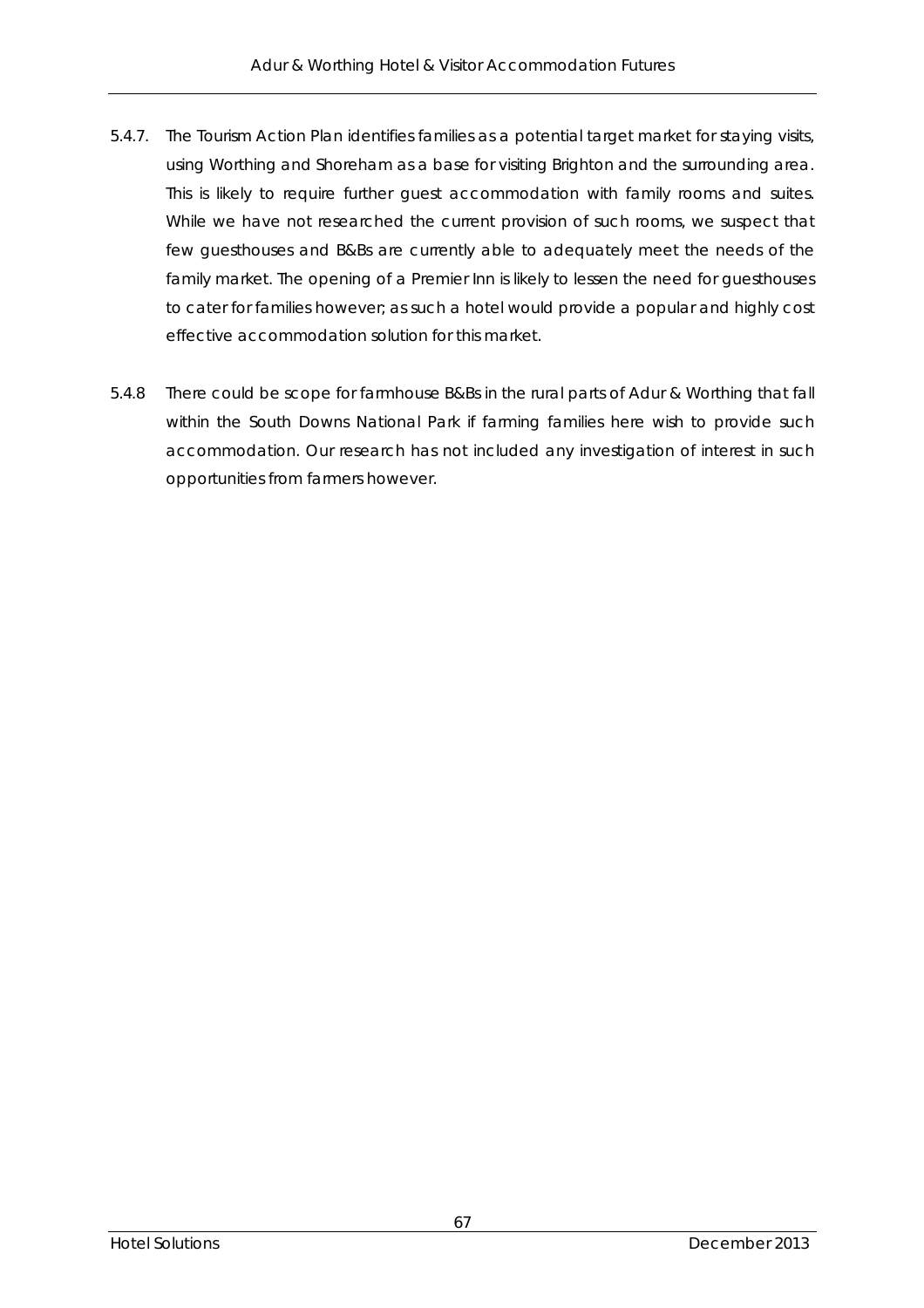5.4.7. The Tourism Action Plan identifies families as a potential target market for staying visits, using Worthing and Shoreham as a base for visiting Brighton and the surrounding area. This is likely to require further guest accommodation with family rooms and suites. While we have not researched the current provision of such rooms, we suspect that few guesthouses and B&Bs are currently able to adequately meet the needs of the family market. The opening of a Premier Inn is likely to lessen the need for guesthouses to cater for families however; as such a hotel would provide a popular and highly cost effective accommodation solution for this market.

5.4.8 There could be scope for farmhouse B&Bs in the rural parts of Adur & Worthing that fall within the South Downs National Park if farming families here wish to provide such accommodation. Our research has not included any investigation of interest in such opportunities from farmers however.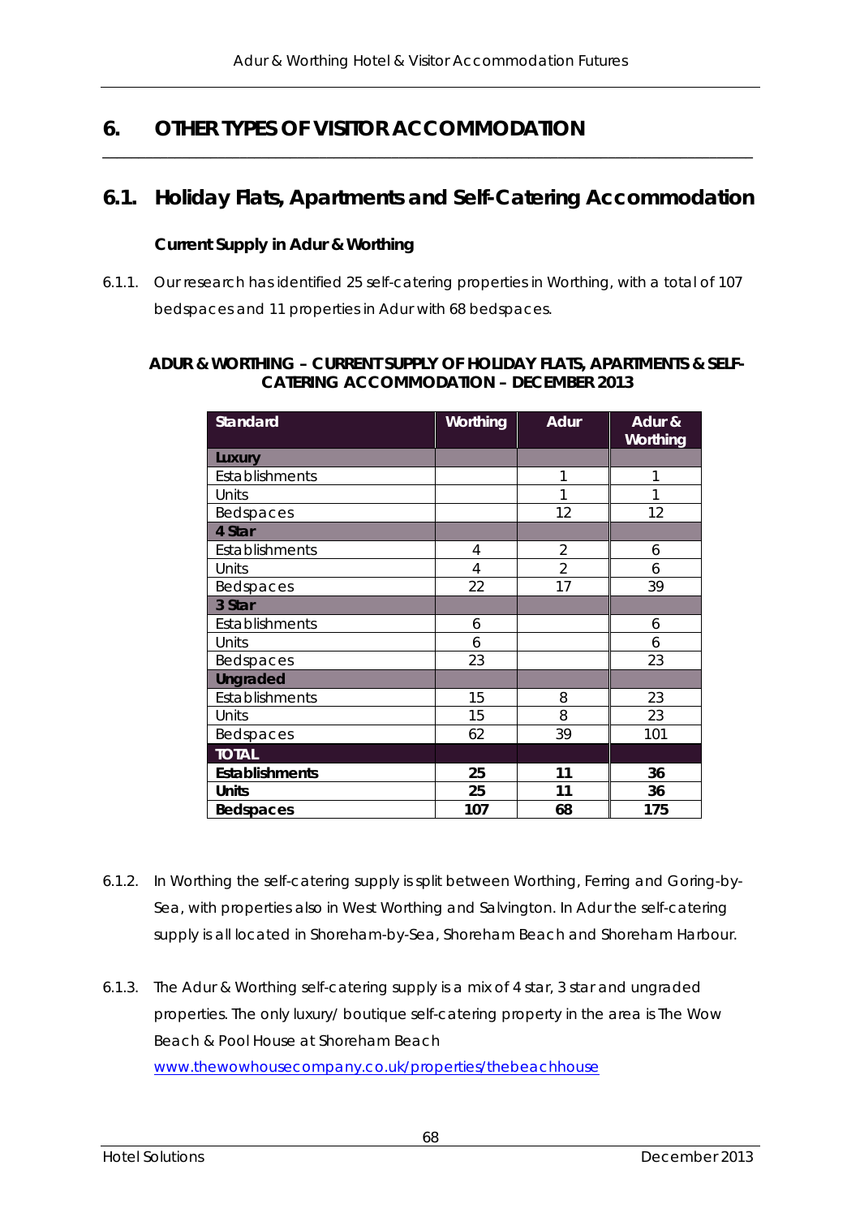# 6. OTHER TYPES OF VISITOR ACCOMMODATION

## 6.1. Holiday Flats, Apartments and Self-Catering Accommodation

### Current Supply in Adur & Worthing

6.1.1. Our research has identified 25 self-catering properties in Worthing, with a total of 107 bedspaces and 11 properties in Adur with 68 bedspaces.

**ADUR & WORTHING – CURRENT SUPPLY OF HOLIDAY FLATS, APARTMENTS & SELF-CATERING ACCOMMODATION – DECEMBER 2013**

| Standard | Worthing | Adur | Adur & Worthing |
|---|---|---|---|
| **Luxury** | | | |
| Establishments | | 1 | 1 |
| Units | | 1 | 1 |
| Bedspaces | | 12 | 12 |
| **4 Star** | | | |
| Establishments | 4 | 2 | 6 |
| Units | 4 | 2 | 6 |
| Bedspaces | 22 | 17 | 39 |
| **3 Star** | | | |
| Establishments | 6 | | 6 |
| Units | 6 | | 6 |
| Bedspaces | 23 | | 23 |
| **Ungraded** | | | |
| Establishments | 15 | 8 | 23 |
| Units | 15 | 8 | 23 |
| Bedspaces | 62 | 39 | 101 |
| **TOTAL** | | | |
| **Establishments** | **25** | **11** | **36** |
| **Units** | **25** | **11** | **36** |
| **Bedspaces** | **107** | **68** | **175** |

6.1.2. In Worthing the self-catering supply is split between Worthing, Ferring and Goring-by-Sea, with properties also in West Worthing and Salvington. In Adur the self-catering supply is all located in Shoreham-by-Sea, Shoreham Beach and Shoreham Harbour.

6.1.3. The Adur & Worthing self-catering supply is a mix of 4 star, 3 star and ungraded properties. The only luxury/ boutique self-catering property in the area is The Wow Beach & Pool House at Shoreham Beach www.thewowhousecompany.co.uk/properties/thebeachhouse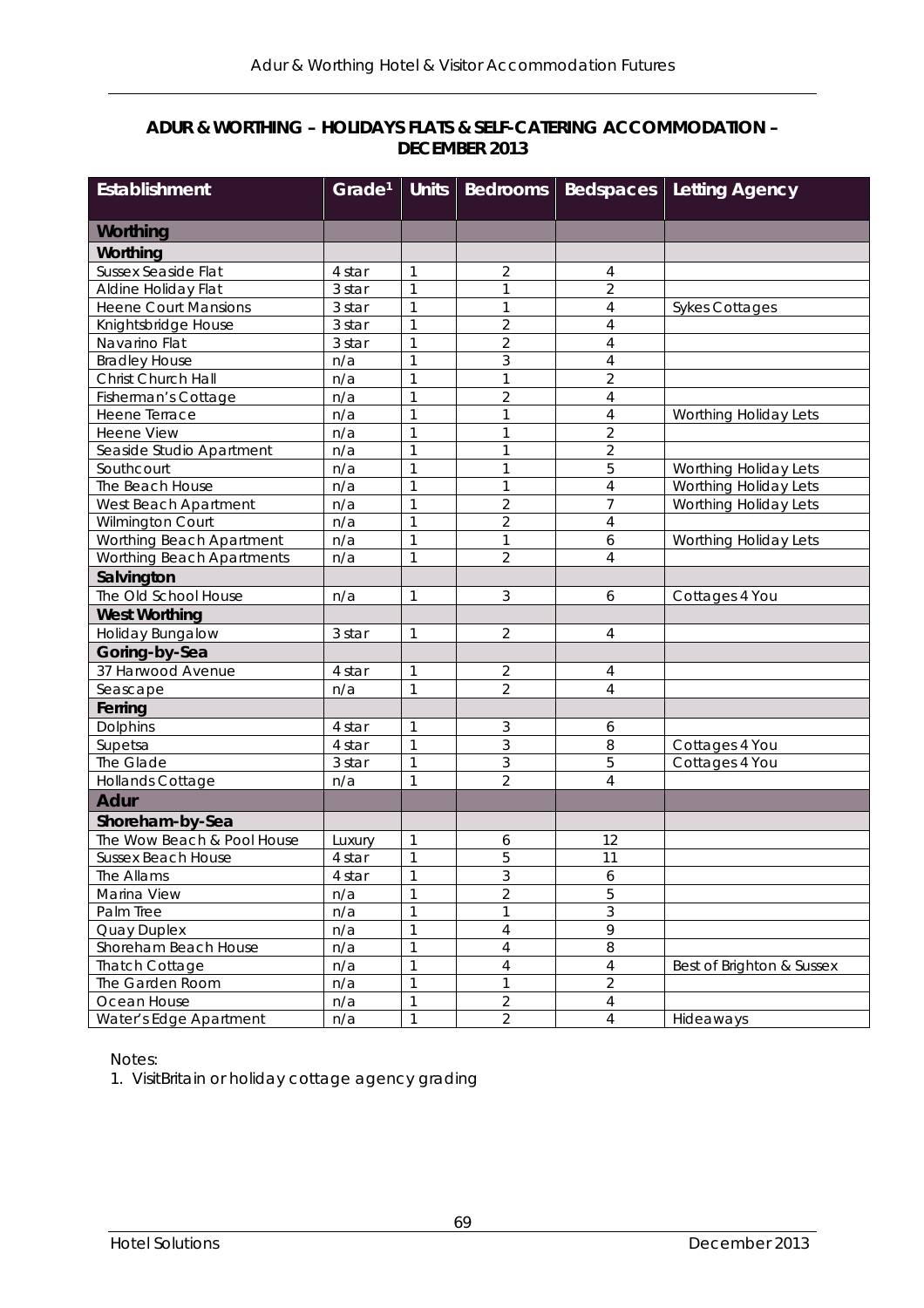## ADUR & WORTHING – HOLIDAYS FLATS & SELF-CATERING ACCOMMODATION – DECEMBER 2013

| Establishment | Grade[1] | Units | Bedrooms | Bedspaces | Letting Agency |
|---|---|---|---|---|---|
| **Worthing** | | | | | |
| **Worthing** | | | | | |
| Sussex Seaside Flat | 4 star | 1 | 2 | 4 | |
| Aldine Holiday Flat | 3 star | 1 | 1 | 2 | |
| Heene Court Mansions | 3 star | 1 | 1 | 4 | Sykes Cottages |
| Knightsbridge House | 3 star | 1 | 2 | 4 | |
| Navarino Flat | 3 star | 1 | 2 | 4 | |
| Bradley House | n/a | 1 | 3 | 4 | |
| Christ Church Hall | n/a | 1 | 1 | 2 | |
| Fisherman's Cottage | n/a | 1 | 2 | 4 | |
| Heene Terrace | n/a | 1 | 1 | 4 | Worthing Holiday Lets |
| Heene View | n/a | 1 | 1 | 2 | |
| Seaside Studio Apartment | n/a | 1 | 1 | 2 | |
| Southcourt | n/a | 1 | 1 | 5 | Worthing Holiday Lets |
| The Beach House | n/a | 1 | 1 | 4 | Worthing Holiday Lets |
| West Beach Apartment | n/a | 1 | 2 | 7 | Worthing Holiday Lets |
| Wilmington Court | n/a | 1 | 2 | 4 | |
| Worthing Beach Apartment | n/a | 1 | 1 | 6 | Worthing Holiday Lets |
| Worthing Beach Apartments | n/a | 1 | 2 | 4 | |
| **Salvington** | | | | | |
| The Old School House | n/a | 1 | 3 | 6 | Cottages 4 You |
| **West Worthing** | | | | | |
| Holiday Bungalow | 3 star | 1 | 2 | 4 | |
| **Goring-by-Sea** | | | | | |
| 37 Harwood Avenue | 4 star | 1 | 2 | 4 | |
| Seascape | n/a | 1 | 2 | 4 | |
| **Ferring** | | | | | |
| Dolphins | 4 star | 1 | 3 | 6 | |
| Supetsa | 4 star | 1 | 3 | 8 | Cottages 4 You |
| The Glade | 3 star | 1 | 3 | 5 | Cottages 4 You |
| Hollands Cottage | n/a | 1 | 2 | 4 | |
| **Adur** | | | | | |
| **Shoreham-by-Sea** | | | | | |
| The Wow Beach & Pool House | Luxury | 1 | 6 | 12 | |
| Sussex Beach House | 4 star | 1 | 5 | 11 | |
| The Allams | 4 star | 1 | 3 | 6 | |
| Marina View | n/a | 1 | 2 | 5 | |
| Palm Tree | n/a | 1 | 1 | 3 | |
| Quay Duplex | n/a | 1 | 4 | 9 | |
| Shoreham Beach House | n/a | 1 | 4 | 8 | |
| Thatch Cottage | n/a | 1 | 4 | 4 | Best of Brighton & Sussex |
| The Garden Room | n/a | 1 | 1 | 2 | |
| Ocean House | n/a | 1 | 2 | 4 | |
| Water's Edge Apartment | n/a | 1 | 2 | 4 | Hideaways |

Notes:

1. VisitBritain or holiday cottage agency grading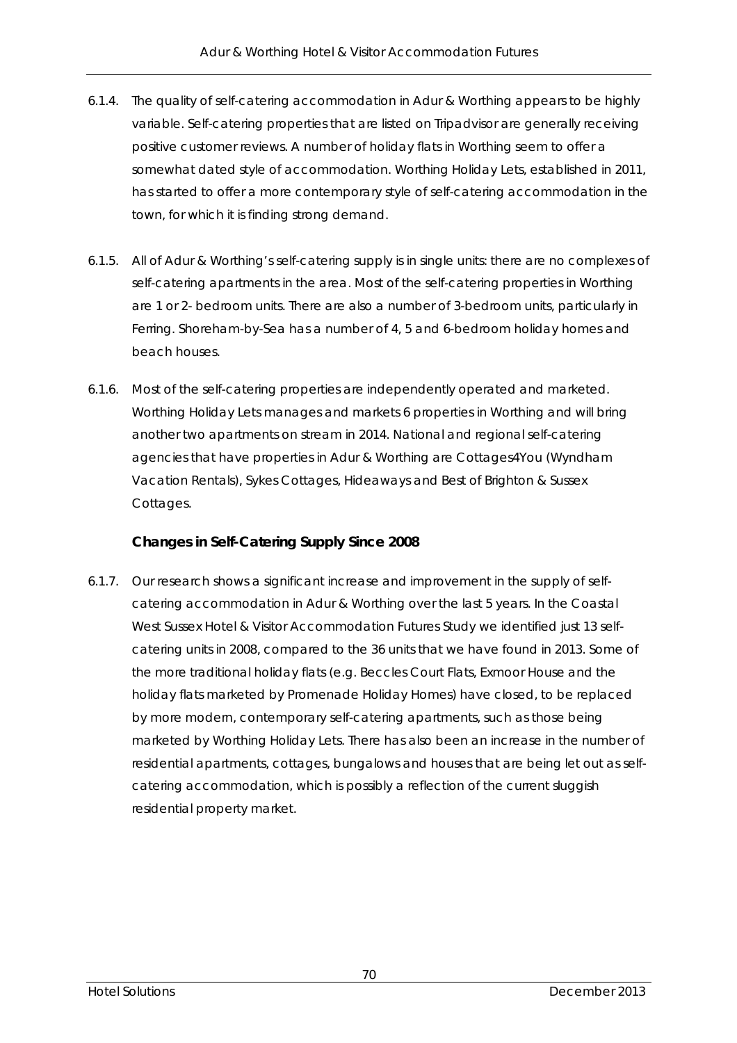6.1.4. The quality of self-catering accommodation in Adur & Worthing appears to be highly variable. Self-catering properties that are listed on Tripadvisor are generally receiving positive customer reviews. A number of holiday flats in Worthing seem to offer a somewhat dated style of accommodation. Worthing Holiday Lets, established in 2011, has started to offer a more contemporary style of self-catering accommodation in the town, for which it is finding strong demand.

6.1.5. All of Adur & Worthing's self-catering supply is in single units: there are no complexes of self-catering apartments in the area. Most of the self-catering properties in Worthing are 1 or 2- bedroom units. There are also a number of 3-bedroom units, particularly in Ferring. Shoreham-by-Sea has a number of 4, 5 and 6-bedroom holiday homes and beach houses.

6.1.6. Most of the self-catering properties are independently operated and marketed. Worthing Holiday Lets manages and markets 6 properties in Worthing and will bring another two apartments on stream in 2014. National and regional self-catering agencies that have properties in Adur & Worthing are Cottages4You (Wyndham Vacation Rentals), Sykes Cottages, Hideaways and Best of Brighton & Sussex Cottages.

### Changes in Self-Catering Supply Since 2008

6.1.7. Our research shows a significant increase and improvement in the supply of self-catering accommodation in Adur & Worthing over the last 5 years. In the Coastal West Sussex Hotel & Visitor Accommodation Futures Study we identified just 13 self-catering units in 2008, compared to the 36 units that we have found in 2013. Some of the more traditional holiday flats (e.g. Beccles Court Flats, Exmoor House and the holiday flats marketed by Promenade Holiday Homes) have closed, to be replaced by more modern, contemporary self-catering apartments, such as those being marketed by Worthing Holiday Lets. There has also been an increase in the number of residential apartments, cottages, bungalows and houses that are being let out as self-catering accommodation, which is possibly a reflection of the current sluggish residential property market.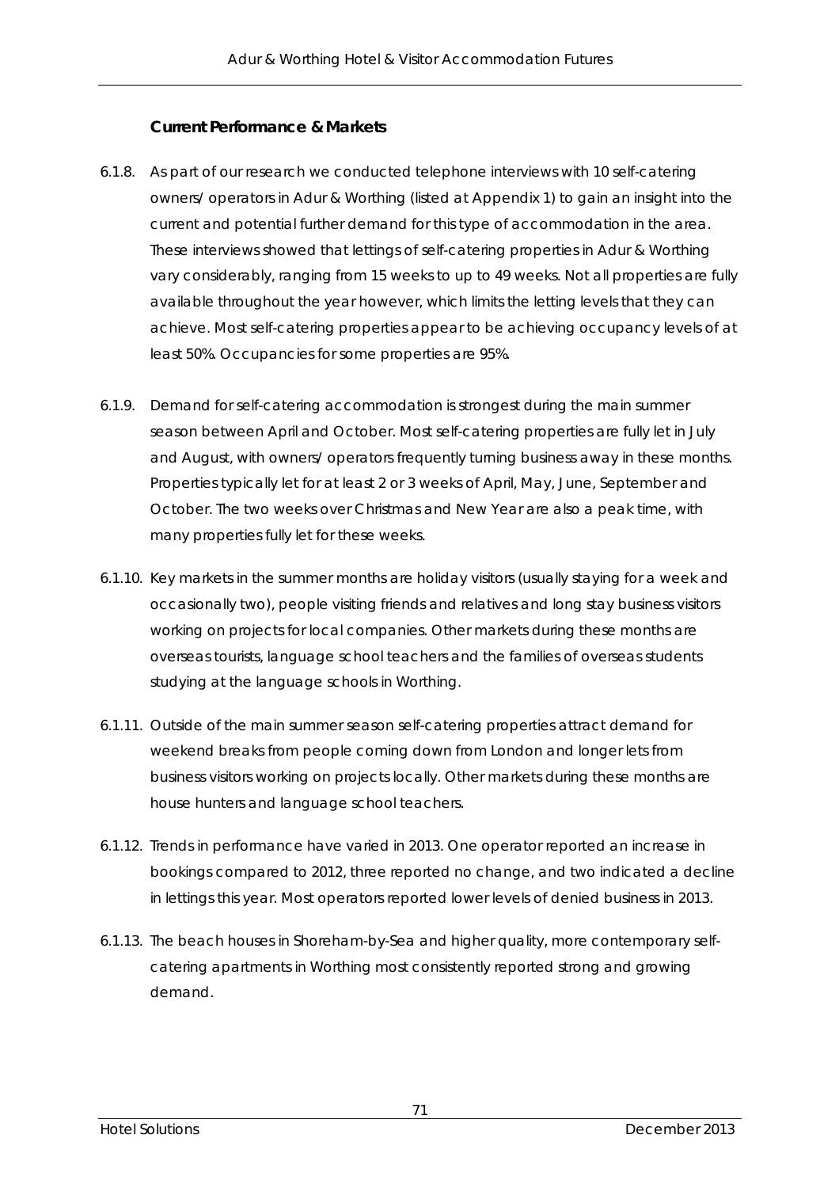### Current Performance & Markets

6.1.8. As part of our research we conducted telephone interviews with 10 self-catering owners/ operators in Adur & Worthing (listed at Appendix 1) to gain an insight into the current and potential further demand for this type of accommodation in the area. These interviews showed that lettings of self-catering properties in Adur & Worthing vary considerably, ranging from 15 weeks to up to 49 weeks. Not all properties are fully available throughout the year however, which limits the letting levels that they can achieve. Most self-catering properties appear to be achieving occupancy levels of at least 50%. Occupancies for some properties are 95%.

6.1.9. Demand for self-catering accommodation is strongest during the main summer season between April and October. Most self-catering properties are fully let in July and August, with owners/ operators frequently turning business away in these months. Properties typically let for at least 2 or 3 weeks of April, May, June, September and October. The two weeks over Christmas and New Year are also a peak time, with many properties fully let for these weeks.

6.1.10. Key markets in the summer months are holiday visitors (usually staying for a week and occasionally two), people visiting friends and relatives and long stay business visitors working on projects for local companies. Other markets during these months are overseas tourists, language school teachers and the families of overseas students studying at the language schools in Worthing.

6.1.11. Outside of the main summer season self-catering properties attract demand for weekend breaks from people coming down from London and longer lets from business visitors working on projects locally. Other markets during these months are house hunters and language school teachers.

6.1.12. Trends in performance have varied in 2013. One operator reported an increase in bookings compared to 2012, three reported no change, and two indicated a decline in lettings this year. Most operators reported lower levels of denied business in 2013.

6.1.13. The beach houses in Shoreham-by-Sea and higher quality, more contemporary self-catering apartments in Worthing most consistently reported strong and growing demand.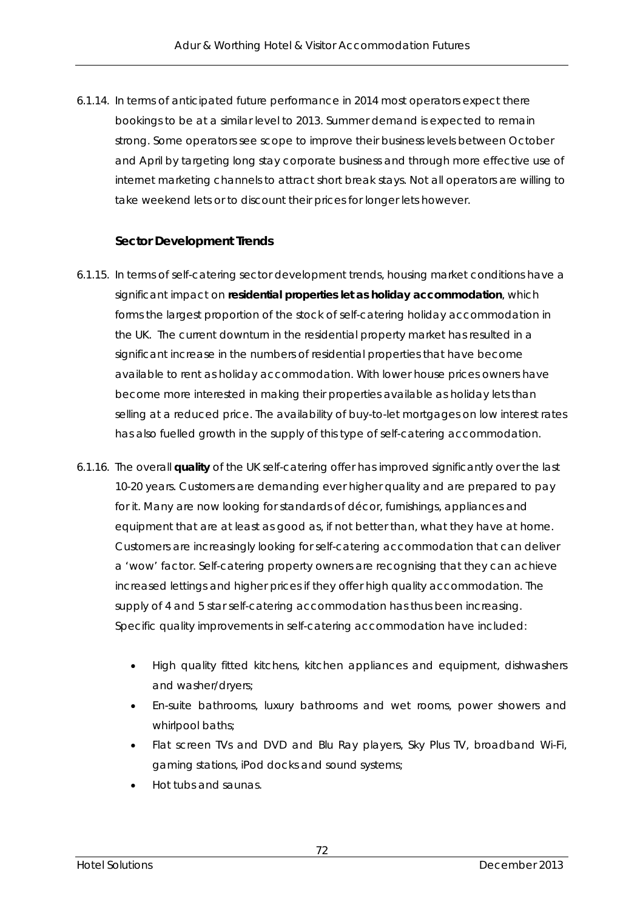6.1.14. In terms of anticipated future performance in 2014 most operators expect there bookings to be at a similar level to 2013. Summer demand is expected to remain strong. Some operators see scope to improve their business levels between October and April by targeting long stay corporate business and through more effective use of internet marketing channels to attract short break stays. Not all operators are willing to take weekend lets or to discount their prices for longer lets however.

### Sector Development Trends

6.1.15. In terms of self-catering sector development trends, housing market conditions have a significant impact on **residential properties let as holiday accommodation**, which forms the largest proportion of the stock of self-catering holiday accommodation in the UK. The current downturn in the residential property market has resulted in a significant increase in the numbers of residential properties that have become available to rent as holiday accommodation. With lower house prices owners have become more interested in making their properties available as holiday lets than selling at a reduced price. The availability of buy-to-let mortgages on low interest rates has also fuelled growth in the supply of this type of self-catering accommodation.

6.1.16. The overall **quality** of the UK self-catering offer has improved significantly over the last 10-20 years. Customers are demanding ever higher quality and are prepared to pay for it. Many are now looking for standards of décor, furnishings, appliances and equipment that are at least as good as, if not better than, what they have at home. Customers are increasingly looking for self-catering accommodation that can deliver a 'wow' factor. Self-catering property owners are recognising that they can achieve increased lettings and higher prices if they offer high quality accommodation. The supply of 4 and 5 star self-catering accommodation has thus been increasing. Specific quality improvements in self-catering accommodation have included:

- High quality fitted kitchens, kitchen appliances and equipment, dishwashers and washer/dryers;
- En-suite bathrooms, luxury bathrooms and wet rooms, power showers and whirlpool baths;
- Flat screen TVs and DVD and Blu Ray players, Sky Plus TV, broadband Wi-Fi, gaming stations, iPod docks and sound systems;
- Hot tubs and saunas.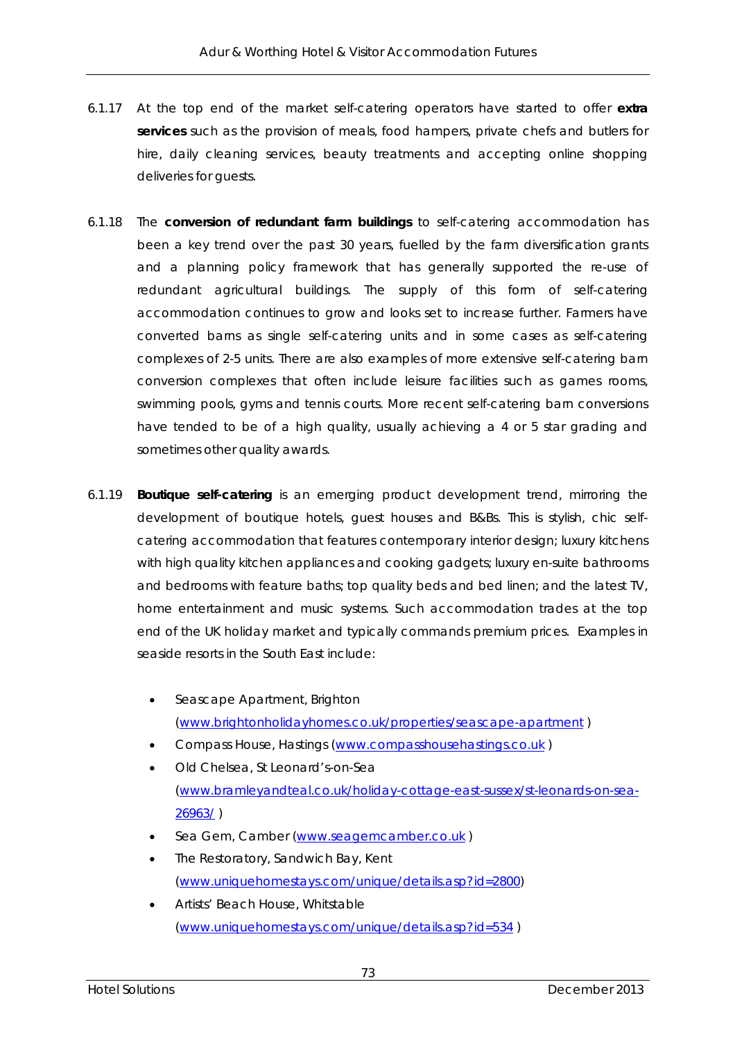6.1.17 At the top end of the market self-catering operators have started to offer **extra services** such as the provision of meals, food hampers, private chefs and butlers for hire, daily cleaning services, beauty treatments and accepting online shopping deliveries for guests.

6.1.18 The **conversion of redundant farm buildings** to self-catering accommodation has been a key trend over the past 30 years, fuelled by the farm diversification grants and a planning policy framework that has generally supported the re-use of redundant agricultural buildings. The supply of this form of self-catering accommodation continues to grow and looks set to increase further. Farmers have converted barns as single self-catering units and in some cases as self-catering complexes of 2-5 units. There are also examples of more extensive self-catering barn conversion complexes that often include leisure facilities such as games rooms, swimming pools, gyms and tennis courts. More recent self-catering barn conversions have tended to be of a high quality, usually achieving a 4 or 5 star grading and sometimes other quality awards.

6.1.19 **Boutique self-catering** is an emerging product development trend, mirroring the development of boutique hotels, guest houses and B&Bs. This is stylish, chic self-catering accommodation that features contemporary interior design; luxury kitchens with high quality kitchen appliances and cooking gadgets; luxury en-suite bathrooms and bedrooms with feature baths; top quality beds and bed linen; and the latest TV, home entertainment and music systems. Such accommodation trades at the top end of the UK holiday market and typically commands premium prices. Examples in seaside resorts in the South East include:

- Seascape Apartment, Brighton (www.brightonholidayhomes.co.uk/properties/seascape-apartment )
- Compass House, Hastings (www.compasshousehastings.co.uk )
- Old Chelsea, St Leonard's-on-Sea (www.bramleyandteal.co.uk/holiday-cottage-east-sussex/st-leonards-on-sea-26963/ )
- Sea Gem, Camber (www.seagemcamber.co.uk )
- The Restoratory, Sandwich Bay, Kent (www.uniquehomestays.com/unique/details.asp?id=2800)
- Artists' Beach House, Whitstable (www.uniquehomestays.com/unique/details.asp?id=534 )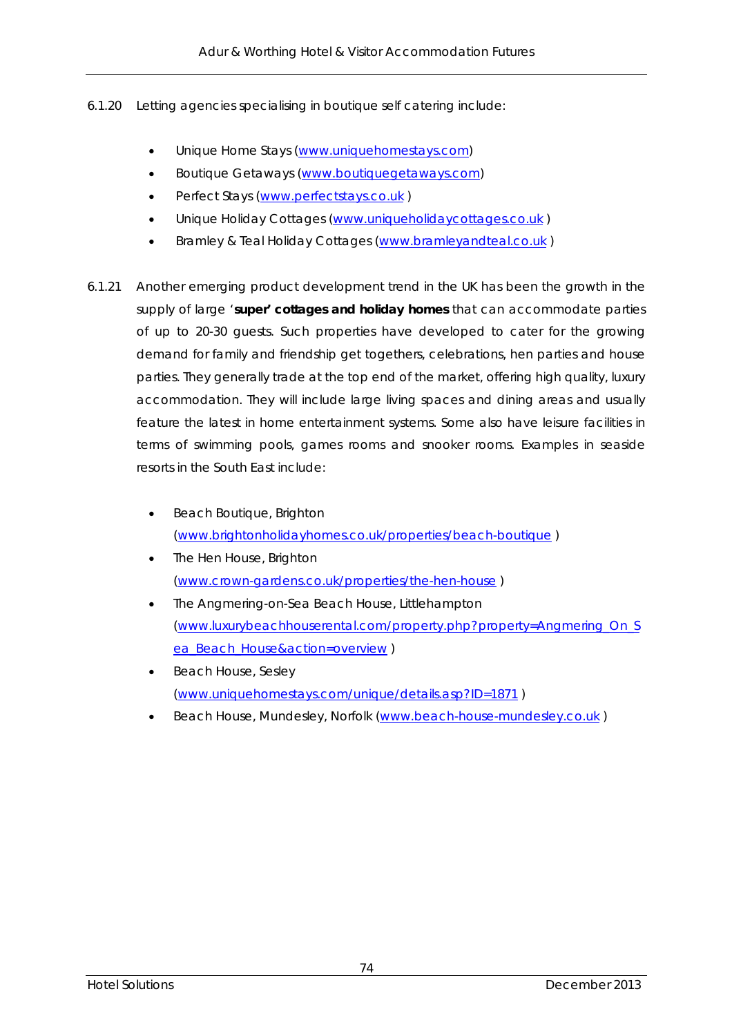6.1.20 Letting agencies specialising in boutique self catering include:

- Unique Home Stays (www.uniquehomestays.com)
- Boutique Getaways (www.boutiquegetaways.com)
- Perfect Stays (www.perfectstays.co.uk )
- Unique Holiday Cottages (www.uniqueholidaycottages.co.uk )
- Bramley & Teal Holiday Cottages (www.bramleyandteal.co.uk )

6.1.21 Another emerging product development trend in the UK has been the growth in the supply of large '**super' cottages and holiday homes** that can accommodate parties of up to 20-30 guests. Such properties have developed to cater for the growing demand for family and friendship get togethers, celebrations, hen parties and house parties. They generally trade at the top end of the market, offering high quality, luxury accommodation. They will include large living spaces and dining areas and usually feature the latest in home entertainment systems. Some also have leisure facilities in terms of swimming pools, games rooms and snooker rooms. Examples in seaside resorts in the South East include:

- Beach Boutique, Brighton (www.brightonholidayhomes.co.uk/properties/beach-boutique )
- The Hen House, Brighton (www.crown-gardens.co.uk/properties/the-hen-house )
- The Angmering-on-Sea Beach House, Littlehampton (www.luxurybeachhouserental.com/property.php?property=Angmering_On_Sea_Beach_House&action=overview )
- Beach House, Sesley (www.uniquehomestays.com/unique/details.asp?ID=1871 )
- Beach House, Mundesley, Norfolk (www.beach-house-mundesley.co.uk )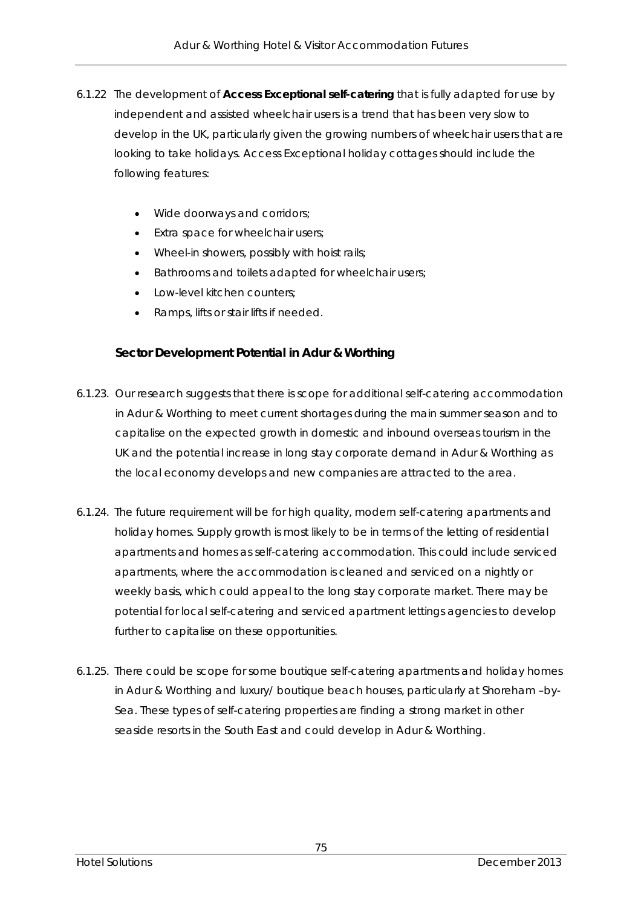6.1.22 The development of **Access Exceptional self-catering** that is fully adapted for use by independent and assisted wheelchair users is a trend that has been very slow to develop in the UK, particularly given the growing numbers of wheelchair users that are looking to take holidays. Access Exceptional holiday cottages should include the following features:

- Wide doorways and corridors;
- Extra space for wheelchair users;
- Wheel-in showers, possibly with hoist rails;
- Bathrooms and toilets adapted for wheelchair users;
- Low-level kitchen counters;
- Ramps, lifts or stair lifts if needed.

**Sector Development Potential in Adur & Worthing**

6.1.23. Our research suggests that there is scope for additional self-catering accommodation in Adur & Worthing to meet current shortages during the main summer season and to capitalise on the expected growth in domestic and inbound overseas tourism in the UK and the potential increase in long stay corporate demand in Adur & Worthing as the local economy develops and new companies are attracted to the area.

6.1.24. The future requirement will be for high quality, modern self-catering apartments and holiday homes. Supply growth is most likely to be in terms of the letting of residential apartments and homes as self-catering accommodation. This could include serviced apartments, where the accommodation is cleaned and serviced on a nightly or weekly basis, which could appeal to the long stay corporate market. There may be potential for local self-catering and serviced apartment lettings agencies to develop further to capitalise on these opportunities.

6.1.25. There could be scope for some boutique self-catering apartments and holiday homes in Adur & Worthing and luxury/ boutique beach houses, particularly at Shoreham –by-Sea. These types of self-catering properties are finding a strong market in other seaside resorts in the South East and could develop in Adur & Worthing.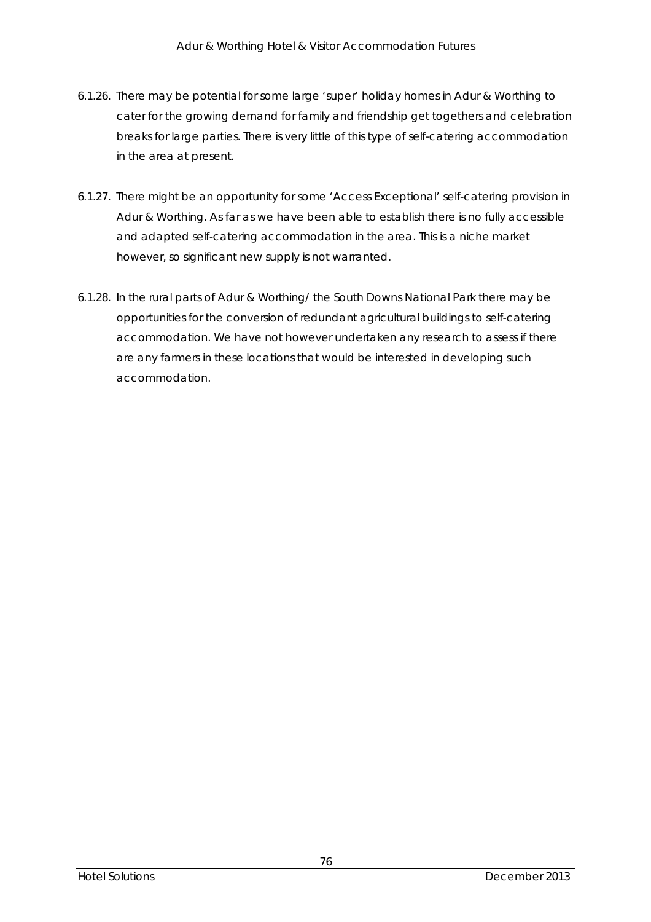6.1.26. There may be potential for some large 'super' holiday homes in Adur & Worthing to cater for the growing demand for family and friendship get togethers and celebration breaks for large parties. There is very little of this type of self-catering accommodation in the area at present.

6.1.27. There might be an opportunity for some 'Access Exceptional' self-catering provision in Adur & Worthing. As far as we have been able to establish there is no fully accessible and adapted self-catering accommodation in the area. This is a niche market however, so significant new supply is not warranted.

6.1.28. In the rural parts of Adur & Worthing/ the South Downs National Park there may be opportunities for the conversion of redundant agricultural buildings to self-catering accommodation. We have not however undertaken any research to assess if there are any farmers in these locations that would be interested in developing such accommodation.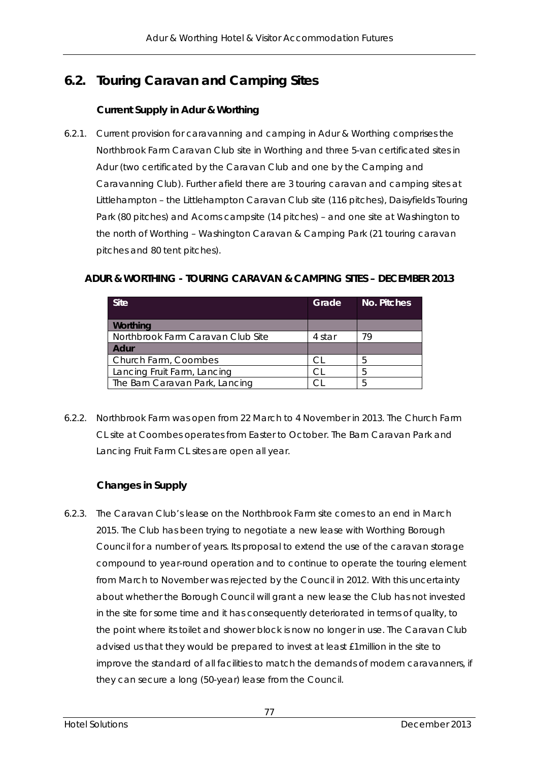## 6.2. Touring Caravan and Camping Sites

### Current Supply in Adur & Worthing

6.2.1. Current provision for caravanning and camping in Adur & Worthing comprises the Northbrook Farm Caravan Club site in Worthing and three 5-van certificated sites in Adur (two certificated by the Caravan Club and one by the Camping and Caravanning Club). Further afield there are 3 touring caravan and camping sites at Littlehampton – the Littlehampton Caravan Club site (116 pitches), Daisyfields Touring Park (80 pitches) and Acorns campsite (14 pitches) – and one site at Washington to the north of Worthing – Washington Caravan & Camping Park (21 touring caravan pitches and 80 tent pitches).

**ADUR & WORTHING - TOURING CARAVAN & CAMPING SITES – DECEMBER 2013**

| Site | Grade | No. Pitches |
|---|---|---|
| **Worthing** | | |
| Northbrook Farm Caravan Club Site | 4 star | 79 |
| **Adur** | | |
| Church Farm, Coombes | CL | 5 |
| Lancing Fruit Farm, Lancing | CL | 5 |
| The Barn Caravan Park, Lancing | CL | 5 |

6.2.2. Northbrook Farm was open from 22 March to 4 November in 2013. The Church Farm CL site at Coombes operates from Easter to October. The Barn Caravan Park and Lancing Fruit Farm CL sites are open all year.

### Changes in Supply

6.2.3. The Caravan Club's lease on the Northbrook Farm site comes to an end in March 2015. The Club has been trying to negotiate a new lease with Worthing Borough Council for a number of years. Its proposal to extend the use of the caravan storage compound to year-round operation and to continue to operate the touring element from March to November was rejected by the Council in 2012. With this uncertainty about whether the Borough Council will grant a new lease the Club has not invested in the site for some time and it has consequently deteriorated in terms of quality, to the point where its toilet and shower block is now no longer in use. The Caravan Club advised us that they would be prepared to invest at least £1million in the site to improve the standard of all facilities to match the demands of modern caravanners, if they can secure a long (50-year) lease from the Council.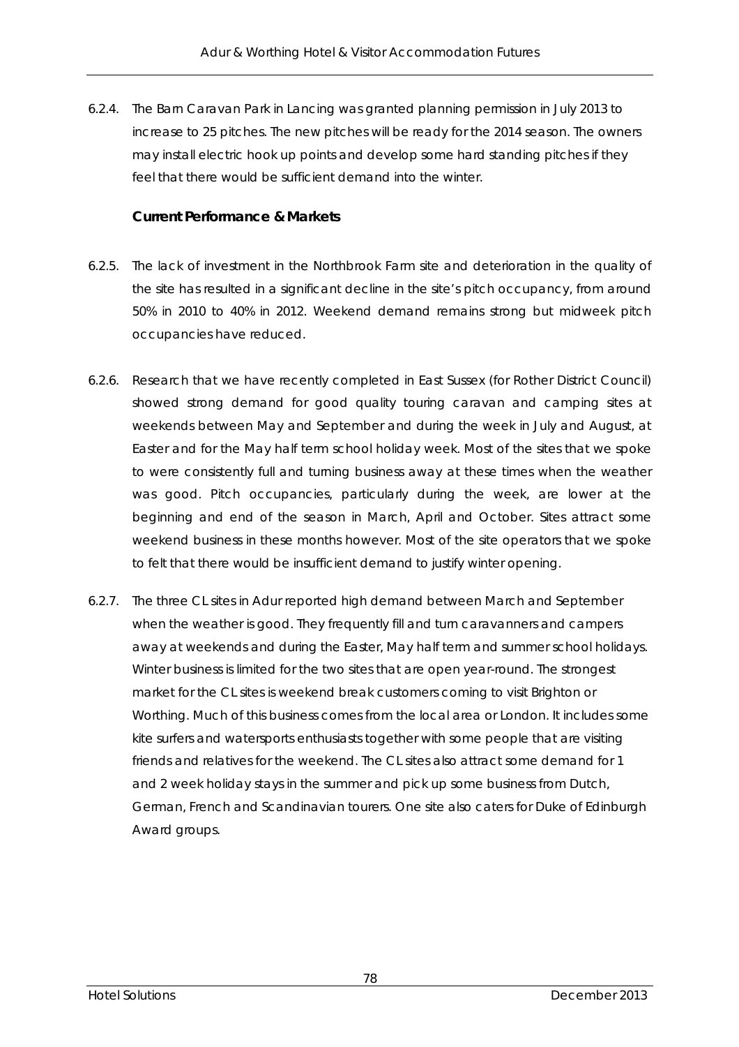6.2.4. The Barn Caravan Park in Lancing was granted planning permission in July 2013 to increase to 25 pitches. The new pitches will be ready for the 2014 season. The owners may install electric hook up points and develop some hard standing pitches if they feel that there would be sufficient demand into the winter.

**Current Performance & Markets**

6.2.5. The lack of investment in the Northbrook Farm site and deterioration in the quality of the site has resulted in a significant decline in the site's pitch occupancy, from around 50% in 2010 to 40% in 2012. Weekend demand remains strong but midweek pitch occupancies have reduced.

6.2.6. Research that we have recently completed in East Sussex (for Rother District Council) showed strong demand for good quality touring caravan and camping sites at weekends between May and September and during the week in July and August, at Easter and for the May half term school holiday week. Most of the sites that we spoke to were consistently full and turning business away at these times when the weather was good. Pitch occupancies, particularly during the week, are lower at the beginning and end of the season in March, April and October. Sites attract some weekend business in these months however. Most of the site operators that we spoke to felt that there would be insufficient demand to justify winter opening.

6.2.7. The three CL sites in Adur reported high demand between March and September when the weather is good. They frequently fill and turn caravanners and campers away at weekends and during the Easter, May half term and summer school holidays. Winter business is limited for the two sites that are open year-round. The strongest market for the CL sites is weekend break customers coming to visit Brighton or Worthing. Much of this business comes from the local area or London. It includes some kite surfers and watersports enthusiasts together with some people that are visiting friends and relatives for the weekend. The CL sites also attract some demand for 1 and 2 week holiday stays in the summer and pick up some business from Dutch, German, French and Scandinavian tourers. One site also caters for Duke of Edinburgh Award groups.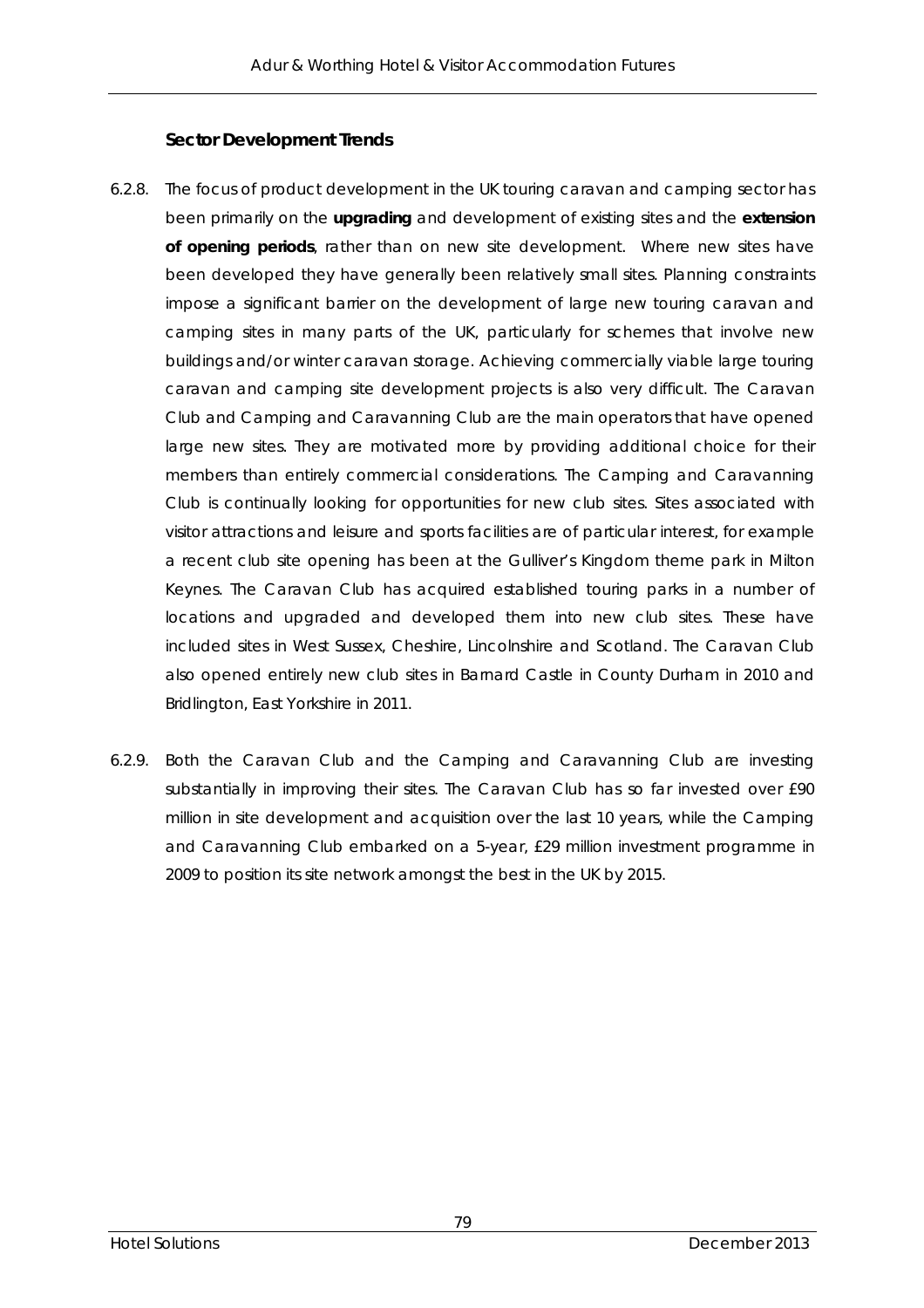### Sector Development Trends

6.2.8. The focus of product development in the UK touring caravan and camping sector has been primarily on the **upgrading** and development of existing sites and the **extension of opening periods**, rather than on new site development. Where new sites have been developed they have generally been relatively small sites. Planning constraints impose a significant barrier on the development of large new touring caravan and camping sites in many parts of the UK, particularly for schemes that involve new buildings and/or winter caravan storage. Achieving commercially viable large touring caravan and camping site development projects is also very difficult. The Caravan Club and Camping and Caravanning Club are the main operators that have opened large new sites. They are motivated more by providing additional choice for their members than entirely commercial considerations. The Camping and Caravanning Club is continually looking for opportunities for new club sites. Sites associated with visitor attractions and leisure and sports facilities are of particular interest, for example a recent club site opening has been at the Gulliver's Kingdom theme park in Milton Keynes. The Caravan Club has acquired established touring parks in a number of locations and upgraded and developed them into new club sites. These have included sites in West Sussex, Cheshire, Lincolnshire and Scotland. The Caravan Club also opened entirely new club sites in Barnard Castle in County Durham in 2010 and Bridlington, East Yorkshire in 2011.

6.2.9. Both the Caravan Club and the Camping and Caravanning Club are investing substantially in improving their sites. The Caravan Club has so far invested over £90 million in site development and acquisition over the last 10 years, while the Camping and Caravanning Club embarked on a 5-year, £29 million investment programme in 2009 to position its site network amongst the best in the UK by 2015.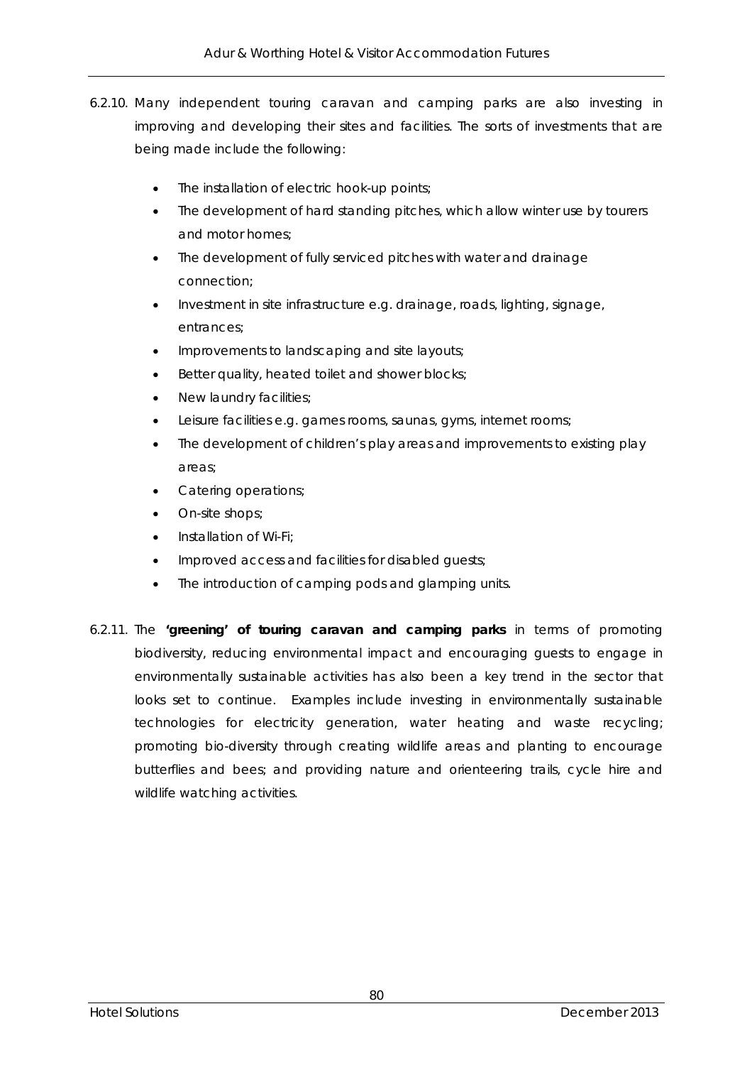6.2.10. Many independent touring caravan and camping parks are also investing in improving and developing their sites and facilities. The sorts of investments that are being made include the following:

- The installation of electric hook-up points;
- The development of hard standing pitches, which allow winter use by tourers and motor homes;
- The development of fully serviced pitches with water and drainage connection;
- Investment in site infrastructure e.g. drainage, roads, lighting, signage, entrances;
- Improvements to landscaping and site layouts;
- Better quality, heated toilet and shower blocks;
- New laundry facilities;
- Leisure facilities e.g. games rooms, saunas, gyms, internet rooms;
- The development of children's play areas and improvements to existing play areas;
- Catering operations;
- On-site shops;
- Installation of Wi-Fi;
- Improved access and facilities for disabled guests;
- The introduction of camping pods and glamping units.

6.2.11. The **'greening' of touring caravan and camping parks** in terms of promoting biodiversity, reducing environmental impact and encouraging guests to engage in environmentally sustainable activities has also been a key trend in the sector that looks set to continue. Examples include investing in environmentally sustainable technologies for electricity generation, water heating and waste recycling; promoting bio-diversity through creating wildlife areas and planting to encourage butterflies and bees; and providing nature and orienteering trails, cycle hire and wildlife watching activities.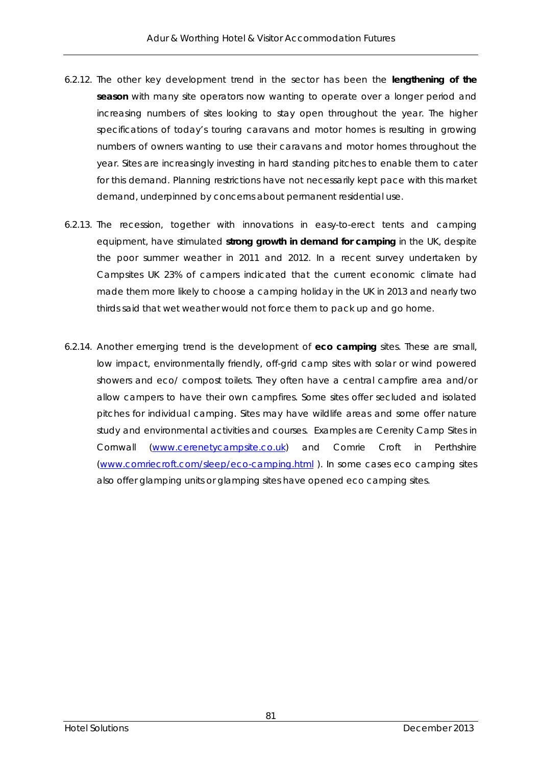6.2.12. The other key development trend in the sector has been the **lengthening of the season** with many site operators now wanting to operate over a longer period and increasing numbers of sites looking to stay open throughout the year. The higher specifications of today's touring caravans and motor homes is resulting in growing numbers of owners wanting to use their caravans and motor homes throughout the year. Sites are increasingly investing in hard standing pitches to enable them to cater for this demand. Planning restrictions have not necessarily kept pace with this market demand, underpinned by concerns about permanent residential use.

6.2.13. The recession, together with innovations in easy-to-erect tents and camping equipment, have stimulated **strong growth in demand for camping** in the UK, despite the poor summer weather in 2011 and 2012. In a recent survey undertaken by Campsites UK 23% of campers indicated that the current economic climate had made them more likely to choose a camping holiday in the UK in 2013 and nearly two thirds said that wet weather would not force them to pack up and go home.

6.2.14. Another emerging trend is the development of **eco camping** sites. These are small, low impact, environmentally friendly, off-grid camp sites with solar or wind powered showers and eco/ compost toilets. They often have a central campfire area and/or allow campers to have their own campfires. Some sites offer secluded and isolated pitches for individual camping. Sites may have wildlife areas and some offer nature study and environmental activities and courses. Examples are Cerenity Camp Sites in Cornwall ([www.cerenetycampsite.co.uk](www.cerenetycampsite.co.uk)) and Comrie Croft in Perthshire ([www.comriecroft.com/sleep/eco-camping.html](www.comriecroft.com/sleep/eco-camping.html) ). In some cases eco camping sites also offer glamping units or glamping sites have opened eco camping sites.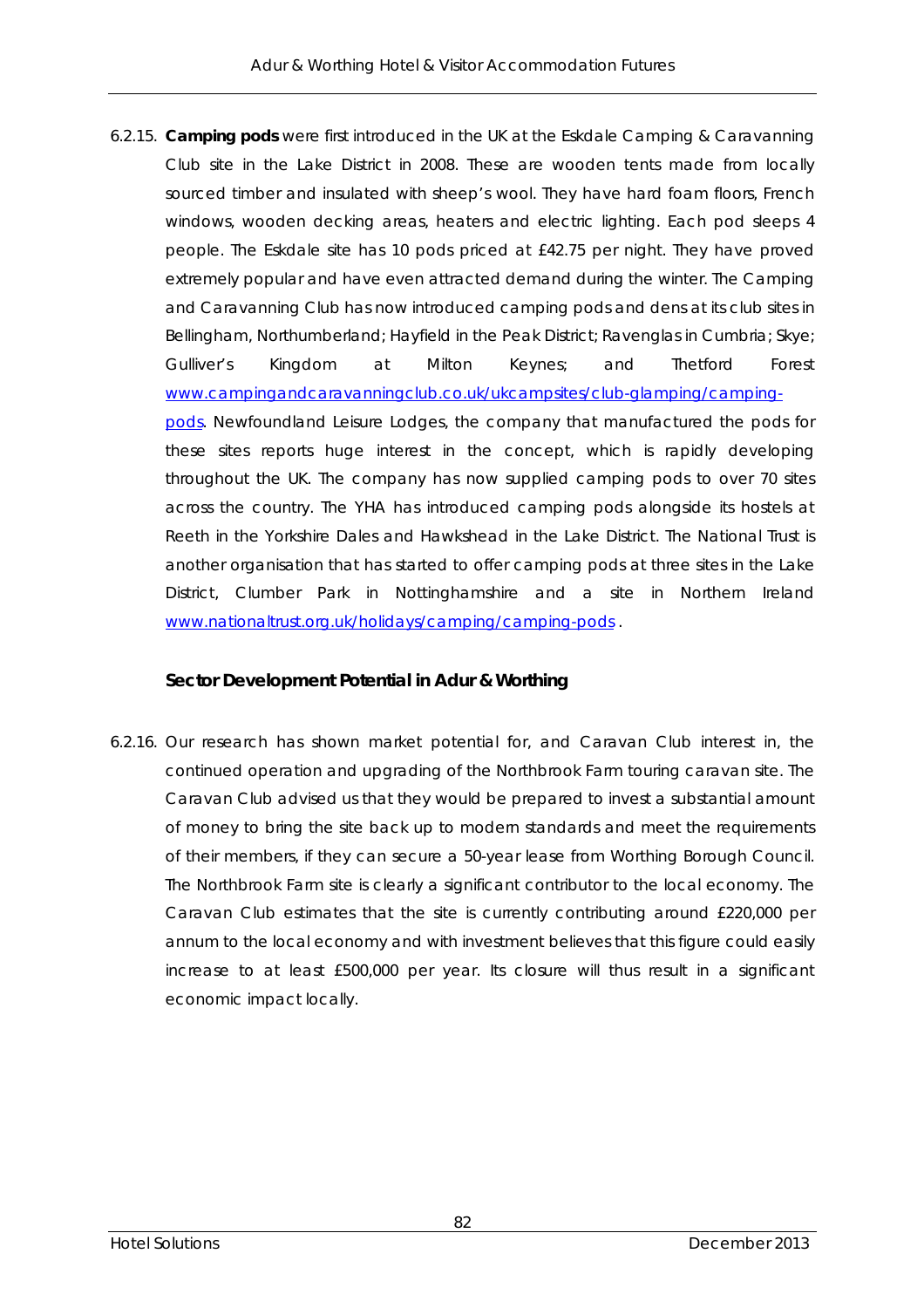6.2.15. **Camping pods** were first introduced in the UK at the Eskdale Camping & Caravanning Club site in the Lake District in 2008. These are wooden tents made from locally sourced timber and insulated with sheep's wool. They have hard foam floors, French windows, wooden decking areas, heaters and electric lighting. Each pod sleeps 4 people. The Eskdale site has 10 pods priced at £42.75 per night. They have proved extremely popular and have even attracted demand during the winter. The Camping and Caravanning Club has now introduced camping pods and dens at its club sites in Bellingham, Northumberland; Hayfield in the Peak District; Ravenglas in Cumbria; Skye; Gulliver's Kingdom at Milton Keynes; and Thetford Forest www.campingandcaravanningclub.co.uk/ukcampsites/club-glamping/camping-pods. Newfoundland Leisure Lodges, the company that manufactured the pods for these sites reports huge interest in the concept, which is rapidly developing throughout the UK. The company has now supplied camping pods to over 70 sites across the country. The YHA has introduced camping pods alongside its hostels at Reeth in the Yorkshire Dales and Hawkshead in the Lake District. The National Trust is another organisation that has started to offer camping pods at three sites in the Lake District, Clumber Park in Nottinghamshire and a site in Northern Ireland www.nationaltrust.org.uk/holidays/camping/camping-pods .

**Sector Development Potential in Adur & Worthing**

6.2.16. Our research has shown market potential for, and Caravan Club interest in, the continued operation and upgrading of the Northbrook Farm touring caravan site. The Caravan Club advised us that they would be prepared to invest a substantial amount of money to bring the site back up to modern standards and meet the requirements of their members, if they can secure a 50-year lease from Worthing Borough Council. The Northbrook Farm site is clearly a significant contributor to the local economy. The Caravan Club estimates that the site is currently contributing around £220,000 per annum to the local economy and with investment believes that this figure could easily increase to at least £500,000 per year. Its closure will thus result in a significant economic impact locally.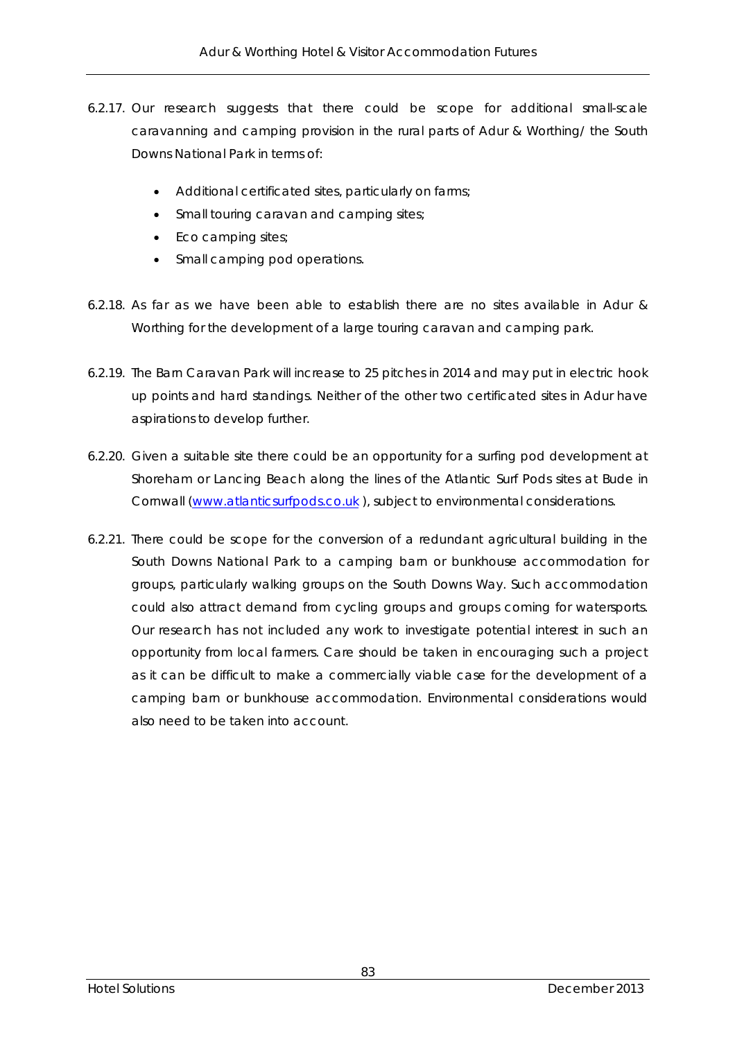6.2.17. Our research suggests that there could be scope for additional small-scale caravanning and camping provision in the rural parts of Adur & Worthing/ the South Downs National Park in terms of:

- Additional certificated sites, particularly on farms;
- Small touring caravan and camping sites;
- Eco camping sites;
- Small camping pod operations.

6.2.18. As far as we have been able to establish there are no sites available in Adur & Worthing for the development of a large touring caravan and camping park.

6.2.19. The Barn Caravan Park will increase to 25 pitches in 2014 and may put in electric hook up points and hard standings. Neither of the other two certificated sites in Adur have aspirations to develop further.

6.2.20. Given a suitable site there could be an opportunity for a surfing pod development at Shoreham or Lancing Beach along the lines of the Atlantic Surf Pods sites at Bude in Cornwall ([www.atlanticsurfpods.co.uk](http://www.atlanticsurfpods.co.uk) ), subject to environmental considerations.

6.2.21. There could be scope for the conversion of a redundant agricultural building in the South Downs National Park to a camping barn or bunkhouse accommodation for groups, particularly walking groups on the South Downs Way. Such accommodation could also attract demand from cycling groups and groups coming for watersports. Our research has not included any work to investigate potential interest in such an opportunity from local farmers. Care should be taken in encouraging such a project as it can be difficult to make a commercially viable case for the development of a camping barn or bunkhouse accommodation. Environmental considerations would also need to be taken into account.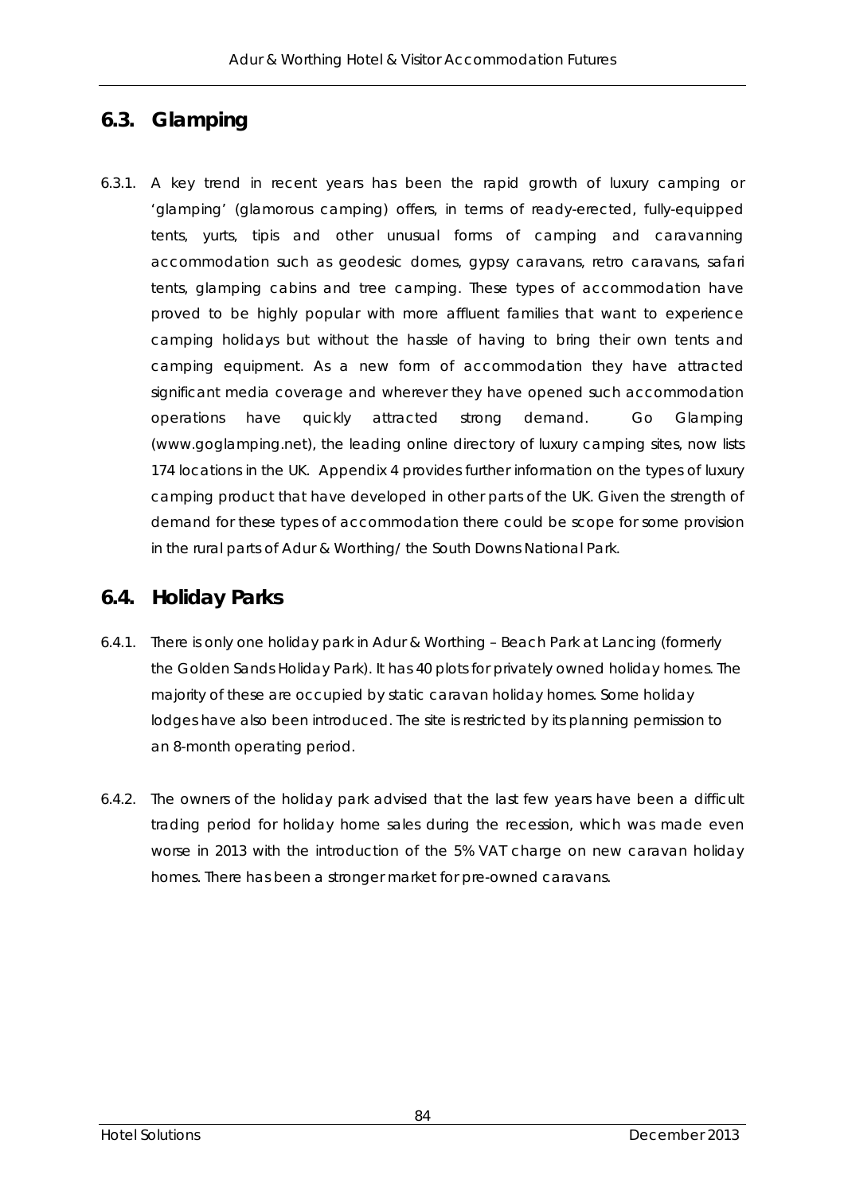## 6.3. Glamping

6.3.1. A key trend in recent years has been the rapid growth of luxury camping or 'glamping' (glamorous camping) offers, in terms of ready-erected, fully-equipped tents, yurts, tipis and other unusual forms of camping and caravanning accommodation such as geodesic domes, gypsy caravans, retro caravans, safari tents, glamping cabins and tree camping. These types of accommodation have proved to be highly popular with more affluent families that want to experience camping holidays but without the hassle of having to bring their own tents and camping equipment. As a new form of accommodation they have attracted significant media coverage and wherever they have opened such accommodation operations have quickly attracted strong demand. Go Glamping (www.goglamping.net), the leading online directory of luxury camping sites, now lists 174 locations in the UK. Appendix 4 provides further information on the types of luxury camping product that have developed in other parts of the UK. Given the strength of demand for these types of accommodation there could be scope for some provision in the rural parts of Adur & Worthing/ the South Downs National Park.

## 6.4. Holiday Parks

6.4.1. There is only one holiday park in Adur & Worthing – Beach Park at Lancing (formerly the Golden Sands Holiday Park). It has 40 plots for privately owned holiday homes. The majority of these are occupied by static caravan holiday homes. Some holiday lodges have also been introduced. The site is restricted by its planning permission to an 8-month operating period.

6.4.2. The owners of the holiday park advised that the last few years have been a difficult trading period for holiday home sales during the recession, which was made even worse in 2013 with the introduction of the 5% VAT charge on new caravan holiday homes. There has been a stronger market for pre-owned caravans.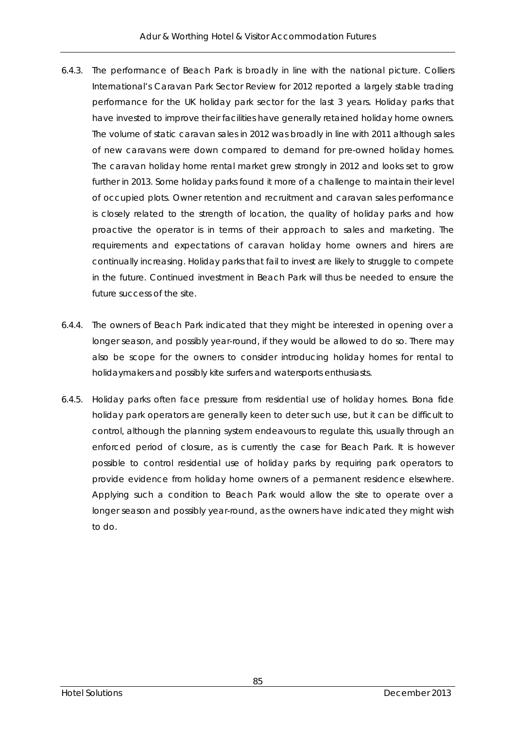6.4.3. The performance of Beach Park is broadly in line with the national picture. Colliers International's Caravan Park Sector Review for 2012 reported a largely stable trading performance for the UK holiday park sector for the last 3 years. Holiday parks that have invested to improve their facilities have generally retained holiday home owners. The volume of static caravan sales in 2012 was broadly in line with 2011 although sales of new caravans were down compared to demand for pre-owned holiday homes. The caravan holiday home rental market grew strongly in 2012 and looks set to grow further in 2013. Some holiday parks found it more of a challenge to maintain their level of occupied plots. Owner retention and recruitment and caravan sales performance is closely related to the strength of location, the quality of holiday parks and how proactive the operator is in terms of their approach to sales and marketing. The requirements and expectations of caravan holiday home owners and hirers are continually increasing. Holiday parks that fail to invest are likely to struggle to compete in the future. Continued investment in Beach Park will thus be needed to ensure the future success of the site.

6.4.4. The owners of Beach Park indicated that they might be interested in opening over a longer season, and possibly year-round, if they would be allowed to do so. There may also be scope for the owners to consider introducing holiday homes for rental to holidaymakers and possibly kite surfers and watersports enthusiasts.

6.4.5. Holiday parks often face pressure from residential use of holiday homes. Bona fide holiday park operators are generally keen to deter such use, but it can be difficult to control, although the planning system endeavours to regulate this, usually through an enforced period of closure, as is currently the case for Beach Park. It is however possible to control residential use of holiday parks by requiring park operators to provide evidence from holiday home owners of a permanent residence elsewhere. Applying such a condition to Beach Park would allow the site to operate over a longer season and possibly year-round, as the owners have indicated they might wish to do.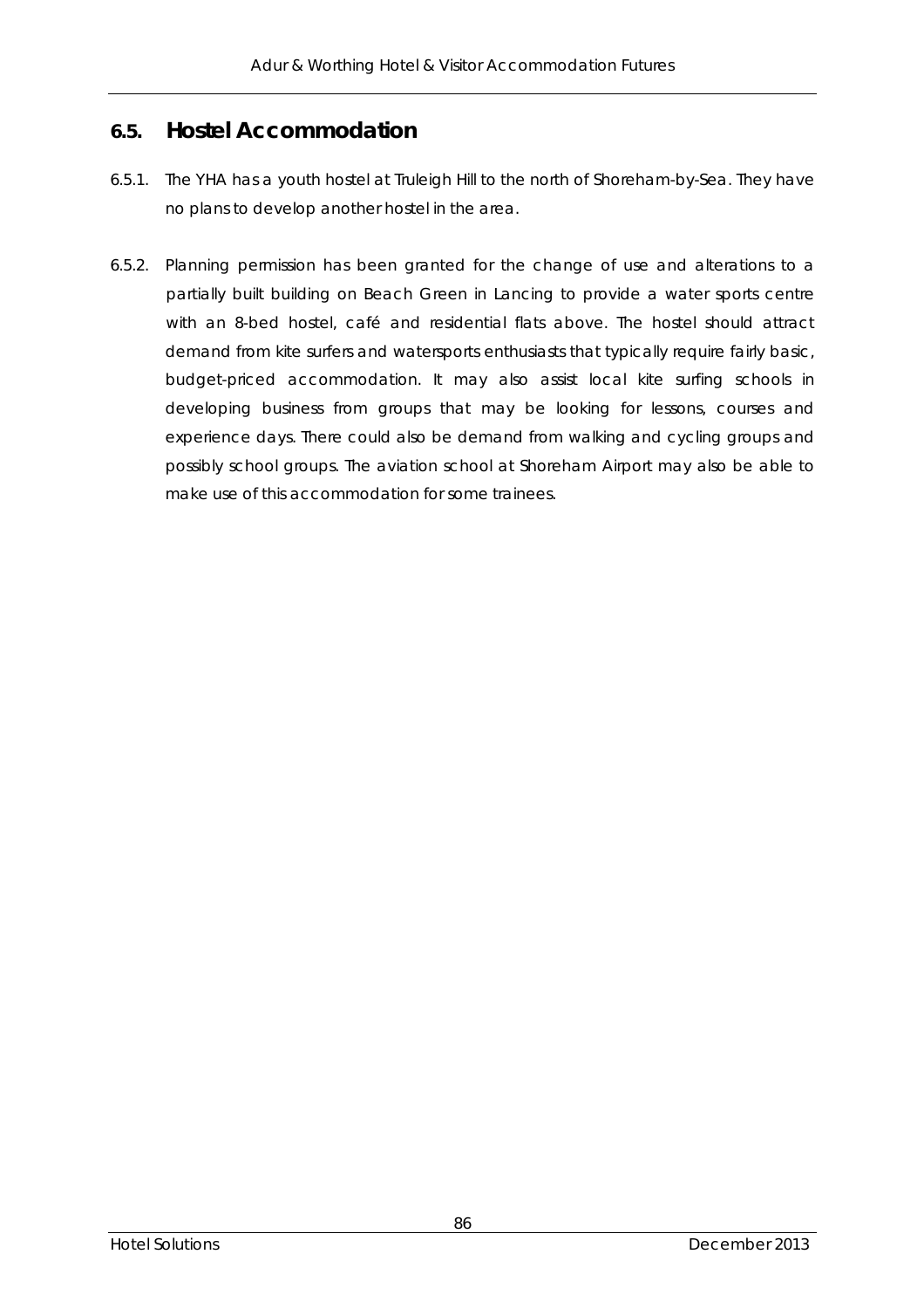## 6.5. Hostel Accommodation

6.5.1. The YHA has a youth hostel at Truleigh Hill to the north of Shoreham-by-Sea. They have no plans to develop another hostel in the area.

6.5.2. Planning permission has been granted for the change of use and alterations to a partially built building on Beach Green in Lancing to provide a water sports centre with an 8-bed hostel, café and residential flats above. The hostel should attract demand from kite surfers and watersports enthusiasts that typically require fairly basic, budget-priced accommodation. It may also assist local kite surfing schools in developing business from groups that may be looking for lessons, courses and experience days. There could also be demand from walking and cycling groups and possibly school groups. The aviation school at Shoreham Airport may also be able to make use of this accommodation for some trainees.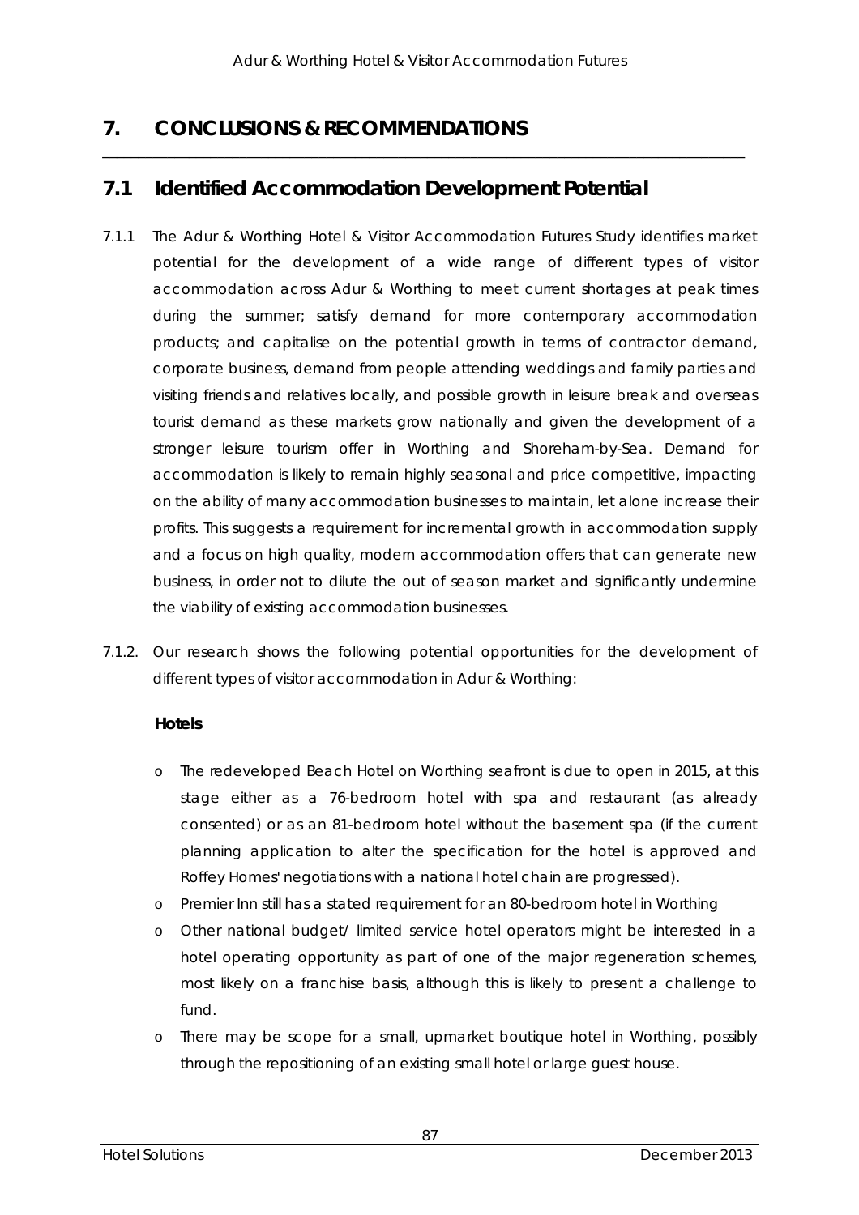# 7. CONCLUSIONS & RECOMMENDATIONS

## 7.1 Identified Accommodation Development Potential

7.1.1 The Adur & Worthing Hotel & Visitor Accommodation Futures Study identifies market potential for the development of a wide range of different types of visitor accommodation across Adur & Worthing to meet current shortages at peak times during the summer; satisfy demand for more contemporary accommodation products; and capitalise on the potential growth in terms of contractor demand, corporate business, demand from people attending weddings and family parties and visiting friends and relatives locally, and possible growth in leisure break and overseas tourist demand as these markets grow nationally and given the development of a stronger leisure tourism offer in Worthing and Shoreham-by-Sea. Demand for accommodation is likely to remain highly seasonal and price competitive, impacting on the ability of many accommodation businesses to maintain, let alone increase their profits. This suggests a requirement for incremental growth in accommodation supply and a focus on high quality, modern accommodation offers that can generate new business, in order not to dilute the out of season market and significantly undermine the viability of existing accommodation businesses.

7.1.2. Our research shows the following potential opportunities for the development of different types of visitor accommodation in Adur & Worthing:

**Hotels**

- The redeveloped Beach Hotel on Worthing seafront is due to open in 2015, at this stage either as a 76-bedroom hotel with spa and restaurant (as already consented) or as an 81-bedroom hotel without the basement spa (if the current planning application to alter the specification for the hotel is approved and Roffey Homes' negotiations with a national hotel chain are progressed).
- Premier Inn still has a stated requirement for an 80-bedroom hotel in Worthing
- Other national budget/ limited service hotel operators might be interested in a hotel operating opportunity as part of one of the major regeneration schemes, most likely on a franchise basis, although this is likely to present a challenge to fund.
- There may be scope for a small, upmarket boutique hotel in Worthing, possibly through the repositioning of an existing small hotel or large guest house.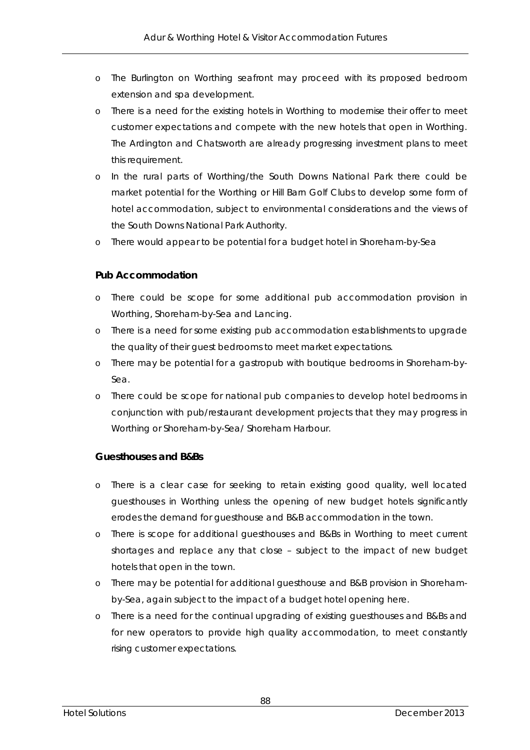- The Burlington on Worthing seafront may proceed with its proposed bedroom extension and spa development.
- There is a need for the existing hotels in Worthing to modernise their offer to meet customer expectations and compete with the new hotels that open in Worthing. The Ardington and Chatsworth are already progressing investment plans to meet this requirement.
- In the rural parts of Worthing/the South Downs National Park there could be market potential for the Worthing or Hill Barn Golf Clubs to develop some form of hotel accommodation, subject to environmental considerations and the views of the South Downs National Park Authority.
- There would appear to be potential for a budget hotel in Shoreham-by-Sea

**Pub Accommodation**

- There could be scope for some additional pub accommodation provision in Worthing, Shoreham-by-Sea and Lancing.
- There is a need for some existing pub accommodation establishments to upgrade the quality of their guest bedrooms to meet market expectations.
- There may be potential for a gastropub with boutique bedrooms in Shoreham-by-Sea.
- There could be scope for national pub companies to develop hotel bedrooms in conjunction with pub/restaurant development projects that they may progress in Worthing or Shoreham-by-Sea/ Shoreham Harbour.

**Guesthouses and B&Bs**

- There is a clear case for seeking to retain existing good quality, well located guesthouses in Worthing unless the opening of new budget hotels significantly erodes the demand for guesthouse and B&B accommodation in the town.
- There is scope for additional guesthouses and B&Bs in Worthing to meet current shortages and replace any that close – subject to the impact of new budget hotels that open in the town.
- There may be potential for additional guesthouse and B&B provision in Shoreham-by-Sea, again subject to the impact of a budget hotel opening here.
- There is a need for the continual upgrading of existing guesthouses and B&Bs and for new operators to provide high quality accommodation, to meet constantly rising customer expectations.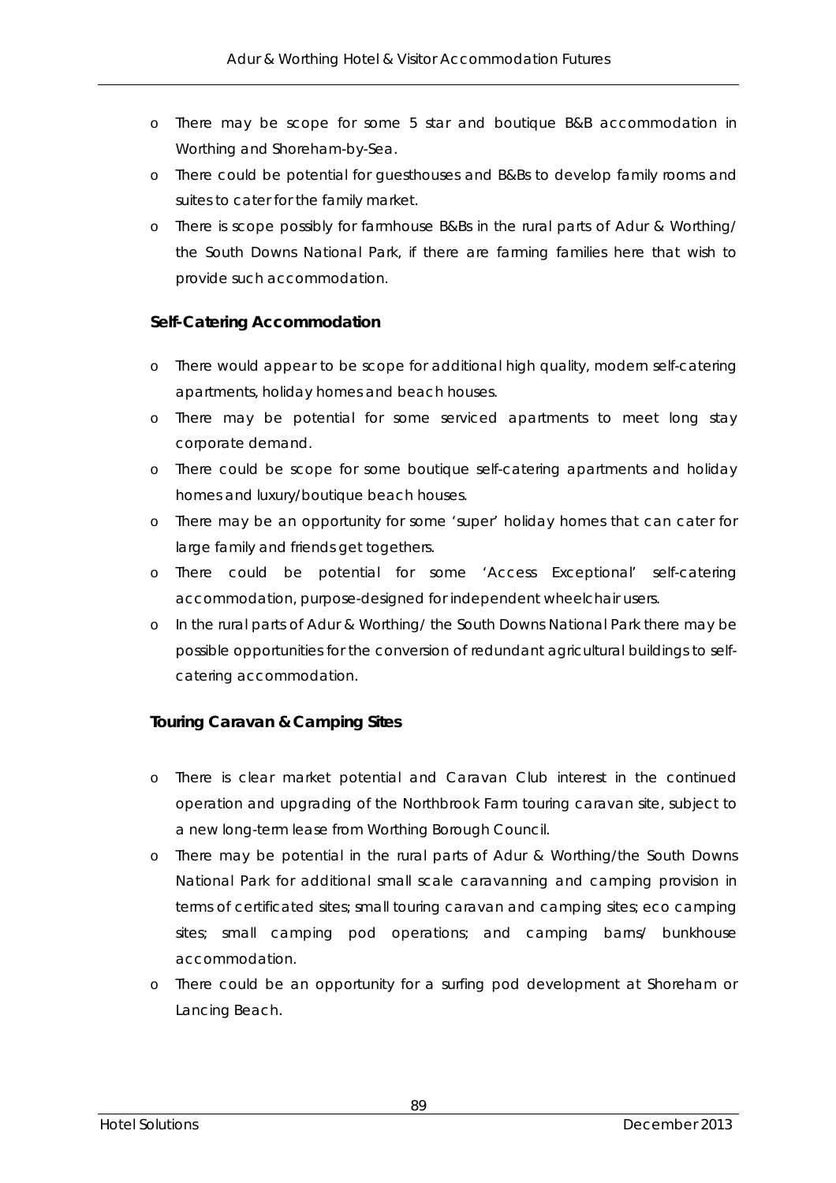- There may be scope for some 5 star and boutique B&B accommodation in Worthing and Shoreham-by-Sea.
- There could be potential for guesthouses and B&Bs to develop family rooms and suites to cater for the family market.
- There is scope possibly for farmhouse B&Bs in the rural parts of Adur & Worthing/ the South Downs National Park, if there are farming families here that wish to provide such accommodation.

**Self-Catering Accommodation**

- There would appear to be scope for additional high quality, modern self-catering apartments, holiday homes and beach houses.
- There may be potential for some serviced apartments to meet long stay corporate demand.
- There could be scope for some boutique self-catering apartments and holiday homes and luxury/boutique beach houses.
- There may be an opportunity for some 'super' holiday homes that can cater for large family and friends get togethers.
- There could be potential for some 'Access Exceptional' self-catering accommodation, purpose-designed for independent wheelchair users.
- In the rural parts of Adur & Worthing/ the South Downs National Park there may be possible opportunities for the conversion of redundant agricultural buildings to self-catering accommodation.

**Touring Caravan & Camping Sites**

- There is clear market potential and Caravan Club interest in the continued operation and upgrading of the Northbrook Farm touring caravan site, subject to a new long-term lease from Worthing Borough Council.
- There may be potential in the rural parts of Adur & Worthing/the South Downs National Park for additional small scale caravanning and camping provision in terms of certificated sites; small touring caravan and camping sites; eco camping sites; small camping pod operations; and camping barns/ bunkhouse accommodation.
- There could be an opportunity for a surfing pod development at Shoreham or Lancing Beach.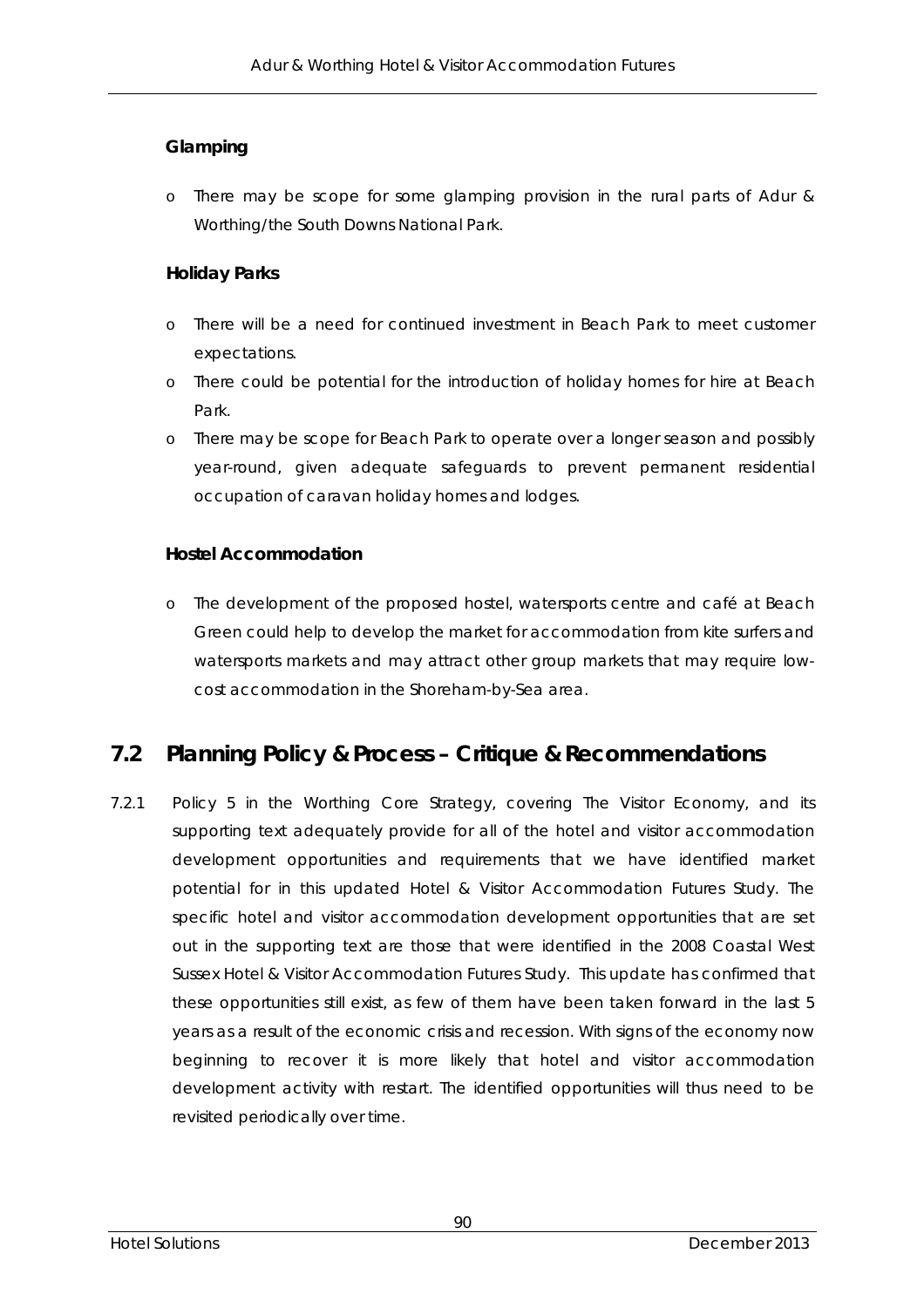**Glamping**

- There may be scope for some glamping provision in the rural parts of Adur & Worthing/the South Downs National Park.

**Holiday Parks**

- There will be a need for continued investment in Beach Park to meet customer expectations.
- There could be potential for the introduction of holiday homes for hire at Beach Park.
- There may be scope for Beach Park to operate over a longer season and possibly year-round, given adequate safeguards to prevent permanent residential occupation of caravan holiday homes and lodges.

**Hostel Accommodation**

- The development of the proposed hostel, watersports centre and café at Beach Green could help to develop the market for accommodation from kite surfers and watersports markets and may attract other group markets that may require low-cost accommodation in the Shoreham-by-Sea area.

## 7.2 Planning Policy & Process – Critique & Recommendations

7.2.1 Policy 5 in the Worthing Core Strategy, covering The Visitor Economy, and its supporting text adequately provide for all of the hotel and visitor accommodation development opportunities and requirements that we have identified market potential for in this updated Hotel & Visitor Accommodation Futures Study. The specific hotel and visitor accommodation development opportunities that are set out in the supporting text are those that were identified in the 2008 Coastal West Sussex Hotel & Visitor Accommodation Futures Study. This update has confirmed that these opportunities still exist, as few of them have been taken forward in the last 5 years as a result of the economic crisis and recession. With signs of the economy now beginning to recover it is more likely that hotel and visitor accommodation development activity with restart. The identified opportunities will thus need to be revisited periodically over time.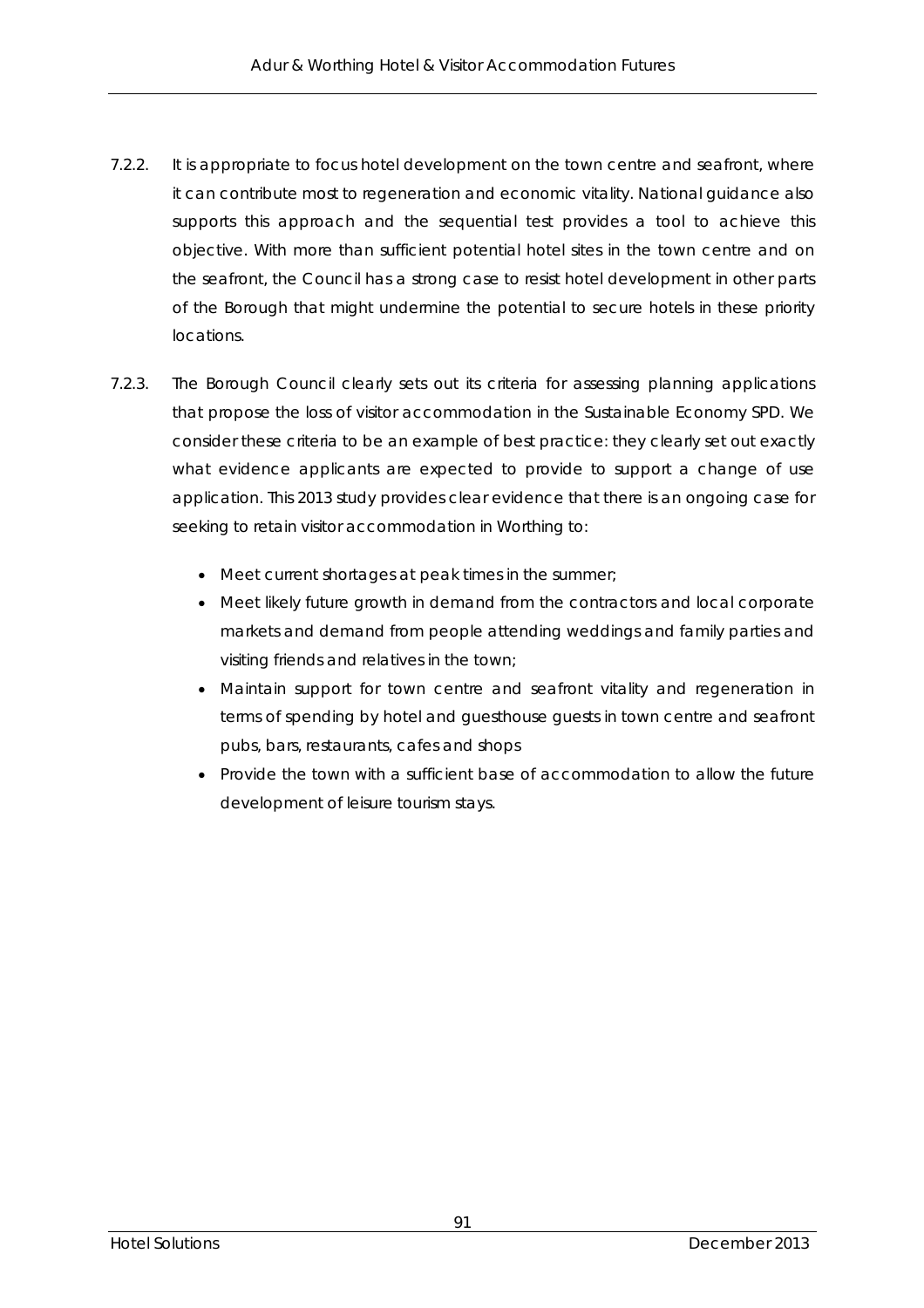7.2.2. It is appropriate to focus hotel development on the town centre and seafront, where it can contribute most to regeneration and economic vitality. National guidance also supports this approach and the sequential test provides a tool to achieve this objective. With more than sufficient potential hotel sites in the town centre and on the seafront, the Council has a strong case to resist hotel development in other parts of the Borough that might undermine the potential to secure hotels in these priority locations.

7.2.3. The Borough Council clearly sets out its criteria for assessing planning applications that propose the loss of visitor accommodation in the Sustainable Economy SPD. We consider these criteria to be an example of best practice: they clearly set out exactly what evidence applicants are expected to provide to support a change of use application. This 2013 study provides clear evidence that there is an ongoing case for seeking to retain visitor accommodation in Worthing to:

- Meet current shortages at peak times in the summer;
- Meet likely future growth in demand from the contractors and local corporate markets and demand from people attending weddings and family parties and visiting friends and relatives in the town;
- Maintain support for town centre and seafront vitality and regeneration in terms of spending by hotel and guesthouse guests in town centre and seafront pubs, bars, restaurants, cafes and shops
- Provide the town with a sufficient base of accommodation to allow the future development of leisure tourism stays.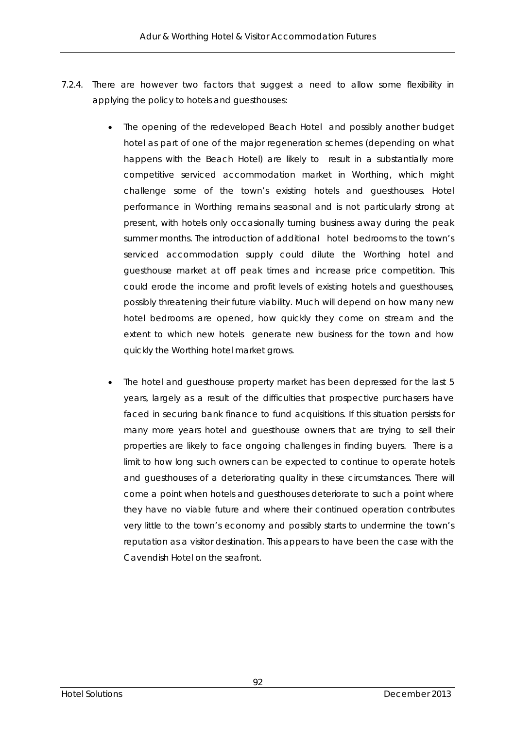7.2.4. There are however two factors that suggest a need to allow some flexibility in applying the policy to hotels and guesthouses:

- The opening of the redeveloped Beach Hotel and possibly another budget hotel as part of one of the major regeneration schemes (depending on what happens with the Beach Hotel) are likely to result in a substantially more competitive serviced accommodation market in Worthing, which might challenge some of the town's existing hotels and guesthouses. Hotel performance in Worthing remains seasonal and is not particularly strong at present, with hotels only occasionally turning business away during the peak summer months. The introduction of additional hotel bedrooms to the town's serviced accommodation supply could dilute the Worthing hotel and guesthouse market at off peak times and increase price competition. This could erode the income and profit levels of existing hotels and guesthouses, possibly threatening their future viability. Much will depend on how many new hotel bedrooms are opened, how quickly they come on stream and the extent to which new hotels generate new business for the town and how quickly the Worthing hotel market grows.

- The hotel and guesthouse property market has been depressed for the last 5 years, largely as a result of the difficulties that prospective purchasers have faced in securing bank finance to fund acquisitions. If this situation persists for many more years hotel and guesthouse owners that are trying to sell their properties are likely to face ongoing challenges in finding buyers. There is a limit to how long such owners can be expected to continue to operate hotels and guesthouses of a deteriorating quality in these circumstances. There will come a point when hotels and guesthouses deteriorate to such a point where they have no viable future and where their continued operation contributes very little to the town's economy and possibly starts to undermine the town's reputation as a visitor destination. This appears to have been the case with the Cavendish Hotel on the seafront.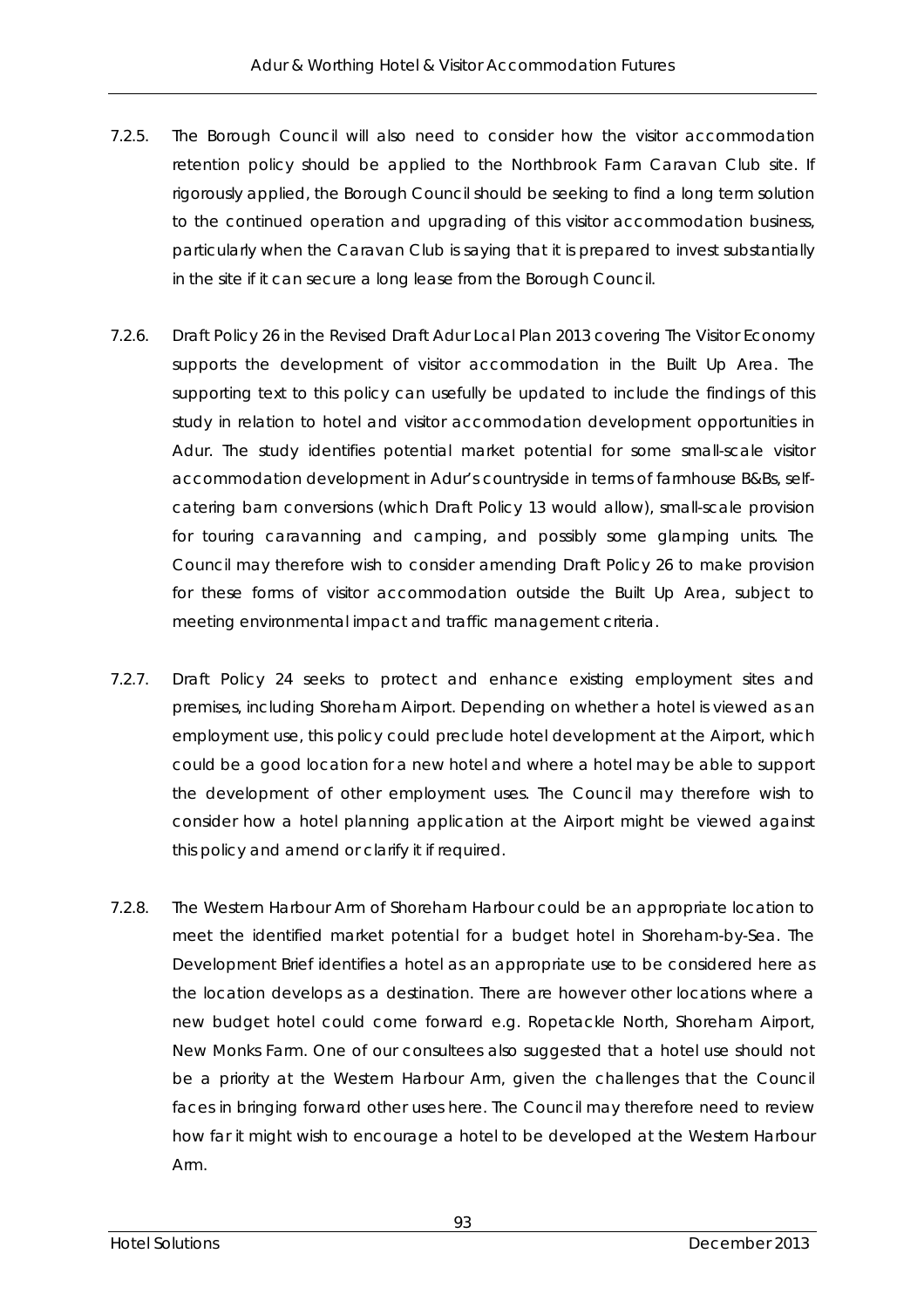7.2.5. The Borough Council will also need to consider how the visitor accommodation retention policy should be applied to the Northbrook Farm Caravan Club site. If rigorously applied, the Borough Council should be seeking to find a long term solution to the continued operation and upgrading of this visitor accommodation business, particularly when the Caravan Club is saying that it is prepared to invest substantially in the site if it can secure a long lease from the Borough Council.

7.2.6. Draft Policy 26 in the Revised Draft Adur Local Plan 2013 covering The Visitor Economy supports the development of visitor accommodation in the Built Up Area. The supporting text to this policy can usefully be updated to include the findings of this study in relation to hotel and visitor accommodation development opportunities in Adur. The study identifies potential market potential for some small-scale visitor accommodation development in Adur's countryside in terms of farmhouse B&Bs, self-catering barn conversions (which Draft Policy 13 would allow), small-scale provision for touring caravanning and camping, and possibly some glamping units. The Council may therefore wish to consider amending Draft Policy 26 to make provision for these forms of visitor accommodation outside the Built Up Area, subject to meeting environmental impact and traffic management criteria.

7.2.7. Draft Policy 24 seeks to protect and enhance existing employment sites and premises, including Shoreham Airport. Depending on whether a hotel is viewed as an employment use, this policy could preclude hotel development at the Airport, which could be a good location for a new hotel and where a hotel may be able to support the development of other employment uses. The Council may therefore wish to consider how a hotel planning application at the Airport might be viewed against this policy and amend or clarify it if required.

7.2.8. The Western Harbour Arm of Shoreham Harbour could be an appropriate location to meet the identified market potential for a budget hotel in Shoreham-by-Sea. The Development Brief identifies a hotel as an appropriate use to be considered here as the location develops as a destination. There are however other locations where a new budget hotel could come forward e.g. Ropetackle North, Shoreham Airport, New Monks Farm. One of our consultees also suggested that a hotel use should not be a priority at the Western Harbour Arm, given the challenges that the Council faces in bringing forward other uses here. The Council may therefore need to review how far it might wish to encourage a hotel to be developed at the Western Harbour Arm.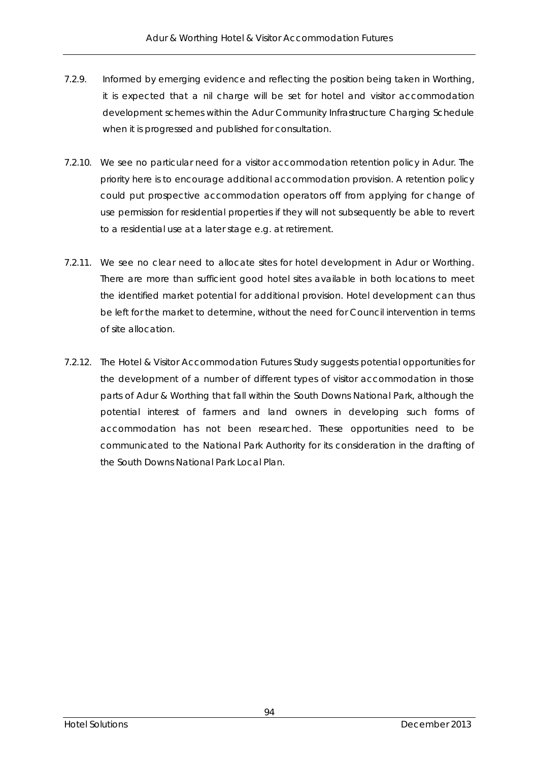7.2.9. Informed by emerging evidence and reflecting the position being taken in Worthing, it is expected that a nil charge will be set for hotel and visitor accommodation development schemes within the Adur Community Infrastructure Charging Schedule when it is progressed and published for consultation.

7.2.10. We see no particular need for a visitor accommodation retention policy in Adur. The priority here is to encourage additional accommodation provision. A retention policy could put prospective accommodation operators off from applying for change of use permission for residential properties if they will not subsequently be able to revert to a residential use at a later stage e.g. at retirement.

7.2.11. We see no clear need to allocate sites for hotel development in Adur or Worthing. There are more than sufficient good hotel sites available in both locations to meet the identified market potential for additional provision. Hotel development can thus be left for the market to determine, without the need for Council intervention in terms of site allocation.

7.2.12. The Hotel & Visitor Accommodation Futures Study suggests potential opportunities for the development of a number of different types of visitor accommodation in those parts of Adur & Worthing that fall within the South Downs National Park, although the potential interest of farmers and land owners in developing such forms of accommodation has not been researched. These opportunities need to be communicated to the National Park Authority for its consideration in the drafting of the South Downs National Park Local Plan.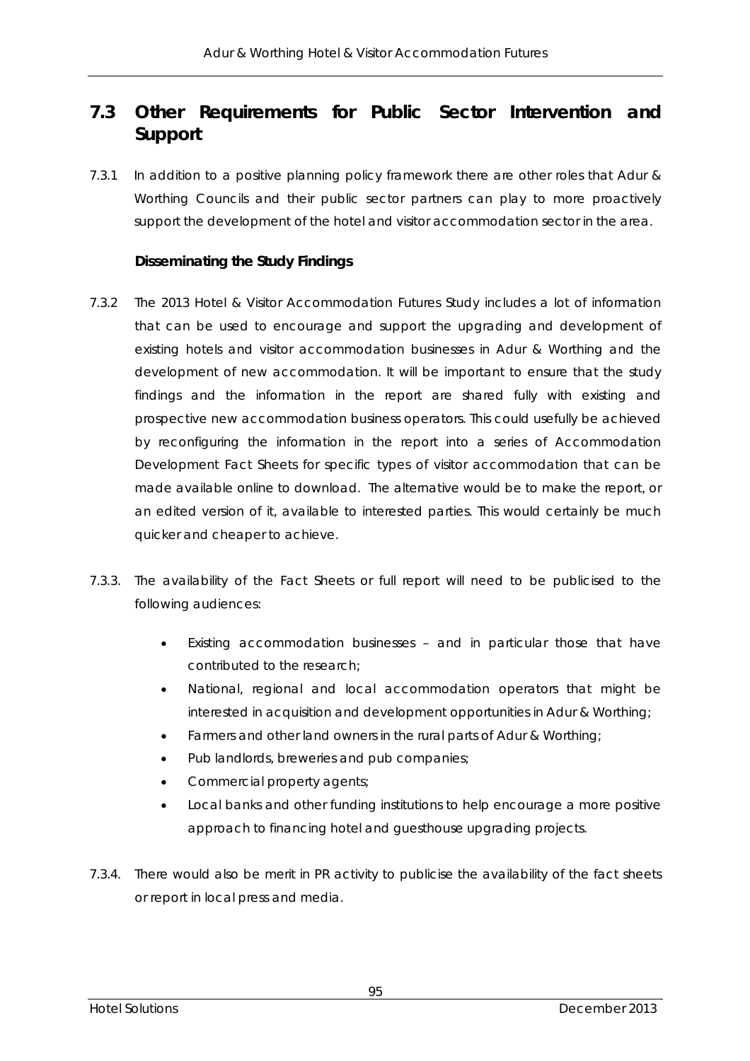## 7.3 Other Requirements for Public Sector Intervention and Support

7.3.1 In addition to a positive planning policy framework there are other roles that Adur & Worthing Councils and their public sector partners can play to more proactively support the development of the hotel and visitor accommodation sector in the area.

**Disseminating the Study Findings**

7.3.2 The 2013 Hotel & Visitor Accommodation Futures Study includes a lot of information that can be used to encourage and support the upgrading and development of existing hotels and visitor accommodation businesses in Adur & Worthing and the development of new accommodation. It will be important to ensure that the study findings and the information in the report are shared fully with existing and prospective new accommodation business operators. This could usefully be achieved by reconfiguring the information in the report into a series of Accommodation Development Fact Sheets for specific types of visitor accommodation that can be made available online to download. The alternative would be to make the report, or an edited version of it, available to interested parties. This would certainly be much quicker and cheaper to achieve.

7.3.3. The availability of the Fact Sheets or full report will need to be publicised to the following audiences:

- Existing accommodation businesses – and in particular those that have contributed to the research;
- National, regional and local accommodation operators that might be interested in acquisition and development opportunities in Adur & Worthing;
- Farmers and other land owners in the rural parts of Adur & Worthing;
- Pub landlords, breweries and pub companies;
- Commercial property agents;
- Local banks and other funding institutions to help encourage a more positive approach to financing hotel and guesthouse upgrading projects.

7.3.4. There would also be merit in PR activity to publicise the availability of the fact sheets or report in local press and media.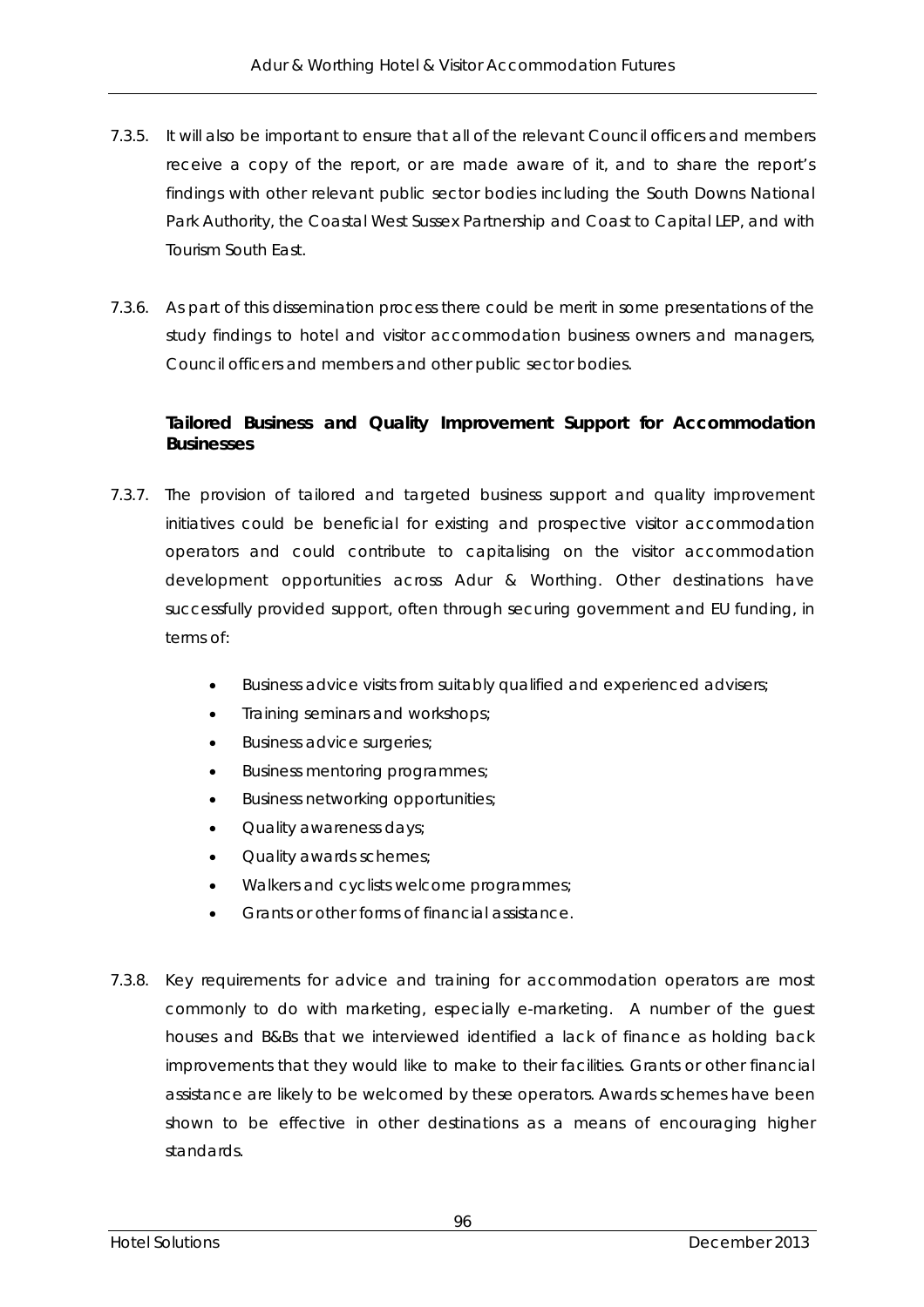7.3.5. It will also be important to ensure that all of the relevant Council officers and members receive a copy of the report, or are made aware of it, and to share the report's findings with other relevant public sector bodies including the South Downs National Park Authority, the Coastal West Sussex Partnership and Coast to Capital LEP, and with Tourism South East.

7.3.6. As part of this dissemination process there could be merit in some presentations of the study findings to hotel and visitor accommodation business owners and managers, Council officers and members and other public sector bodies.

**Tailored Business and Quality Improvement Support for Accommodation Businesses**

7.3.7. The provision of tailored and targeted business support and quality improvement initiatives could be beneficial for existing and prospective visitor accommodation operators and could contribute to capitalising on the visitor accommodation development opportunities across Adur & Worthing. Other destinations have successfully provided support, often through securing government and EU funding, in terms of:

- Business advice visits from suitably qualified and experienced advisers;
- Training seminars and workshops;
- Business advice surgeries;
- Business mentoring programmes;
- Business networking opportunities;
- Quality awareness days;
- Quality awards schemes;
- Walkers and cyclists welcome programmes;
- Grants or other forms of financial assistance.

7.3.8. Key requirements for advice and training for accommodation operators are most commonly to do with marketing, especially e-marketing. A number of the guest houses and B&Bs that we interviewed identified a lack of finance as holding back improvements that they would like to make to their facilities. Grants or other financial assistance are likely to be welcomed by these operators. Awards schemes have been shown to be effective in other destinations as a means of encouraging higher standards.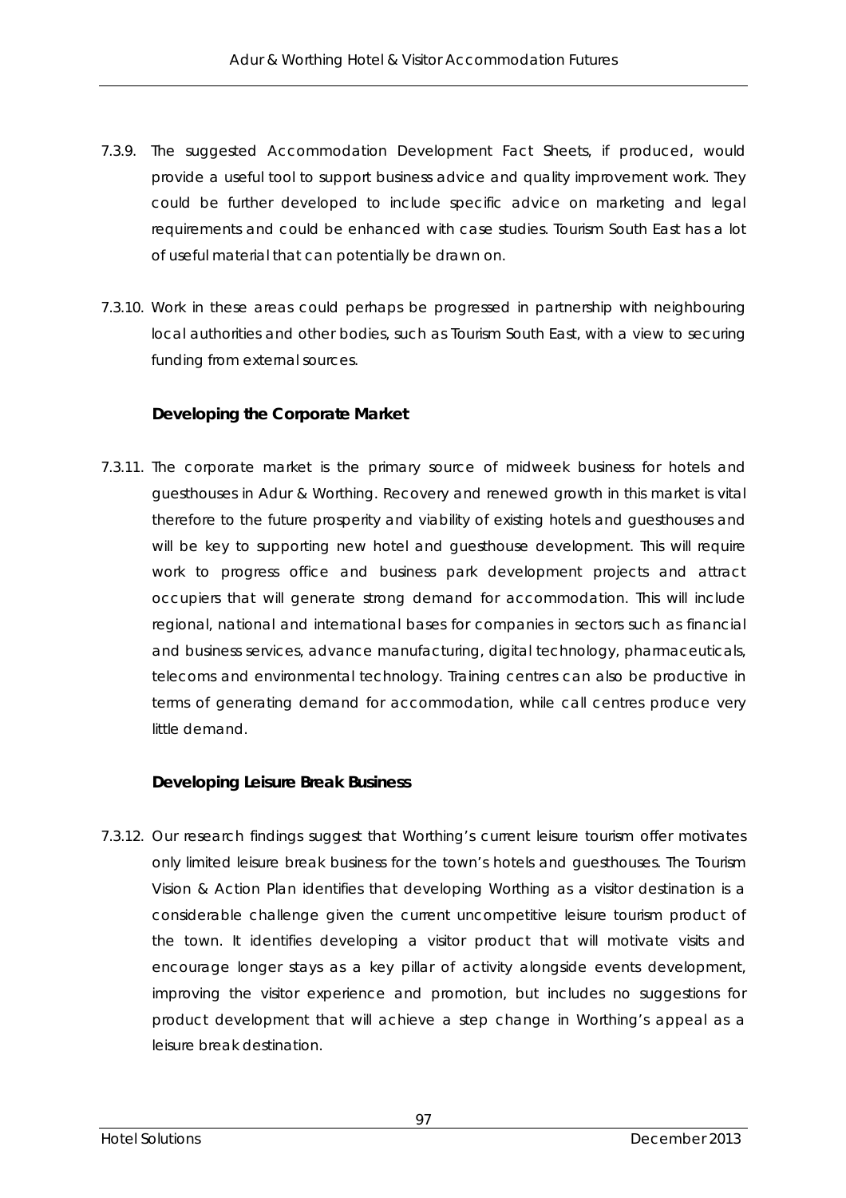7.3.9. The suggested Accommodation Development Fact Sheets, if produced, would provide a useful tool to support business advice and quality improvement work. They could be further developed to include specific advice on marketing and legal requirements and could be enhanced with case studies. Tourism South East has a lot of useful material that can potentially be drawn on.

7.3.10. Work in these areas could perhaps be progressed in partnership with neighbouring local authorities and other bodies, such as Tourism South East, with a view to securing funding from external sources.

**Developing the Corporate Market**

7.3.11. The corporate market is the primary source of midweek business for hotels and guesthouses in Adur & Worthing. Recovery and renewed growth in this market is vital therefore to the future prosperity and viability of existing hotels and guesthouses and will be key to supporting new hotel and guesthouse development. This will require work to progress office and business park development projects and attract occupiers that will generate strong demand for accommodation. This will include regional, national and international bases for companies in sectors such as financial and business services, advance manufacturing, digital technology, pharmaceuticals, telecoms and environmental technology. Training centres can also be productive in terms of generating demand for accommodation, while call centres produce very little demand.

**Developing Leisure Break Business**

7.3.12. Our research findings suggest that Worthing's current leisure tourism offer motivates only limited leisure break business for the town's hotels and guesthouses. The Tourism Vision & Action Plan identifies that developing Worthing as a visitor destination is a considerable challenge given the current uncompetitive leisure tourism product of the town. It identifies developing a visitor product that will motivate visits and encourage longer stays as a key pillar of activity alongside events development, improving the visitor experience and promotion, but includes no suggestions for product development that will achieve a step change in Worthing's appeal as a leisure break destination.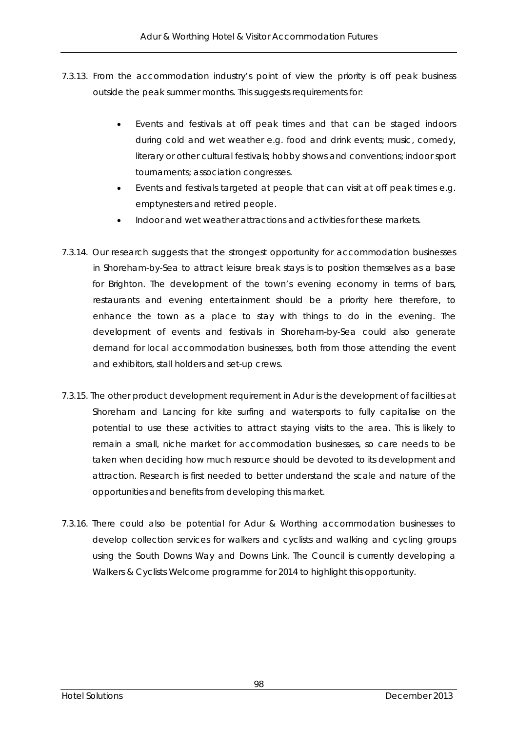7.3.13. From the accommodation industry's point of view the priority is off peak business outside the peak summer months. This suggests requirements for:

- Events and festivals at off peak times and that can be staged indoors during cold and wet weather e.g. food and drink events; music, comedy, literary or other cultural festivals; hobby shows and conventions; indoor sport tournaments; association congresses.
- Events and festivals targeted at people that can visit at off peak times e.g. emptynesters and retired people.
- Indoor and wet weather attractions and activities for these markets.

7.3.14. Our research suggests that the strongest opportunity for accommodation businesses in Shoreham-by-Sea to attract leisure break stays is to position themselves as a base for Brighton. The development of the town's evening economy in terms of bars, restaurants and evening entertainment should be a priority here therefore, to enhance the town as a place to stay with things to do in the evening. The development of events and festivals in Shoreham-by-Sea could also generate demand for local accommodation businesses, both from those attending the event and exhibitors, stall holders and set-up crews.

7.3.15. The other product development requirement in Adur is the development of facilities at Shoreham and Lancing for kite surfing and watersports to fully capitalise on the potential to use these activities to attract staying visits to the area. This is likely to remain a small, niche market for accommodation businesses, so care needs to be taken when deciding how much resource should be devoted to its development and attraction. Research is first needed to better understand the scale and nature of the opportunities and benefits from developing this market.

7.3.16. There could also be potential for Adur & Worthing accommodation businesses to develop collection services for walkers and cyclists and walking and cycling groups using the South Downs Way and Downs Link. The Council is currently developing a Walkers & Cyclists Welcome programme for 2014 to highlight this opportunity.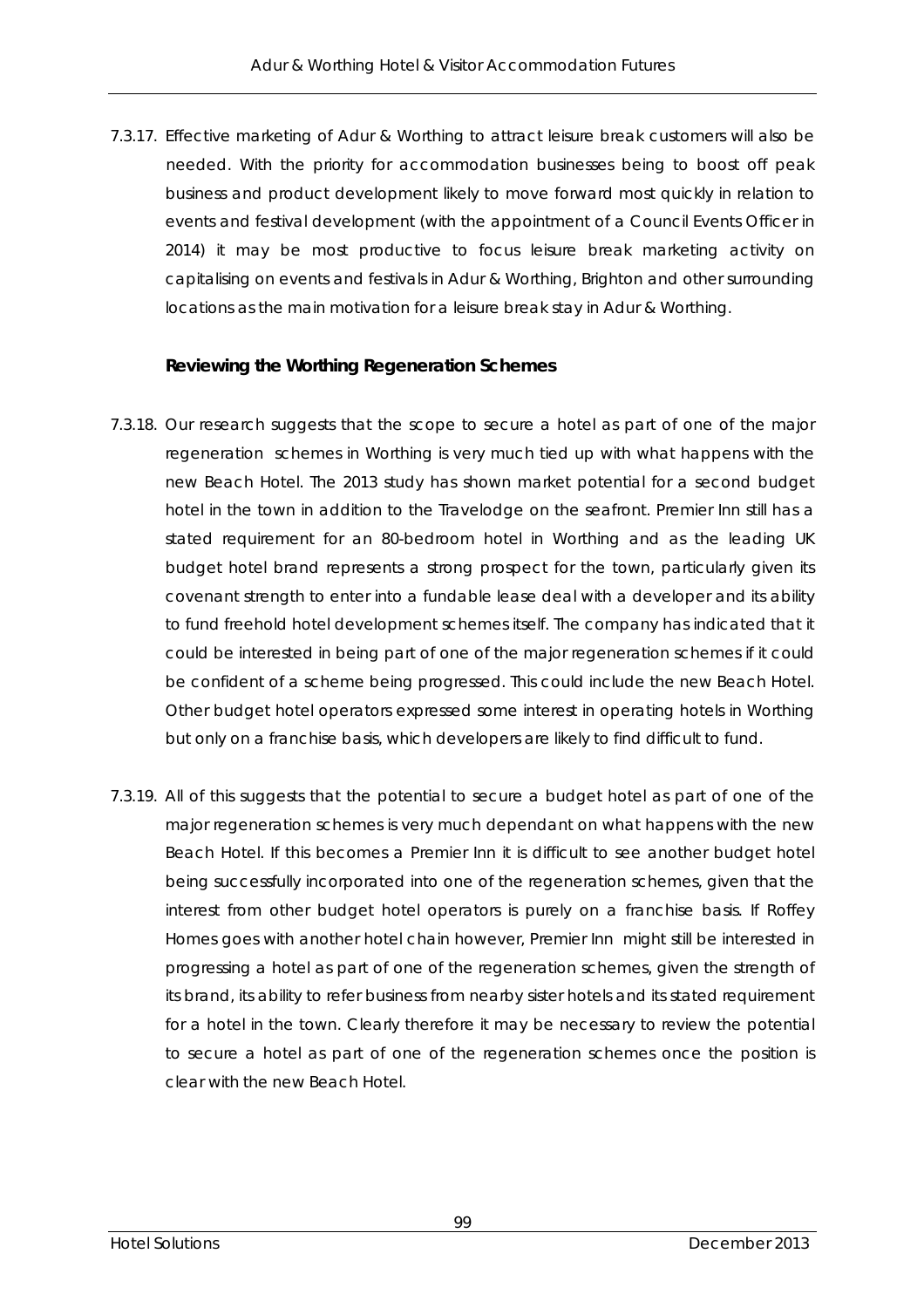7.3.17. Effective marketing of Adur & Worthing to attract leisure break customers will also be needed. With the priority for accommodation businesses being to boost off peak business and product development likely to move forward most quickly in relation to events and festival development (with the appointment of a Council Events Officer in 2014) it may be most productive to focus leisure break marketing activity on capitalising on events and festivals in Adur & Worthing, Brighton and other surrounding locations as the main motivation for a leisure break stay in Adur & Worthing.

**Reviewing the Worthing Regeneration Schemes**

7.3.18. Our research suggests that the scope to secure a hotel as part of one of the major regeneration schemes in Worthing is very much tied up with what happens with the new Beach Hotel. The 2013 study has shown market potential for a second budget hotel in the town in addition to the Travelodge on the seafront. Premier Inn still has a stated requirement for an 80-bedroom hotel in Worthing and as the leading UK budget hotel brand represents a strong prospect for the town, particularly given its covenant strength to enter into a fundable lease deal with a developer and its ability to fund freehold hotel development schemes itself. The company has indicated that it could be interested in being part of one of the major regeneration schemes if it could be confident of a scheme being progressed. This could include the new Beach Hotel. Other budget hotel operators expressed some interest in operating hotels in Worthing but only on a franchise basis, which developers are likely to find difficult to fund.

7.3.19. All of this suggests that the potential to secure a budget hotel as part of one of the major regeneration schemes is very much dependant on what happens with the new Beach Hotel. If this becomes a Premier Inn it is difficult to see another budget hotel being successfully incorporated into one of the regeneration schemes, given that the interest from other budget hotel operators is purely on a franchise basis. If Roffey Homes goes with another hotel chain however, Premier Inn might still be interested in progressing a hotel as part of one of the regeneration schemes, given the strength of its brand, its ability to refer business from nearby sister hotels and its stated requirement for a hotel in the town. Clearly therefore it may be necessary to review the potential to secure a hotel as part of one of the regeneration schemes once the position is clear with the new Beach Hotel.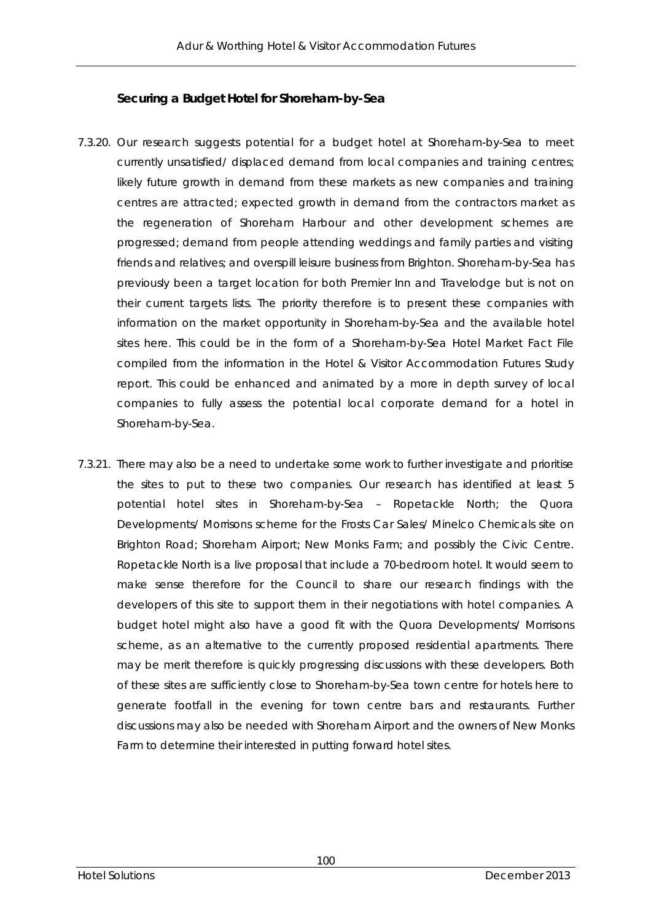### Securing a Budget Hotel for Shoreham-by-Sea

7.3.20. Our research suggests potential for a budget hotel at Shoreham-by-Sea to meet currently unsatisfied/ displaced demand from local companies and training centres; likely future growth in demand from these markets as new companies and training centres are attracted; expected growth in demand from the contractors market as the regeneration of Shoreham Harbour and other development schemes are progressed; demand from people attending weddings and family parties and visiting friends and relatives; and overspill leisure business from Brighton. Shoreham-by-Sea has previously been a target location for both Premier Inn and Travelodge but is not on their current targets lists. The priority therefore is to present these companies with information on the market opportunity in Shoreham-by-Sea and the available hotel sites here. This could be in the form of a Shoreham-by-Sea Hotel Market Fact File compiled from the information in the Hotel & Visitor Accommodation Futures Study report. This could be enhanced and animated by a more in depth survey of local companies to fully assess the potential local corporate demand for a hotel in Shoreham-by-Sea.

7.3.21. There may also be a need to undertake some work to further investigate and prioritise the sites to put to these two companies. Our research has identified at least 5 potential hotel sites in Shoreham-by-Sea – Ropetackle North; the Quora Developments/ Morrisons scheme for the Frosts Car Sales/ Minelco Chemicals site on Brighton Road; Shoreham Airport; New Monks Farm; and possibly the Civic Centre. Ropetackle North is a live proposal that include a 70-bedroom hotel. It would seem to make sense therefore for the Council to share our research findings with the developers of this site to support them in their negotiations with hotel companies. A budget hotel might also have a good fit with the Quora Developments/ Morrisons scheme, as an alternative to the currently proposed residential apartments. There may be merit therefore is quickly progressing discussions with these developers. Both of these sites are sufficiently close to Shoreham-by-Sea town centre for hotels here to generate footfall in the evening for town centre bars and restaurants. Further discussions may also be needed with Shoreham Airport and the owners of New Monks Farm to determine their interested in putting forward hotel sites.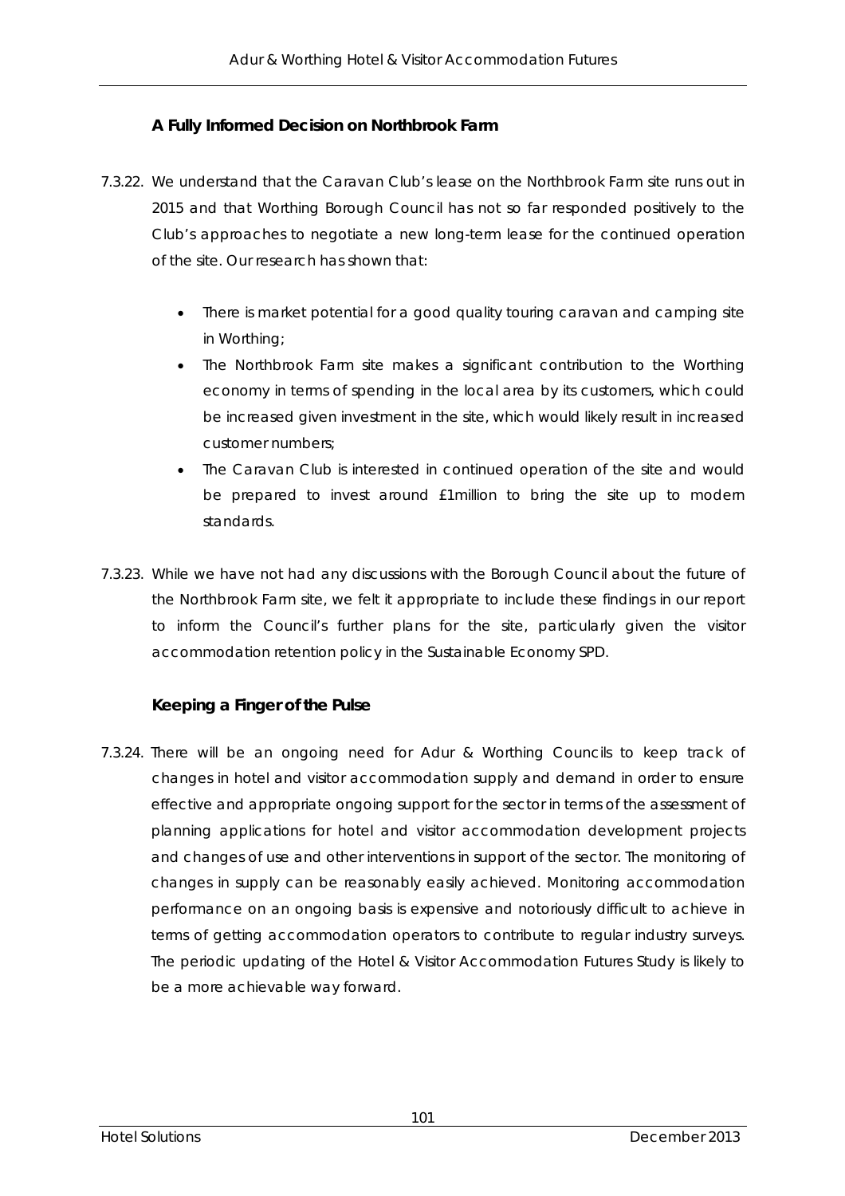### A Fully Informed Decision on Northbrook Farm

7.3.22. We understand that the Caravan Club's lease on the Northbrook Farm site runs out in 2015 and that Worthing Borough Council has not so far responded positively to the Club's approaches to negotiate a new long-term lease for the continued operation of the site. Our research has shown that:

- There is market potential for a good quality touring caravan and camping site in Worthing;
- The Northbrook Farm site makes a significant contribution to the Worthing economy in terms of spending in the local area by its customers, which could be increased given investment in the site, which would likely result in increased customer numbers;
- The Caravan Club is interested in continued operation of the site and would be prepared to invest around £1million to bring the site up to modern standards.

7.3.23. While we have not had any discussions with the Borough Council about the future of the Northbrook Farm site, we felt it appropriate to include these findings in our report to inform the Council's further plans for the site, particularly given the visitor accommodation retention policy in the Sustainable Economy SPD.

### Keeping a Finger of the Pulse

7.3.24. There will be an ongoing need for Adur & Worthing Councils to keep track of changes in hotel and visitor accommodation supply and demand in order to ensure effective and appropriate ongoing support for the sector in terms of the assessment of planning applications for hotel and visitor accommodation development projects and changes of use and other interventions in support of the sector. The monitoring of changes in supply can be reasonably easily achieved. Monitoring accommodation performance on an ongoing basis is expensive and notoriously difficult to achieve in terms of getting accommodation operators to contribute to regular industry surveys. The periodic updating of the Hotel & Visitor Accommodation Futures Study is likely to be a more achievable way forward.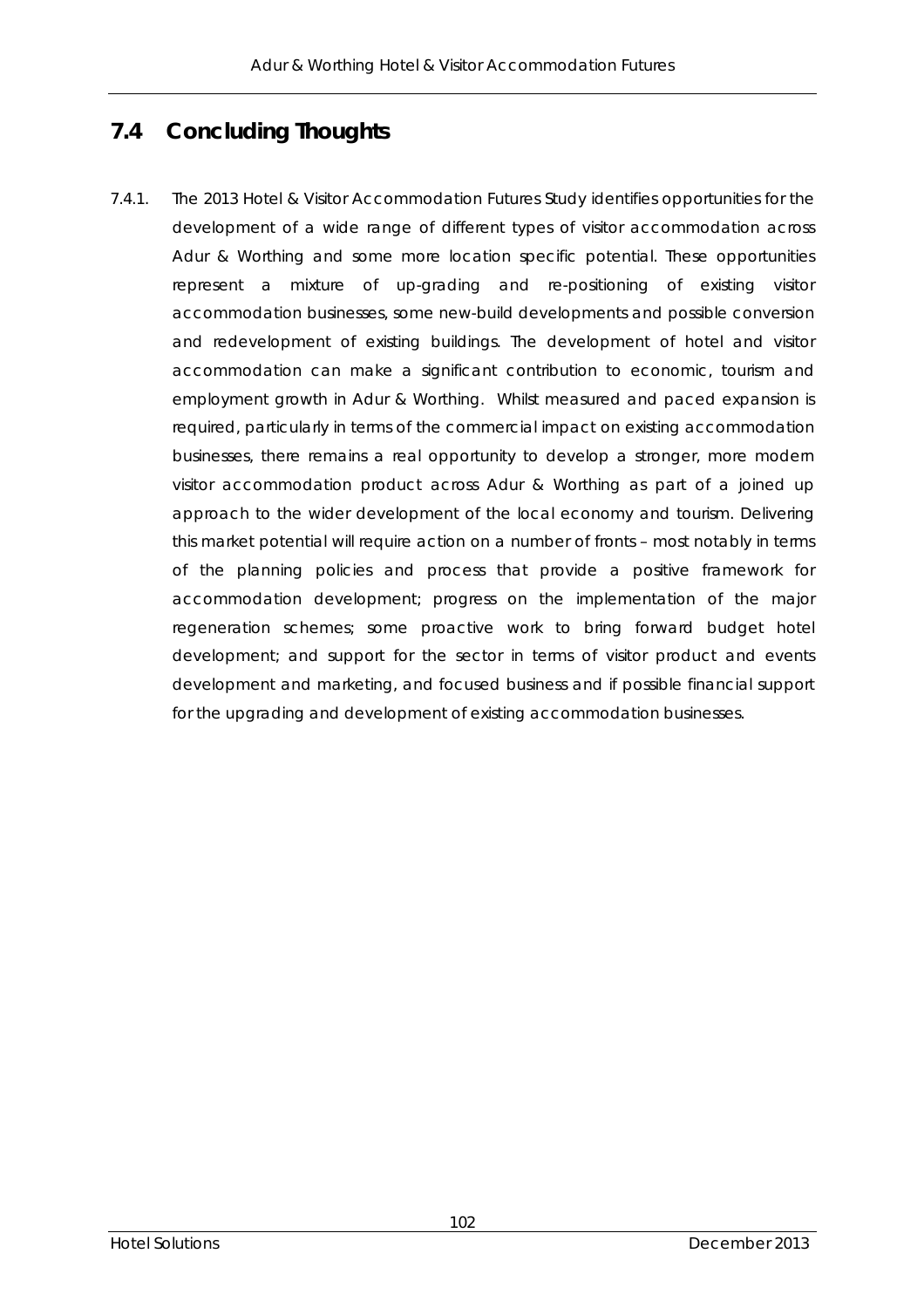## 7.4 Concluding Thoughts

7.4.1. The 2013 Hotel & Visitor Accommodation Futures Study identifies opportunities for the development of a wide range of different types of visitor accommodation across Adur & Worthing and some more location specific potential. These opportunities represent a mixture of up-grading and re-positioning of existing visitor accommodation businesses, some new-build developments and possible conversion and redevelopment of existing buildings. The development of hotel and visitor accommodation can make a significant contribution to economic, tourism and employment growth in Adur & Worthing. Whilst measured and paced expansion is required, particularly in terms of the commercial impact on existing accommodation businesses, there remains a real opportunity to develop a stronger, more modern visitor accommodation product across Adur & Worthing as part of a joined up approach to the wider development of the local economy and tourism. Delivering this market potential will require action on a number of fronts – most notably in terms of the planning policies and process that provide a positive framework for accommodation development; progress on the implementation of the major regeneration schemes; some proactive work to bring forward budget hotel development; and support for the sector in terms of visitor product and events development and marketing, and focused business and if possible financial support for the upgrading and development of existing accommodation businesses.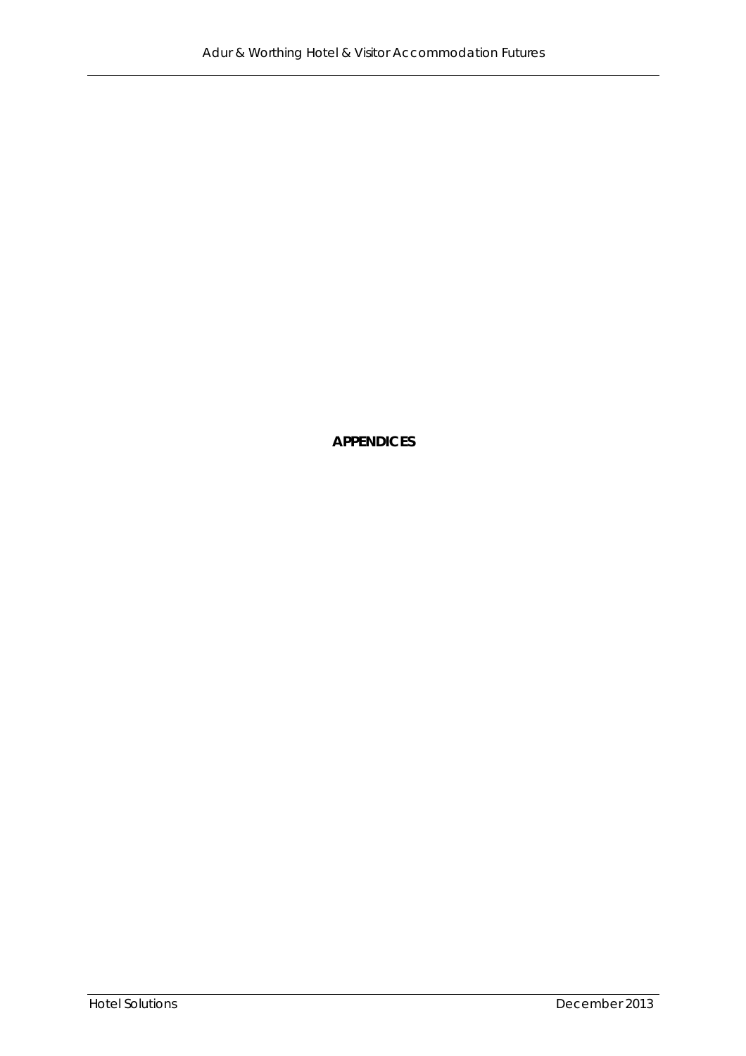# APPENDICES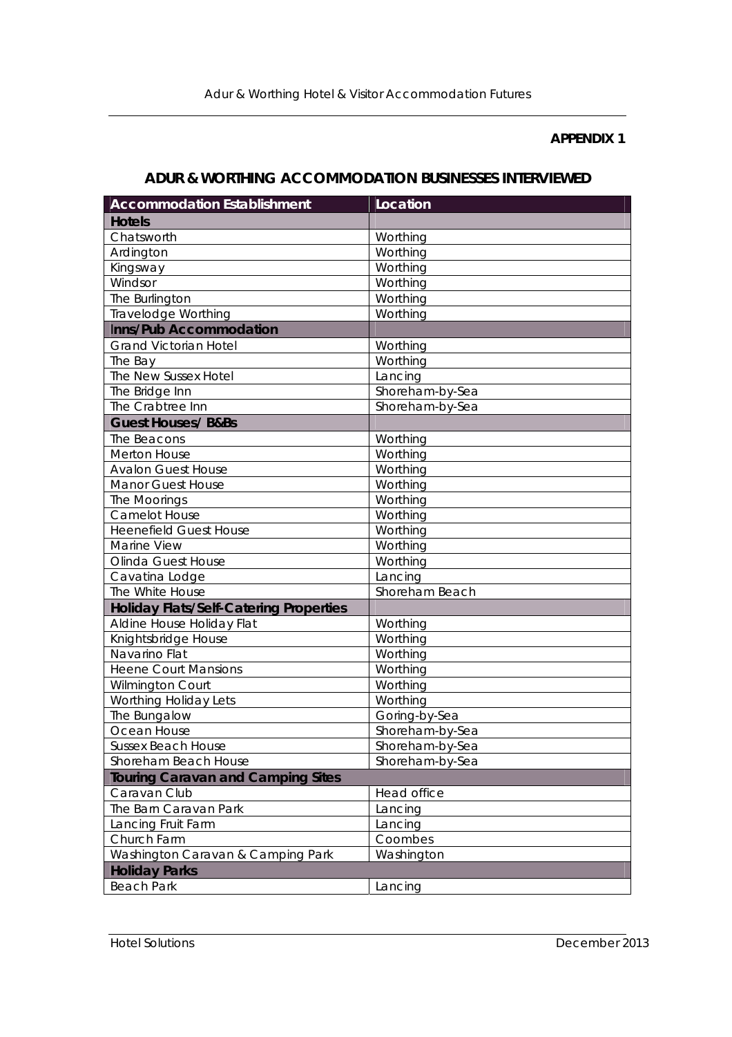**APPENDIX 1**

## ADUR & WORTHING ACCOMMODATION BUSINESSES INTERVIEWED

| Accommodation Establishment | Location |
|---|---|
| **Hotels** | |
| Chatsworth | Worthing |
| Ardington | Worthing |
| Kingsway | Worthing |
| Windsor | Worthing |
| The Burlington | Worthing |
| Travelodge Worthing | Worthing |
| **Inns/Pub Accommodation** | |
| Grand Victorian Hotel | Worthing |
| The Bay | Worthing |
| The New Sussex Hotel | Lancing |
| The Bridge Inn | Shoreham-by-Sea |
| The Crabtree Inn | Shoreham-by-Sea |
| **Guest Houses/ B&Bs** | |
| The Beacons | Worthing |
| Merton House | Worthing |
| Avalon Guest House | Worthing |
| Manor Guest House | Worthing |
| The Moorings | Worthing |
| Camelot House | Worthing |
| Heenefield Guest House | Worthing |
| Marine View | Worthing |
| Olinda Guest House | Worthing |
| Cavatina Lodge | Lancing |
| The White House | Shoreham Beach |
| **Holiday Flats/Self-Catering Properties** | |
| Aldine House Holiday Flat | Worthing |
| Knightsbridge House | Worthing |
| Navarino Flat | Worthing |
| Heene Court Mansions | Worthing |
| Wilmington Court | Worthing |
| Worthing Holiday Lets | Worthing |
| The Bungalow | Goring-by-Sea |
| Ocean House | Shoreham-by-Sea |
| Sussex Beach House | Shoreham-by-Sea |
| Shoreham Beach House | Shoreham-by-Sea |
| **Touring Caravan and Camping Sites** | |
| Caravan Club | Head office |
| The Barn Caravan Park | Lancing |
| Lancing Fruit Farm | Lancing |
| Church Farm | Coombes |
| Washington Caravan & Camping Park | Washington |
| **Holiday Parks** | |
| Beach Park | Lancing |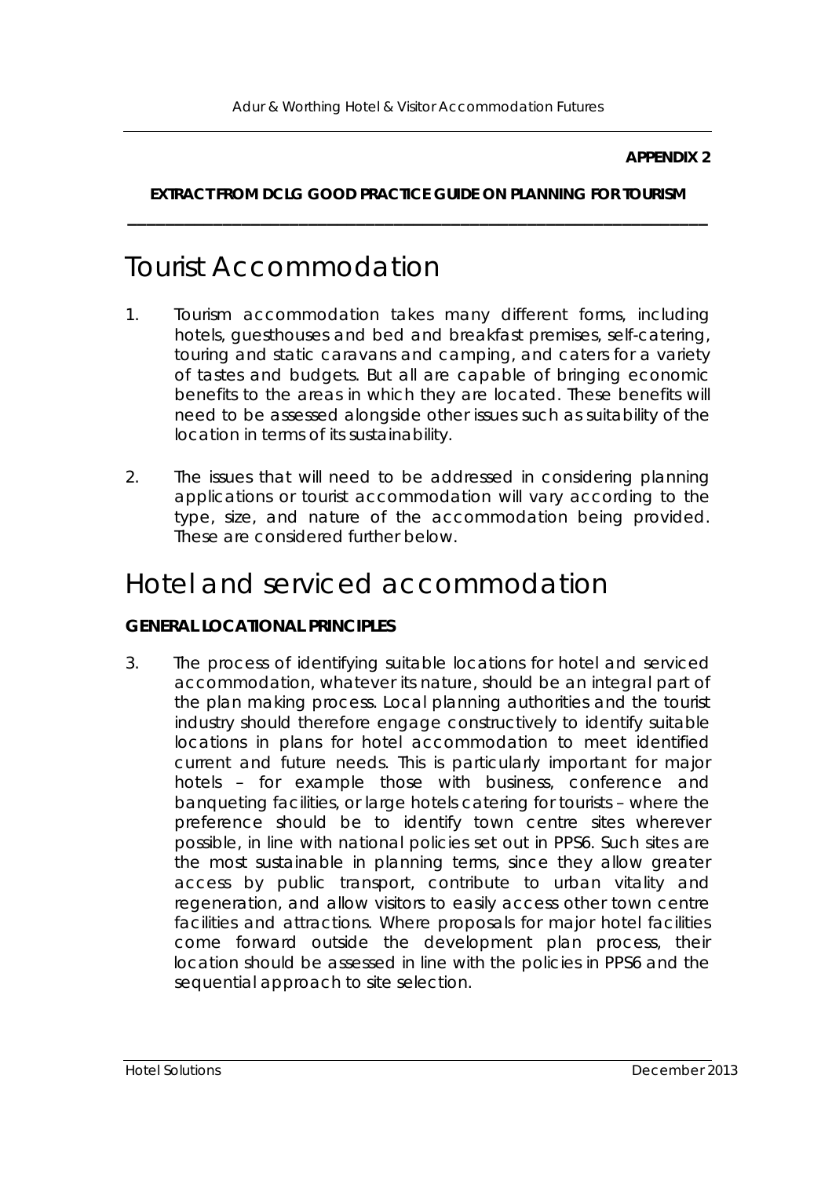**APPENDIX 2**

**EXTRACT FROM DCLG GOOD PRACTICE GUIDE ON PLANNING FOR TOURISM**

# Tourist Accommodation

1. Tourism accommodation takes many different forms, including hotels, guesthouses and bed and breakfast premises, self-catering, touring and static caravans and camping, and caters for a variety of tastes and budgets. But all are capable of bringing economic benefits to the areas in which they are located. These benefits will need to be assessed alongside other issues such as suitability of the location in terms of its sustainability.

2. The issues that will need to be addressed in considering planning applications or tourist accommodation will vary according to the type, size, and nature of the accommodation being provided. These are considered further below.

# Hotel and serviced accommodation

**GENERAL LOCATIONAL PRINCIPLES**

3. The process of identifying suitable locations for hotel and serviced accommodation, whatever its nature, should be an integral part of the plan making process. Local planning authorities and the tourist industry should therefore engage constructively to identify suitable locations in plans for hotel accommodation to meet identified current and future needs. This is particularly important for major hotels – for example those with business, conference and banqueting facilities, or large hotels catering for tourists – where the preference should be to identify town centre sites wherever possible, in line with national policies set out in PPS6. Such sites are the most sustainable in planning terms, since they allow greater access by public transport, contribute to urban vitality and regeneration, and allow visitors to easily access other town centre facilities and attractions. Where proposals for major hotel facilities come forward outside the development plan process, their location should be assessed in line with the policies in PPS6 and the sequential approach to site selection.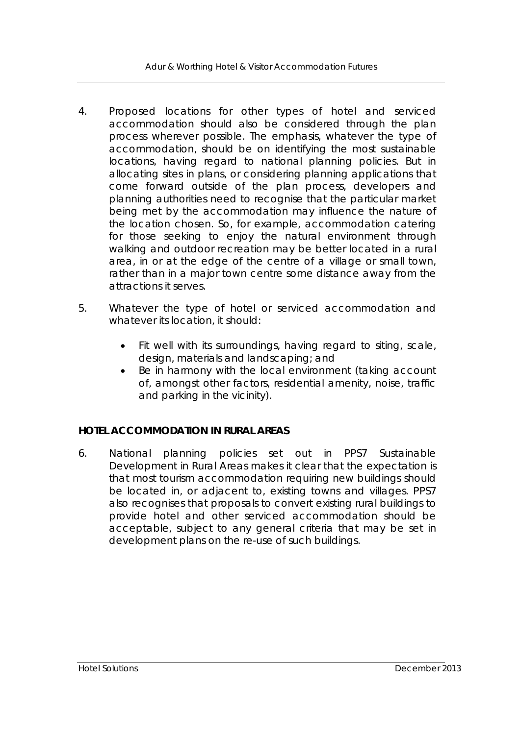4. Proposed locations for other types of hotel and serviced accommodation should also be considered through the plan process wherever possible. The emphasis, whatever the type of accommodation, should be on identifying the most sustainable locations, having regard to national planning policies. But in allocating sites in plans, or considering planning applications that come forward outside of the plan process, developers and planning authorities need to recognise that the particular market being met by the accommodation may influence the nature of the location chosen. So, for example, accommodation catering for those seeking to enjoy the natural environment through walking and outdoor recreation may be better located in a rural area, in or at the edge of the centre of a village or small town, rather than in a major town centre some distance away from the attractions it serves.

5. Whatever the type of hotel or serviced accommodation and whatever its location, it should:

    - Fit well with its surroundings, having regard to siting, scale, design, materials and landscaping; and
    - Be in harmony with the local environment (taking account of, amongst other factors, residential amenity, noise, traffic and parking in the vicinity).

**HOTEL ACCOMMODATION IN RURAL AREAS**

6. National planning policies set out in PPS7 Sustainable Development in Rural Areas makes it clear that the expectation is that most tourism accommodation requiring new buildings should be located in, or adjacent to, existing towns and villages. PPS7 also recognises that proposals to convert existing rural buildings to provide hotel and other serviced accommodation should be acceptable, subject to any general criteria that may be set in development plans on the re-use of such buildings.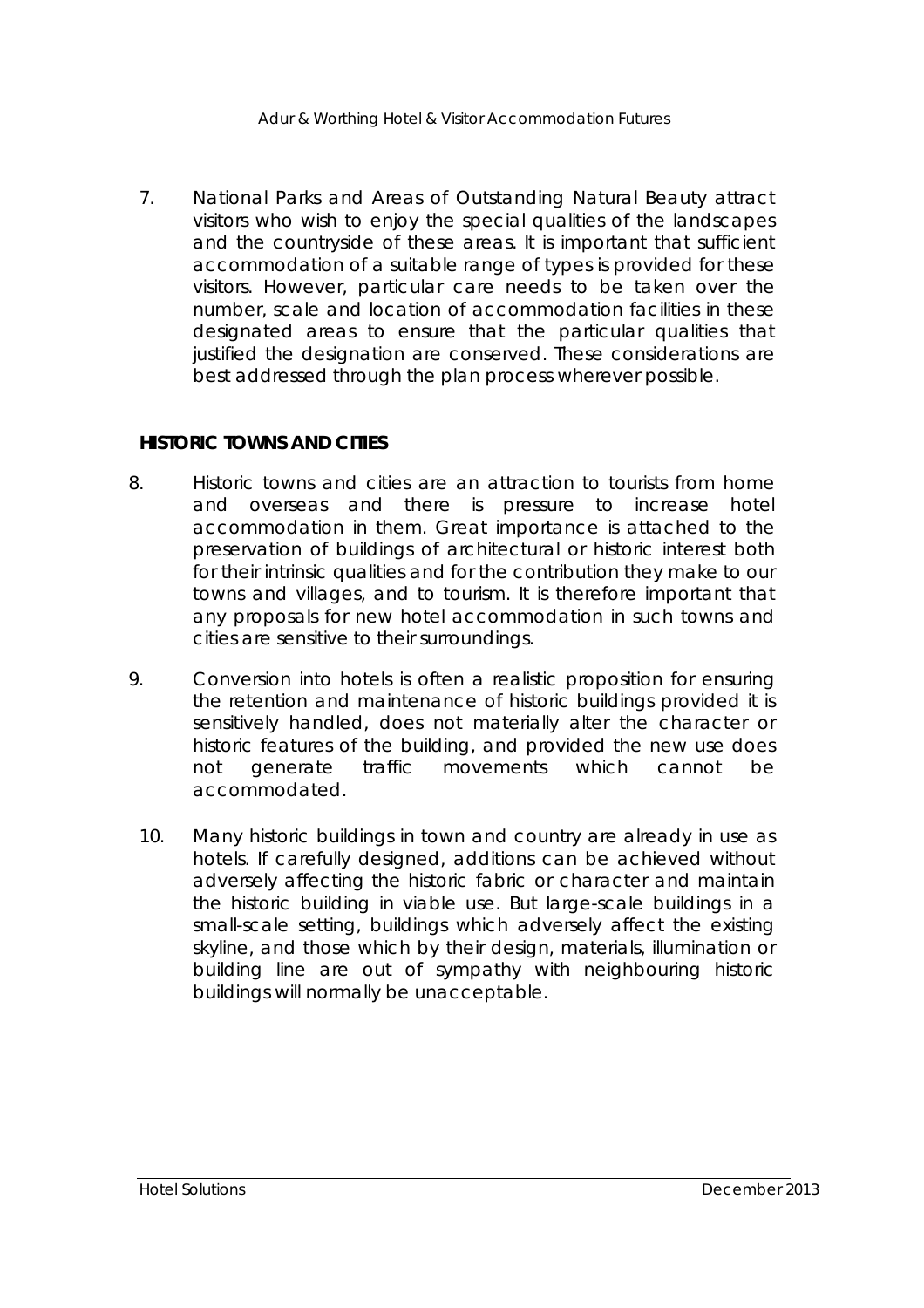7. National Parks and Areas of Outstanding Natural Beauty attract visitors who wish to enjoy the special qualities of the landscapes and the countryside of these areas. It is important that sufficient accommodation of a suitable range of types is provided for these visitors. However, particular care needs to be taken over the number, scale and location of accommodation facilities in these designated areas to ensure that the particular qualities that justified the designation are conserved. These considerations are best addressed through the plan process wherever possible.

**HISTORIC TOWNS AND CITIES**

8. Historic towns and cities are an attraction to tourists from home and overseas and there is pressure to increase hotel accommodation in them. Great importance is attached to the preservation of buildings of architectural or historic interest both for their intrinsic qualities and for the contribution they make to our towns and villages, and to tourism. It is therefore important that any proposals for new hotel accommodation in such towns and cities are sensitive to their surroundings.

9. Conversion into hotels is often a realistic proposition for ensuring the retention and maintenance of historic buildings provided it is sensitively handled, does not materially alter the character or historic features of the building, and provided the new use does not generate traffic movements which cannot be accommodated.

10. Many historic buildings in town and country are already in use as hotels. If carefully designed, additions can be achieved without adversely affecting the historic fabric or character and maintain the historic building in viable use. But large-scale buildings in a small-scale setting, buildings which adversely affect the existing skyline, and those which by their design, materials, illumination or building line are out of sympathy with neighbouring historic buildings will normally be unacceptable.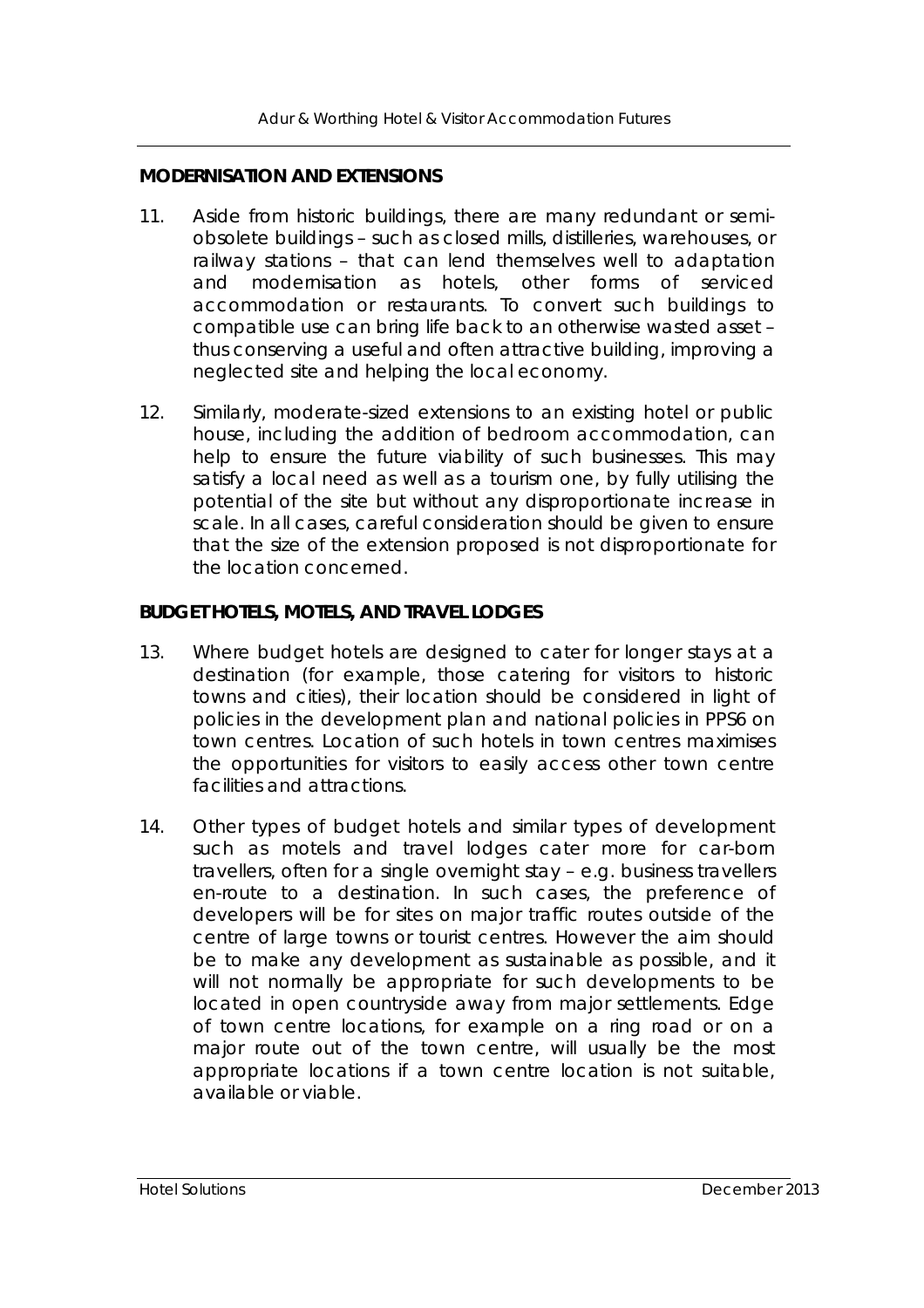## MODERNISATION AND EXTENSIONS

11. Aside from historic buildings, there are many redundant or semi-obsolete buildings – such as closed mills, distilleries, warehouses, or railway stations – that can lend themselves well to adaptation and modernisation as hotels, other forms of serviced accommodation or restaurants. To convert such buildings to compatible use can bring life back to an otherwise wasted asset – thus conserving a useful and often attractive building, improving a neglected site and helping the local economy.

12. Similarly, moderate-sized extensions to an existing hotel or public house, including the addition of bedroom accommodation, can help to ensure the future viability of such businesses. This may satisfy a local need as well as a tourism one, by fully utilising the potential of the site but without any disproportionate increase in scale. In all cases, careful consideration should be given to ensure that the size of the extension proposed is not disproportionate for the location concerned.

## BUDGET HOTELS, MOTELS, AND TRAVEL LODGES

13. Where budget hotels are designed to cater for longer stays at a destination (for example, those catering for visitors to historic towns and cities), their location should be considered in light of policies in the development plan and national policies in PPS6 on town centres. Location of such hotels in town centres maximises the opportunities for visitors to easily access other town centre facilities and attractions.

14. Other types of budget hotels and similar types of development such as motels and travel lodges cater more for car-born travellers, often for a single overnight stay – e.g. business travellers en-route to a destination. In such cases, the preference of developers will be for sites on major traffic routes outside of the centre of large towns or tourist centres. However the aim should be to make any development as sustainable as possible, and it will not normally be appropriate for such developments to be located in open countryside away from major settlements. Edge of town centre locations, for example on a ring road or on a major route out of the town centre, will usually be the most appropriate locations if a town centre location is not suitable, available or viable.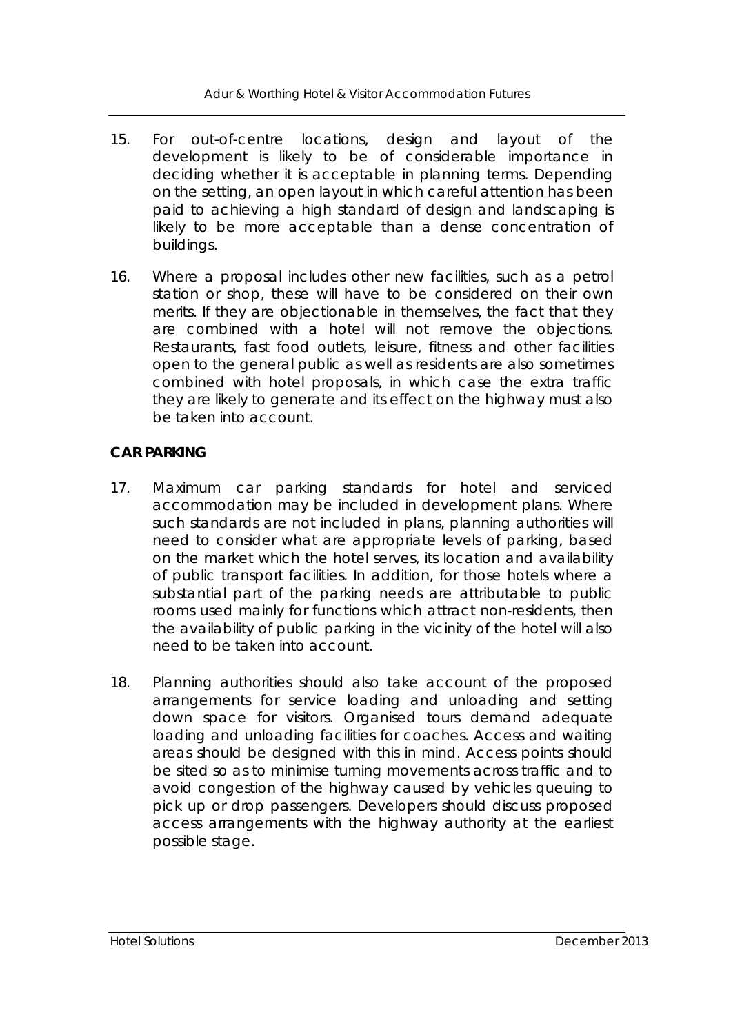15. For out-of-centre locations, design and layout of the development is likely to be of considerable importance in deciding whether it is acceptable in planning terms. Depending on the setting, an open layout in which careful attention has been paid to achieving a high standard of design and landscaping is likely to be more acceptable than a dense concentration of buildings.

16. Where a proposal includes other new facilities, such as a petrol station or shop, these will have to be considered on their own merits. If they are objectionable in themselves, the fact that they are combined with a hotel will not remove the objections. Restaurants, fast food outlets, leisure, fitness and other facilities open to the general public as well as residents are also sometimes combined with hotel proposals, in which case the extra traffic they are likely to generate and its effect on the highway must also be taken into account.

**CAR PARKING**

17. Maximum car parking standards for hotel and serviced accommodation may be included in development plans. Where such standards are not included in plans, planning authorities will need to consider what are appropriate levels of parking, based on the market which the hotel serves, its location and availability of public transport facilities. In addition, for those hotels where a substantial part of the parking needs are attributable to public rooms used mainly for functions which attract non-residents, then the availability of public parking in the vicinity of the hotel will also need to be taken into account.

18. Planning authorities should also take account of the proposed arrangements for service loading and unloading and setting down space for visitors. Organised tours demand adequate loading and unloading facilities for coaches. Access and waiting areas should be designed with this in mind. Access points should be sited so as to minimise turning movements across traffic and to avoid congestion of the highway caused by vehicles queuing to pick up or drop passengers. Developers should discuss proposed access arrangements with the highway authority at the earliest possible stage.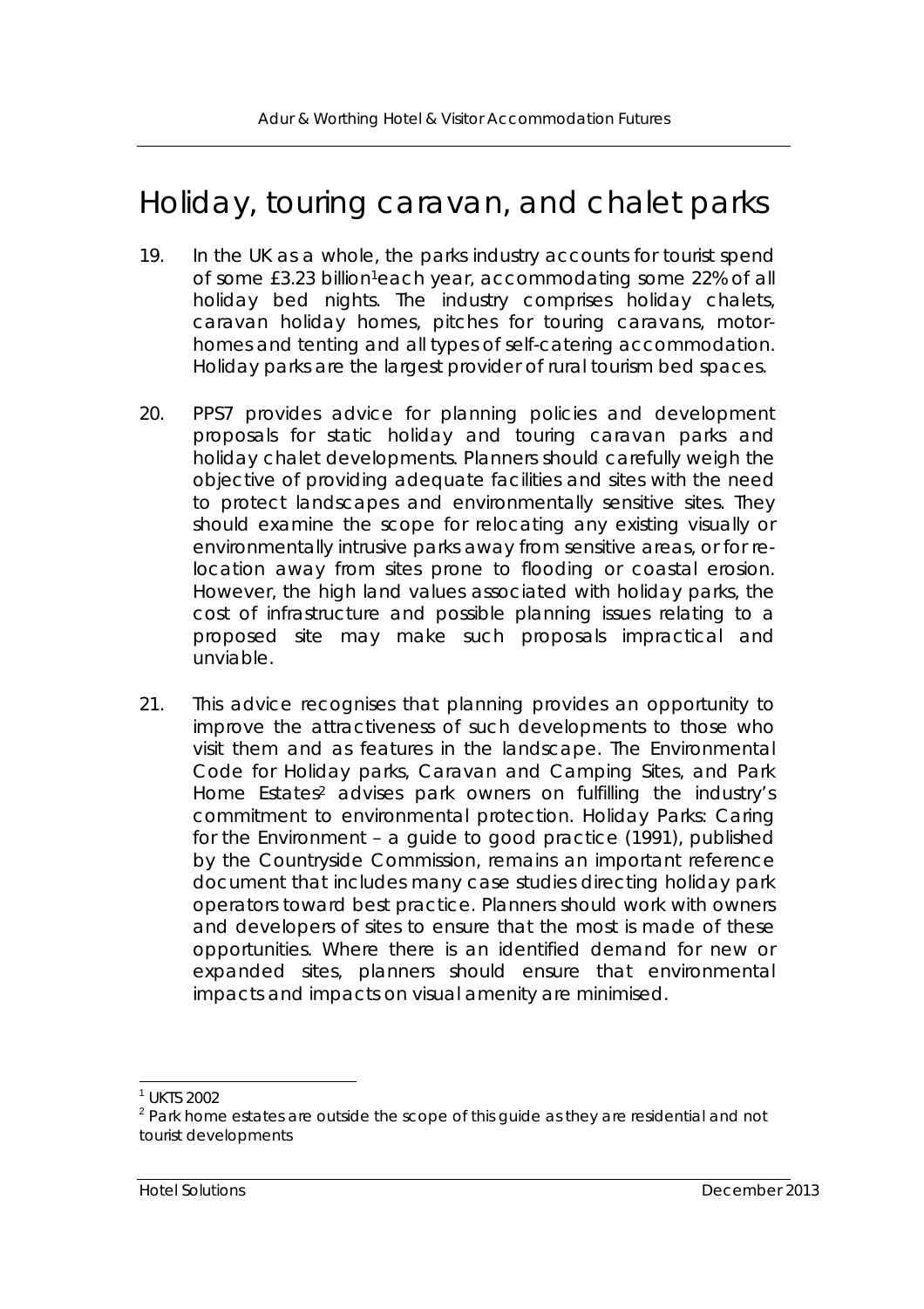# Holiday, touring caravan, and chalet parks

19. In the UK as a whole, the parks industry accounts for tourist spend of some £3.23 billion[1] each year, accommodating some 22% of all holiday bed nights. The industry comprises holiday chalets, caravan holiday homes, pitches for touring caravans, motor-homes and tenting and all types of self-catering accommodation. Holiday parks are the largest provider of rural tourism bed spaces.

20. PPS7 provides advice for planning policies and development proposals for static holiday and touring caravan parks and holiday chalet developments. Planners should carefully weigh the objective of providing adequate facilities and sites with the need to protect landscapes and environmentally sensitive sites. They should examine the scope for relocating any existing visually or environmentally intrusive parks away from sensitive areas, or for re-location away from sites prone to flooding or coastal erosion. However, the high land values associated with holiday parks, the cost of infrastructure and possible planning issues relating to a proposed site may make such proposals impractical and unviable.

21. This advice recognises that planning provides an opportunity to improve the attractiveness of such developments to those who visit them and as features in the landscape. The Environmental Code for Holiday parks, Caravan and Camping Sites, and Park Home Estates[2] advises park owners on fulfilling the industry's commitment to environmental protection. Holiday Parks: Caring for the Environment – a guide to good practice (1991), published by the Countryside Commission, remains an important reference document that includes many case studies directing holiday park operators toward best practice. Planners should work with owners and developers of sites to ensure that the most is made of these opportunities. Where there is an identified demand for new or expanded sites, planners should ensure that environmental impacts and impacts on visual amenity are minimised.

---

[1] UKTS 2002

[2] Park home estates are outside the scope of this guide as they are residential and not tourist developments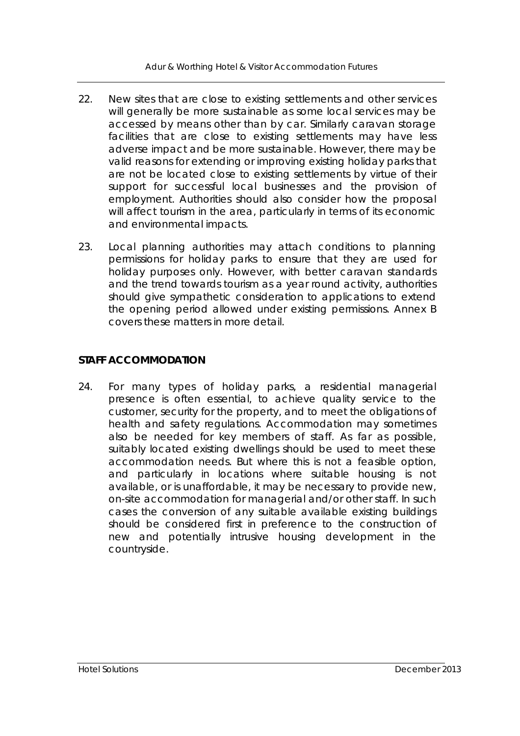22. New sites that are close to existing settlements and other services will generally be more sustainable as some local services may be accessed by means other than by car. Similarly caravan storage facilities that are close to existing settlements may have less adverse impact and be more sustainable. However, there may be valid reasons for extending or improving existing holiday parks that are not be located close to existing settlements by virtue of their support for successful local businesses and the provision of employment. Authorities should also consider how the proposal will affect tourism in the area, particularly in terms of its economic and environmental impacts.

23. Local planning authorities may attach conditions to planning permissions for holiday parks to ensure that they are used for holiday purposes only. However, with better caravan standards and the trend towards tourism as a year round activity, authorities should give sympathetic consideration to applications to extend the opening period allowed under existing permissions. Annex B covers these matters in more detail.

**STAFF ACCOMMODATION**

24. For many types of holiday parks, a residential managerial presence is often essential, to achieve quality service to the customer, security for the property, and to meet the obligations of health and safety regulations. Accommodation may sometimes also be needed for key members of staff. As far as possible, suitably located existing dwellings should be used to meet these accommodation needs. But where this is not a feasible option, and particularly in locations where suitable housing is not available, or is unaffordable, it may be necessary to provide new, on-site accommodation for managerial and/or other staff. In such cases the conversion of any suitable available existing buildings should be considered first in preference to the construction of new and potentially intrusive housing development in the countryside.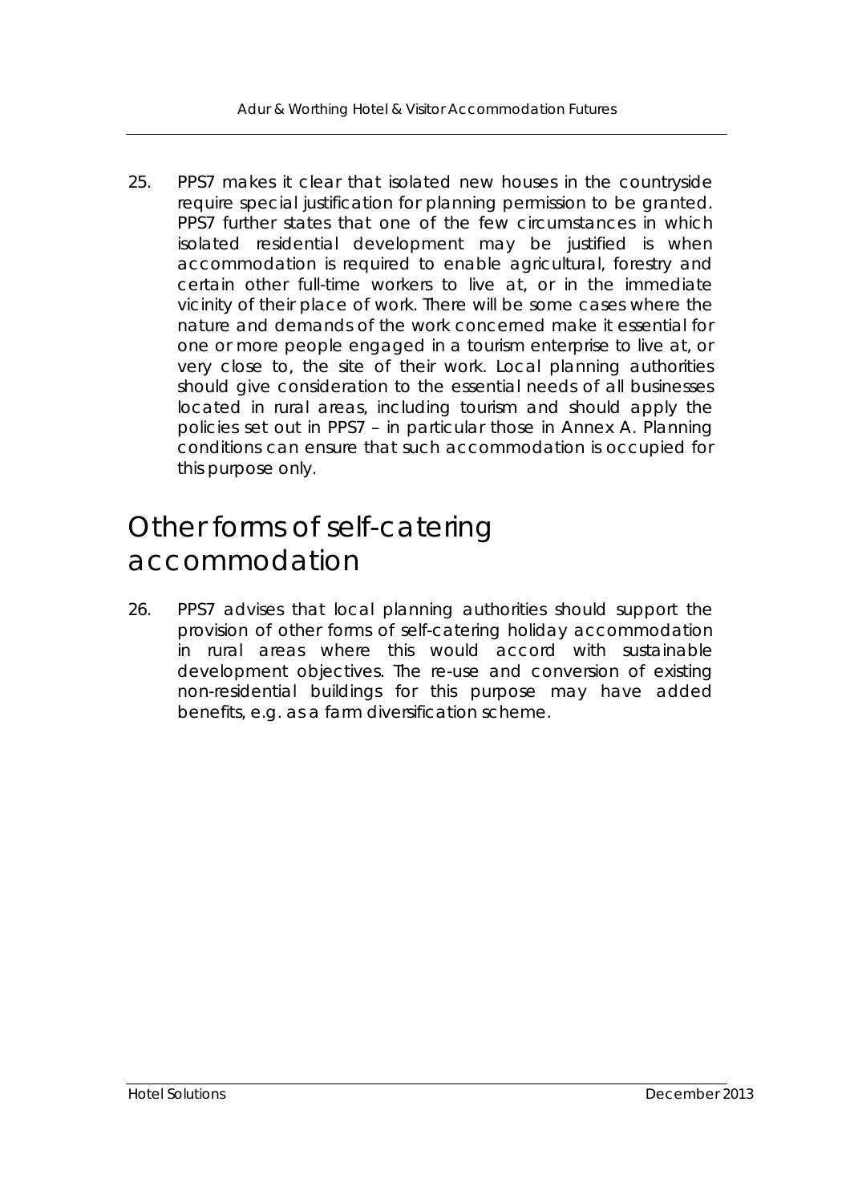25. PPS7 makes it clear that isolated new houses in the countryside require special justification for planning permission to be granted. PPS7 further states that one of the few circumstances in which isolated residential development may be justified is when accommodation is required to enable agricultural, forestry and certain other full-time workers to live at, or in the immediate vicinity of their place of work. There will be some cases where the nature and demands of the work concerned make it essential for one or more people engaged in a tourism enterprise to live at, or very close to, the site of their work. Local planning authorities should give consideration to the essential needs of all businesses located in rural areas, including tourism and should apply the policies set out in PPS7 – in particular those in Annex A. Planning conditions can ensure that such accommodation is occupied for this purpose only.

## Other forms of self-catering accommodation

26. PPS7 advises that local planning authorities should support the provision of other forms of self-catering holiday accommodation in rural areas where this would accord with sustainable development objectives. The re-use and conversion of existing non-residential buildings for this purpose may have added benefits, e.g. as a farm diversification scheme.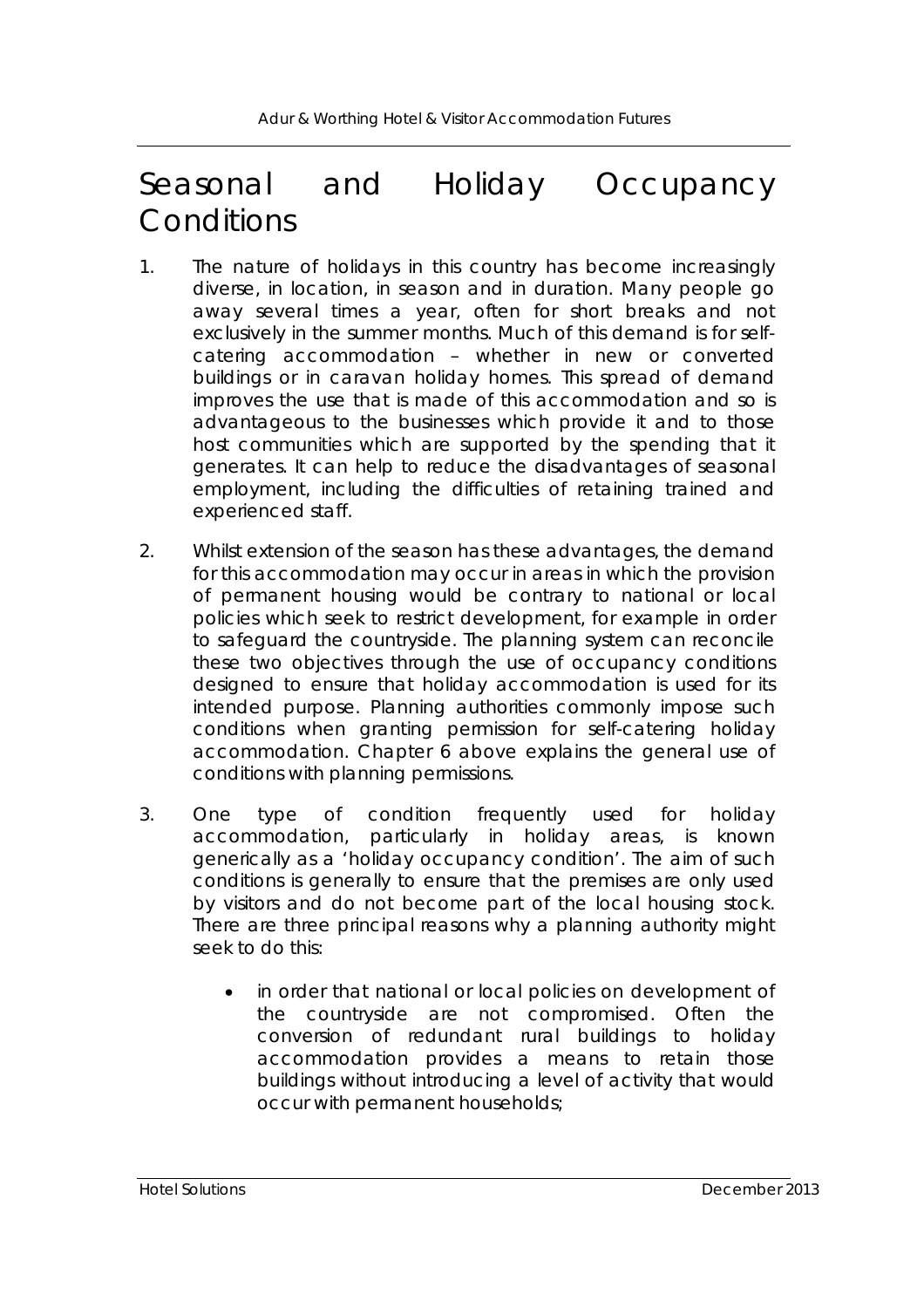# Seasonal and Holiday Occupancy Conditions

1. The nature of holidays in this country has become increasingly diverse, in location, in season and in duration. Many people go away several times a year, often for short breaks and not exclusively in the summer months. Much of this demand is for self-catering accommodation – whether in new or converted buildings or in caravan holiday homes. This spread of demand improves the use that is made of this accommodation and so is advantageous to the businesses which provide it and to those host communities which are supported by the spending that it generates. It can help to reduce the disadvantages of seasonal employment, including the difficulties of retaining trained and experienced staff.

2. Whilst extension of the season has these advantages, the demand for this accommodation may occur in areas in which the provision of permanent housing would be contrary to national or local policies which seek to restrict development, for example in order to safeguard the countryside. The planning system can reconcile these two objectives through the use of occupancy conditions designed to ensure that holiday accommodation is used for its intended purpose. Planning authorities commonly impose such conditions when granting permission for self-catering holiday accommodation. Chapter 6 above explains the general use of conditions with planning permissions.

3. One type of condition frequently used for holiday accommodation, particularly in holiday areas, is known generically as a 'holiday occupancy condition'. The aim of such conditions is generally to ensure that the premises are only used by visitors and do not become part of the local housing stock. There are three principal reasons why a planning authority might seek to do this:

    - in order that national or local policies on development of the countryside are not compromised. Often the conversion of redundant rural buildings to holiday accommodation provides a means to retain those buildings without introducing a level of activity that would occur with permanent households;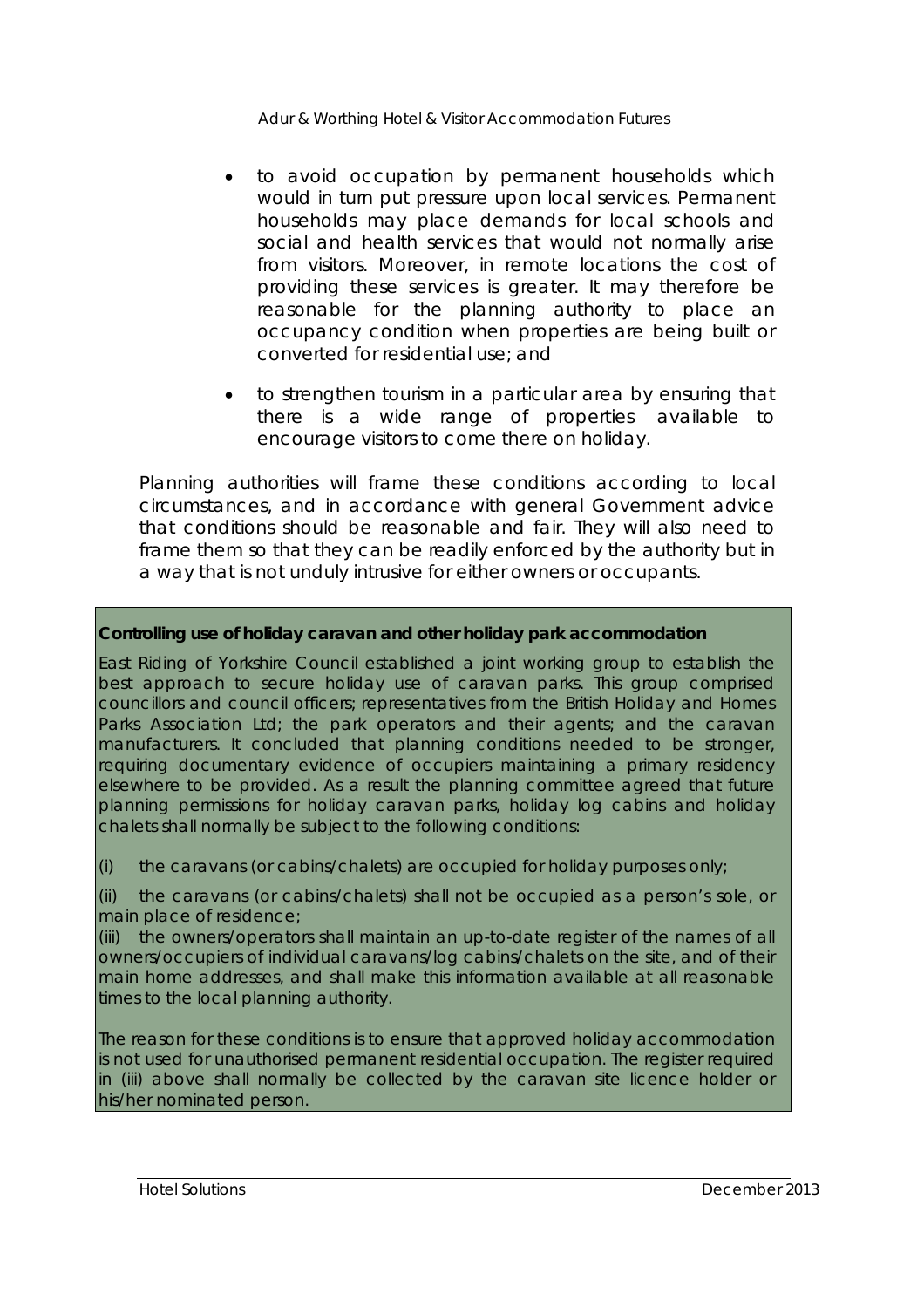- to avoid occupation by permanent households which would in turn put pressure upon local services. Permanent households may place demands for local schools and social and health services that would not normally arise from visitors. Moreover, in remote locations the cost of providing these services is greater. It may therefore be reasonable for the planning authority to place an occupancy condition when properties are being built or converted for residential use; and
- to strengthen tourism in a particular area by ensuring that there is a wide range of properties available to encourage visitors to come there on holiday.

*Planning authorities will frame these conditions according to local circumstances, and in accordance with general Government advice that conditions should be reasonable and fair. They will also need to frame them so that they can be readily enforced by the authority but in a way that is not unduly intrusive for either owners or occupants.*

**Controlling use of holiday caravan and other holiday park accommodation**

East Riding of Yorkshire Council established a joint working group to establish the best approach to secure holiday use of caravan parks. This group comprised councillors and council officers; representatives from the British Holiday and Homes Parks Association Ltd; the park operators and their agents; and the caravan manufacturers. It concluded that planning conditions needed to be stronger, requiring documentary evidence of occupiers maintaining a primary residency elsewhere to be provided. As a result the planning committee agreed that future planning permissions for holiday caravan parks, holiday log cabins and holiday chalets shall normally be subject to the following conditions:

(i) the caravans (or cabins/chalets) are occupied for holiday purposes only;

(ii) the caravans (or cabins/chalets) shall not be occupied as a person's sole, or main place of residence;

(iii) the owners/operators shall maintain an up-to-date register of the names of all owners/occupiers of individual caravans/log cabins/chalets on the site, and of their main home addresses, and shall make this information available at all reasonable times to the local planning authority.

The reason for these conditions is to ensure that approved holiday accommodation is not used for unauthorised permanent residential occupation. The register required in (iii) above shall normally be collected by the caravan site licence holder or his/her nominated person.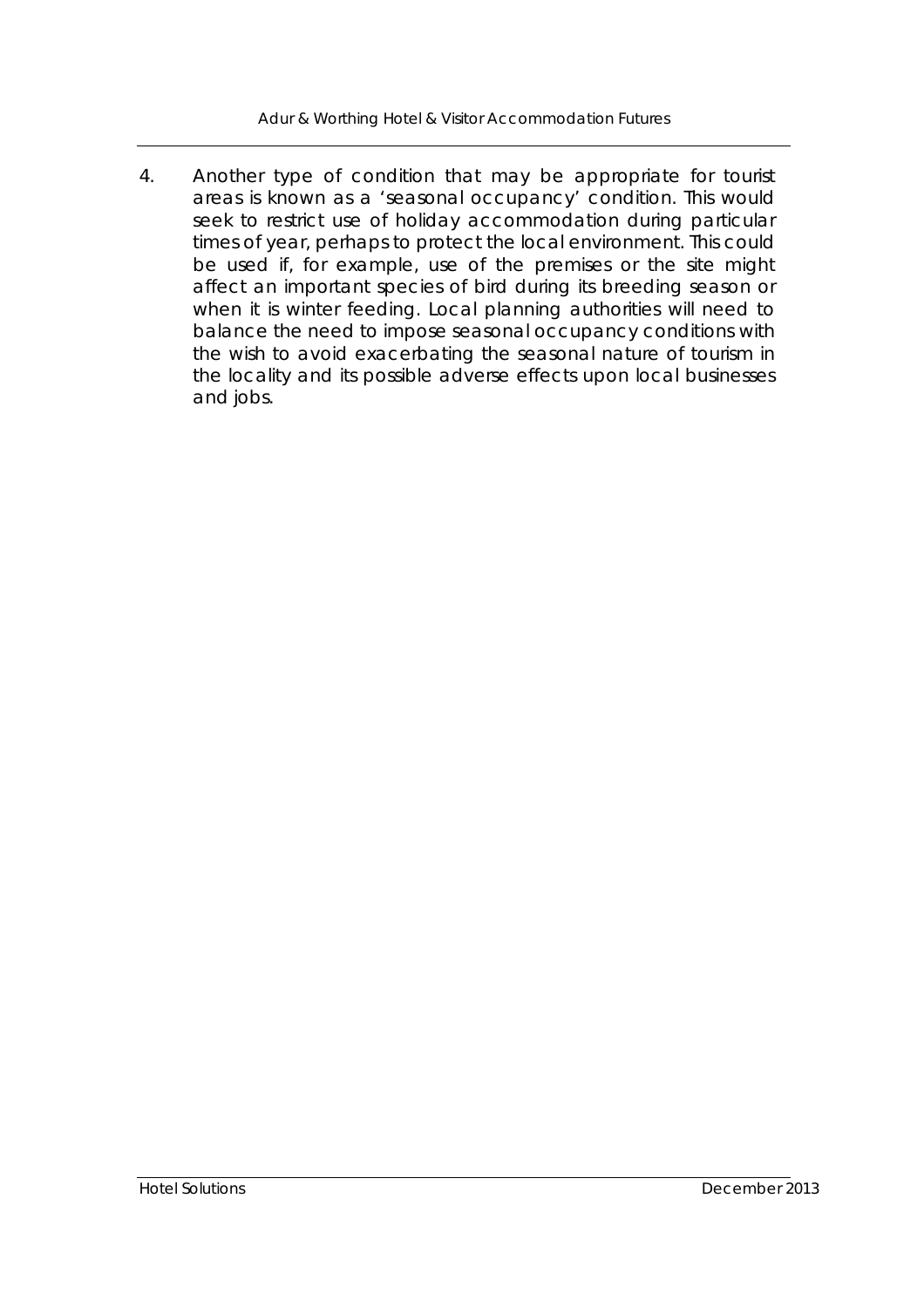4. Another type of condition that may be appropriate for tourist areas is known as a 'seasonal occupancy' condition. This would seek to restrict use of holiday accommodation during particular times of year, perhaps to protect the local environment. This could be used if, for example, use of the premises or the site might affect an important species of bird during its breeding season or when it is winter feeding. Local planning authorities will need to balance the need to impose seasonal occupancy conditions with the wish to avoid exacerbating the seasonal nature of tourism in the locality and its possible adverse effects upon local businesses and jobs.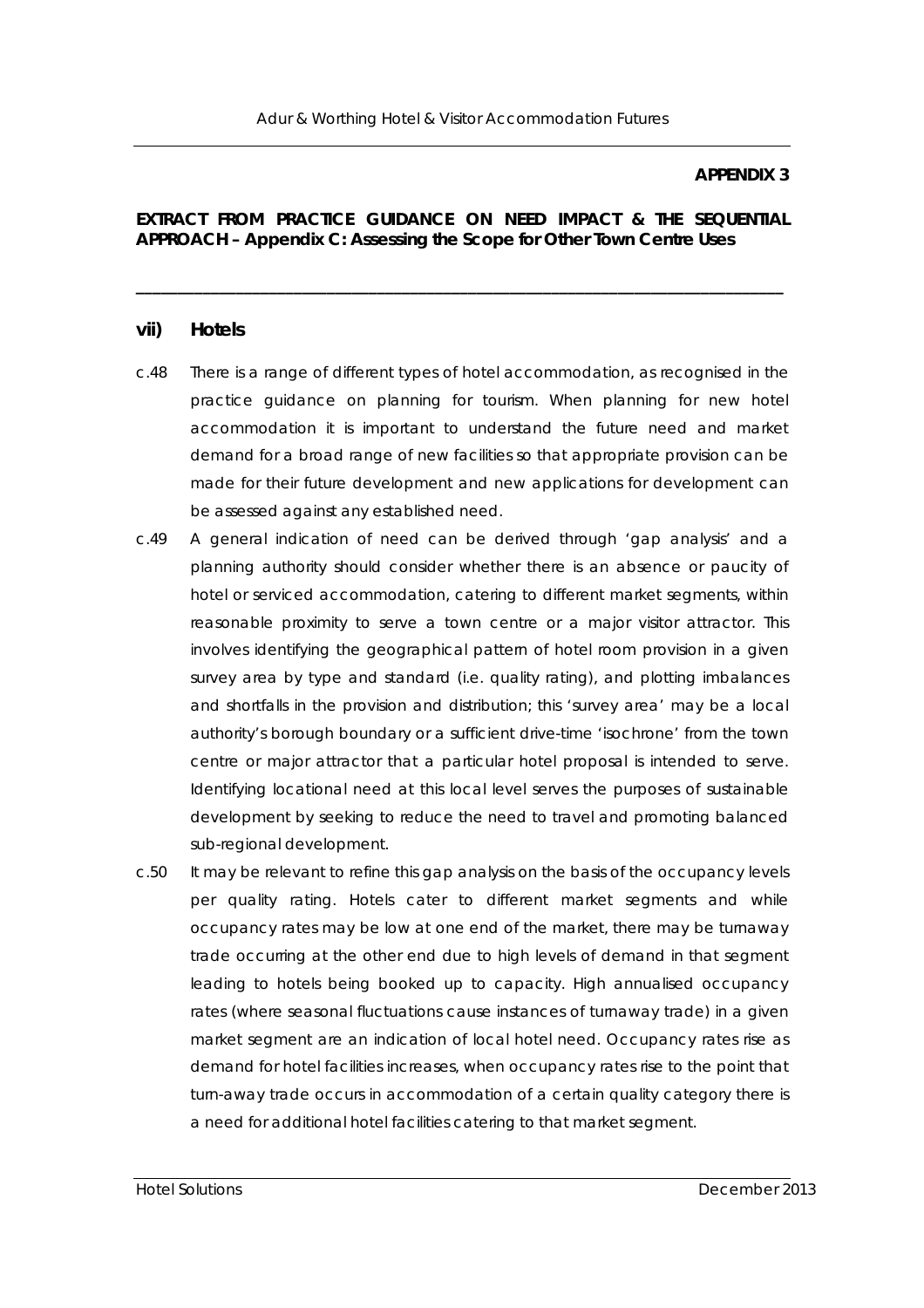**APPENDIX 3**

**EXTRACT FROM PRACTICE GUIDANCE ON NEED IMPACT & THE SEQUENTIAL APPROACH – Appendix C: Assessing the Scope for Other Town Centre Uses**

---

## vii) Hotels

c.48 There is a range of different types of hotel accommodation, as recognised in the practice guidance on planning for tourism. When planning for new hotel accommodation it is important to understand the future need and market demand for a broad range of new facilities so that appropriate provision can be made for their future development and new applications for development can be assessed against any established need.

c.49 A general indication of need can be derived through 'gap analysis' and a planning authority should consider whether there is an absence or paucity of hotel or serviced accommodation, catering to different market segments, within reasonable proximity to serve a town centre or a major visitor attractor. This involves identifying the geographical pattern of hotel room provision in a given survey area by type and standard (i.e. quality rating), and plotting imbalances and shortfalls in the provision and distribution; this 'survey area' may be a local authority's borough boundary or a sufficient drive-time 'isochrone' from the town centre or major attractor that a particular hotel proposal is intended to serve. Identifying locational need at this local level serves the purposes of sustainable development by seeking to reduce the need to travel and promoting balanced sub-regional development.

c.50 It may be relevant to refine this gap analysis on the basis of the occupancy levels per quality rating. Hotels cater to different market segments and while occupancy rates may be low at one end of the market, there may be turnaway trade occurring at the other end due to high levels of demand in that segment leading to hotels being booked up to capacity. High annualised occupancy rates (where seasonal fluctuations cause instances of turnaway trade) in a given market segment are an indication of local hotel need. Occupancy rates rise as demand for hotel facilities increases, when occupancy rates rise to the point that turn-away trade occurs in accommodation of a certain quality category there is a need for additional hotel facilities catering to that market segment.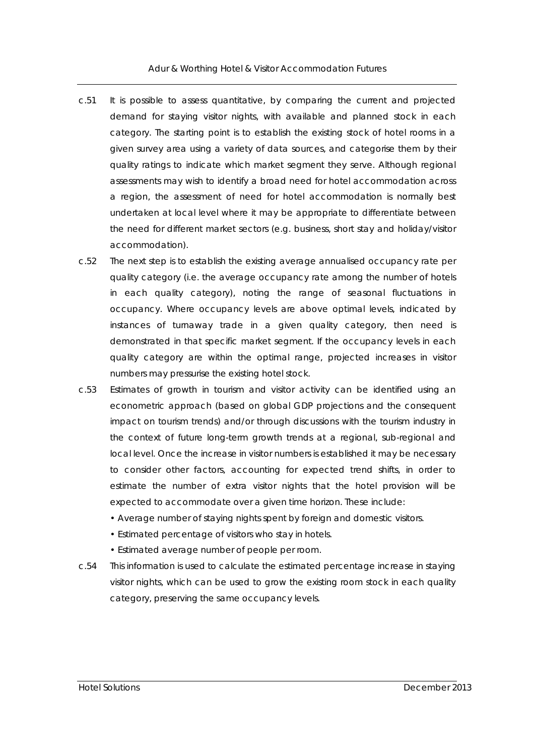c.51 It is possible to assess quantitative, by comparing the current and projected demand for staying visitor nights, with available and planned stock in each category. The starting point is to establish the existing stock of hotel rooms in a given survey area using a variety of data sources, and categorise them by their quality ratings to indicate which market segment they serve. Although regional assessments may wish to identify a broad need for hotel accommodation across a region, the assessment of need for hotel accommodation is normally best undertaken at local level where it may be appropriate to differentiate between the need for different market sectors (e.g. business, short stay and holiday/visitor accommodation).

c.52 The next step is to establish the existing average annualised occupancy rate per quality category (i.e. the average occupancy rate among the number of hotels in each quality category), noting the range of seasonal fluctuations in occupancy. Where occupancy levels are above optimal levels, indicated by instances of turnaway trade in a given quality category, then need is demonstrated in that specific market segment. If the occupancy levels in each quality category are within the optimal range, projected increases in visitor numbers may pressurise the existing hotel stock.

c.53 Estimates of growth in tourism and visitor activity can be identified using an econometric approach (based on global GDP projections and the consequent impact on tourism trends) and/or through discussions with the tourism industry in the context of future long-term growth trends at a regional, sub-regional and local level. Once the increase in visitor numbers is established it may be necessary to consider other factors, accounting for expected trend shifts, in order to estimate the number of extra visitor nights that the hotel provision will be expected to accommodate over a given time horizon. These include:

- Average number of staying nights spent by foreign and domestic visitors.
- Estimated percentage of visitors who stay in hotels.
- Estimated average number of people per room.

c.54 This information is used to calculate the estimated percentage increase in staying visitor nights, which can be used to grow the existing room stock in each quality category, preserving the same occupancy levels.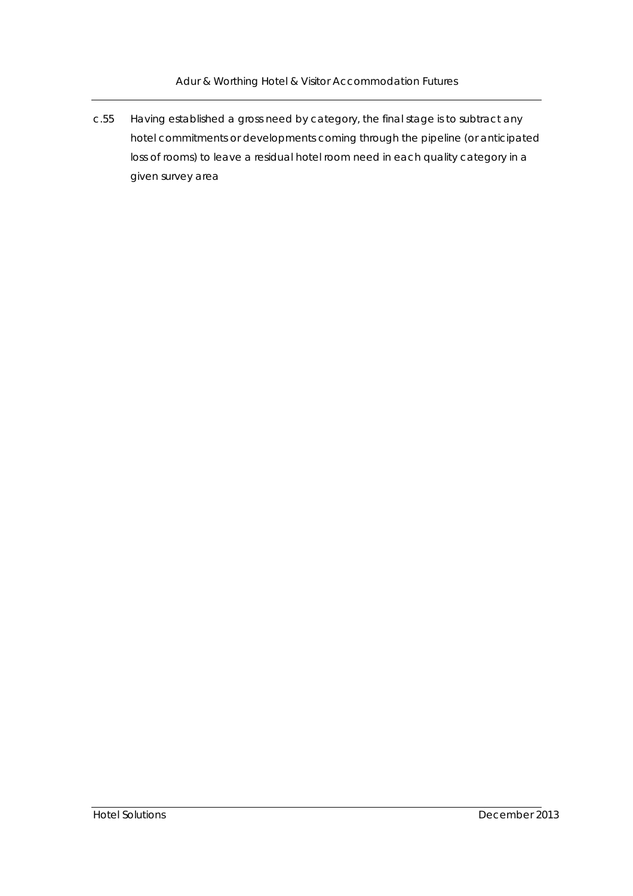c.55 Having established a gross need by category, the final stage is to subtract any hotel commitments or developments coming through the pipeline (or anticipated loss of rooms) to leave a residual hotel room need in each quality category in a given survey area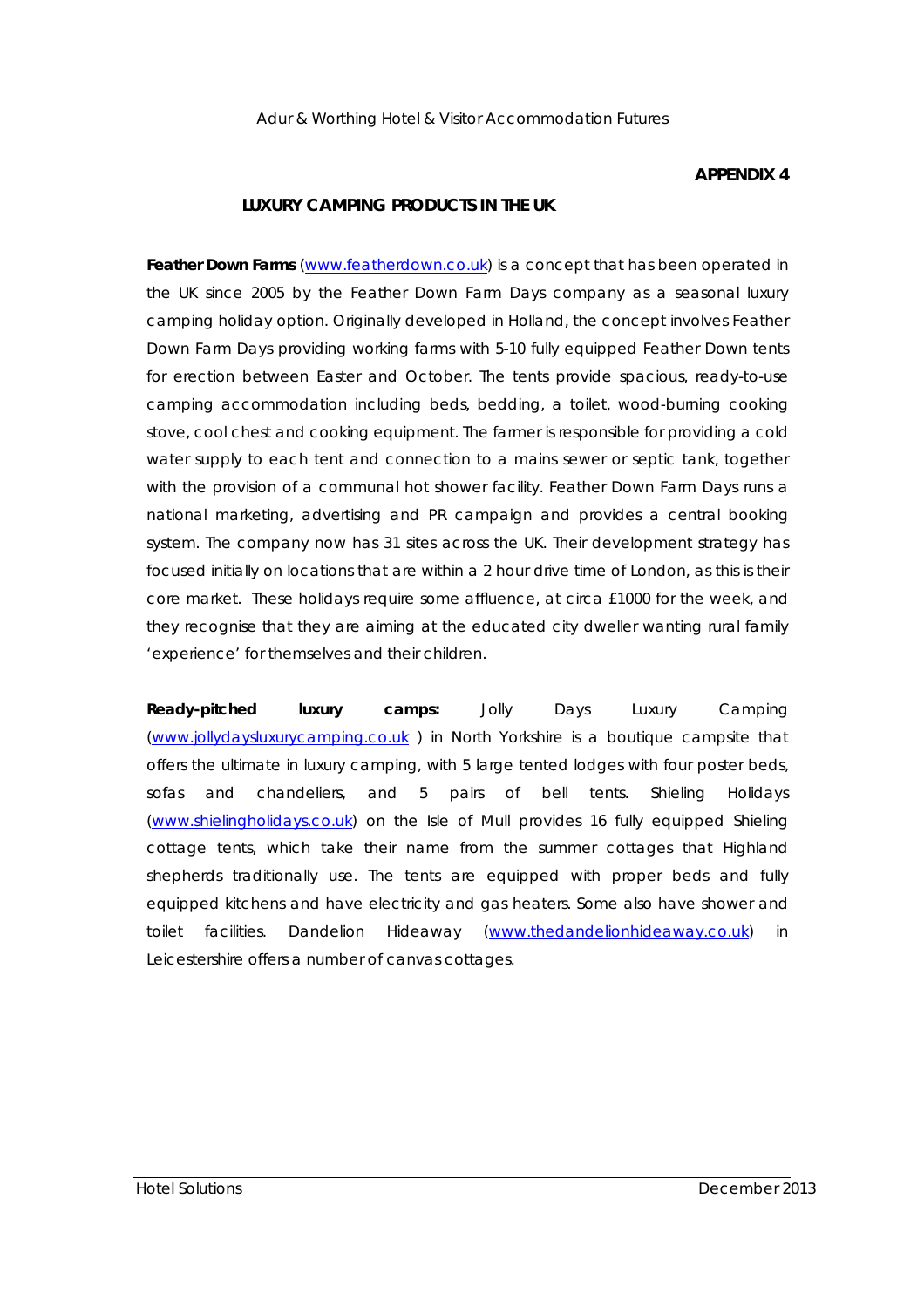**APPENDIX 4**

## LUXURY CAMPING PRODUCTS IN THE UK

**Feather Down Farms** (www.featherdown.co.uk) is a concept that has been operated in the UK since 2005 by the Feather Down Farm Days company as a seasonal luxury camping holiday option. Originally developed in Holland, the concept involves Feather Down Farm Days providing working farms with 5-10 fully equipped Feather Down tents for erection between Easter and October. The tents provide spacious, ready-to-use camping accommodation including beds, bedding, a toilet, wood-burning cooking stove, cool chest and cooking equipment. The farmer is responsible for providing a cold water supply to each tent and connection to a mains sewer or septic tank, together with the provision of a communal hot shower facility. Feather Down Farm Days runs a national marketing, advertising and PR campaign and provides a central booking system. The company now has 31 sites across the UK. Their development strategy has focused initially on locations that are within a 2 hour drive time of London, as this is their core market. These holidays require some affluence, at circa £1000 for the week, and they recognise that they are aiming at the educated city dweller wanting rural family 'experience' for themselves and their children.

**Ready-pitched luxury camps:** Jolly Days Luxury Camping (www.jollydaysluxurycamping.co.uk ) in North Yorkshire is a boutique campsite that offers the ultimate in luxury camping, with 5 large tented lodges with four poster beds, sofas and chandeliers, and 5 pairs of bell tents. Shieling Holidays (www.shielingholidays.co.uk) on the Isle of Mull provides 16 fully equipped Shieling cottage tents, which take their name from the summer cottages that Highland shepherds traditionally use. The tents are equipped with proper beds and fully equipped kitchens and have electricity and gas heaters. Some also have shower and toilet facilities. Dandelion Hideaway (www.thedandelionhideaway.co.uk) in Leicestershire offers a number of canvas cottages.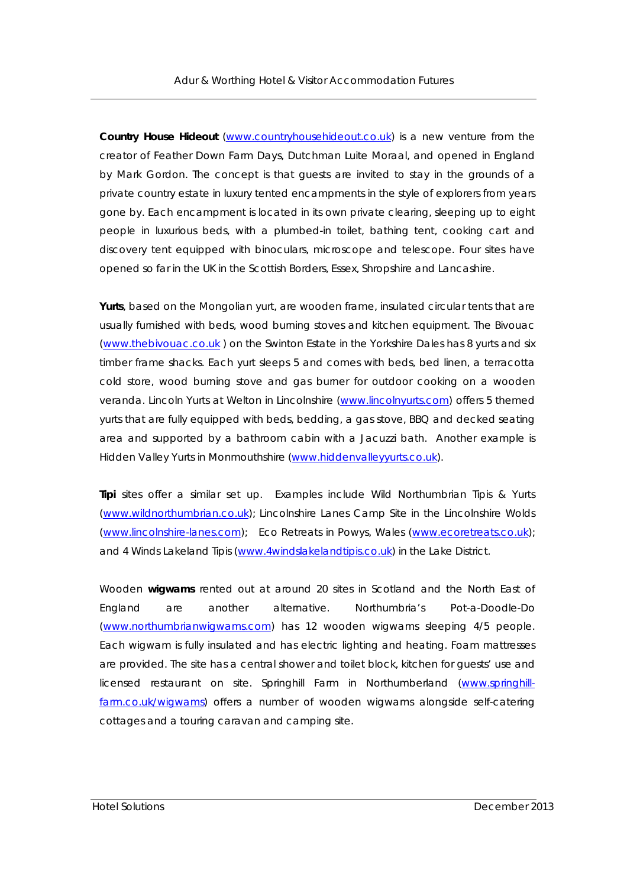**Country House Hideout** (www.countryhousehideout.co.uk) is a new venture from the creator of Feather Down Farm Days, Dutchman Luite Moraal, and opened in England by Mark Gordon. The concept is that guests are invited to stay in the grounds of a private country estate in luxury tented encampments in the style of explorers from years gone by. Each encampment is located in its own private clearing, sleeping up to eight people in luxurious beds, with a plumbed-in toilet, bathing tent, cooking cart and discovery tent equipped with binoculars, microscope and telescope. Four sites have opened so far in the UK in the Scottish Borders, Essex, Shropshire and Lancashire.

**Yurts**, based on the Mongolian yurt, are wooden frame, insulated circular tents that are usually furnished with beds, wood burning stoves and kitchen equipment. The Bivouac (www.thebivouac.co.uk ) on the Swinton Estate in the Yorkshire Dales has 8 yurts and six timber frame shacks. Each yurt sleeps 5 and comes with beds, bed linen, a terracotta cold store, wood burning stove and gas burner for outdoor cooking on a wooden veranda. Lincoln Yurts at Welton in Lincolnshire (www.lincolnyurts.com) offers 5 themed yurts that are fully equipped with beds, bedding, a gas stove, BBQ and decked seating area and supported by a bathroom cabin with a Jacuzzi bath. Another example is Hidden Valley Yurts in Monmouthshire (www.hiddenvalleyyurts.co.uk).

**Tipi** sites offer a similar set up. Examples include Wild Northumbrian Tipis & Yurts (www.wildnorthumbrian.co.uk); Lincolnshire Lanes Camp Site in the Lincolnshire Wolds (www.lincolnshire-lanes.com); Eco Retreats in Powys, Wales (www.ecoretreats.co.uk); and 4 Winds Lakeland Tipis (www.4windslakelandtipis.co.uk) in the Lake District.

Wooden **wigwams** rented out at around 20 sites in Scotland and the North East of England are another alternative. Northumbria's Pot-a-Doodle-Do (www.northumbrianwigwams.com) has 12 wooden wigwams sleeping 4/5 people. Each wigwam is fully insulated and has electric lighting and heating. Foam mattresses are provided. The site has a central shower and toilet block, kitchen for guests' use and licensed restaurant on site. Springhill Farm in Northumberland (www.springhill-farm.co.uk/wigwams) offers a number of wooden wigwams alongside self-catering cottages and a touring caravan and camping site.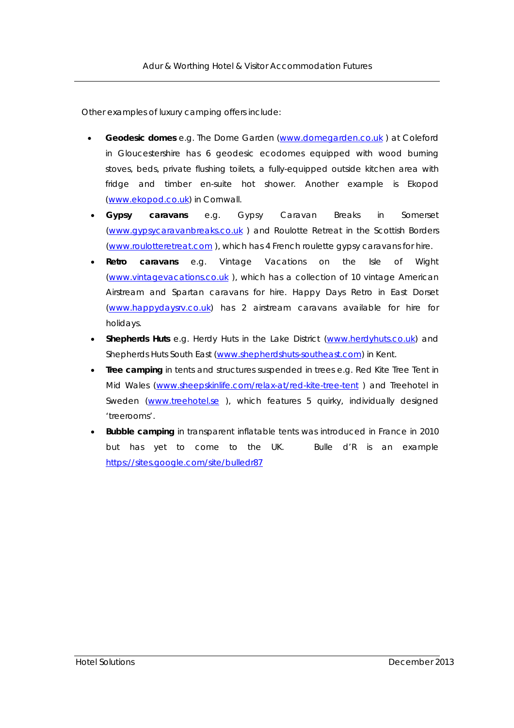Other examples of luxury camping offers include:

- **Geodesic domes** e.g. The Dome Garden (www.domegarden.co.uk ) at Coleford in Gloucestershire has 6 geodesic ecodomes equipped with wood burning stoves, beds, private flushing toilets, a fully-equipped outside kitchen area with fridge and timber en-suite hot shower. Another example is Ekopod (www.ekopod.co.uk) in Cornwall.
- **Gypsy caravans** e.g. Gypsy Caravan Breaks in Somerset (www.gypsycaravanbreaks.co.uk ) and Roulotte Retreat in the Scottish Borders (www.roulotteretreat.com ), which has 4 French roulette gypsy caravans for hire.
- **Retro caravans** e.g. Vintage Vacations on the Isle of Wight (www.vintagevacations.co.uk ), which has a collection of 10 vintage American Airstream and Spartan caravans for hire. Happy Days Retro in East Dorset (www.happydaysrv.co.uk) has 2 airstream caravans available for hire for holidays.
- **Shepherds Huts** e.g. Herdy Huts in the Lake District (www.herdyhuts.co.uk) and Shepherds Huts South East (www.shepherdshuts-southeast.com) in Kent.
- **Tree camping** in tents and structures suspended in trees e.g. Red Kite Tree Tent in Mid Wales (www.sheepskinlife.com/relax-at/red-kite-tree-tent ) and Treehotel in Sweden (www.treehotel.se ), which features 5 quirky, individually designed 'treerooms'.
- **Bubble camping** in transparent inflatable tents was introduced in France in 2010 but has yet to come to the UK. Bulle d'R is an example https://sites.google.com/site/bulledr87